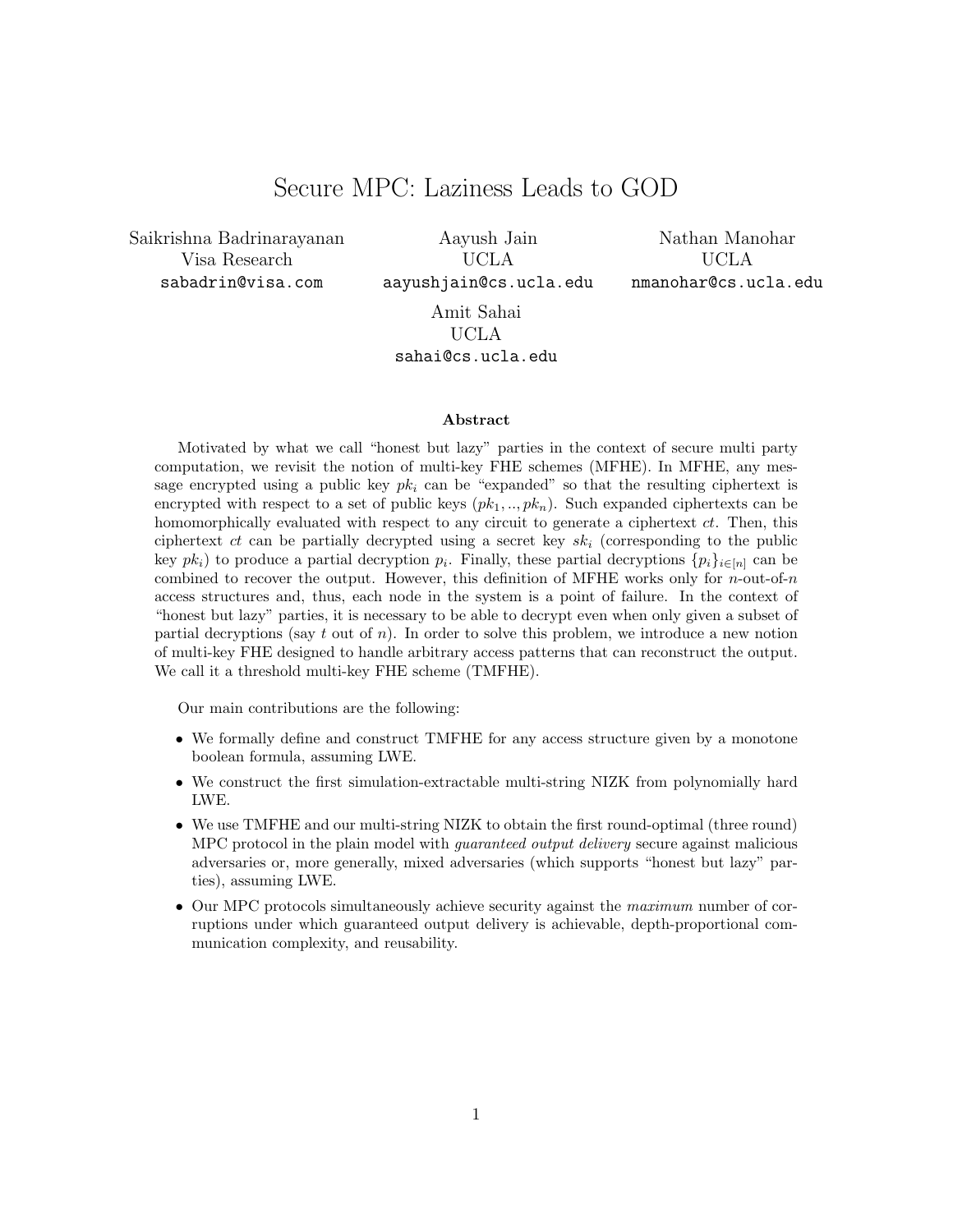# Secure MPC: Laziness Leads to GOD

Saikrishna Badrinarayanan
Visa Research
sabadrin@visa.com

Aayush Jain
UCLA
aayushjain@cs.ucla.edu

Nathan Manohar
UCLA
nmanohar@cs.ucla.edu

Amit Sahai
UCLA
sahai@cs.ucla.edu

## Abstract

Motivated by what we call "honest but lazy" parties in the context of secure multi party computation, we revisit the notion of multi-key FHE schemes (MFHE). In MFHE, any message encrypted using a public key $pk_i$ can be "expanded" so that the resulting ciphertext is encrypted with respect to a set of public keys $(pk_1, .., pk_n)$. Such expanded ciphertexts can be homomorphically evaluated with respect to any circuit to generate a ciphertext $ct$. Then, this ciphertext $ct$ can be partially decrypted using a secret key $sk_i$ (corresponding to the public key $pk_i$) to produce a partial decryption $p_i$. Finally, these partial decryptions $\{p_i\}_{i\in[n]}$ can be combined to recover the output. However, this definition of MFHE works only for $n$-out-of-$n$ access structures and, thus, each node in the system is a point of failure. In the context of "honest but lazy" parties, it is necessary to be able to decrypt even when only given a subset of partial decryptions (say $t$ out of $n$). In order to solve this problem, we introduce a new notion of multi-key FHE designed to handle arbitrary access patterns that can reconstruct the output. We call it a threshold multi-key FHE scheme (TMFHE).

Our main contributions are the following:

- We formally define and construct TMFHE for any access structure given by a monotone boolean formula, assuming LWE.
- We construct the first simulation-extractable multi-string NIZK from polynomially hard LWE.
- We use TMFHE and our multi-string NIZK to obtain the first round-optimal (three round) MPC protocol in the plain model with *guaranteed output delivery* secure against malicious adversaries or, more generally, mixed adversaries (which supports "honest but lazy" parties), assuming LWE.
- Our MPC protocols simultaneously achieve security against the *maximum* number of corruptions under which guaranteed output delivery is achievable, depth-proportional communication complexity, and reusability.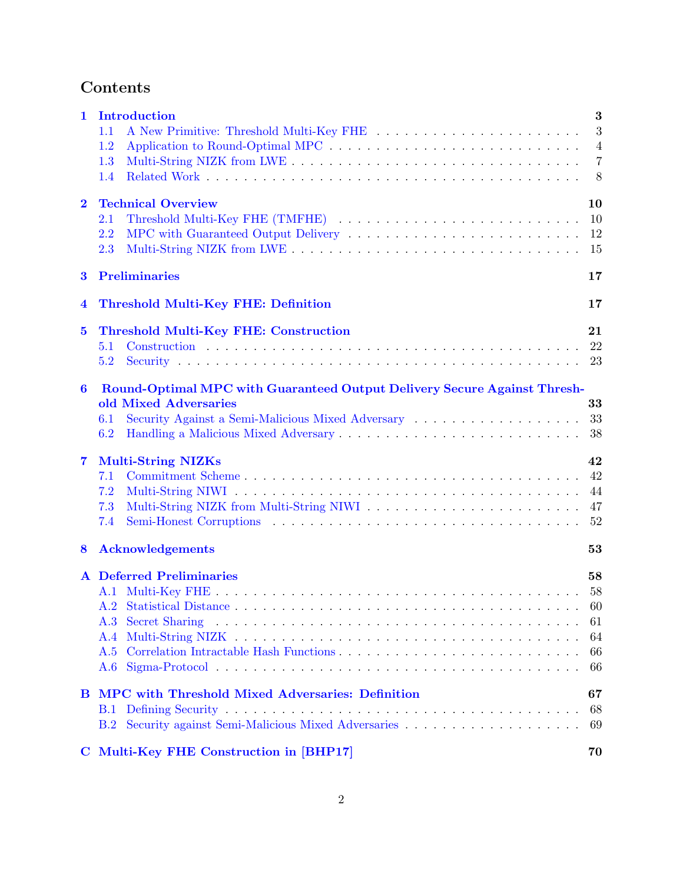# Contents

**1 Introduction** — 3
- 1.1 A New Primitive: Threshold Multi-Key FHE — 3
- 1.2 Application to Round-Optimal MPC — 4
- 1.3 Multi-String NIZK from LWE — 7
- 1.4 Related Work — 8

**2 Technical Overview** — 10
- 2.1 Threshold Multi-Key FHE (TMFHE) — 10
- 2.2 MPC with Guaranteed Output Delivery — 12
- 2.3 Multi-String NIZK from LWE — 15

**3 Preliminaries** — 17

**4 Threshold Multi-Key FHE: Definition** — 17

**5 Threshold Multi-Key FHE: Construction** — 21
- 5.1 Construction — 22
- 5.2 Security — 23

**6 Round-Optimal MPC with Guaranteed Output Delivery Secure Against Threshold Mixed Adversaries** — 33
- 6.1 Security Against a Semi-Malicious Mixed Adversary — 33
- 6.2 Handling a Malicious Mixed Adversary — 38

**7 Multi-String NIZKs** — 42
- 7.1 Commitment Scheme — 42
- 7.2 Multi-String NIWI — 44
- 7.3 Multi-String NIZK from Multi-String NIWI — 47
- 7.4 Semi-Honest Corruptions — 52

**8 Acknowledgements** — 53

**A Deferred Preliminaries** — 58
- A.1 Multi-Key FHE — 58
- A.2 Statistical Distance — 60
- A.3 Secret Sharing — 61
- A.4 Multi-String NIZK — 64
- A.5 Correlation Intractable Hash Functions — 66
- A.6 Sigma-Protocol — 66

**B MPC with Threshold Mixed Adversaries: Definition** — 67
- B.1 Defining Security — 68
- B.2 Security against Semi-Malicious Mixed Adversaries — 69

**C Multi-Key FHE Construction in [BHP17]** — 70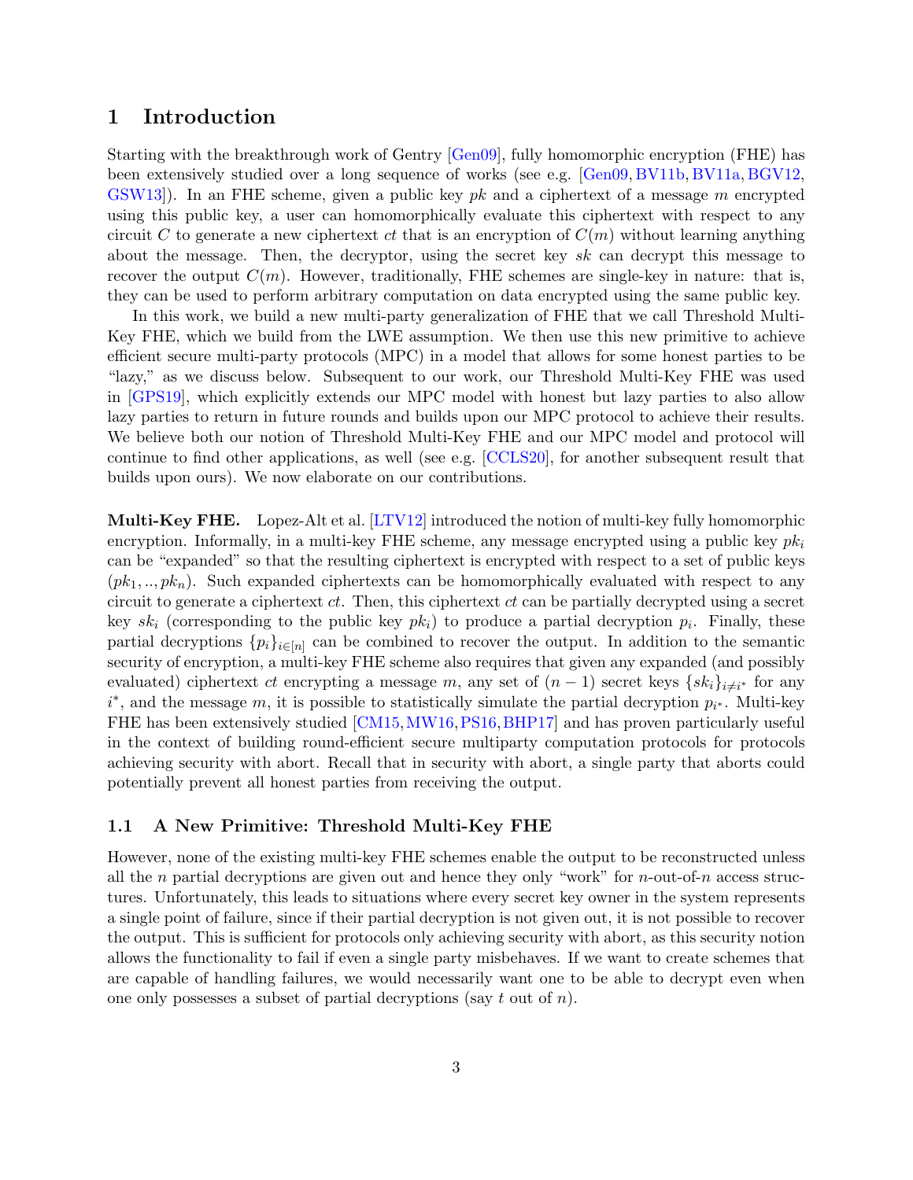# 1 Introduction

Starting with the breakthrough work of Gentry [Gen09], fully homomorphic encryption (FHE) has been extensively studied over a long sequence of works (see e.g. [Gen09, BV11b, BV11a, BGV12, GSW13]). In an FHE scheme, given a public key $pk$ and a ciphertext of a message $m$ encrypted using this public key, a user can homomorphically evaluate this ciphertext with respect to any circuit $C$ to generate a new ciphertext $ct$ that is an encryption of $C(m)$ without learning anything about the message. Then, the decryptor, using the secret key $sk$ can decrypt this message to recover the output $C(m)$. However, traditionally, FHE schemes are single-key in nature: that is, they can be used to perform arbitrary computation on data encrypted using the same public key.

In this work, we build a new multi-party generalization of FHE that we call Threshold Multi-Key FHE, which we build from the LWE assumption. We then use this new primitive to achieve efficient secure multi-party protocols (MPC) in a model that allows for some honest parties to be "lazy," as we discuss below. Subsequent to our work, our Threshold Multi-Key FHE was used in [GPS19], which explicitly extends our MPC model with honest but lazy parties to also allow lazy parties to return in future rounds and builds upon our MPC protocol to achieve their results. We believe both our notion of Threshold Multi-Key FHE and our MPC model and protocol will continue to find other applications, as well (see e.g. [CCLS20], for another subsequent result that builds upon ours). We now elaborate on our contributions.

**Multi-Key FHE.** Lopez-Alt et al. [LTV12] introduced the notion of multi-key fully homomorphic encryption. Informally, in a multi-key FHE scheme, any message encrypted using a public key $pk_i$ can be "expanded" so that the resulting ciphertext is encrypted with respect to a set of public keys $(pk_1, .., pk_n)$. Such expanded ciphertexts can be homomorphically evaluated with respect to any circuit to generate a ciphertext $ct$. Then, this ciphertext $ct$ can be partially decrypted using a secret key $sk_i$ (corresponding to the public key $pk_i$) to produce a partial decryption $p_i$. Finally, these partial decryptions $\{p_i\}_{i \in [n]}$ can be combined to recover the output. In addition to the semantic security of encryption, a multi-key FHE scheme also requires that given any expanded (and possibly evaluated) ciphertext $ct$ encrypting a message $m$, any set of $(n-1)$ secret keys $\{sk_i\}_{i \neq i^*}$ for any $i^*$, and the message $m$, it is possible to statistically simulate the partial decryption $p_{i^*}$. Multi-key FHE has been extensively studied [CM15, MW16, PS16, BHP17] and has proven particularly useful in the context of building round-efficient secure multiparty computation protocols for protocols achieving security with abort. Recall that in security with abort, a single party that aborts could potentially prevent all honest parties from receiving the output.

## 1.1 A New Primitive: Threshold Multi-Key FHE

However, none of the existing multi-key FHE schemes enable the output to be reconstructed unless all the $n$ partial decryptions are given out and hence they only "work" for $n$-out-of-$n$ access structures. Unfortunately, this leads to situations where every secret key owner in the system represents a single point of failure, since if their partial decryption is not given out, it is not possible to recover the output. This is sufficient for protocols only achieving security with abort, as this security notion allows the functionality to fail if even a single party misbehaves. If we want to create schemes that are capable of handling failures, we would necessarily want one to be able to decrypt even when one only possesses a subset of partial decryptions (say $t$ out of $n$).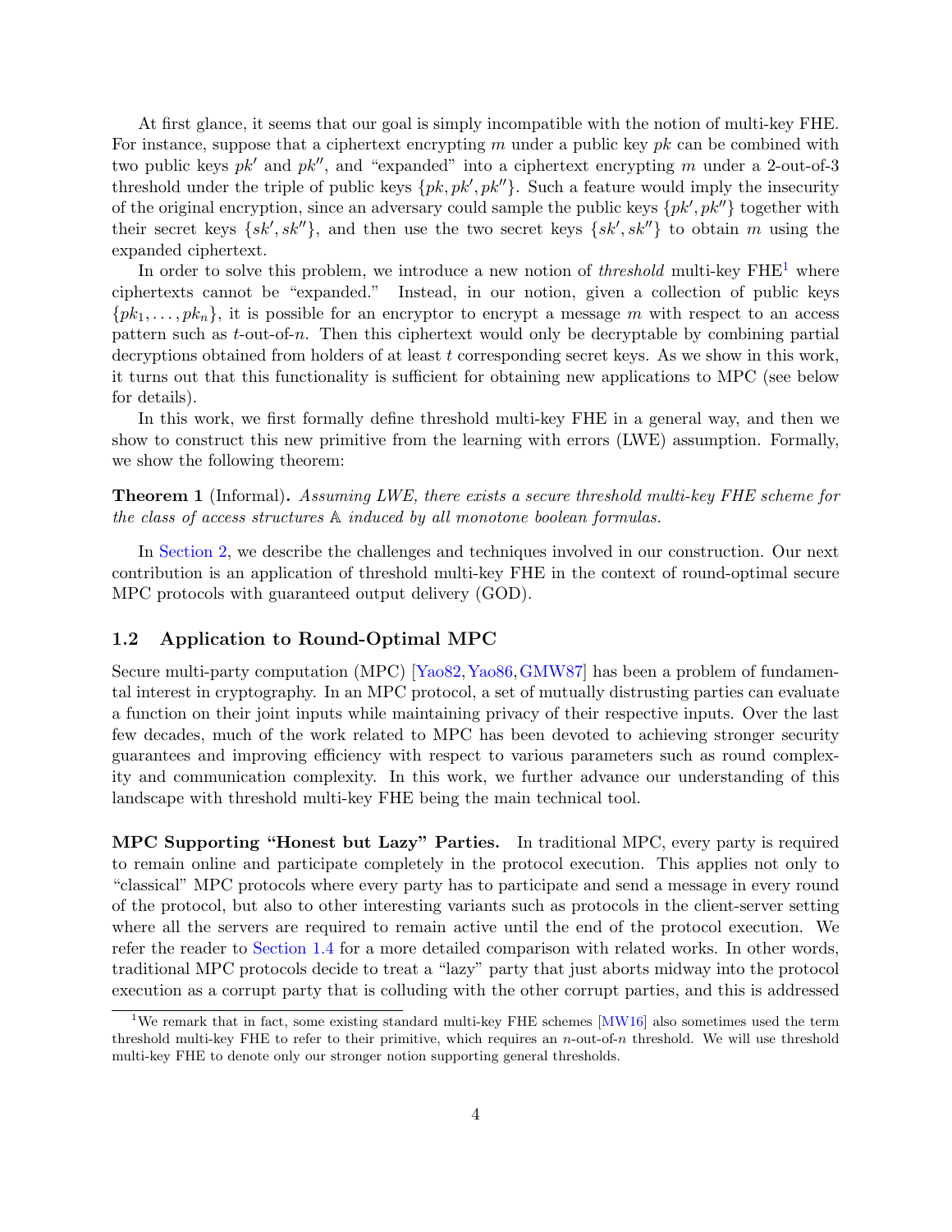At first glance, it seems that our goal is simply incompatible with the notion of multi-key FHE. For instance, suppose that a ciphertext encrypting $m$ under a public key $pk$ can be combined with two public keys $pk'$ and $pk''$, and "expanded" into a ciphertext encrypting $m$ under a 2-out-of-3 threshold under the triple of public keys $\{pk, pk', pk''\}$. Such a feature would imply the insecurity of the original encryption, since an adversary could sample the public keys $\{pk', pk''\}$ together with their secret keys $\{sk', sk''\}$, and then use the two secret keys $\{sk', sk''\}$ to obtain $m$ using the expanded ciphertext.

In order to solve this problem, we introduce a new notion of *threshold* multi-key FHE[1] where ciphertexts cannot be "expanded." Instead, in our notion, given a collection of public keys $\{pk_1, \ldots, pk_n\}$, it is possible for an encryptor to encrypt a message $m$ with respect to an access pattern such as $t$-out-of-$n$. Then this ciphertext would only be decryptable by combining partial decryptions obtained from holders of at least $t$ corresponding secret keys. As we show in this work, it turns out that this functionality is sufficient for obtaining new applications to MPC (see below for details).

In this work, we first formally define threshold multi-key FHE in a general way, and then we show to construct this new primitive from the learning with errors (LWE) assumption. Formally, we show the following theorem:

**Theorem 1** (Informal)**.** *Assuming LWE, there exists a secure threshold multi-key FHE scheme for the class of access structures $\mathbb{A}$ induced by all monotone boolean formulas.*

In Section 2, we describe the challenges and techniques involved in our construction. Our next contribution is an application of threshold multi-key FHE in the context of round-optimal secure MPC protocols with guaranteed output delivery (GOD).

### 1.2 Application to Round-Optimal MPC

Secure multi-party computation (MPC) [Yao82, Yao86, GMW87] has been a problem of fundamental interest in cryptography. In an MPC protocol, a set of mutually distrusting parties can evaluate a function on their joint inputs while maintaining privacy of their respective inputs. Over the last few decades, much of the work related to MPC has been devoted to achieving stronger security guarantees and improving efficiency with respect to various parameters such as round complexity and communication complexity. In this work, we further advance our understanding of this landscape with threshold multi-key FHE being the main technical tool.

**MPC Supporting "Honest but Lazy" Parties.** In traditional MPC, every party is required to remain online and participate completely in the protocol execution. This applies not only to "classical" MPC protocols where every party has to participate and send a message in every round of the protocol, but also to other interesting variants such as protocols in the client-server setting where all the servers are required to remain active until the end of the protocol execution. We refer the reader to Section 1.4 for a more detailed comparison with related works. In other words, traditional MPC protocols decide to treat a "lazy" party that just aborts midway into the protocol execution as a corrupt party that is colluding with the other corrupt parties, and this is addressed

[1] We remark that in fact, some existing standard multi-key FHE schemes [MW16] also sometimes used the term threshold multi-key FHE to refer to their primitive, which requires an $n$-out-of-$n$ threshold. We will use threshold multi-key FHE to denote only our stronger notion supporting general thresholds.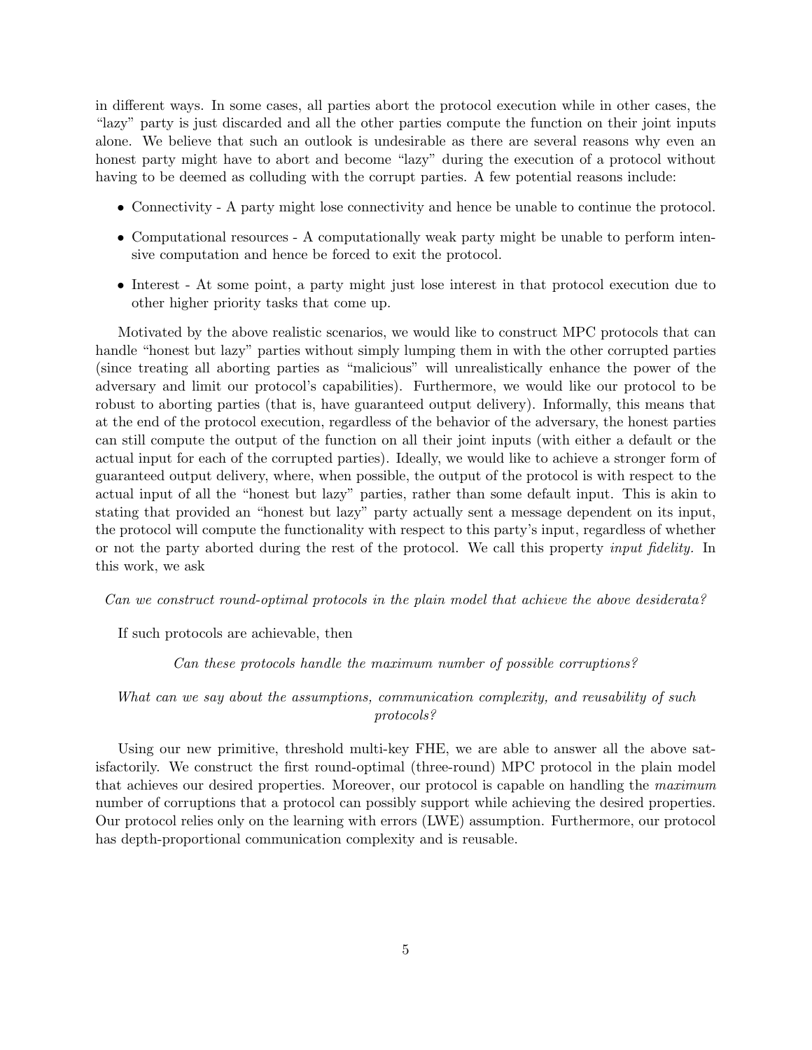in different ways. In some cases, all parties abort the protocol execution while in other cases, the "lazy" party is just discarded and all the other parties compute the function on their joint inputs alone. We believe that such an outlook is undesirable as there are several reasons why even an honest party might have to abort and become "lazy" during the execution of a protocol without having to be deemed as colluding with the corrupt parties. A few potential reasons include:

- Connectivity - A party might lose connectivity and hence be unable to continue the protocol.
- Computational resources - A computationally weak party might be unable to perform intensive computation and hence be forced to exit the protocol.
- Interest - At some point, a party might just lose interest in that protocol execution due to other higher priority tasks that come up.

Motivated by the above realistic scenarios, we would like to construct MPC protocols that can handle "honest but lazy" parties without simply lumping them in with the other corrupted parties (since treating all aborting parties as "malicious" will unrealistically enhance the power of the adversary and limit our protocol's capabilities). Furthermore, we would like our protocol to be robust to aborting parties (that is, have guaranteed output delivery). Informally, this means that at the end of the protocol execution, regardless of the behavior of the adversary, the honest parties can still compute the output of the function on all their joint inputs (with either a default or the actual input for each of the corrupted parties). Ideally, we would like to achieve a stronger form of guaranteed output delivery, where, when possible, the output of the protocol is with respect to the actual input of all the "honest but lazy" parties, rather than some default input. This is akin to stating that provided an "honest but lazy" party actually sent a message dependent on its input, the protocol will compute the functionality with respect to this party's input, regardless of whether or not the party aborted during the rest of the protocol. We call this property *input fidelity.* In this work, we ask

*Can we construct round-optimal protocols in the plain model that achieve the above desiderata?*

If such protocols are achievable, then

*Can these protocols handle the maximum number of possible corruptions?*

*What can we say about the assumptions, communication complexity, and reusability of such protocols?*

Using our new primitive, threshold multi-key FHE, we are able to answer all the above satisfactorily. We construct the first round-optimal (three-round) MPC protocol in the plain model that achieves our desired properties. Moreover, our protocol is capable on handling the *maximum* number of corruptions that a protocol can possibly support while achieving the desired properties. Our protocol relies only on the learning with errors (LWE) assumption. Furthermore, our protocol has depth-proportional communication complexity and is reusable.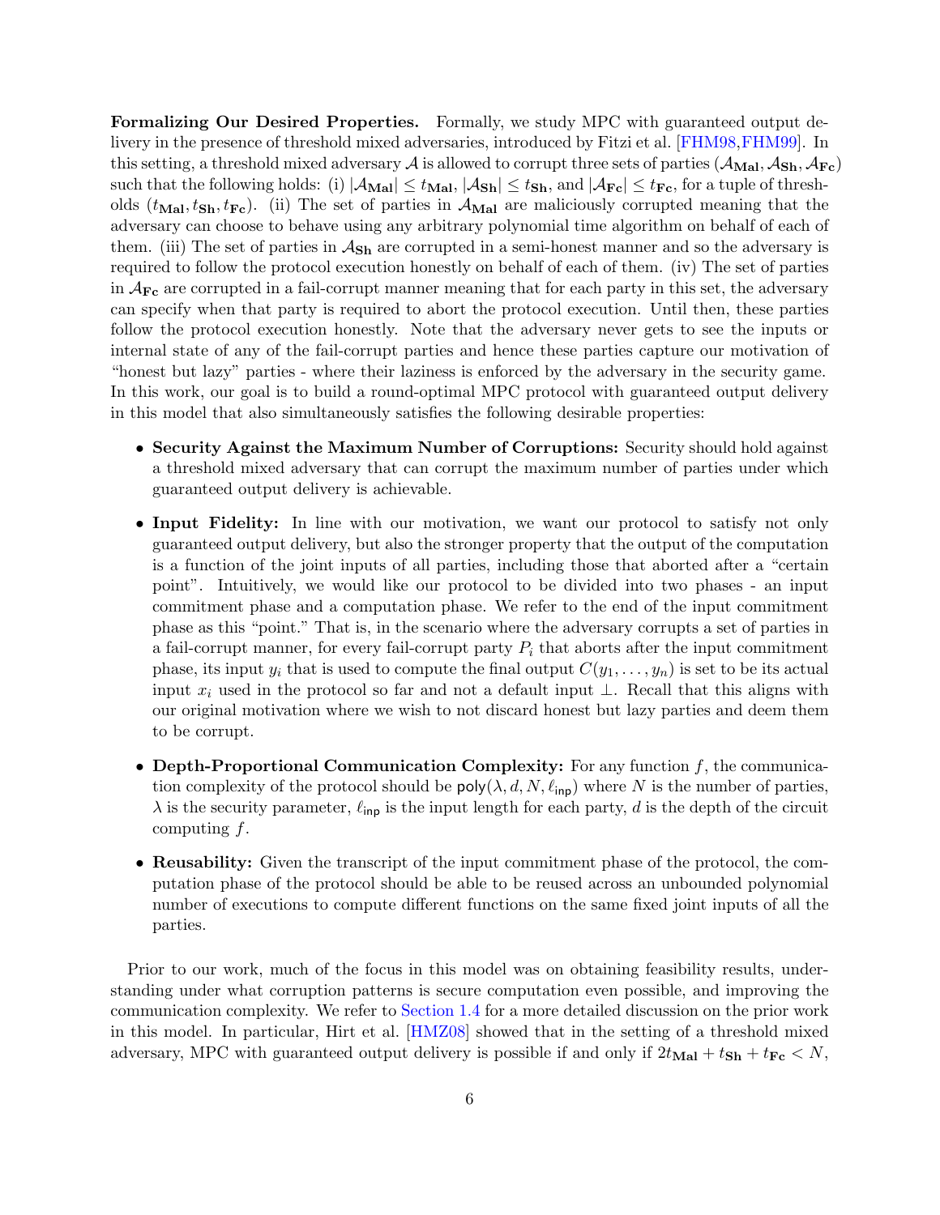**Formalizing Our Desired Properties.** Formally, we study MPC with guaranteed output delivery in the presence of threshold mixed adversaries, introduced by Fitzi et al. [FHM98,FHM99]. In this setting, a threshold mixed adversary $\mathcal{A}$ is allowed to corrupt three sets of parties $(\mathcal{A}_{\mathbf{Mal}}, \mathcal{A}_{\mathbf{Sh}}, \mathcal{A}_{\mathbf{Fc}})$ such that the following holds: (i) $|\mathcal{A}_{\mathbf{Mal}}| \leq t_{\mathbf{Mal}}$, $|\mathcal{A}_{\mathbf{Sh}}| \leq t_{\mathbf{Sh}}$, and $|\mathcal{A}_{\mathbf{Fc}}| \leq t_{\mathbf{Fc}}$, for a tuple of thresholds $(t_{\mathbf{Mal}}, t_{\mathbf{Sh}}, t_{\mathbf{Fc}})$. (ii) The set of parties in $\mathcal{A}_{\mathbf{Mal}}$ are maliciously corrupted meaning that the adversary can choose to behave using any arbitrary polynomial time algorithm on behalf of each of them. (iii) The set of parties in $\mathcal{A}_{\mathbf{Sh}}$ are corrupted in a semi-honest manner and so the adversary is required to follow the protocol execution honestly on behalf of each of them. (iv) The set of parties in $\mathcal{A}_{\mathbf{Fc}}$ are corrupted in a fail-corrupt manner meaning that for each party in this set, the adversary can specify when that party is required to abort the protocol execution. Until then, these parties follow the protocol execution honestly. Note that the adversary never gets to see the inputs or internal state of any of the fail-corrupt parties and hence these parties capture our motivation of "honest but lazy" parties - where their laziness is enforced by the adversary in the security game. In this work, our goal is to build a round-optimal MPC protocol with guaranteed output delivery in this model that also simultaneously satisfies the following desirable properties:

- **Security Against the Maximum Number of Corruptions:** Security should hold against a threshold mixed adversary that can corrupt the maximum number of parties under which guaranteed output delivery is achievable.
- **Input Fidelity:** In line with our motivation, we want our protocol to satisfy not only guaranteed output delivery, but also the stronger property that the output of the computation is a function of the joint inputs of all parties, including those that aborted after a "certain point". Intuitively, we would like our protocol to be divided into two phases - an input commitment phase and a computation phase. We refer to the end of the input commitment phase as this "point." That is, in the scenario where the adversary corrupts a set of parties in a fail-corrupt manner, for every fail-corrupt party $P_i$ that aborts after the input commitment phase, its input $y_i$ that is used to compute the final output $C(y_1, \ldots, y_n)$ is set to be its actual input $x_i$ used in the protocol so far and not a default input $\perp$. Recall that this aligns with our original motivation where we wish to not discard honest but lazy parties and deem them to be corrupt.
- **Depth-Proportional Communication Complexity:** For any function $f$, the communication complexity of the protocol should be $\mathsf{poly}(\lambda, d, N, \ell_{\mathsf{inp}})$ where $N$ is the number of parties, $\lambda$ is the security parameter, $\ell_{\mathsf{inp}}$ is the input length for each party, $d$ is the depth of the circuit computing $f$.
- **Reusability:** Given the transcript of the input commitment phase of the protocol, the computation phase of the protocol should be able to be reused across an unbounded polynomial number of executions to compute different functions on the same fixed joint inputs of all the parties.

Prior to our work, much of the focus in this model was on obtaining feasibility results, understanding under what corruption patterns is secure computation even possible, and improving the communication complexity. We refer to Section 1.4 for a more detailed discussion on the prior work in this model. In particular, Hirt et al. [HMZ08] showed that in the setting of a threshold mixed adversary, MPC with guaranteed output delivery is possible if and only if $2t_{\mathbf{Mal}} + t_{\mathbf{Sh}} + t_{\mathbf{Fc}} < N$,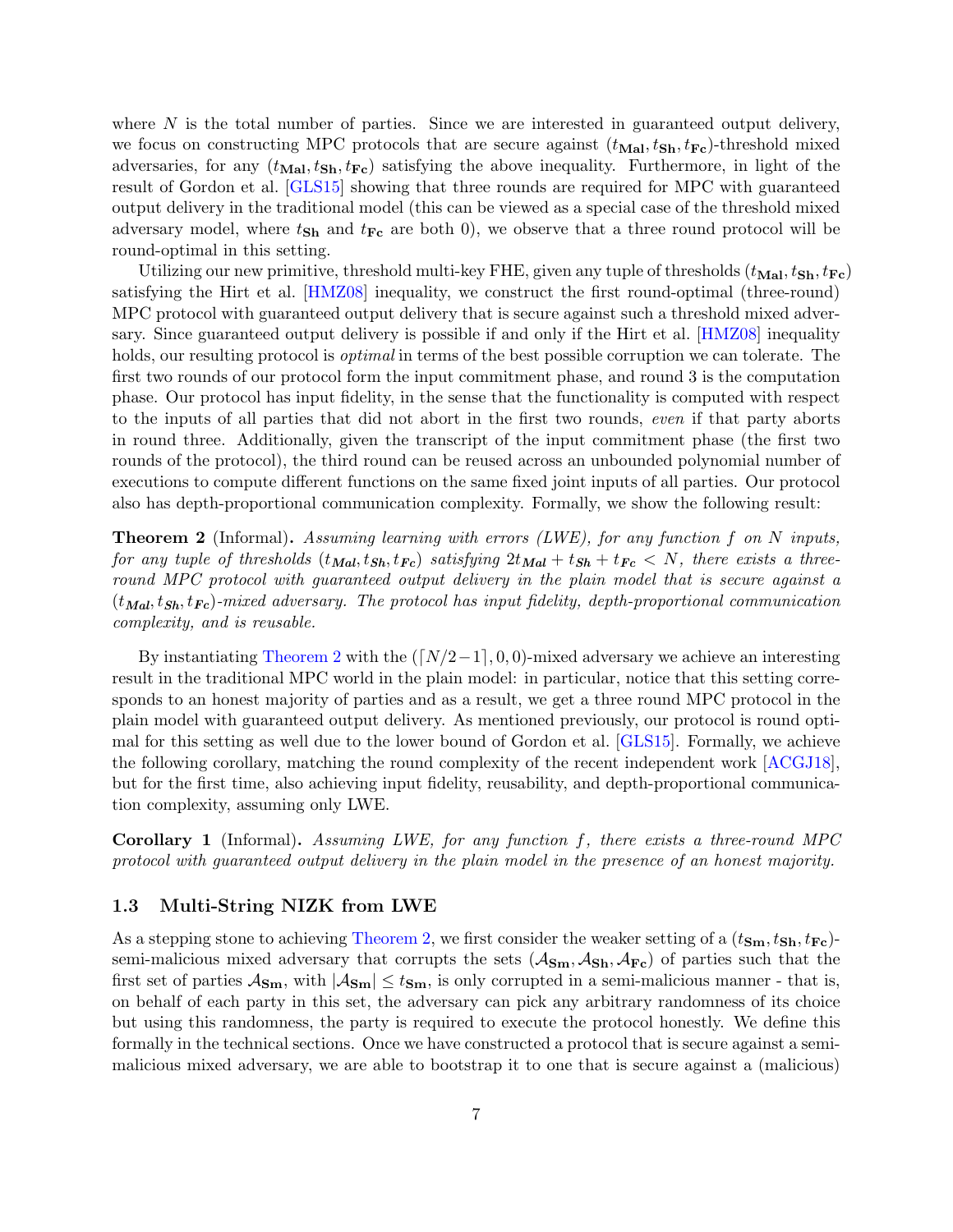where $N$ is the total number of parties. Since we are interested in guaranteed output delivery, we focus on constructing MPC protocols that are secure against $(t_{\mathbf{Mal}}, t_{\mathbf{Sh}}, t_{\mathbf{Fc}})$-threshold mixed adversaries, for any $(t_{\mathbf{Mal}}, t_{\mathbf{Sh}}, t_{\mathbf{Fc}})$ satisfying the above inequality. Furthermore, in light of the result of Gordon et al. [GLS15] showing that three rounds are required for MPC with guaranteed output delivery in the traditional model (this can be viewed as a special case of the threshold mixed adversary model, where $t_{\mathbf{Sh}}$ and $t_{\mathbf{Fc}}$ are both 0), we observe that a three round protocol will be round-optimal in this setting.

Utilizing our new primitive, threshold multi-key FHE, given any tuple of thresholds $(t_{\mathbf{Mal}}, t_{\mathbf{Sh}}, t_{\mathbf{Fc}})$ satisfying the Hirt et al. [HMZ08] inequality, we construct the first round-optimal (three-round) MPC protocol with guaranteed output delivery that is secure against such a threshold mixed adversary. Since guaranteed output delivery is possible if and only if the Hirt et al. [HMZ08] inequality holds, our resulting protocol is *optimal* in terms of the best possible corruption we can tolerate. The first two rounds of our protocol form the input commitment phase, and round 3 is the computation phase. Our protocol has input fidelity, in the sense that the functionality is computed with respect to the inputs of all parties that did not abort in the first two rounds, *even* if that party aborts in round three. Additionally, given the transcript of the input commitment phase (the first two rounds of the protocol), the third round can be reused across an unbounded polynomial number of executions to compute different functions on the same fixed joint inputs of all parties. Our protocol also has depth-proportional communication complexity. Formally, we show the following result:

**Theorem 2** (Informal)**.** *Assuming learning with errors (LWE), for any function $f$ on $N$ inputs, for any tuple of thresholds $(t_{\mathbf{Mal}}, t_{\mathbf{Sh}}, t_{\mathbf{Fc}})$ satisfying $2t_{\mathbf{Mal}} + t_{\mathbf{Sh}} + t_{\mathbf{Fc}} < N$, there exists a three-round MPC protocol with guaranteed output delivery in the plain model that is secure against a $(t_{\mathbf{Mal}}, t_{\mathbf{Sh}}, t_{\mathbf{Fc}})$-mixed adversary. The protocol has input fidelity, depth-proportional communication complexity, and is reusable.*

By instantiating Theorem 2 with the $(\lceil N/2-1 \rceil, 0, 0)$-mixed adversary we achieve an interesting result in the traditional MPC world in the plain model: in particular, notice that this setting corresponds to an honest majority of parties and as a result, we get a three round MPC protocol in the plain model with guaranteed output delivery. As mentioned previously, our protocol is round optimal for this setting as well due to the lower bound of Gordon et al. [GLS15]. Formally, we achieve the following corollary, matching the round complexity of the recent independent work [ACGJ18], but for the first time, also achieving input fidelity, reusability, and depth-proportional communication complexity, assuming only LWE.

**Corollary 1** (Informal)**.** *Assuming LWE, for any function $f$, there exists a three-round MPC protocol with guaranteed output delivery in the plain model in the presence of an honest majority.*

### 1.3 Multi-String NIZK from LWE

As a stepping stone to achieving Theorem 2, we first consider the weaker setting of a $(t_{\mathbf{Sm}}, t_{\mathbf{Sh}}, t_{\mathbf{Fc}})$-semi-malicious mixed adversary that corrupts the sets $(\mathcal{A}_{\mathbf{Sm}}, \mathcal{A}_{\mathbf{Sh}}, \mathcal{A}_{\mathbf{Fc}})$ of parties such that the first set of parties $\mathcal{A}_{\mathbf{Sm}}$, with $|\mathcal{A}_{\mathbf{Sm}}| \leq t_{\mathbf{Sm}}$, is only corrupted in a semi-malicious manner - that is, on behalf of each party in this set, the adversary can pick any arbitrary randomness of its choice but using this randomness, the party is required to execute the protocol honestly. We define this formally in the technical sections. Once we have constructed a protocol that is secure against a semi-malicious mixed adversary, we are able to bootstrap it to one that is secure against a (malicious)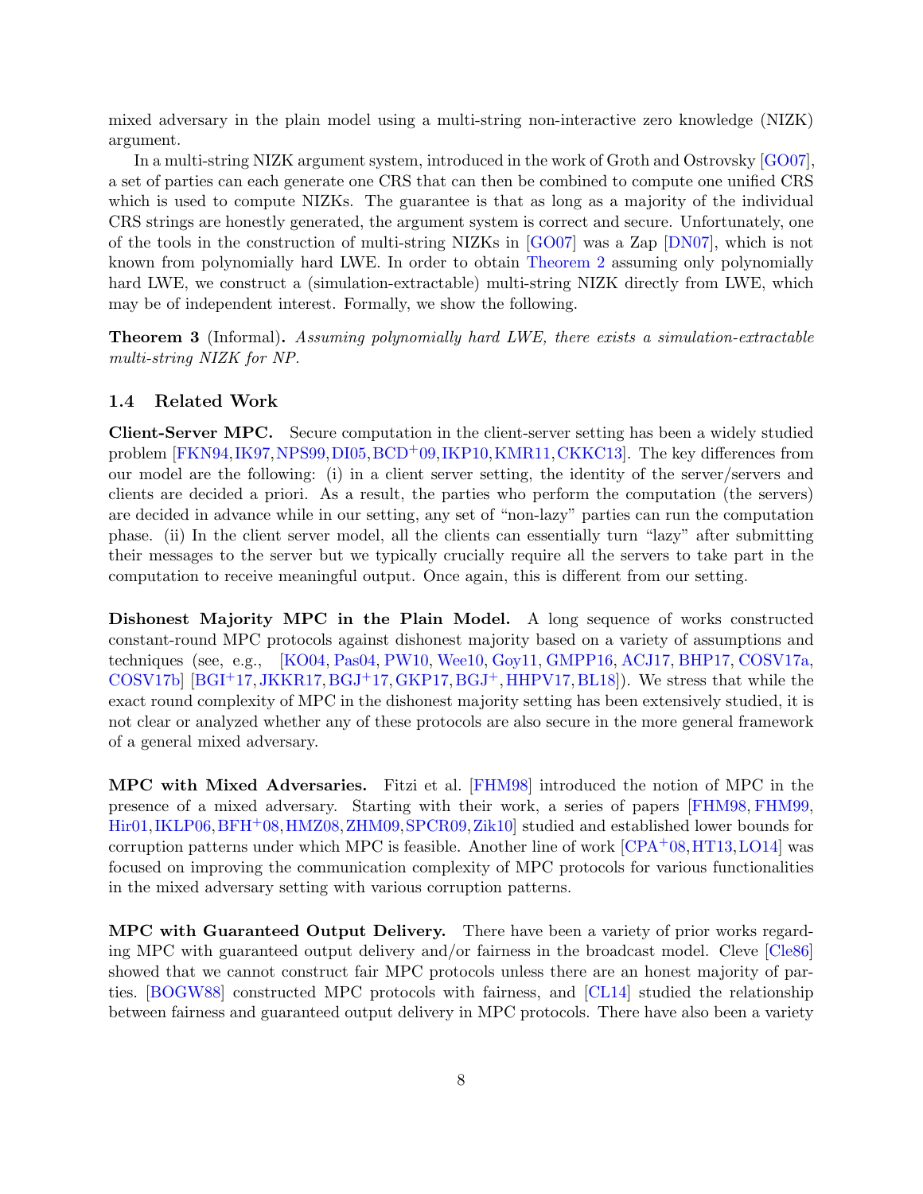mixed adversary in the plain model using a multi-string non-interactive zero knowledge (NIZK) argument.

In a multi-string NIZK argument system, introduced in the work of Groth and Ostrovsky [GO07], a set of parties can each generate one CRS that can then be combined to compute one unified CRS which is used to compute NIZKs. The guarantee is that as long as a majority of the individual CRS strings are honestly generated, the argument system is correct and secure. Unfortunately, one of the tools in the construction of multi-string NIZKs in [GO07] was a Zap [DN07], which is not known from polynomially hard LWE. In order to obtain Theorem 2 assuming only polynomially hard LWE, we construct a (simulation-extractable) multi-string NIZK directly from LWE, which may be of independent interest. Formally, we show the following.

**Theorem 3** (Informal)**.** *Assuming polynomially hard LWE, there exists a simulation-extractable multi-string NIZK for NP.*

### 1.4 Related Work

**Client-Server MPC.** Secure computation in the client-server setting has been a widely studied problem [FKN94, IK97, NPS99, DI05, BCD+09, IKP10, KMR11, CKKC13]. The key differences from our model are the following: (i) in a client server setting, the identity of the server/servers and clients are decided a priori. As a result, the parties who perform the computation (the servers) are decided in advance while in our setting, any set of "non-lazy" parties can run the computation phase. (ii) In the client server model, all the clients can essentially turn "lazy" after submitting their messages to the server but we typically crucially require all the servers to take part in the computation to receive meaningful output. Once again, this is different from our setting.

**Dishonest Majority MPC in the Plain Model.** A long sequence of works constructed constant-round MPC protocols against dishonest majority based on a variety of assumptions and techniques (see, e.g., [KO04, Pas04, PW10, Wee10, Goy11, GMPP16, ACJ17, BHP17, COSV17a, COSV17b] [BGI+17, JKKR17, BGJ+17, GKP17, BGJ+, HHPV17, BL18]). We stress that while the exact round complexity of MPC in the dishonest majority setting has been extensively studied, it is not clear or analyzed whether any of these protocols are also secure in the more general framework of a general mixed adversary.

**MPC with Mixed Adversaries.** Fitzi et al. [FHM98] introduced the notion of MPC in the presence of a mixed adversary. Starting with their work, a series of papers [FHM98, FHM99, Hir01, IKLP06, BFH+08, HMZ08, ZHM09, SPCR09, Zik10] studied and established lower bounds for corruption patterns under which MPC is feasible. Another line of work [CPA+08, HT13, LO14] was focused on improving the communication complexity of MPC protocols for various functionalities in the mixed adversary setting with various corruption patterns.

**MPC with Guaranteed Output Delivery.** There have been a variety of prior works regarding MPC with guaranteed output delivery and/or fairness in the broadcast model. Cleve [Cle86] showed that we cannot construct fair MPC protocols unless there are an honest majority of parties. [BOGW88] constructed MPC protocols with fairness, and [CL14] studied the relationship between fairness and guaranteed output delivery in MPC protocols. There have also been a variety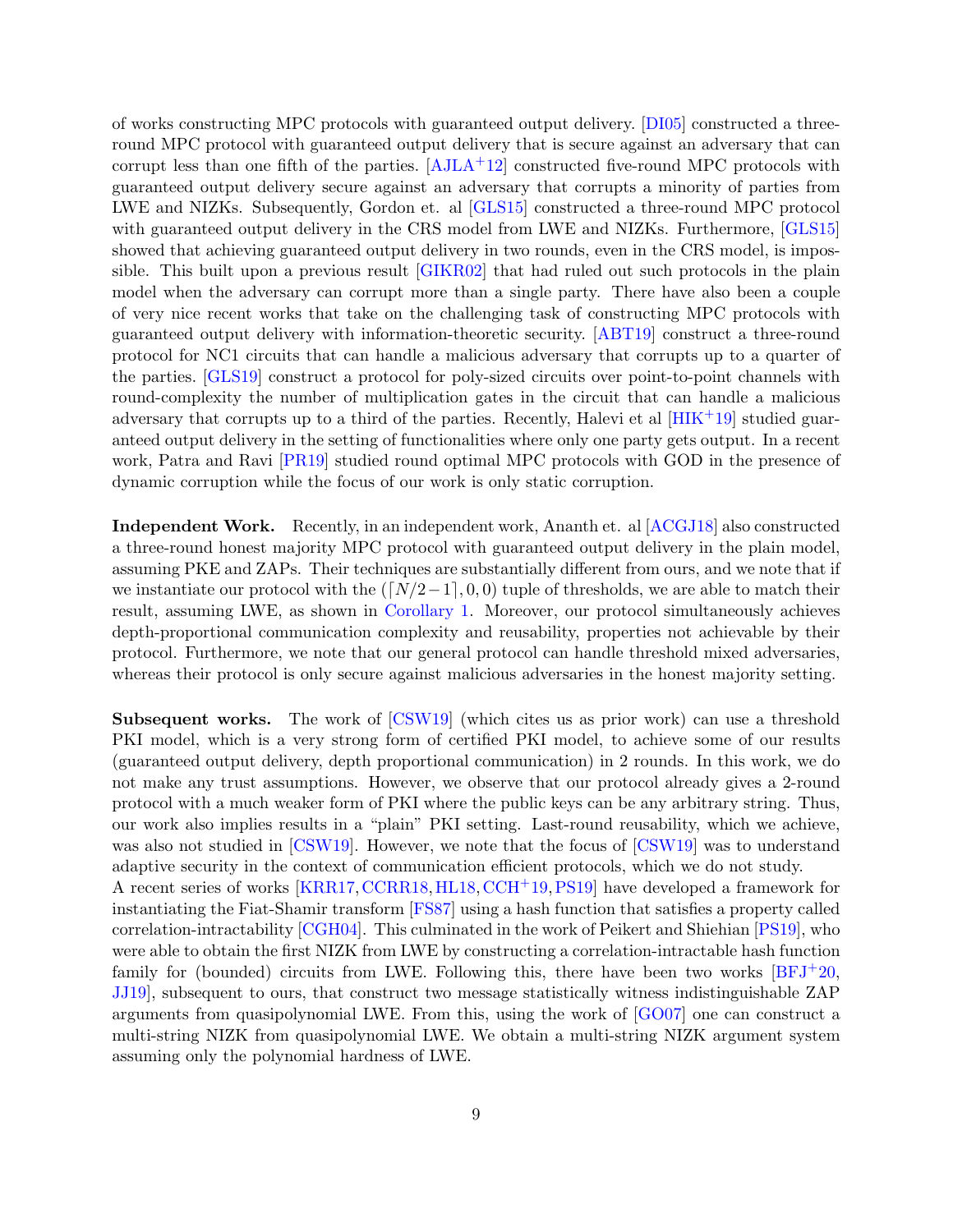of works constructing MPC protocols with guaranteed output delivery. [DI05] constructed a three-round MPC protocol with guaranteed output delivery that is secure against an adversary that can corrupt less than one fifth of the parties. [AJLA+12] constructed five-round MPC protocols with guaranteed output delivery secure against an adversary that corrupts a minority of parties from LWE and NIZKs. Subsequently, Gordon et. al [GLS15] constructed a three-round MPC protocol with guaranteed output delivery in the CRS model from LWE and NIZKs. Furthermore, [GLS15] showed that achieving guaranteed output delivery in two rounds, even in the CRS model, is impossible. This built upon a previous result [GIKR02] that had ruled out such protocols in the plain model when the adversary can corrupt more than a single party. There have also been a couple of very nice recent works that take on the challenging task of constructing MPC protocols with guaranteed output delivery with information-theoretic security. [ABT19] construct a three-round protocol for NC1 circuits that can handle a malicious adversary that corrupts up to a quarter of the parties. [GLS19] construct a protocol for poly-sized circuits over point-to-point channels with round-complexity the number of multiplication gates in the circuit that can handle a malicious adversary that corrupts up to a third of the parties. Recently, Halevi et al [HIK+19] studied guaranteed output delivery in the setting of functionalities where only one party gets output. In a recent work, Patra and Ravi [PR19] studied round optimal MPC protocols with GOD in the presence of dynamic corruption while the focus of our work is only static corruption.

**Independent Work.** Recently, in an independent work, Ananth et. al [ACGJ18] also constructed a three-round honest majority MPC protocol with guaranteed output delivery in the plain model, assuming PKE and ZAPs. Their techniques are substantially different from ours, and we note that if we instantiate our protocol with the $(\lceil N/2-1 \rceil, 0, 0)$ tuple of thresholds, we are able to match their result, assuming LWE, as shown in Corollary 1. Moreover, our protocol simultaneously achieves depth-proportional communication complexity and reusability, properties not achievable by their protocol. Furthermore, we note that our general protocol can handle threshold mixed adversaries, whereas their protocol is only secure against malicious adversaries in the honest majority setting.

**Subsequent works.** The work of [CSW19] (which cites us as prior work) can use a threshold PKI model, which is a very strong form of certified PKI model, to achieve some of our results (guaranteed output delivery, depth proportional communication) in 2 rounds. In this work, we do not make any trust assumptions. However, we observe that our protocol already gives a 2-round protocol with a much weaker form of PKI where the public keys can be any arbitrary string. Thus, our work also implies results in a "plain" PKI setting. Last-round reusability, which we achieve, was also not studied in [CSW19]. However, we note that the focus of [CSW19] was to understand adaptive security in the context of communication efficient protocols, which we do not study.
A recent series of works [KRR17, CCRR18, HL18, CCH+19, PS19] have developed a framework for instantiating the Fiat-Shamir transform [FS87] using a hash function that satisfies a property called correlation-intractability [CGH04]. This culminated in the work of Peikert and Shiehian [PS19], who were able to obtain the first NIZK from LWE by constructing a correlation-intractable hash function family for (bounded) circuits from LWE. Following this, there have been two works [BFJ+20, JJ19], subsequent to ours, that construct two message statistically witness indistinguishable ZAP arguments from quasipolynomial LWE. From this, using the work of [GO07] one can construct a multi-string NIZK from quasipolynomial LWE. We obtain a multi-string NIZK argument system assuming only the polynomial hardness of LWE.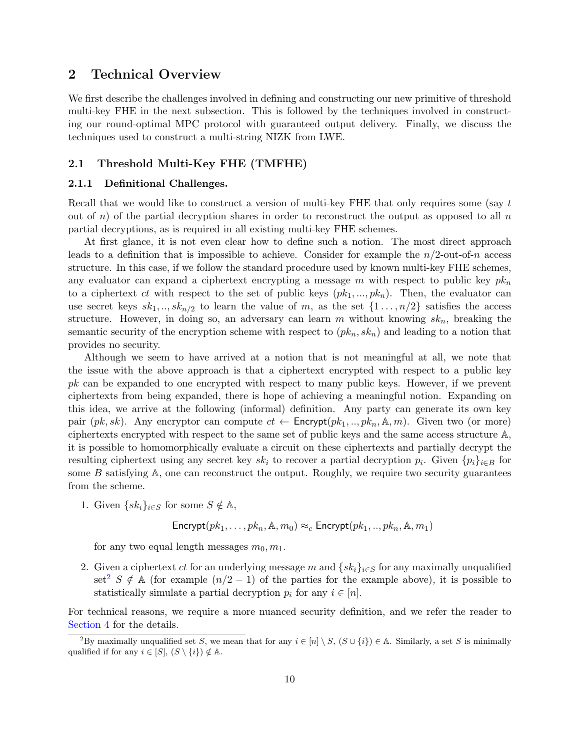## 2 Technical Overview

We first describe the challenges involved in defining and constructing our new primitive of threshold multi-key FHE in the next subsection. This is followed by the techniques involved in constructing our round-optimal MPC protocol with guaranteed output delivery. Finally, we discuss the techniques used to construct a multi-string NIZK from LWE.

### 2.1 Threshold Multi-Key FHE (TMFHE)

#### 2.1.1 Definitional Challenges.

Recall that we would like to construct a version of multi-key FHE that only requires some (say $t$ out of $n$) of the partial decryption shares in order to reconstruct the output as opposed to all $n$ partial decryptions, as is required in all existing multi-key FHE schemes.

At first glance, it is not even clear how to define such a notion. The most direct approach leads to a definition that is impossible to achieve. Consider for example the $n/2$-out-of-$n$ access structure. In this case, if we follow the standard procedure used by known multi-key FHE schemes, any evaluator can expand a ciphertext encrypting a message $m$ with respect to public key $pk_n$ to a ciphertext $ct$ with respect to the set of public keys $(pk_1, ..., pk_n)$. Then, the evaluator can use secret keys $sk_1, .., sk_{n/2}$ to learn the value of $m$, as the set $\{1 \ldots, n/2\}$ satisfies the access structure. However, in doing so, an adversary can learn $m$ without knowing $sk_n$, breaking the semantic security of the encryption scheme with respect to $(pk_n, sk_n)$ and leading to a notion that provides no security.

Although we seem to have arrived at a notion that is not meaningful at all, we note that the issue with the above approach is that a ciphertext encrypted with respect to a public key $pk$ can be expanded to one encrypted with respect to many public keys. However, if we prevent ciphertexts from being expanded, there is hope of achieving a meaningful notion. Expanding on this idea, we arrive at the following (informal) definition. Any party can generate its own key pair $(pk, sk)$. Any encryptor can compute $ct \leftarrow \mathsf{Encrypt}(pk_1, .., pk_n, \mathbb{A}, m)$. Given two (or more) ciphertexts encrypted with respect to the same set of public keys and the same access structure $\mathbb{A}$, it is possible to homomorphically evaluate a circuit on these ciphertexts and partially decrypt the resulting ciphertext using any secret key $sk_i$ to recover a partial decryption $p_i$. Given $\{p_i\}_{i \in B}$ for some $B$ satisfying $\mathbb{A}$, one can reconstruct the output. Roughly, we require two security guarantees from the scheme.

1. Given $\{sk_i\}_{i \in S}$ for some $S \notin \mathbb{A}$,

$$\mathsf{Encrypt}(pk_1, \ldots, pk_n, \mathbb{A}, m_0) \approx_c \mathsf{Encrypt}(pk_1, .., pk_n, \mathbb{A}, m_1)$$

   for any two equal length messages $m_0, m_1$.

2. Given a ciphertext $ct$ for an underlying message $m$ and $\{sk_i\}_{i \in S}$ for any maximally unqualified set[2] $S \notin \mathbb{A}$ (for example $(n/2 - 1)$ of the parties for the example above), it is possible to statistically simulate a partial decryption $p_i$ for any $i \in [n]$.

For technical reasons, we require a more nuanced security definition, and we refer the reader to Section 4 for the details.

[2] By maximally unqualified set $S$, we mean that for any $i \in [n] \setminus S$, $(S \cup \{i\}) \in \mathbb{A}$. Similarly, a set $S$ is minimally qualified if for any $i \in [S]$, $(S \setminus \{i\}) \notin \mathbb{A}$.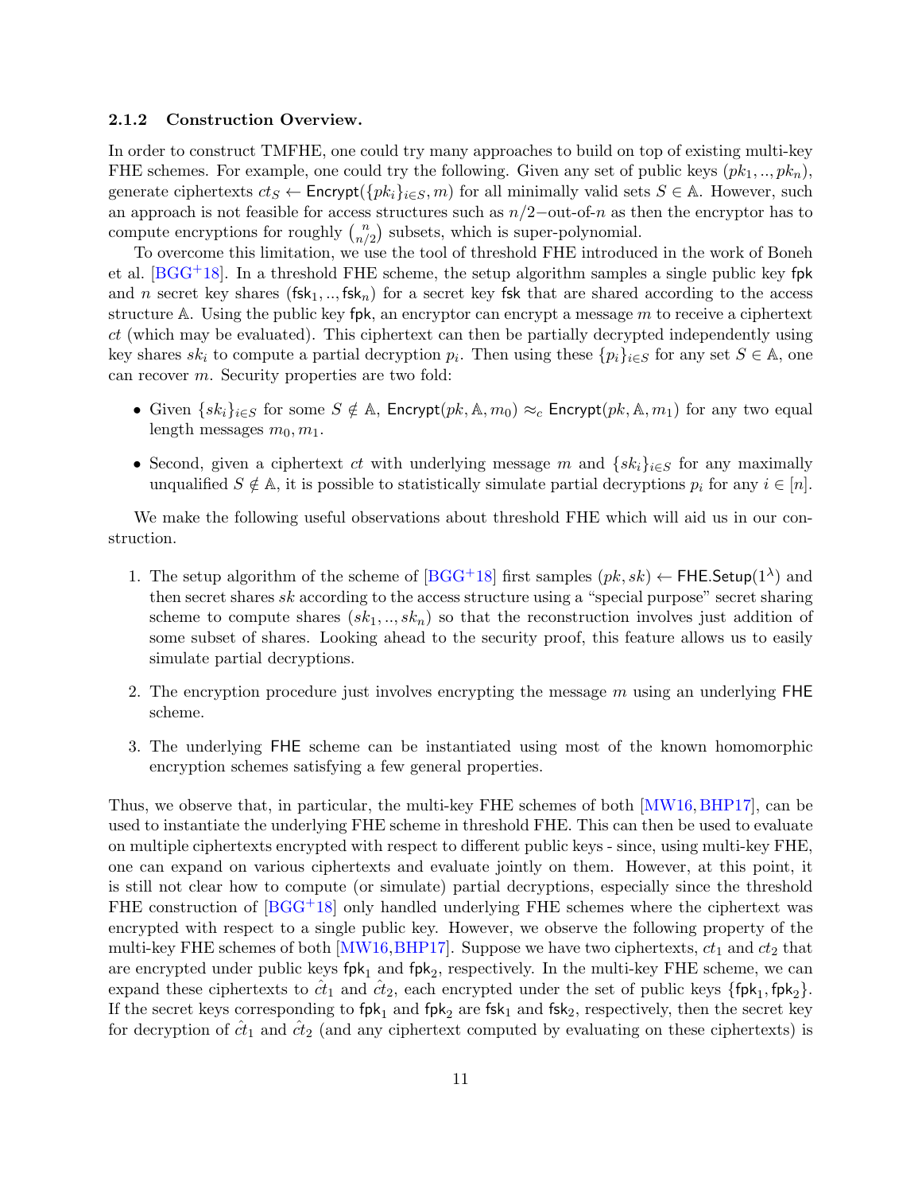### 2.1.2 Construction Overview.

In order to construct TMFHE, one could try many approaches to build on top of existing multi-key FHE schemes. For example, one could try the following. Given any set of public keys $(pk_1, .., pk_n)$, generate ciphertexts $ct_S \leftarrow \mathsf{Encrypt}(\{pk_i\}_{i \in S}, m)$ for all minimally valid sets $S \in \mathbb{A}$. However, such an approach is not feasible for access structures such as $n/2-$out-of-$n$ as then the encryptor has to compute encryptions for roughly $\binom{n}{n/2}$ subsets, which is super-polynomial.

To overcome this limitation, we use the tool of threshold FHE introduced in the work of Boneh et al. [BGG+18]. In a threshold FHE scheme, the setup algorithm samples a single public key $\mathsf{fpk}$ and $n$ secret key shares $(\mathsf{fsk}_1, .., \mathsf{fsk}_n)$ for a secret key $\mathsf{fsk}$ that are shared according to the access structure $\mathbb{A}$. Using the public key $\mathsf{fpk}$, an encryptor can encrypt a message $m$ to receive a ciphertext $ct$ (which may be evaluated). This ciphertext can then be partially decrypted independently using key shares $sk_i$ to compute a partial decryption $p_i$. Then using these $\{p_i\}_{i \in S}$ for any set $S \in \mathbb{A}$, one can recover $m$. Security properties are two fold:

- Given $\{sk_i\}_{i \in S}$ for some $S \notin \mathbb{A}$, $\mathsf{Encrypt}(pk, \mathbb{A}, m_0) \approx_c \mathsf{Encrypt}(pk, \mathbb{A}, m_1)$ for any two equal length messages $m_0, m_1$.
- Second, given a ciphertext $ct$ with underlying message $m$ and $\{sk_i\}_{i \in S}$ for any maximally unqualified $S \notin \mathbb{A}$, it is possible to statistically simulate partial decryptions $p_i$ for any $i \in [n]$.

We make the following useful observations about threshold FHE which will aid us in our construction.

1. The setup algorithm of the scheme of [BGG+18] first samples $(pk, sk) \leftarrow \mathsf{FHE.Setup}(1^\lambda)$ and then secret shares $sk$ according to the access structure using a "special purpose" secret sharing scheme to compute shares $(sk_1, .., sk_n)$ so that the reconstruction involves just addition of some subset of shares. Looking ahead to the security proof, this feature allows us to easily simulate partial decryptions.
2. The encryption procedure just involves encrypting the message $m$ using an underlying $\mathsf{FHE}$ scheme.
3. The underlying $\mathsf{FHE}$ scheme can be instantiated using most of the known homomorphic encryption schemes satisfying a few general properties.

Thus, we observe that, in particular, the multi-key FHE schemes of both [MW16, BHP17], can be used to instantiate the underlying FHE scheme in threshold FHE. This can then be used to evaluate on multiple ciphertexts encrypted with respect to different public keys - since, using multi-key FHE, one can expand on various ciphertexts and evaluate jointly on them. However, at this point, it is still not clear how to compute (or simulate) partial decryptions, especially since the threshold FHE construction of [BGG+18] only handled underlying FHE schemes where the ciphertext was encrypted with respect to a single public key. However, we observe the following property of the multi-key FHE schemes of both [MW16, BHP17]. Suppose we have two ciphertexts, $ct_1$ and $ct_2$ that are encrypted under public keys $\mathsf{fpk}_1$ and $\mathsf{fpk}_2$, respectively. In the multi-key FHE scheme, we can expand these ciphertexts to $\hat{ct}_1$ and $\hat{ct}_2$, each encrypted under the set of public keys $\{\mathsf{fpk}_1, \mathsf{fpk}_2\}$. If the secret keys corresponding to $\mathsf{fpk}_1$ and $\mathsf{fpk}_2$ are $\mathsf{fsk}_1$ and $\mathsf{fsk}_2$, respectively, then the secret key for decryption of $\hat{ct}_1$ and $\hat{ct}_2$ (and any ciphertext computed by evaluating on these ciphertexts) is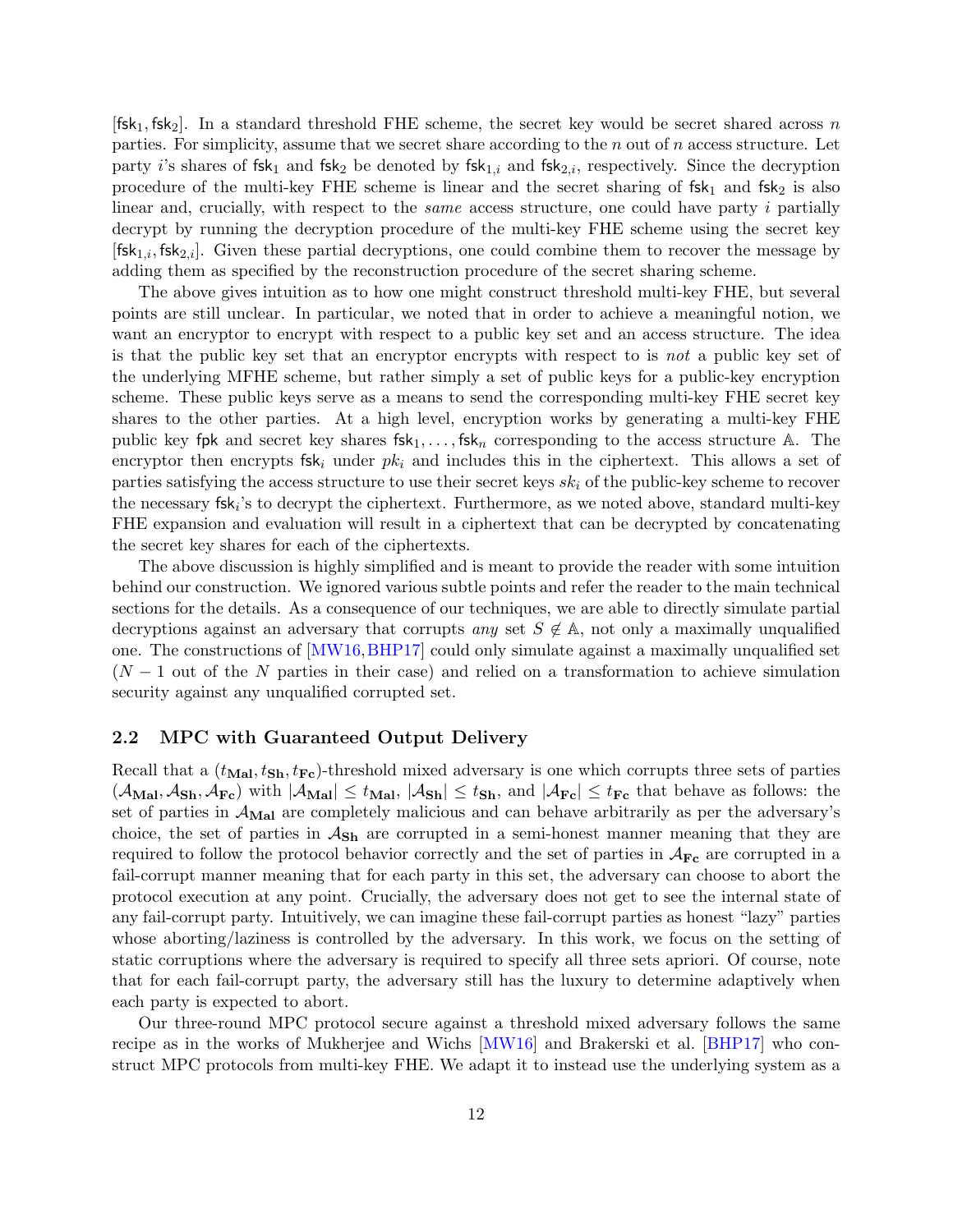$[\mathsf{fsk}_1, \mathsf{fsk}_2]$. In a standard threshold FHE scheme, the secret key would be secret shared across $n$ parties. For simplicity, assume that we secret share according to the $n$ out of $n$ access structure. Let party $i$'s shares of $\mathsf{fsk}_1$ and $\mathsf{fsk}_2$ be denoted by $\mathsf{fsk}_{1,i}$ and $\mathsf{fsk}_{2,i}$, respectively. Since the decryption procedure of the multi-key FHE scheme is linear and the secret sharing of $\mathsf{fsk}_1$ and $\mathsf{fsk}_2$ is also linear and, crucially, with respect to the *same* access structure, one could have party $i$ partially decrypt by running the decryption procedure of the multi-key FHE scheme using the secret key $[\mathsf{fsk}_{1,i}, \mathsf{fsk}_{2,i}]$. Given these partial decryptions, one could combine them to recover the message by adding them as specified by the reconstruction procedure of the secret sharing scheme.

The above gives intuition as to how one might construct threshold multi-key FHE, but several points are still unclear. In particular, we noted that in order to achieve a meaningful notion, we want an encryptor to encrypt with respect to a public key set and an access structure. The idea is that the public key set that an encryptor encrypts with respect to is *not* a public key set of the underlying MFHE scheme, but rather simply a set of public keys for a public-key encryption scheme. These public keys serve as a means to send the corresponding multi-key FHE secret key shares to the other parties. At a high level, encryption works by generating a multi-key FHE public key $\mathsf{fpk}$ and secret key shares $\mathsf{fsk}_1, \ldots, \mathsf{fsk}_n$ corresponding to the access structure $\mathbb{A}$. The encryptor then encrypts $\mathsf{fsk}_i$ under $pk_i$ and includes this in the ciphertext. This allows a set of parties satisfying the access structure to use their secret keys $sk_i$ of the public-key scheme to recover the necessary $\mathsf{fsk}_i$'s to decrypt the ciphertext. Furthermore, as we noted above, standard multi-key FHE expansion and evaluation will result in a ciphertext that can be decrypted by concatenating the secret key shares for each of the ciphertexts.

The above discussion is highly simplified and is meant to provide the reader with some intuition behind our construction. We ignored various subtle points and refer the reader to the main technical sections for the details. As a consequence of our techniques, we are able to directly simulate partial decryptions against an adversary that corrupts *any* set $S \notin \mathbb{A}$, not only a maximally unqualified one. The constructions of [MW16, BHP17] could only simulate against a maximally unqualified set ($N-1$ out of the $N$ parties in their case) and relied on a transformation to achieve simulation security against any unqualified corrupted set.

## 2.2 MPC with Guaranteed Output Delivery

Recall that a $(t_{\mathbf{Mal}}, t_{\mathbf{Sh}}, t_{\mathbf{Fc}})$-threshold mixed adversary is one which corrupts three sets of parties $(\mathcal{A}_{\mathbf{Mal}}, \mathcal{A}_{\mathbf{Sh}}, \mathcal{A}_{\mathbf{Fc}})$ with $|\mathcal{A}_{\mathbf{Mal}}| \leq t_{\mathbf{Mal}}$, $|\mathcal{A}_{\mathbf{Sh}}| \leq t_{\mathbf{Sh}}$, and $|\mathcal{A}_{\mathbf{Fc}}| \leq t_{\mathbf{Fc}}$ that behave as follows: the set of parties in $\mathcal{A}_{\mathbf{Mal}}$ are completely malicious and can behave arbitrarily as per the adversary's choice, the set of parties in $\mathcal{A}_{\mathbf{Sh}}$ are corrupted in a semi-honest manner meaning that they are required to follow the protocol behavior correctly and the set of parties in $\mathcal{A}_{\mathbf{Fc}}$ are corrupted in a fail-corrupt manner meaning that for each party in this set, the adversary can choose to abort the protocol execution at any point. Crucially, the adversary does not get to see the internal state of any fail-corrupt party. Intuitively, we can imagine these fail-corrupt parties as honest "lazy" parties whose aborting/laziness is controlled by the adversary. In this work, we focus on the setting of static corruptions where the adversary is required to specify all three sets apriori. Of course, note that for each fail-corrupt party, the adversary still has the luxury to determine adaptively when each party is expected to abort.

Our three-round MPC protocol secure against a threshold mixed adversary follows the same recipe as in the works of Mukherjee and Wichs [MW16] and Brakerski et al. [BHP17] who construct MPC protocols from multi-key FHE. We adapt it to instead use the underlying system as a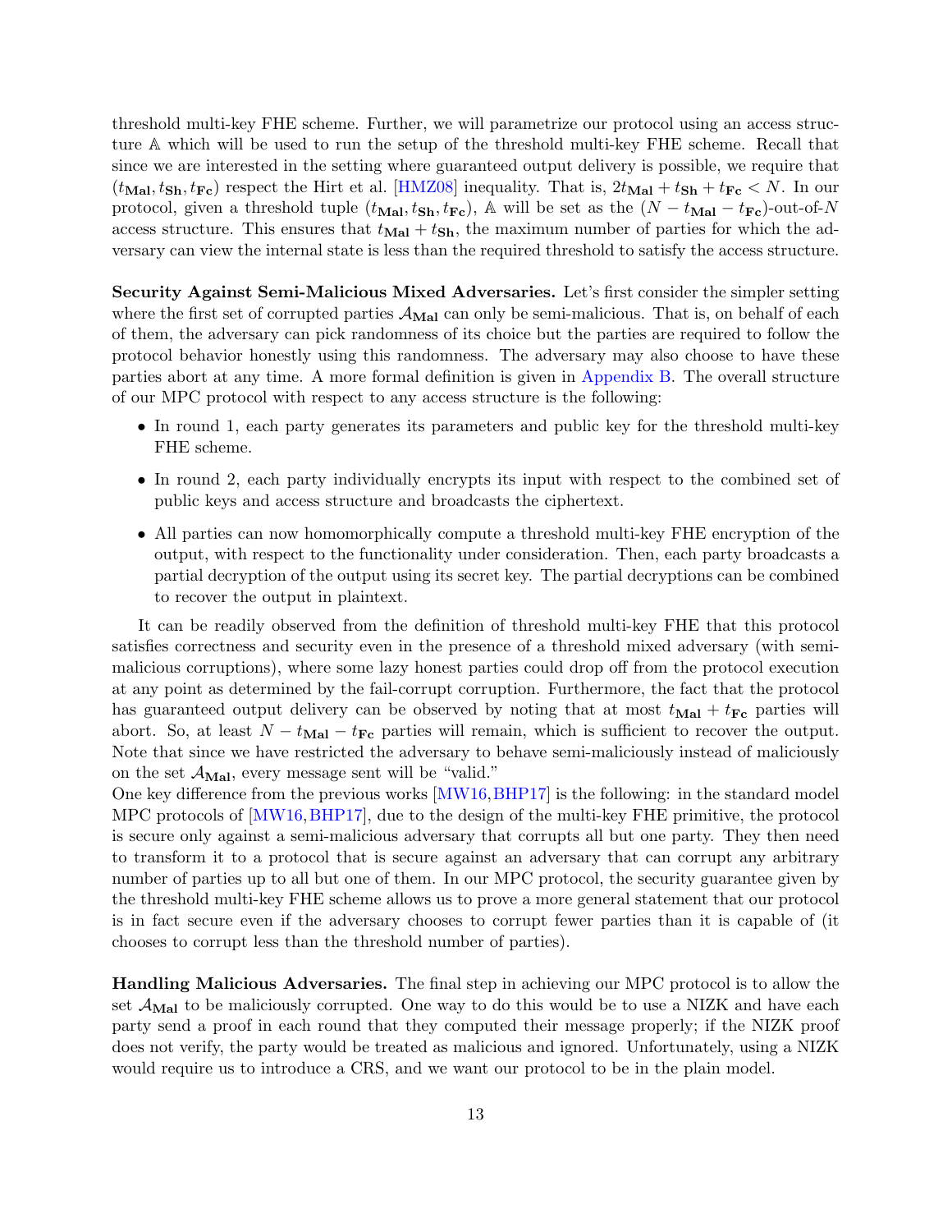threshold multi-key FHE scheme. Further, we will parametrize our protocol using an access structure $\mathbb{A}$ which will be used to run the setup of the threshold multi-key FHE scheme. Recall that since we are interested in the setting where guaranteed output delivery is possible, we require that $(t_{\mathbf{Mal}}, t_{\mathbf{Sh}}, t_{\mathbf{Fc}})$ respect the Hirt et al. [HMZ08] inequality. That is, $2t_{\mathbf{Mal}} + t_{\mathbf{Sh}} + t_{\mathbf{Fc}} < N$. In our protocol, given a threshold tuple $(t_{\mathbf{Mal}}, t_{\mathbf{Sh}}, t_{\mathbf{Fc}})$, $\mathbb{A}$ will be set as the $(N - t_{\mathbf{Mal}} - t_{\mathbf{Fc}})$-out-of-$N$ access structure. This ensures that $t_{\mathbf{Mal}} + t_{\mathbf{Sh}}$, the maximum number of parties for which the adversary can view the internal state is less than the required threshold to satisfy the access structure.

**Security Against Semi-Malicious Mixed Adversaries.** Let's first consider the simpler setting where the first set of corrupted parties $\mathcal{A}_{\mathbf{Mal}}$ can only be semi-malicious. That is, on behalf of each of them, the adversary can pick randomness of its choice but the parties are required to follow the protocol behavior honestly using this randomness. The adversary may also choose to have these parties abort at any time. A more formal definition is given in Appendix B. The overall structure of our MPC protocol with respect to any access structure is the following:

- In round 1, each party generates its parameters and public key for the threshold multi-key FHE scheme.
- In round 2, each party individually encrypts its input with respect to the combined set of public keys and access structure and broadcasts the ciphertext.
- All parties can now homomorphically compute a threshold multi-key FHE encryption of the output, with respect to the functionality under consideration. Then, each party broadcasts a partial decryption of the output using its secret key. The partial decryptions can be combined to recover the output in plaintext.

It can be readily observed from the definition of threshold multi-key FHE that this protocol satisfies correctness and security even in the presence of a threshold mixed adversary (with semi-malicious corruptions), where some lazy honest parties could drop off from the protocol execution at any point as determined by the fail-corrupt corruption. Furthermore, the fact that the protocol has guaranteed output delivery can be observed by noting that at most $t_{\mathbf{Mal}} + t_{\mathbf{Fc}}$ parties will abort. So, at least $N - t_{\mathbf{Mal}} - t_{\mathbf{Fc}}$ parties will remain, which is sufficient to recover the output. Note that since we have restricted the adversary to behave semi-maliciously instead of maliciously on the set $\mathcal{A}_{\mathbf{Mal}}$, every message sent will be "valid."
One key difference from the previous works [MW16,BHP17] is the following: in the standard model MPC protocols of [MW16,BHP17], due to the design of the multi-key FHE primitive, the protocol is secure only against a semi-malicious adversary that corrupts all but one party. They then need to transform it to a protocol that is secure against an adversary that can corrupt any arbitrary number of parties up to all but one of them. In our MPC protocol, the security guarantee given by the threshold multi-key FHE scheme allows us to prove a more general statement that our protocol is in fact secure even if the adversary chooses to corrupt fewer parties than it is capable of (it chooses to corrupt less than the threshold number of parties).

**Handling Malicious Adversaries.** The final step in achieving our MPC protocol is to allow the set $\mathcal{A}_{\mathbf{Mal}}$ to be maliciously corrupted. One way to do this would be to use a NIZK and have each party send a proof in each round that they computed their message properly; if the NIZK proof does not verify, the party would be treated as malicious and ignored. Unfortunately, using a NIZK would require us to introduce a CRS, and we want our protocol to be in the plain model.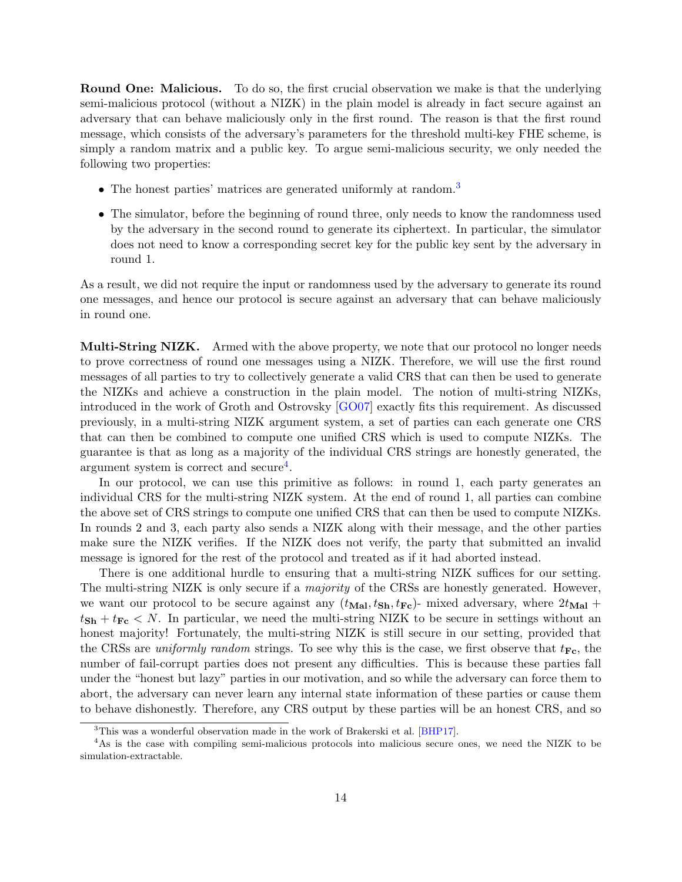**Round One: Malicious.** To do so, the first crucial observation we make is that the underlying semi-malicious protocol (without a NIZK) in the plain model is already in fact secure against an adversary that can behave maliciously only in the first round. The reason is that the first round message, which consists of the adversary's parameters for the threshold multi-key FHE scheme, is simply a random matrix and a public key. To argue semi-malicious security, we only needed the following two properties:

- The honest parties' matrices are generated uniformly at random.[3]
- The simulator, before the beginning of round three, only needs to know the randomness used by the adversary in the second round to generate its ciphertext. In particular, the simulator does not need to know a corresponding secret key for the public key sent by the adversary in round 1.

As a result, we did not require the input or randomness used by the adversary to generate its round one messages, and hence our protocol is secure against an adversary that can behave maliciously in round one.

**Multi-String NIZK.** Armed with the above property, we note that our protocol no longer needs to prove correctness of round one messages using a NIZK. Therefore, we will use the first round messages of all parties to try to collectively generate a valid CRS that can then be used to generate the NIZKs and achieve a construction in the plain model. The notion of multi-string NIZKs, introduced in the work of Groth and Ostrovsky [GO07] exactly fits this requirement. As discussed previously, in a multi-string NIZK argument system, a set of parties can each generate one CRS that can then be combined to compute one unified CRS which is used to compute NIZKs. The guarantee is that as long as a majority of the individual CRS strings are honestly generated, the argument system is correct and secure[4].

In our protocol, we can use this primitive as follows: in round 1, each party generates an individual CRS for the multi-string NIZK system. At the end of round 1, all parties can combine the above set of CRS strings to compute one unified CRS that can then be used to compute NIZKs. In rounds 2 and 3, each party also sends a NIZK along with their message, and the other parties make sure the NIZK verifies. If the NIZK does not verify, the party that submitted an invalid message is ignored for the rest of the protocol and treated as if it had aborted instead.

There is one additional hurdle to ensuring that a multi-string NIZK suffices for our setting. The multi-string NIZK is only secure if a *majority* of the CRSs are honestly generated. However, we want our protocol to be secure against any $(t_{\mathbf{Mal}}, t_{\mathbf{Sh}}, t_{\mathbf{Fc}})$- mixed adversary, where $2t_{\mathbf{Mal}} + t_{\mathbf{Sh}} + t_{\mathbf{Fc}} < N$. In particular, we need the multi-string NIZK to be secure in settings without an honest majority! Fortunately, the multi-string NIZK is still secure in our setting, provided that the CRSs are *uniformly random* strings. To see why this is the case, we first observe that $t_{\mathbf{Fc}}$, the number of fail-corrupt parties does not present any difficulties. This is because these parties fall under the "honest but lazy" parties in our motivation, and so while the adversary can force them to abort, the adversary can never learn any internal state information of these parties or cause them to behave dishonestly. Therefore, any CRS output by these parties will be an honest CRS, and so

[3] This was a wonderful observation made in the work of Brakerski et al. [BHP17].

[4] As is the case with compiling semi-malicious protocols into malicious secure ones, we need the NIZK to be simulation-extractable.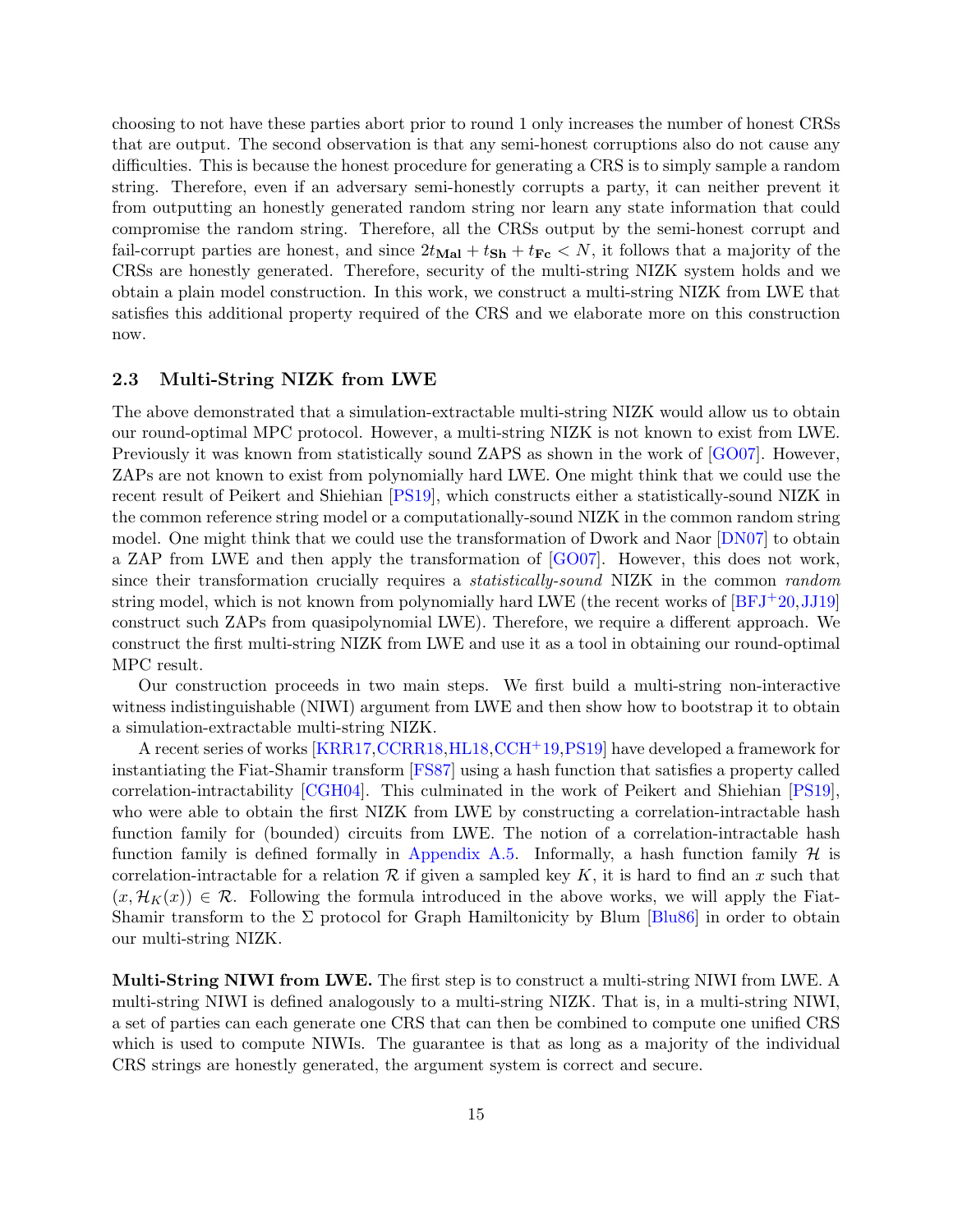choosing to not have these parties abort prior to round 1 only increases the number of honest CRSs that are output. The second observation is that any semi-honest corruptions also do not cause any difficulties. This is because the honest procedure for generating a CRS is to simply sample a random string. Therefore, even if an adversary semi-honestly corrupts a party, it can neither prevent it from outputting an honestly generated random string nor learn any state information that could compromise the random string. Therefore, all the CRSs output by the semi-honest corrupt and fail-corrupt parties are honest, and since $2t_{\mathbf{Mal}} + t_{\mathbf{Sh}} + t_{\mathbf{Fc}} < N$, it follows that a majority of the CRSs are honestly generated. Therefore, security of the multi-string NIZK system holds and we obtain a plain model construction. In this work, we construct a multi-string NIZK from LWE that satisfies this additional property required of the CRS and we elaborate more on this construction now.

### 2.3 Multi-String NIZK from LWE

The above demonstrated that a simulation-extractable multi-string NIZK would allow us to obtain our round-optimal MPC protocol. However, a multi-string NIZK is not known to exist from LWE. Previously it was known from statistically sound ZAPS as shown in the work of [GO07]. However, ZAPs are not known to exist from polynomially hard LWE. One might think that we could use the recent result of Peikert and Shiehian [PS19], which constructs either a statistically-sound NIZK in the common reference string model or a computationally-sound NIZK in the common random string model. One might think that we could use the transformation of Dwork and Naor [DN07] to obtain a ZAP from LWE and then apply the transformation of [GO07]. However, this does not work, since their transformation crucially requires a *statistically-sound* NIZK in the common *random* string model, which is not known from polynomially hard LWE (the recent works of [BFJ+20, JJ19] construct such ZAPs from quasipolynomial LWE). Therefore, we require a different approach. We construct the first multi-string NIZK from LWE and use it as a tool in obtaining our round-optimal MPC result.

Our construction proceeds in two main steps. We first build a multi-string non-interactive witness indistinguishable (NIWI) argument from LWE and then show how to bootstrap it to obtain a simulation-extractable multi-string NIZK.

A recent series of works [KRR17, CCRR18, HL18, CCH+19, PS19] have developed a framework for instantiating the Fiat-Shamir transform [FS87] using a hash function that satisfies a property called correlation-intractability [CGH04]. This culminated in the work of Peikert and Shiehian [PS19], who were able to obtain the first NIZK from LWE by constructing a correlation-intractable hash function family for (bounded) circuits from LWE. The notion of a correlation-intractable hash function family is defined formally in Appendix A.5. Informally, a hash function family $\mathcal{H}$ is correlation-intractable for a relation $\mathcal{R}$ if given a sampled key $K$, it is hard to find an $x$ such that $(x, \mathcal{H}_K(x)) \in \mathcal{R}$. Following the formula introduced in the above works, we will apply the Fiat-Shamir transform to the $\Sigma$ protocol for Graph Hamiltonicity by Blum [Blu86] in order to obtain our multi-string NIZK.

**Multi-String NIWI from LWE.** The first step is to construct a multi-string NIWI from LWE. A multi-string NIWI is defined analogously to a multi-string NIZK. That is, in a multi-string NIWI, a set of parties can each generate one CRS that can then be combined to compute one unified CRS which is used to compute NIWIs. The guarantee is that as long as a majority of the individual CRS strings are honestly generated, the argument system is correct and secure.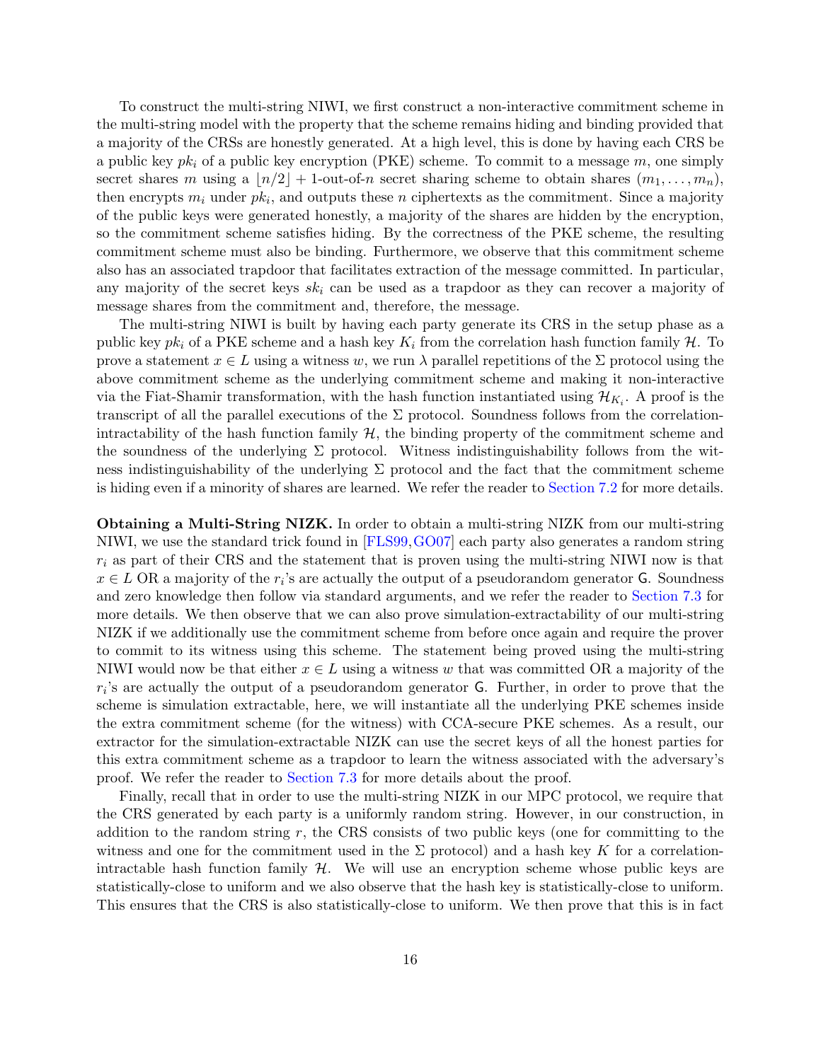To construct the multi-string NIWI, we first construct a non-interactive commitment scheme in the multi-string model with the property that the scheme remains hiding and binding provided that a majority of the CRSs are honestly generated. At a high level, this is done by having each CRS be a public key $pk_i$ of a public key encryption (PKE) scheme. To commit to a message $m$, one simply secret shares $m$ using a $\lfloor n/2 \rfloor + 1$-out-of-$n$ secret sharing scheme to obtain shares $(m_1, \ldots, m_n)$, then encrypts $m_i$ under $pk_i$, and outputs these $n$ ciphertexts as the commitment. Since a majority of the public keys were generated honestly, a majority of the shares are hidden by the encryption, so the commitment scheme satisfies hiding. By the correctness of the PKE scheme, the resulting commitment scheme must also be binding. Furthermore, we observe that this commitment scheme also has an associated trapdoor that facilitates extraction of the message committed. In particular, any majority of the secret keys $sk_i$ can be used as a trapdoor as they can recover a majority of message shares from the commitment and, therefore, the message.

The multi-string NIWI is built by having each party generate its CRS in the setup phase as a public key $pk_i$ of a PKE scheme and a hash key $K_i$ from the correlation hash function family $\mathcal{H}$. To prove a statement $x \in L$ using a witness $w$, we run $\lambda$ parallel repetitions of the $\Sigma$ protocol using the above commitment scheme as the underlying commitment scheme and making it non-interactive via the Fiat-Shamir transformation, with the hash function instantiated using $\mathcal{H}_{K_i}$. A proof is the transcript of all the parallel executions of the $\Sigma$ protocol. Soundness follows from the correlation-intractability of the hash function family $\mathcal{H}$, the binding property of the commitment scheme and the soundness of the underlying $\Sigma$ protocol. Witness indistinguishability follows from the witness indistinguishability of the underlying $\Sigma$ protocol and the fact that the commitment scheme is hiding even if a minority of shares are learned. We refer the reader to Section 7.2 for more details.

**Obtaining a Multi-String NIZK.** In order to obtain a multi-string NIZK from our multi-string NIWI, we use the standard trick found in [FLS99, GO07] each party also generates a random string $r_i$ as part of their CRS and the statement that is proven using the multi-string NIWI now is that $x \in L$ OR a majority of the $r_i$'s are actually the output of a pseudorandom generator $\mathsf{G}$. Soundness and zero knowledge then follow via standard arguments, and we refer the reader to Section 7.3 for more details. We then observe that we can also prove simulation-extractability of our multi-string NIZK if we additionally use the commitment scheme from before once again and require the prover to commit to its witness using this scheme. The statement being proved using the multi-string NIWI would now be that either $x \in L$ using a witness $w$ that was committed OR a majority of the $r_i$'s are actually the output of a pseudorandom generator $\mathsf{G}$. Further, in order to prove that the scheme is simulation extractable, here, we will instantiate all the underlying PKE schemes inside the extra commitment scheme (for the witness) with CCA-secure PKE schemes. As a result, our extractor for the simulation-extractable NIZK can use the secret keys of all the honest parties for this extra commitment scheme as a trapdoor to learn the witness associated with the adversary's proof. We refer the reader to Section 7.3 for more details about the proof.

Finally, recall that in order to use the multi-string NIZK in our MPC protocol, we require that the CRS generated by each party is a uniformly random string. However, in our construction, in addition to the random string $r$, the CRS consists of two public keys (one for committing to the witness and one for the commitment used in the $\Sigma$ protocol) and a hash key $K$ for a correlation-intractable hash function family $\mathcal{H}$. We will use an encryption scheme whose public keys are statistically-close to uniform and we also observe that the hash key is statistically-close to uniform. This ensures that the CRS is also statistically-close to uniform. We then prove that this is in fact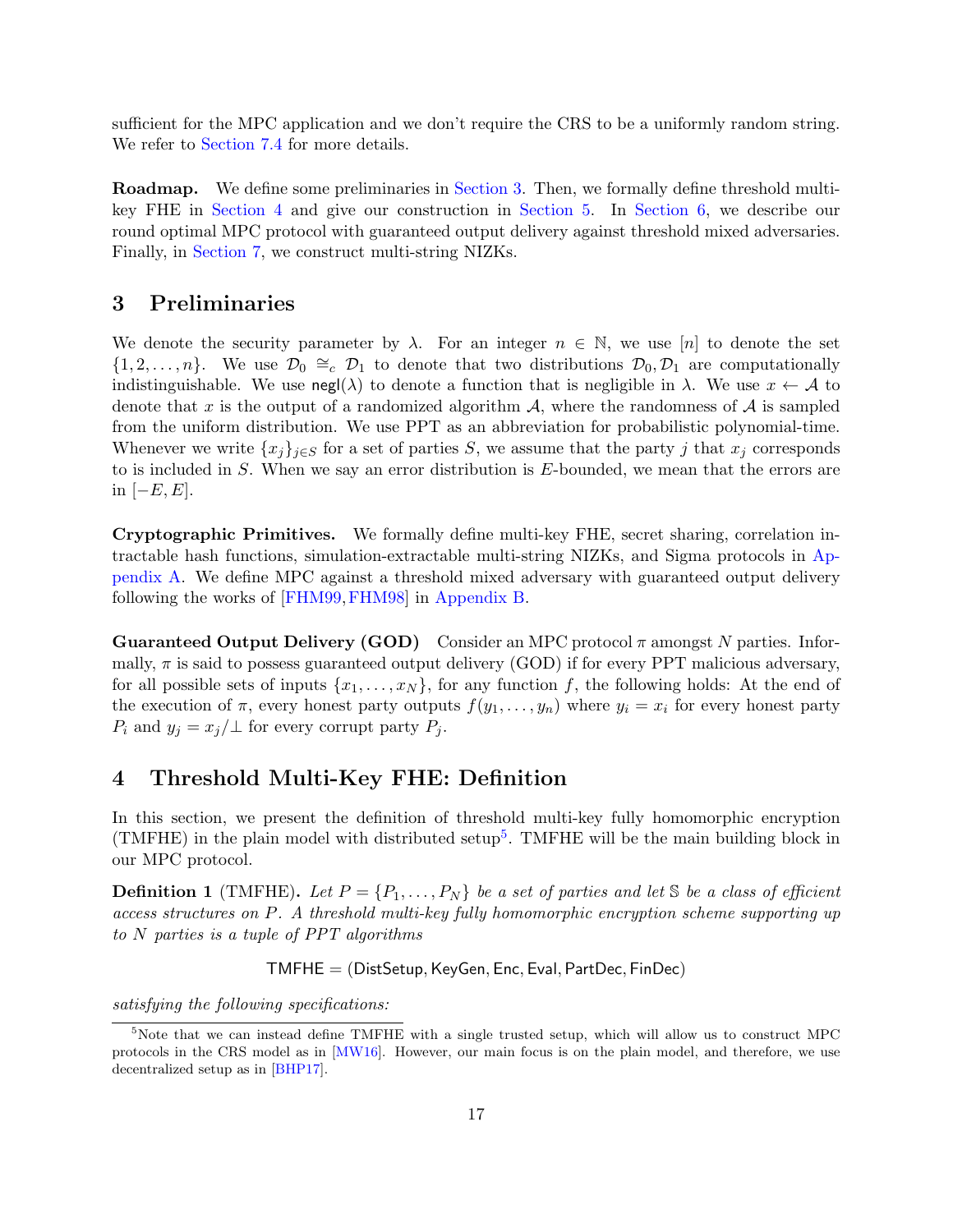sufficient for the MPC application and we don't require the CRS to be a uniformly random string. We refer to Section 7.4 for more details.

**Roadmap.** We define some preliminaries in Section 3. Then, we formally define threshold multi-key FHE in Section 4 and give our construction in Section 5. In Section 6, we describe our round optimal MPC protocol with guaranteed output delivery against threshold mixed adversaries. Finally, in Section 7, we construct multi-string NIZKs.

## 3 Preliminaries

We denote the security parameter by $\lambda$. For an integer $n \in \mathbb{N}$, we use $[n]$ to denote the set $\{1, 2, \ldots, n\}$. We use $\mathcal{D}_0 \cong_c \mathcal{D}_1$ to denote that two distributions $\mathcal{D}_0, \mathcal{D}_1$ are computationally indistinguishable. We use $\mathsf{negl}(\lambda)$ to denote a function that is negligible in $\lambda$. We use $x \leftarrow \mathcal{A}$ to denote that $x$ is the output of a randomized algorithm $\mathcal{A}$, where the randomness of $\mathcal{A}$ is sampled from the uniform distribution. We use PPT as an abbreviation for probabilistic polynomial-time. Whenever we write $\{x_j\}_{j \in S}$ for a set of parties $S$, we assume that the party $j$ that $x_j$ corresponds to is included in $S$. When we say an error distribution is $E$-bounded, we mean that the errors are in $[-E, E]$.

**Cryptographic Primitives.** We formally define multi-key FHE, secret sharing, correlation intractable hash functions, simulation-extractable multi-string NIZKs, and Sigma protocols in Appendix A. We define MPC against a threshold mixed adversary with guaranteed output delivery following the works of [FHM99, FHM98] in Appendix B.

**Guaranteed Output Delivery (GOD)** Consider an MPC protocol $\pi$ amongst $N$ parties. Informally, $\pi$ is said to possess guaranteed output delivery (GOD) if for every PPT malicious adversary, for all possible sets of inputs $\{x_1, \ldots, x_N\}$, for any function $f$, the following holds: At the end of the execution of $\pi$, every honest party outputs $f(y_1, \ldots, y_n)$ where $y_i = x_i$ for every honest party $P_i$ and $y_j = x_j/\bot$ for every corrupt party $P_j$.

## 4 Threshold Multi-Key FHE: Definition

In this section, we present the definition of threshold multi-key fully homomorphic encryption (TMFHE) in the plain model with distributed setup[5]. TMFHE will be the main building block in our MPC protocol.

**Definition 1** (TMFHE). *Let $P = \{P_1, \ldots, P_N\}$ be a set of parties and let $\mathbb{S}$ be a class of efficient access structures on $P$. A threshold multi-key fully homomorphic encryption scheme supporting up to $N$ parties is a tuple of PPT algorithms*

$$\mathsf{TMFHE} = (\mathsf{DistSetup}, \mathsf{KeyGen}, \mathsf{Enc}, \mathsf{Eval}, \mathsf{PartDec}, \mathsf{FinDec})$$

*satisfying the following specifications:*

[5] Note that we can instead define TMFHE with a single trusted setup, which will allow us to construct MPC protocols in the CRS model as in [MW16]. However, our main focus is on the plain model, and therefore, we use decentralized setup as in [BHP17].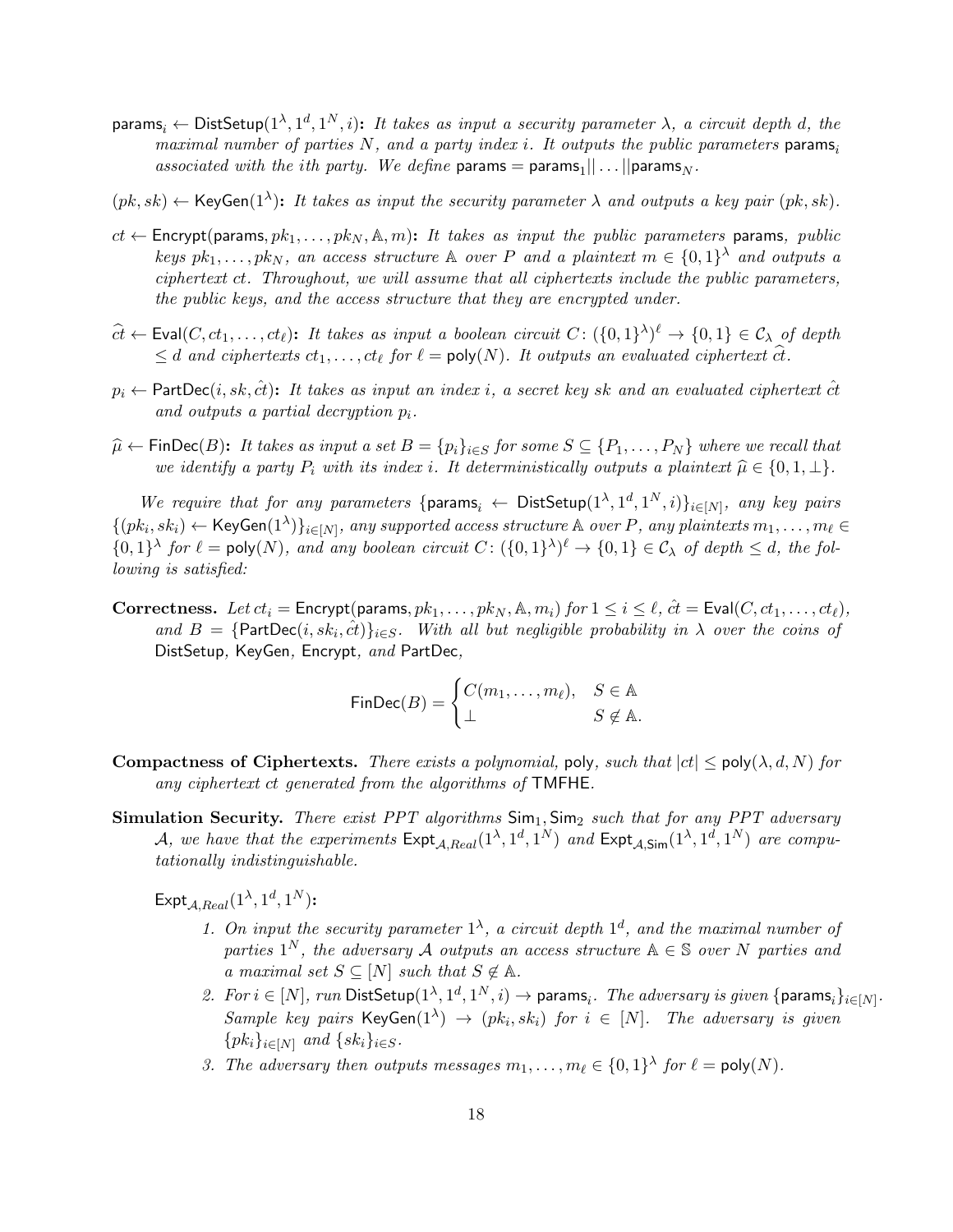- $\mathsf{params}_i \leftarrow \mathsf{DistSetup}(1^\lambda, 1^d, 1^N, i)$**:** *It takes as input a security parameter $\lambda$, a circuit depth $d$, the maximal number of parties $N$, and a party index $i$. It outputs the public parameters $\mathsf{params}_i$ associated with the ith party. We define $\mathsf{params} = \mathsf{params}_1 || \dots || \mathsf{params}_N$.*
- $(pk, sk) \leftarrow \mathsf{KeyGen}(1^\lambda)$**:** *It takes as input the security parameter $\lambda$ and outputs a key pair $(pk, sk)$.*
- $ct \leftarrow \mathsf{Encrypt}(\mathsf{params}, pk_1, \dots, pk_N, \mathbb{A}, m)$**:** *It takes as input the public parameters $\mathsf{params}$, public keys $pk_1, \dots, pk_N$, an access structure $\mathbb{A}$ over $P$ and a plaintext $m \in \{0,1\}^\lambda$ and outputs a ciphertext $ct$. Throughout, we will assume that all ciphertexts include the public parameters, the public keys, and the access structure that they are encrypted under.*
- $\widehat{ct} \leftarrow \mathsf{Eval}(C, ct_1, \dots, ct_\ell)$**:** *It takes as input a boolean circuit $C \colon (\{0,1\}^\lambda)^\ell \to \{0,1\} \in \mathcal{C}_\lambda$ of depth $\leq d$ and ciphertexts $ct_1, \dots, ct_\ell$ for $\ell = \mathsf{poly}(N)$. It outputs an evaluated ciphertext $\widehat{ct}$.*
- $p_i \leftarrow \mathsf{PartDec}(i, sk, \hat{ct})$**:** *It takes as input an index $i$, a secret key $sk$ and an evaluated ciphertext $\hat{ct}$ and outputs a partial decryption $p_i$.*
- $\widehat{\mu} \leftarrow \mathsf{FinDec}(B)$**:** *It takes as input a set $B = \{p_i\}_{i \in S}$ for some $S \subseteq \{P_1, \dots, P_N\}$ where we recall that we identify a party $P_i$ with its index $i$. It deterministically outputs a plaintext $\widehat{\mu} \in \{0, 1, \perp\}$.*

*We require that for any parameters $\{\mathsf{params}_i \leftarrow \mathsf{DistSetup}(1^\lambda, 1^d, 1^N, i)\}_{i \in [N]}$, any key pairs $\{(pk_i, sk_i) \leftarrow \mathsf{KeyGen}(1^\lambda)\}_{i \in [N]}$, any supported access structure $\mathbb{A}$ over $P$, any plaintexts $m_1, \dots, m_\ell \in \{0,1\}^\lambda$ for $\ell = \mathsf{poly}(N)$, and any boolean circuit $C \colon (\{0,1\}^\lambda)^\ell \to \{0,1\} \in \mathcal{C}_\lambda$ of depth $\leq d$, the following is satisfied:*

**Correctness.** *Let $ct_i = \mathsf{Encrypt}(\mathsf{params}, pk_1, \dots, pk_N, \mathbb{A}, m_i)$ for $1 \leq i \leq \ell$, $\hat{ct} = \mathsf{Eval}(C, ct_1, \dots, ct_\ell)$, and $B = \{\mathsf{PartDec}(i, sk_i, \hat{ct})\}_{i \in S}$. With all but negligible probability in $\lambda$ over the coins of* DistSetup*,* KeyGen*,* Encrypt*, and* PartDec*,*

$$\mathsf{FinDec}(B) = \begin{cases} C(m_1, \dots, m_\ell), & S \in \mathbb{A} \\ \perp & S \notin \mathbb{A}. \end{cases}$$

**Compactness of Ciphertexts.** *There exists a polynomial,* poly*, such that $|ct| \leq \mathsf{poly}(\lambda, d, N)$ for any ciphertext $ct$ generated from the algorithms of* TMFHE*.*

**Simulation Security.** *There exist PPT algorithms $\mathsf{Sim}_1, \mathsf{Sim}_2$ such that for any PPT adversary $\mathcal{A}$, we have that the experiments $\mathsf{Expt}_{\mathcal{A},Real}(1^\lambda, 1^d, 1^N)$ and $\mathsf{Expt}_{\mathcal{A},\mathsf{Sim}}(1^\lambda, 1^d, 1^N)$ are computationally indistinguishable.*

$\mathsf{Expt}_{\mathcal{A},Real}(1^\lambda, 1^d, 1^N)$**:**

1. *On input the security parameter $1^\lambda$, a circuit depth $1^d$, and the maximal number of parties $1^N$, the adversary $\mathcal{A}$ outputs an access structure $\mathbb{A} \in \mathbb{S}$ over $N$ parties and a maximal set $S \subseteq [N]$ such that $S \notin \mathbb{A}$.*
2. *For $i \in [N]$, run $\mathsf{DistSetup}(1^\lambda, 1^d, 1^N, i) \to \mathsf{params}_i$. The adversary is given $\{\mathsf{params}_i\}_{i \in [N]}$. Sample key pairs $\mathsf{KeyGen}(1^\lambda) \to (pk_i, sk_i)$ for $i \in [N]$. The adversary is given $\{pk_i\}_{i \in [N]}$ and $\{sk_i\}_{i \in S}$.*
3. *The adversary then outputs messages $m_1, \dots, m_\ell \in \{0,1\}^\lambda$ for $\ell = \mathsf{poly}(N)$.*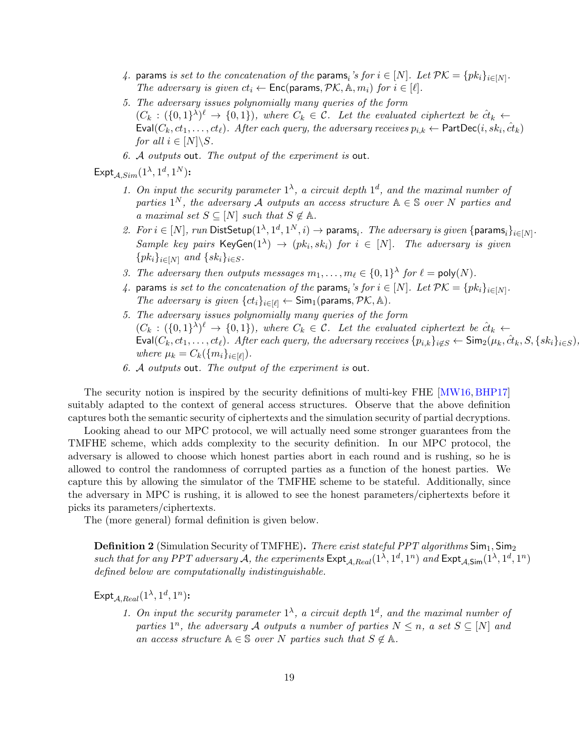4. $\mathsf{params}$ *is set to the concatenation of the* $\mathsf{params}_i$*'s for* $i \in [N]$. *Let* $\mathcal{PK} = \{pk_i\}_{i \in [N]}$. *The adversary is given* $ct_i \leftarrow \mathsf{Enc}(\mathsf{params}, \mathcal{PK}, \mathbb{A}, m_i)$ *for* $i \in [\ell]$.
5. *The adversary issues polynomially many queries of the form* $(C_k : (\{0,1\}^\lambda)^\ell \to \{0,1\})$, *where* $C_k \in \mathcal{C}$. *Let the evaluated ciphertext be* $\hat{ct}_k \leftarrow \mathsf{Eval}(C_k, ct_1, \ldots, ct_\ell)$. *After each query, the adversary receives* $p_{i,k} \leftarrow \mathsf{PartDec}(i, sk_i, \hat{ct}_k)$ *for all* $i \in [N] \backslash S$.
6. $\mathcal{A}$ *outputs* $\mathsf{out}$. *The output of the experiment is* $\mathsf{out}$.

$\mathsf{Expt}_{\mathcal{A},Sim}(1^\lambda, 1^d, 1^N)$**:**

1. *On input the security parameter* $1^\lambda$, *a circuit depth* $1^d$, *and the maximal number of parties* $1^N$, *the adversary* $\mathcal{A}$ *outputs an access structure* $\mathbb{A} \in \mathbb{S}$ *over* $N$ *parties and a maximal set* $S \subseteq [N]$ *such that* $S \notin \mathbb{A}$.
2. *For* $i \in [N]$, *run* $\mathsf{DistSetup}(1^\lambda, 1^d, 1^N, i) \to \mathsf{params}_i$. *The adversary is given* $\{\mathsf{params}_i\}_{i \in [N]}$. *Sample key pairs* $\mathsf{KeyGen}(1^\lambda) \to (pk_i, sk_i)$ *for* $i \in [N]$. *The adversary is given* $\{pk_i\}_{i \in [N]}$ *and* $\{sk_i\}_{i \in S}$.
3. *The adversary then outputs messages* $m_1, \ldots, m_\ell \in \{0,1\}^\lambda$ *for* $\ell = \mathsf{poly}(N)$.
4. $\mathsf{params}$ *is set to the concatenation of the* $\mathsf{params}_i$*'s for* $i \in [N]$. *Let* $\mathcal{PK} = \{pk_i\}_{i \in [N]}$. *The adversary is given* $\{ct_i\}_{i \in [\ell]} \leftarrow \mathsf{Sim}_1(\mathsf{params}, \mathcal{PK}, \mathbb{A})$.
5. *The adversary issues polynomially many queries of the form* $(C_k : (\{0,1\}^\lambda)^\ell \to \{0,1\})$, *where* $C_k \in \mathcal{C}$. *Let the evaluated ciphertext be* $\hat{ct}_k \leftarrow \mathsf{Eval}(C_k, ct_1, \ldots, ct_\ell)$. *After each query, the adversary receives* $\{p_{i,k}\}_{i \notin S} \leftarrow \mathsf{Sim}_2(\mu_k, \hat{ct}_k, S, \{sk_i\}_{i \in S})$, *where* $\mu_k = C_k(\{m_i\}_{i \in [\ell]})$.
6. $\mathcal{A}$ *outputs* $\mathsf{out}$. *The output of the experiment is* $\mathsf{out}$.

The security notion is inspired by the security definitions of multi-key FHE [MW16, BHP17] suitably adapted to the context of general access structures. Observe that the above definition captures both the semantic security of ciphertexts and the simulation security of partial decryptions.

Looking ahead to our MPC protocol, we will actually need some stronger guarantees from the TMFHE scheme, which adds complexity to the security definition. In our MPC protocol, the adversary is allowed to choose which honest parties abort in each round and is rushing, so he is allowed to control the randomness of corrupted parties as a function of the honest parties. We capture this by allowing the simulator of the TMFHE scheme to be stateful. Additionally, since the adversary in MPC is rushing, it is allowed to see the honest parameters/ciphertexts before it picks its parameters/ciphertexts.

The (more general) formal definition is given below.

**Definition 2** (Simulation Security of TMFHE)**.** *There exist stateful PPT algorithms* $\mathsf{Sim}_1, \mathsf{Sim}_2$ *such that for any PPT adversary* $\mathcal{A}$, *the experiments* $\mathsf{Expt}_{\mathcal{A},Real}(1^\lambda, 1^d, 1^n)$ *and* $\mathsf{Expt}_{\mathcal{A},\mathsf{Sim}}(1^\lambda, 1^d, 1^n)$ *defined below are computationally indistinguishable.*

$\mathsf{Expt}_{\mathcal{A},Real}(1^\lambda, 1^d, 1^n)$**:**

1. *On input the security parameter* $1^\lambda$, *a circuit depth* $1^d$, *and the maximal number of parties* $1^n$, *the adversary* $\mathcal{A}$ *outputs a number of parties* $N \leq n$, *a set* $S \subseteq [N]$ *and an access structure* $\mathbb{A} \in \mathbb{S}$ *over* $N$ *parties such that* $S \notin \mathbb{A}$.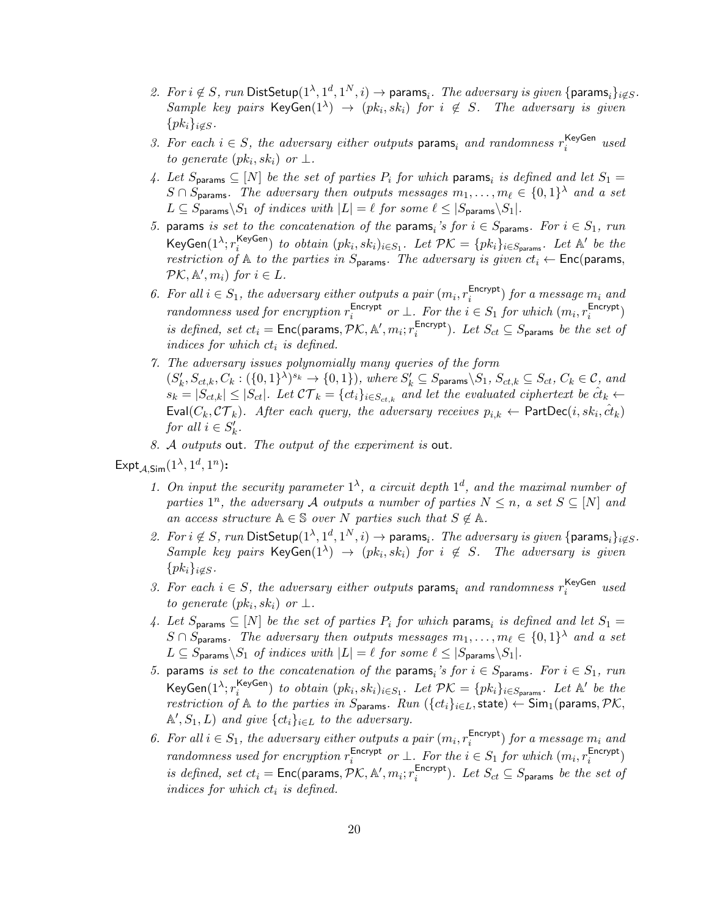2. For $i \notin S$, run $\mathsf{DistSetup}(1^\lambda, 1^d, 1^N, i) \to \mathsf{params}_i$. The adversary is given $\{\mathsf{params}_i\}_{i \notin S}$. Sample key pairs $\mathsf{KeyGen}(1^\lambda) \to (pk_i, sk_i)$ for $i \notin S$. The adversary is given $\{pk_i\}_{i \notin S}$.
3. For each $i \in S$, the adversary either outputs $\mathsf{params}_i$ and randomness $r_i^{\mathsf{KeyGen}}$ used to generate $(pk_i, sk_i)$ or $\perp$.
4. Let $S_{\mathsf{params}} \subseteq [N]$ be the set of parties $P_i$ for which $\mathsf{params}_i$ is defined and let $S_1 = S \cap S_{\mathsf{params}}$. The adversary then outputs messages $m_1, \ldots, m_\ell \in \{0,1\}^\lambda$ and a set $L \subseteq S_{\mathsf{params}} \backslash S_1$ of indices with $|L| = \ell$ for some $\ell \leq |S_{\mathsf{params}} \backslash S_1|$.
5. $\mathsf{params}$ is set to the concatenation of the $\mathsf{params}_i$'s for $i \in S_{\mathsf{params}}$. For $i \in S_1$, run $\mathsf{KeyGen}(1^\lambda; r_i^{\mathsf{KeyGen}})$ to obtain $(pk_i, sk_i)_{i \in S_1}$. Let $\mathcal{PK} = \{pk_i\}_{i \in S_{\mathsf{params}}}$. Let $\mathbb{A}'$ be the restriction of $\mathbb{A}$ to the parties in $S_{\mathsf{params}}$. The adversary is given $ct_i \leftarrow \mathsf{Enc}(\mathsf{params}, \mathcal{PK}, \mathbb{A}', m_i)$ for $i \in L$.
6. For all $i \in S_1$, the adversary either outputs a pair $(m_i, r_i^{\mathsf{Encrypt}})$ for a message $m_i$ and randomness used for encryption $r_i^{\mathsf{Encrypt}}$ or $\perp$. For the $i \in S_1$ for which $(m_i, r_i^{\mathsf{Encrypt}})$ is defined, set $ct_i = \mathsf{Enc}(\mathsf{params}, \mathcal{PK}, \mathbb{A}', m_i; r_i^{\mathsf{Encrypt}})$. Let $S_{ct} \subseteq S_{\mathsf{params}}$ be the set of indices for which $ct_i$ is defined.
7. The adversary issues polynomially many queries of the form $(S'_k, S_{ct,k}, C_k : (\{0,1\}^\lambda)^{s_k} \to \{0,1\})$, where $S'_k \subseteq S_{\mathsf{params}} \backslash S_1$, $S_{ct,k} \subseteq S_{ct}$, $C_k \in \mathcal{C}$, and $s_k = |S_{ct,k}| \leq |S_{ct}|$. Let $\mathcal{CT}_k = \{ct_i\}_{i \in S_{ct,k}}$ and let the evaluated ciphertext be $\hat{ct}_k \leftarrow \mathsf{Eval}(C_k, \mathcal{CT}_k)$. After each query, the adversary receives $p_{i,k} \leftarrow \mathsf{PartDec}(i, sk_i, \hat{ct}_k)$ for all $i \in S'_k$.
8. $\mathcal{A}$ outputs $\mathsf{out}$. The output of the experiment is $\mathsf{out}$.

$\mathsf{Expt}_{\mathcal{A},\mathsf{Sim}}(1^\lambda, 1^d, 1^n)$**:**

1. On input the security parameter $1^\lambda$, a circuit depth $1^d$, and the maximal number of parties $1^n$, the adversary $\mathcal{A}$ outputs a number of parties $N \leq n$, a set $S \subseteq [N]$ and an access structure $\mathbb{A} \in \mathbb{S}$ over $N$ parties such that $S \notin \mathbb{A}$.
2. For $i \notin S$, run $\mathsf{DistSetup}(1^\lambda, 1^d, 1^N, i) \to \mathsf{params}_i$. The adversary is given $\{\mathsf{params}_i\}_{i \notin S}$. Sample key pairs $\mathsf{KeyGen}(1^\lambda) \to (pk_i, sk_i)$ for $i \notin S$. The adversary is given $\{pk_i\}_{i \notin S}$.
3. For each $i \in S$, the adversary either outputs $\mathsf{params}_i$ and randomness $r_i^{\mathsf{KeyGen}}$ used to generate $(pk_i, sk_i)$ or $\perp$.
4. Let $S_{\mathsf{params}} \subseteq [N]$ be the set of parties $P_i$ for which $\mathsf{params}_i$ is defined and let $S_1 = S \cap S_{\mathsf{params}}$. The adversary then outputs messages $m_1, \ldots, m_\ell \in \{0,1\}^\lambda$ and a set $L \subseteq S_{\mathsf{params}} \backslash S_1$ of indices with $|L| = \ell$ for some $\ell \leq |S_{\mathsf{params}} \backslash S_1|$.
5. $\mathsf{params}$ is set to the concatenation of the $\mathsf{params}_i$'s for $i \in S_{\mathsf{params}}$. For $i \in S_1$, run $\mathsf{KeyGen}(1^\lambda; r_i^{\mathsf{KeyGen}})$ to obtain $(pk_i, sk_i)_{i \in S_1}$. Let $\mathcal{PK} = \{pk_i\}_{i \in S_{\mathsf{params}}}$. Let $\mathbb{A}'$ be the restriction of $\mathbb{A}$ to the parties in $S_{\mathsf{params}}$. Run $(\{ct_i\}_{i \in L}, \mathsf{state}) \leftarrow \mathsf{Sim}_1(\mathsf{params}, \mathcal{PK}, \mathbb{A}', S_1, L)$ and give $\{ct_i\}_{i \in L}$ to the adversary.
6. For all $i \in S_1$, the adversary either outputs a pair $(m_i, r_i^{\mathsf{Encrypt}})$ for a message $m_i$ and randomness used for encryption $r_i^{\mathsf{Encrypt}}$ or $\perp$. For the $i \in S_1$ for which $(m_i, r_i^{\mathsf{Encrypt}})$ is defined, set $ct_i = \mathsf{Enc}(\mathsf{params}, \mathcal{PK}, \mathbb{A}', m_i; r_i^{\mathsf{Encrypt}})$. Let $S_{ct} \subseteq S_{\mathsf{params}}$ be the set of indices for which $ct_i$ is defined.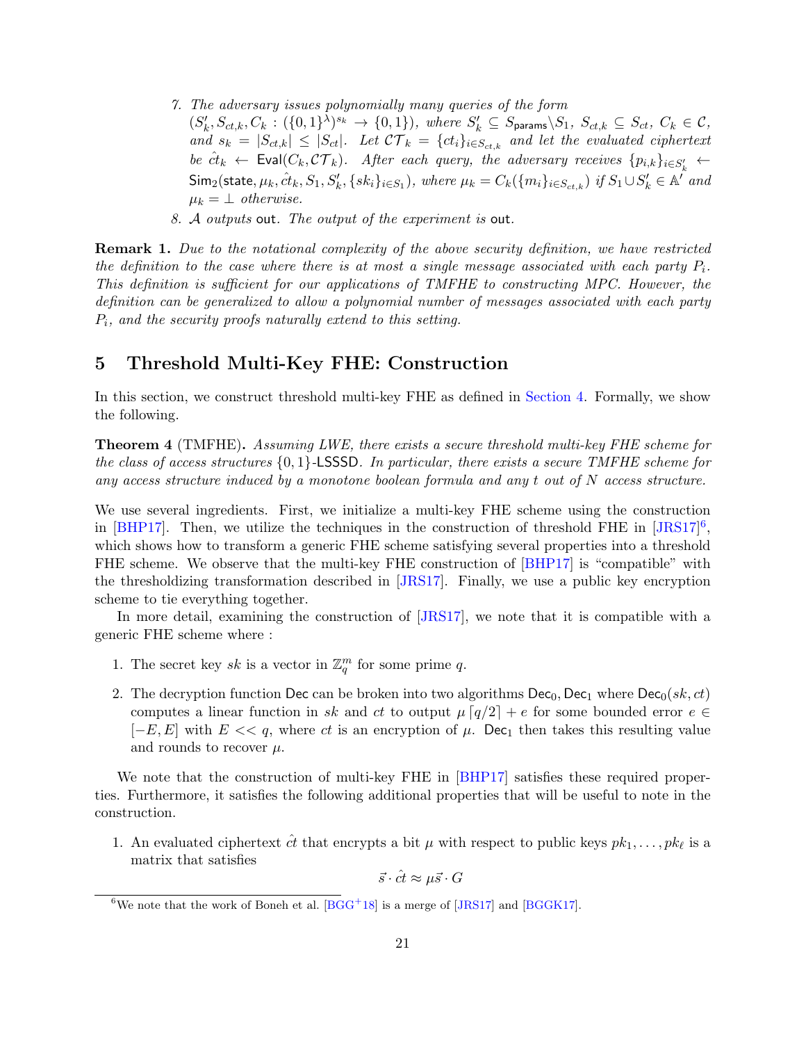7. *The adversary issues polynomially many queries of the form* $(S'_k, S_{ct,k}, C_k : (\{0,1\}^\lambda)^{s_k} \to \{0,1\})$*, where* $S'_k \subseteq S_{\mathsf{params}} \backslash S_1$*,* $S_{ct,k} \subseteq S_{ct}$*,* $C_k \in \mathcal{C}$*, and* $s_k = |S_{ct,k}| \le |S_{ct}|$*. Let* $\mathcal{CT}_k = \{ct_i\}_{i \in S_{ct,k}}$ *and let the evaluated ciphertext be* $\hat{ct}_k \leftarrow \mathsf{Eval}(C_k, \mathcal{CT}_k)$*. After each query, the adversary receives* $\{p_{i,k}\}_{i \in S'_k} \leftarrow \mathsf{Sim}_2(\mathsf{state}, \mu_k, \hat{ct}_k, S_1, S'_k, \{sk_i\}_{i \in S_1})$*, where* $\mu_k = C_k(\{m_i\}_{i \in S_{ct,k}})$ *if* $S_1 \cup S'_k \in \mathbb{A}'$ *and* $\mu_k = \perp$ *otherwise.*
8. $\mathcal{A}$ *outputs* $\mathsf{out}$*. The output of the experiment is* $\mathsf{out}$*.*

**Remark 1.** *Due to the notational complexity of the above security definition, we have restricted the definition to the case where there is at most a single message associated with each party* $P_i$*. This definition is sufficient for our applications of TMFHE to constructing MPC. However, the definition can be generalized to allow a polynomial number of messages associated with each party* $P_i$*, and the security proofs naturally extend to this setting.*

## 5 Threshold Multi-Key FHE: Construction

In this section, we construct threshold multi-key FHE as defined in Section 4. Formally, we show the following.

**Theorem 4** (TMFHE). *Assuming LWE, there exists a secure threshold multi-key FHE scheme for the class of access structures* $\{0,1\}$*-*$\mathsf{LSSSD}$*. In particular, there exists a secure TMFHE scheme for any access structure induced by a monotone boolean formula and any* $t$ *out of* $N$ *access structure.*

We use several ingredients. First, we initialize a multi-key FHE scheme using the construction in [BHP17]. Then, we utilize the techniques in the construction of threshold FHE in [JRS17][6], which shows how to transform a generic FHE scheme satisfying several properties into a threshold FHE scheme. We observe that the multi-key FHE construction of [BHP17] is "compatible" with the thresholdizing transformation described in [JRS17]. Finally, we use a public key encryption scheme to tie everything together.

In more detail, examining the construction of [JRS17], we note that it is compatible with a generic FHE scheme where :

1. The secret key $sk$ is a vector in $\mathbb{Z}_q^m$ for some prime $q$.
2. The decryption function $\mathsf{Dec}$ can be broken into two algorithms $\mathsf{Dec}_0, \mathsf{Dec}_1$ where $\mathsf{Dec}_0(sk, ct)$ computes a linear function in $sk$ and $ct$ to output $\mu \lceil q/2 \rceil + e$ for some bounded error $e \in [-E, E]$ with $E << q$, where $ct$ is an encryption of $\mu$. $\mathsf{Dec}_1$ then takes this resulting value and rounds to recover $\mu$.

We note that the construction of multi-key FHE in [BHP17] satisfies these required properties. Furthermore, it satisfies the following additional properties that will be useful to note in the construction.

1. An evaluated ciphertext $\hat{ct}$ that encrypts a bit $\mu$ with respect to public keys $pk_1, \ldots, pk_\ell$ is a matrix that satisfies

$$\vec{s} \cdot \hat{ct} \approx \mu \vec{s} \cdot G$$

[6] We note that the work of Boneh et al. [BGG+18] is a merge of [JRS17] and [BGGK17].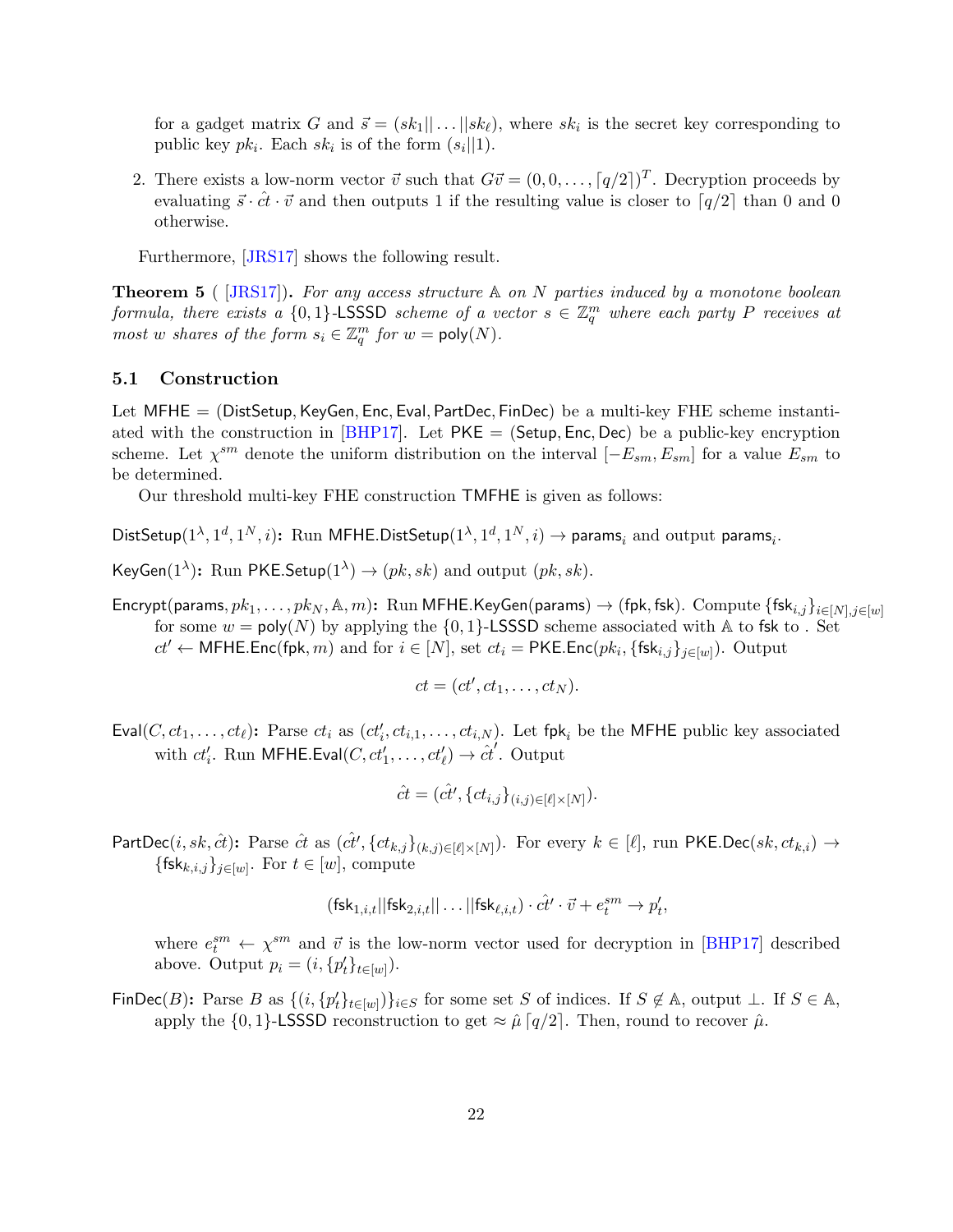for a gadget matrix $G$ and $\vec{s} = (sk_1||\ldots||sk_\ell)$, where $sk_i$ is the secret key corresponding to public key $pk_i$. Each $sk_i$ is of the form $(s_i||1)$.

2. There exists a low-norm vector $\vec{v}$ such that $G\vec{v} = (0, 0, \ldots, \lceil q/2 \rceil)^T$. Decryption proceeds by evaluating $\vec{s} \cdot \hat{ct} \cdot \vec{v}$ and then outputs 1 if the resulting value is closer to $\lceil q/2 \rceil$ than 0 and 0 otherwise.

Furthermore, [JRS17] shows the following result.

**Theorem 5** ( [JRS17]). *For any access structure $\mathbb{A}$ on $N$ parties induced by a monotone boolean formula, there exists a $\{0,1\}$-LSSSD scheme of a vector $s \in \mathbb{Z}_q^m$ where each party $P$ receives at most $w$ shares of the form $s_i \in \mathbb{Z}_q^m$ for $w = \mathsf{poly}(N)$.*

### 5.1 Construction

Let $\mathsf{MFHE} = (\mathsf{DistSetup}, \mathsf{KeyGen}, \mathsf{Enc}, \mathsf{Eval}, \mathsf{PartDec}, \mathsf{FinDec})$ be a multi-key FHE scheme instantiated with the construction in [BHP17]. Let $\mathsf{PKE} = (\mathsf{Setup}, \mathsf{Enc}, \mathsf{Dec})$ be a public-key encryption scheme. Let $\chi^{sm}$ denote the uniform distribution on the interval $[-E_{sm}, E_{sm}]$ for a value $E_{sm}$ to be determined.

Our threshold multi-key FHE construction $\mathsf{TMFHE}$ is given as follows:

$\mathsf{DistSetup}(1^\lambda, 1^d, 1^N, i)$**:** Run $\mathsf{MFHE.DistSetup}(1^\lambda, 1^d, 1^N, i) \to \mathsf{params}_i$ and output $\mathsf{params}_i$.

$\mathsf{KeyGen}(1^\lambda)$**:** Run $\mathsf{PKE.Setup}(1^\lambda) \to (pk, sk)$ and output $(pk, sk)$.

$\mathsf{Encrypt}(\mathsf{params}, pk_1, \ldots, pk_N, \mathbb{A}, m)$**:** Run $\mathsf{MFHE.KeyGen}(\mathsf{params}) \to (\mathsf{fpk}, \mathsf{fsk})$. Compute $\{\mathsf{fsk}_{i,j}\}_{i \in [N], j \in [w]}$ for some $w = \mathsf{poly}(N)$ by applying the $\{0,1\}$-LSSSD scheme associated with $\mathbb{A}$ to $\mathsf{fsk}$ to . Set $ct' \leftarrow \mathsf{MFHE.Enc}(\mathsf{fpk}, m)$ and for $i \in [N]$, set $ct_i = \mathsf{PKE.Enc}(pk_i, \{\mathsf{fsk}_{i,j}\}_{j \in [w]})$. Output

$$ct = (ct', ct_1, \ldots, ct_N).$$

$\mathsf{Eval}(C, ct_1, \ldots, ct_\ell)$**:** Parse $ct_i$ as $(ct_i', ct_{i,1}, \ldots, ct_{i,N})$. Let $\mathsf{fpk}_i$ be the $\mathsf{MFHE}$ public key associated with $ct_i'$. Run $\mathsf{MFHE.Eval}(C, ct_1', \ldots, ct_\ell') \to \hat{ct}'$. Output

$$\hat{ct} = (\hat{ct}', \{ct_{i,j}\}_{(i,j) \in [\ell] \times [N]}).$$

$\mathsf{PartDec}(i, sk, \hat{ct})$**:** Parse $\hat{ct}$ as $(\hat{ct}', \{ct_{k,j}\}_{(k,j) \in [\ell] \times [N]})$. For every $k \in [\ell]$, run $\mathsf{PKE.Dec}(sk, ct_{k,i}) \to \{\mathsf{fsk}_{k,i,j}\}_{j \in [w]}$. For $t \in [w]$, compute

$$(\mathsf{fsk}_{1,i,t}||\mathsf{fsk}_{2,i,t}||\ldots||\mathsf{fsk}_{\ell,i,t}) \cdot \hat{ct}' \cdot \vec{v} + e_t^{sm} \to p_t',$$

where $e_t^{sm} \leftarrow \chi^{sm}$ and $\vec{v}$ is the low-norm vector used for decryption in [BHP17] described above. Output $p_i = (i, \{p_t'\}_{t \in [w]})$.

$\mathsf{FinDec}(B)$**:** Parse $B$ as $\{(i, \{p_t'\}_{t \in [w]})\}_{i \in S}$ for some set $S$ of indices. If $S \notin \mathbb{A}$, output $\perp$. If $S \in \mathbb{A}$, apply the $\{0,1\}$-LSSSD reconstruction to get $\approx \hat{\mu} \lceil q/2 \rceil$. Then, round to recover $\hat{\mu}$.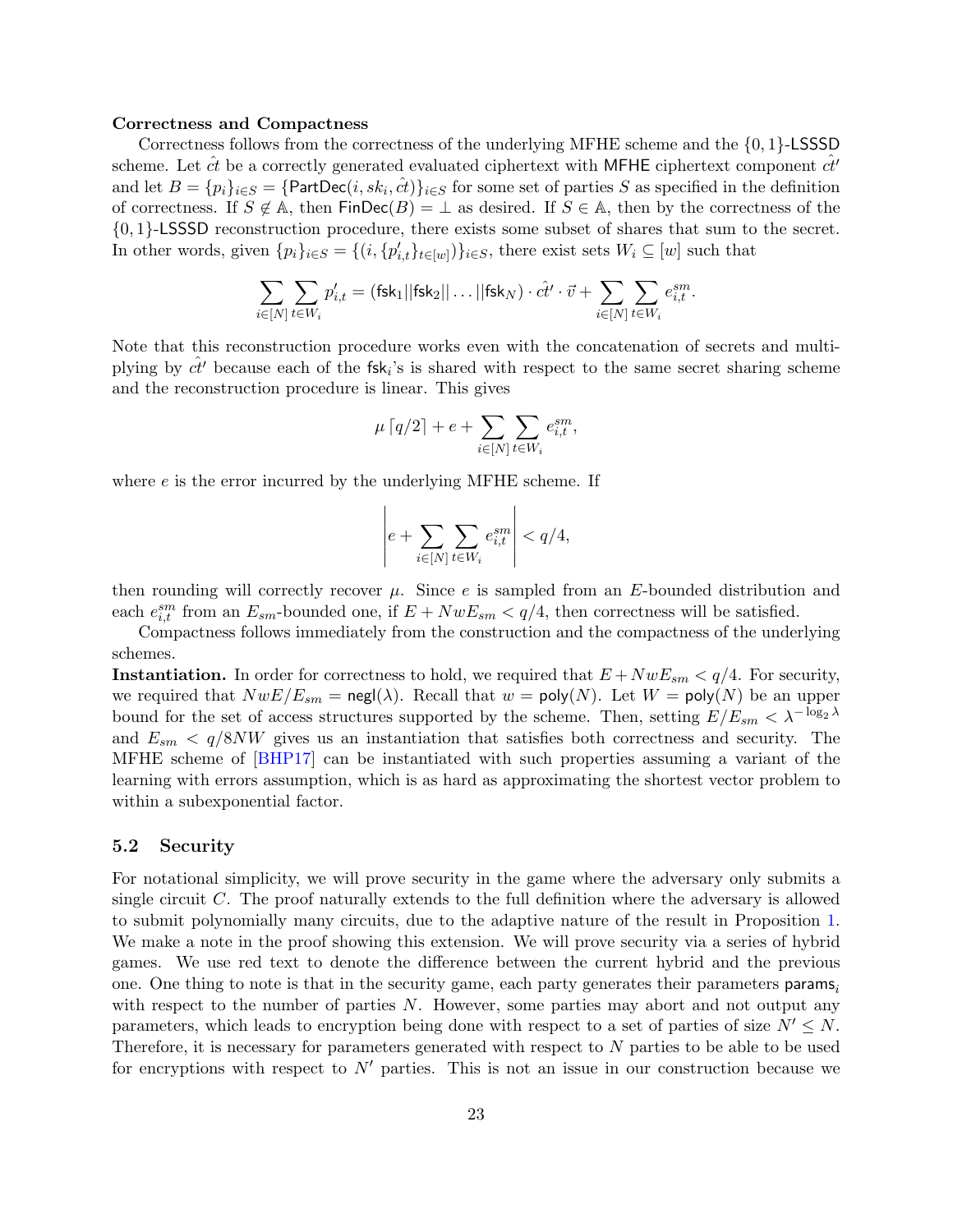**Correctness and Compactness**

Correctness follows from the correctness of the underlying MFHE scheme and the $\{0,1\}$-LSSSD scheme. Let $\hat{ct}$ be a correctly generated evaluated ciphertext with MFHE ciphertext component $\hat{ct}'$ and let $B = \{p_i\}_{i \in S} = \{\mathsf{PartDec}(i, sk_i, \hat{ct})\}_{i \in S}$ for some set of parties $S$ as specified in the definition of correctness. If $S \notin \mathbb{A}$, then $\mathsf{FinDec}(B) = \perp$ as desired. If $S \in \mathbb{A}$, then by the correctness of the $\{0,1\}$-LSSSD reconstruction procedure, there exists some subset of shares that sum to the secret. In other words, given $\{p_i\}_{i \in S} = \{(i, \{p'_{i,t}\}_{t \in [w]})\}_{i \in S}$, there exist sets $W_i \subseteq [w]$ such that

$$\sum_{i \in [N]} \sum_{t \in W_i} p'_{i,t} = (\mathsf{fsk}_1 || \mathsf{fsk}_2 || \dots || \mathsf{fsk}_N) \cdot \hat{ct}' \cdot \vec{v} + \sum_{i \in [N]} \sum_{t \in W_i} e^{sm}_{i,t}.$$

Note that this reconstruction procedure works even with the concatenation of secrets and multiplying by $\hat{ct}'$ because each of the $\mathsf{fsk}_i$'s is shared with respect to the same secret sharing scheme and the reconstruction procedure is linear. This gives

$$\mu \lceil q/2 \rceil + e + \sum_{i \in [N]} \sum_{t \in W_i} e^{sm}_{i,t},$$

where $e$ is the error incurred by the underlying MFHE scheme. If

$$\left| e + \sum_{i \in [N]} \sum_{t \in W_i} e^{sm}_{i,t} \right| < q/4,$$

then rounding will correctly recover $\mu$. Since $e$ is sampled from an $E$-bounded distribution and each $e^{sm}_{i,t}$ from an $E_{sm}$-bounded one, if $E + NwE_{sm} < q/4$, then correctness will be satisfied.

Compactness follows immediately from the construction and the compactness of the underlying schemes.

**Instantiation.** In order for correctness to hold, we required that $E + NwE_{sm} < q/4$. For security, we required that $NwE/E_{sm} = \mathsf{negl}(\lambda)$. Recall that $w = \mathsf{poly}(N)$. Let $W = \mathsf{poly}(N)$ be an upper bound for the set of access structures supported by the scheme. Then, setting $E/E_{sm} < \lambda^{-\log_2 \lambda}$ and $E_{sm} < q/8NW$ gives us an instantiation that satisfies both correctness and security. The MFHE scheme of [BHP17] can be instantiated with such properties assuming a variant of the learning with errors assumption, which is as hard as approximating the shortest vector problem to within a subexponential factor.

## 5.2 Security

For notational simplicity, we will prove security in the game where the adversary only submits a single circuit $C$. The proof naturally extends to the full definition where the adversary is allowed to submit polynomially many circuits, due to the adaptive nature of the result in Proposition 1. We make a note in the proof showing this extension. We will prove security via a series of hybrid games. We use red text to denote the difference between the current hybrid and the previous one. One thing to note is that in the security game, each party generates their parameters $\mathsf{params}_i$ with respect to the number of parties $N$. However, some parties may abort and not output any parameters, which leads to encryption being done with respect to a set of parties of size $N' \leq N$. Therefore, it is necessary for parameters generated with respect to $N$ parties to be able to be used for encryptions with respect to $N'$ parties. This is not an issue in our construction because we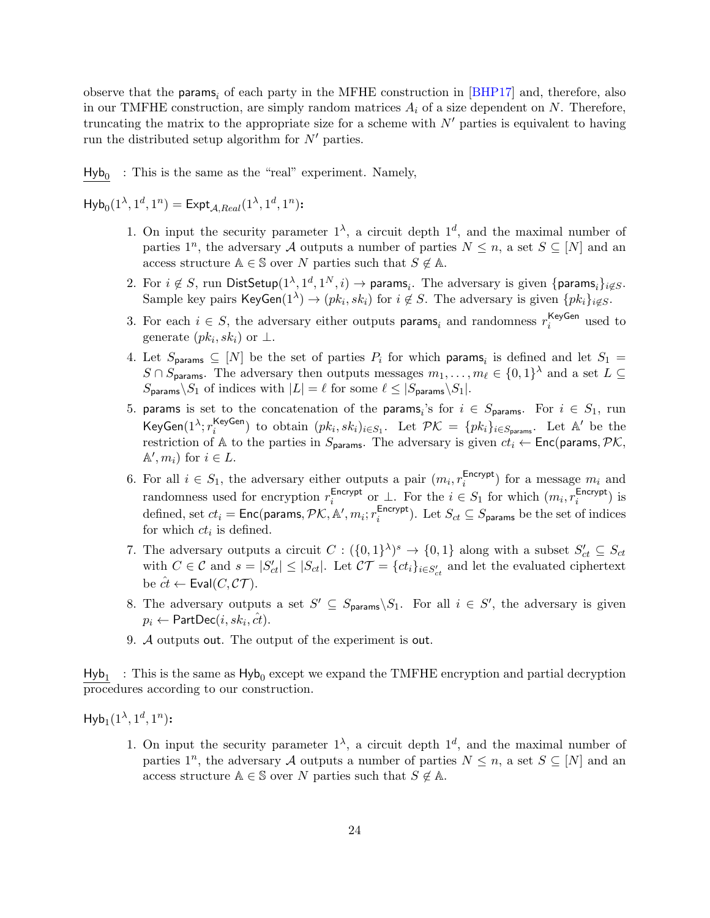observe that the $\mathsf{params}_i$ of each party in the MFHE construction in [BHP17] and, therefore, also in our TMFHE construction, are simply random matrices $A_i$ of a size dependent on $N$. Therefore, truncating the matrix to the appropriate size for a scheme with $N'$ parties is equivalent to having run the distributed setup algorithm for $N'$ parties.

$\underline{\mathsf{Hyb}_0}$ : This is the same as the "real" experiment. Namely,

$\mathsf{Hyb}_0(1^\lambda, 1^d, 1^n) = \mathsf{Expt}_{\mathcal{A},Real}(1^\lambda, 1^d, 1^n)$**:**

1. On input the security parameter $1^\lambda$, a circuit depth $1^d$, and the maximal number of parties $1^n$, the adversary $\mathcal{A}$ outputs a number of parties $N \leq n$, a set $S \subseteq [N]$ and an access structure $\mathbb{A} \in \mathbb{S}$ over $N$ parties such that $S \notin \mathbb{A}$.
2. For $i \notin S$, run $\mathsf{DistSetup}(1^\lambda, 1^d, 1^N, i) \to \mathsf{params}_i$. The adversary is given $\{\mathsf{params}_i\}_{i \notin S}$. Sample key pairs $\mathsf{KeyGen}(1^\lambda) \to (pk_i, sk_i)$ for $i \notin S$. The adversary is given $\{pk_i\}_{i \notin S}$.
3. For each $i \in S$, the adversary either outputs $\mathsf{params}_i$ and randomness $r_i^{\mathsf{KeyGen}}$ used to generate $(pk_i, sk_i)$ or $\perp$.
4. Let $S_{\mathsf{params}} \subseteq [N]$ be the set of parties $P_i$ for which $\mathsf{params}_i$ is defined and let $S_1 = S \cap S_{\mathsf{params}}$. The adversary then outputs messages $m_1, \ldots, m_\ell \in \{0,1\}^\lambda$ and a set $L \subseteq S_{\mathsf{params}} \backslash S_1$ of indices with $|L| = \ell$ for some $\ell \leq |S_{\mathsf{params}} \backslash S_1|$.
5. $\mathsf{params}$ is set to the concatenation of the $\mathsf{params}_i$'s for $i \in S_{\mathsf{params}}$. For $i \in S_1$, run $\mathsf{KeyGen}(1^\lambda; r_i^{\mathsf{KeyGen}})$ to obtain $(pk_i, sk_i)_{i \in S_1}$. Let $\mathcal{PK} = \{pk_i\}_{i \in S_{\mathsf{params}}}$. Let $\mathbb{A}'$ be the restriction of $\mathbb{A}$ to the parties in $S_{\mathsf{params}}$. The adversary is given $ct_i \leftarrow \mathsf{Enc}(\mathsf{params}, \mathcal{PK}, \mathbb{A}', m_i)$ for $i \in L$.
6. For all $i \in S_1$, the adversary either outputs a pair $(m_i, r_i^{\mathsf{Encrypt}})$ for a message $m_i$ and randomness used for encryption $r_i^{\mathsf{Encrypt}}$ or $\perp$. For the $i \in S_1$ for which $(m_i, r_i^{\mathsf{Encrypt}})$ is defined, set $ct_i = \mathsf{Enc}(\mathsf{params}, \mathcal{PK}, \mathbb{A}', m_i; r_i^{\mathsf{Encrypt}})$. Let $S_{ct} \subseteq S_{\mathsf{params}}$ be the set of indices for which $ct_i$ is defined.
7. The adversary outputs a circuit $C : (\{0,1\}^\lambda)^s \to \{0,1\}$ along with a subset $S'_{ct} \subseteq S_{ct}$ with $C \in \mathcal{C}$ and $s = |S'_{ct}| \leq |S_{ct}|$. Let $\mathcal{CT} = \{ct_i\}_{i \in S'_{ct}}$ and let the evaluated ciphertext be $\hat{ct} \leftarrow \mathsf{Eval}(C, \mathcal{CT})$.
8. The adversary outputs a set $S' \subseteq S_{\mathsf{params}} \backslash S_1$. For all $i \in S'$, the adversary is given $p_i \leftarrow \mathsf{PartDec}(i, sk_i, \hat{ct})$.
9. $\mathcal{A}$ outputs $\mathsf{out}$. The output of the experiment is $\mathsf{out}$.

$\underline{\mathsf{Hyb}_1}$ : This is the same as $\mathsf{Hyb}_0$ except we expand the TMFHE encryption and partial decryption procedures according to our construction.

$\mathsf{Hyb}_1(1^\lambda, 1^d, 1^n)$**:**

1. On input the security parameter $1^\lambda$, a circuit depth $1^d$, and the maximal number of parties $1^n$, the adversary $\mathcal{A}$ outputs a number of parties $N \leq n$, a set $S \subseteq [N]$ and an access structure $\mathbb{A} \in \mathbb{S}$ over $N$ parties such that $S \notin \mathbb{A}$.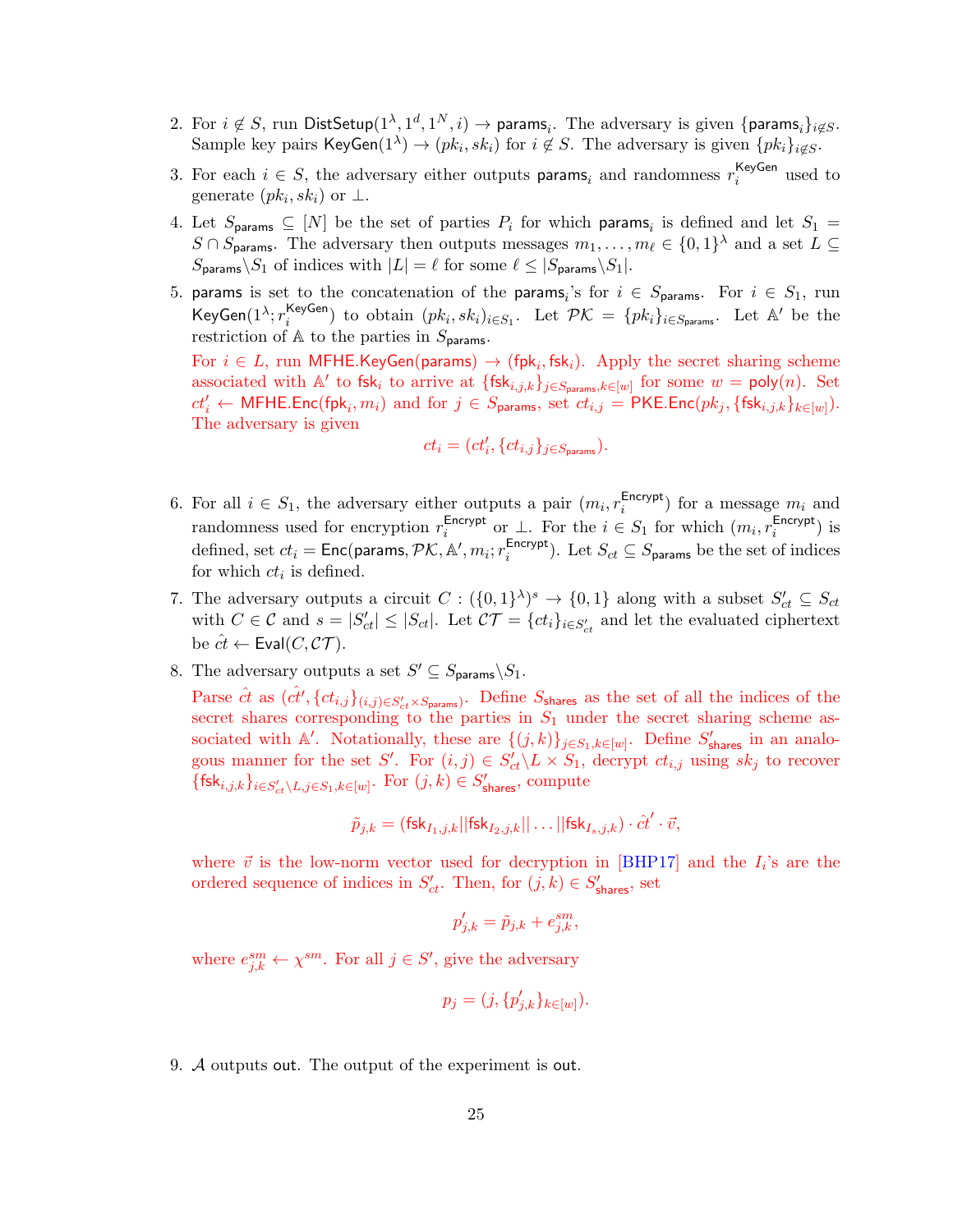2. For $i \notin S$, run $\mathsf{DistSetup}(1^\lambda, 1^d, 1^N, i) \to \mathsf{params}_i$. The adversary is given $\{\mathsf{params}_i\}_{i \notin S}$. Sample key pairs $\mathsf{KeyGen}(1^\lambda) \to (pk_i, sk_i)$ for $i \notin S$. The adversary is given $\{pk_i\}_{i \notin S}$.

3. For each $i \in S$, the adversary either outputs $\mathsf{params}_i$ and randomness $r_i^{\mathsf{KeyGen}}$ used to generate $(pk_i, sk_i)$ or $\perp$.

4. Let $S_{\mathsf{params}} \subseteq [N]$ be the set of parties $P_i$ for which $\mathsf{params}_i$ is defined and let $S_1 = S \cap S_{\mathsf{params}}$. The adversary then outputs messages $m_1, \ldots, m_\ell \in \{0,1\}^\lambda$ and a set $L \subseteq S_{\mathsf{params}} \backslash S_1$ of indices with $|L| = \ell$ for some $\ell \leq |S_{\mathsf{params}} \backslash S_1|$.

5. $\mathsf{params}$ is set to the concatenation of the $\mathsf{params}_i$'s for $i \in S_{\mathsf{params}}$. For $i \in S_1$, run $\mathsf{KeyGen}(1^\lambda; r_i^{\mathsf{KeyGen}})$ to obtain $(pk_i, sk_i)_{i \in S_1}$. Let $\mathcal{PK} = \{pk_i\}_{i \in S_{\mathsf{params}}}$. Let $\mathbb{A}'$ be the restriction of $\mathbb{A}$ to the parties in $S_{\mathsf{params}}$.

   For $i \in L$, run $\mathsf{MFHE.KeyGen}(\mathsf{params}) \to (\mathsf{fpk}_i, \mathsf{fsk}_i)$. Apply the secret sharing scheme associated with $\mathbb{A}'$ to $\mathsf{fsk}_i$ to arrive at $\{\mathsf{fsk}_{i,j,k}\}_{j \in S_{\mathsf{params}}, k \in [w]}$ for some $w = \mathsf{poly}(n)$. Set $ct'_i \leftarrow \mathsf{MFHE.Enc}(\mathsf{fpk}_i, m_i)$ and for $j \in S_{\mathsf{params}}$, set $ct_{i,j} = \mathsf{PKE.Enc}(pk_j, \{\mathsf{fsk}_{i,j,k}\}_{k \in [w]})$. The adversary is given

$$ct_i = (ct'_i, \{ct_{i,j}\}_{j \in S_{\mathsf{params}}}).$$

6. For all $i \in S_1$, the adversary either outputs a pair $(m_i, r_i^{\mathsf{Encrypt}})$ for a message $m_i$ and randomness used for encryption $r_i^{\mathsf{Encrypt}}$ or $\perp$. For the $i \in S_1$ for which $(m_i, r_i^{\mathsf{Encrypt}})$ is defined, set $ct_i = \mathsf{Enc}(\mathsf{params}, \mathcal{PK}, \mathbb{A}', m_i; r_i^{\mathsf{Encrypt}})$. Let $S_{ct} \subseteq S_{\mathsf{params}}$ be the set of indices for which $ct_i$ is defined.

7. The adversary outputs a circuit $C : (\{0,1\}^\lambda)^s \to \{0,1\}$ along with a subset $S'_{ct} \subseteq S_{ct}$ with $C \in \mathcal{C}$ and $s = |S'_{ct}| \leq |S_{ct}|$. Let $\mathcal{CT} = \{ct_i\}_{i \in S'_{ct}}$ and let the evaluated ciphertext be $\hat{ct} \leftarrow \mathsf{Eval}(C, \mathcal{CT})$.

8. The adversary outputs a set $S' \subseteq S_{\mathsf{params}} \backslash S_1$.

   Parse $\hat{ct}$ as $(\hat{ct}', \{ct_{i,j}\}_{(i,j) \in S'_{ct} \times S_{\mathsf{params}}})$. Define $S_{\mathsf{shares}}$ as the set of all the indices of the secret shares corresponding to the parties in $S_1$ under the secret sharing scheme associated with $\mathbb{A}'$. Notationally, these are $\{(j,k)\}_{j \in S_1, k \in [w]}$. Define $S'_{\mathsf{shares}}$ in an analogous manner for the set $S'$. For $(i,j) \in S'_{ct} \backslash L \times S_1$, decrypt $ct_{i,j}$ using $sk_j$ to recover $\{\mathsf{fsk}_{i,j,k}\}_{i \in S'_{ct} \backslash L, j \in S_1, k \in [w]}$. For $(j,k) \in S'_{\mathsf{shares}}$, compute

$$\tilde{p}_{j,k} = (\mathsf{fsk}_{I_1,j,k} || \mathsf{fsk}_{I_2,j,k} || \ldots || \mathsf{fsk}_{I_s,j,k}) \cdot \hat{ct}' \cdot \vec{v},$$

   where $\vec{v}$ is the low-norm vector used for decryption in [BHP17] and the $I_i$'s are the ordered sequence of indices in $S'_{ct}$. Then, for $(j,k) \in S'_{\mathsf{shares}}$, set

$$p'_{j,k} = \tilde{p}_{j,k} + e^{sm}_{j,k},$$

   where $e^{sm}_{j,k} \leftarrow \chi^{sm}$. For all $j \in S'$, give the adversary

$$p_j = (j, \{p'_{j,k}\}_{k \in [w]}).$$

9. $\mathcal{A}$ outputs $\mathsf{out}$. The output of the experiment is $\mathsf{out}$.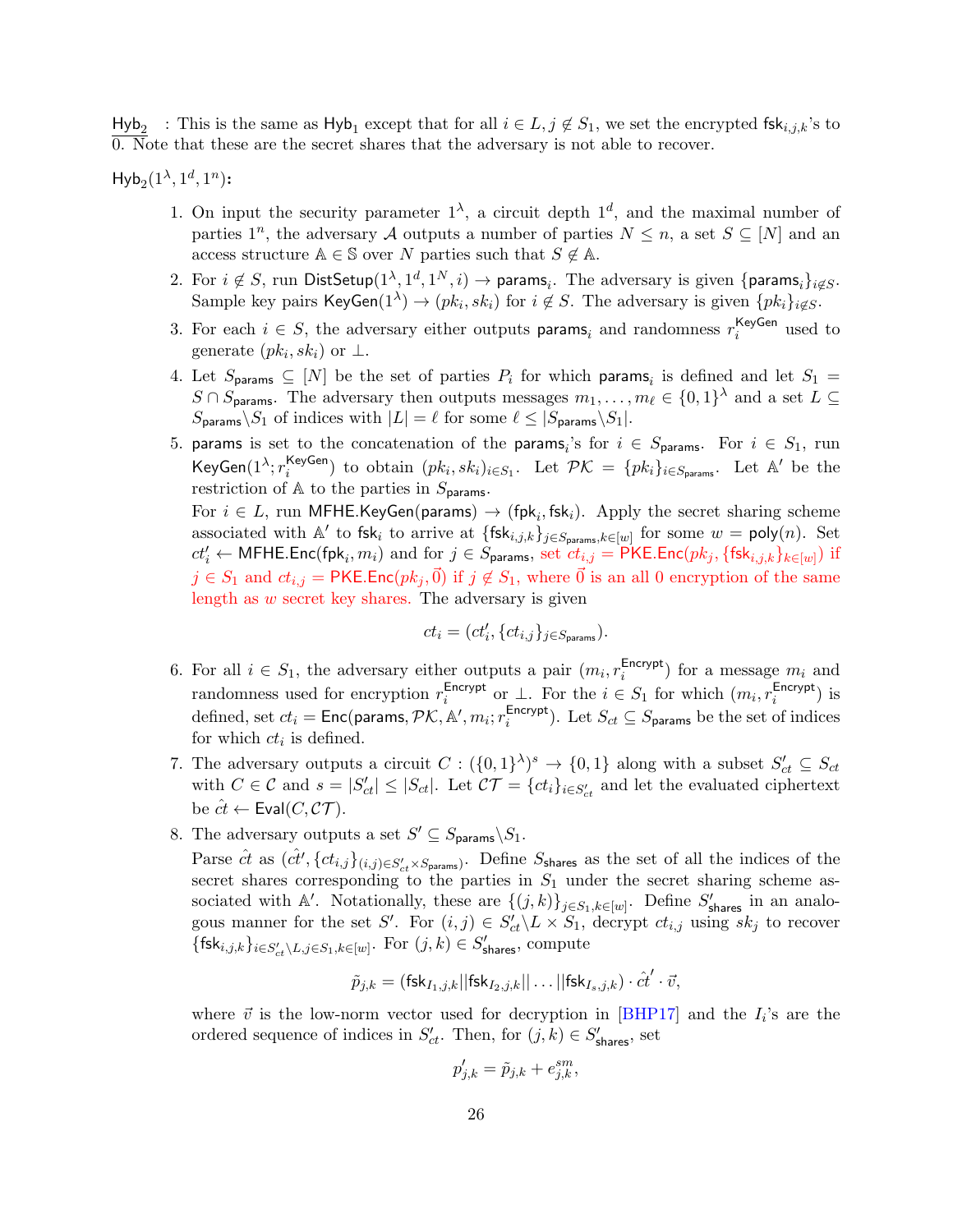$\underline{\mathsf{Hyb}_2}$ : This is the same as $\mathsf{Hyb}_1$ except that for all $i \in L, j \notin S_1$, we set the encrypted $\mathsf{fsk}_{i,j,k}$'s to 0. Note that these are the secret shares that the adversary is not able to recover.

$\mathsf{Hyb}_2(1^\lambda, 1^d, 1^n)$**:**

1. On input the security parameter $1^\lambda$, a circuit depth $1^d$, and the maximal number of parties $1^n$, the adversary $\mathcal{A}$ outputs a number of parties $N \leq n$, a set $S \subseteq [N]$ and an access structure $\mathbb{A} \in \mathbb{S}$ over $N$ parties such that $S \notin \mathbb{A}$.
2. For $i \notin S$, run $\mathsf{DistSetup}(1^\lambda, 1^d, 1^N, i) \to \mathsf{params}_i$. The adversary is given $\{\mathsf{params}_i\}_{i \notin S}$. Sample key pairs $\mathsf{KeyGen}(1^\lambda) \to (pk_i, sk_i)$ for $i \notin S$. The adversary is given $\{pk_i\}_{i \notin S}$.
3. For each $i \in S$, the adversary either outputs $\mathsf{params}_i$ and randomness $r_i^{\mathsf{KeyGen}}$ used to generate $(pk_i, sk_i)$ or $\perp$.
4. Let $S_{\mathsf{params}} \subseteq [N]$ be the set of parties $P_i$ for which $\mathsf{params}_i$ is defined and let $S_1 = S \cap S_{\mathsf{params}}$. The adversary then outputs messages $m_1, \ldots, m_\ell \in \{0,1\}^\lambda$ and a set $L \subseteq S_{\mathsf{params}} \backslash S_1$ of indices with $|L| = \ell$ for some $\ell \leq |S_{\mathsf{params}} \backslash S_1|$.
5. $\mathsf{params}$ is set to the concatenation of the $\mathsf{params}_i$'s for $i \in S_{\mathsf{params}}$. For $i \in S_1$, run $\mathsf{KeyGen}(1^\lambda; r_i^{\mathsf{KeyGen}})$ to obtain $(pk_i, sk_i)_{i \in S_1}$. Let $\mathcal{PK} = \{pk_i\}_{i \in S_{\mathsf{params}}}$. Let $\mathbb{A}'$ be the restriction of $\mathbb{A}$ to the parties in $S_{\mathsf{params}}$.
   For $i \in L$, run $\mathsf{MFHE.KeyGen}(\mathsf{params}) \to (\mathsf{fpk}_i, \mathsf{fsk}_i)$. Apply the secret sharing scheme associated with $\mathbb{A}'$ to $\mathsf{fsk}_i$ to arrive at $\{\mathsf{fsk}_{i,j,k}\}_{j \in S_{\mathsf{params}}, k \in [w]}$ for some $w = \mathsf{poly}(n)$. Set $ct'_i \leftarrow \mathsf{MFHE.Enc}(\mathsf{fpk}_i, m_i)$ and for $j \in S_{\mathsf{params}}$, set $ct_{i,j} = \mathsf{PKE.Enc}(pk_j, \{\mathsf{fsk}_{i,j,k}\}_{k \in [w]})$ if $j \in S_1$ and $ct_{i,j} = \mathsf{PKE.Enc}(pk_j, \vec{0})$ if $j \notin S_1$, where $\vec{0}$ is an all 0 encryption of the same length as $w$ secret key shares. The adversary is given
$$ct_i = (ct'_i, \{ct_{i,j}\}_{j \in S_{\mathsf{params}}}).$$
6. For all $i \in S_1$, the adversary either outputs a pair $(m_i, r_i^{\mathsf{Encrypt}})$ for a message $m_i$ and randomness used for encryption $r_i^{\mathsf{Encrypt}}$ or $\perp$. For the $i \in S_1$ for which $(m_i, r_i^{\mathsf{Encrypt}})$ is defined, set $ct_i = \mathsf{Enc}(\mathsf{params}, \mathcal{PK}, \mathbb{A}', m_i; r_i^{\mathsf{Encrypt}})$. Let $S_{ct} \subseteq S_{\mathsf{params}}$ be the set of indices for which $ct_i$ is defined.
7. The adversary outputs a circuit $C : (\{0,1\}^\lambda)^s \to \{0,1\}$ along with a subset $S'_{ct} \subseteq S_{ct}$ with $C \in \mathcal{C}$ and $s = |S'_{ct}| \leq |S_{ct}|$. Let $\mathcal{CT} = \{ct_i\}_{i \in S'_{ct}}$ and let the evaluated ciphertext be $\hat{ct} \leftarrow \mathsf{Eval}(C, \mathcal{CT})$.
8. The adversary outputs a set $S' \subseteq S_{\mathsf{params}} \backslash S_1$.
   Parse $\hat{ct}$ as $(\hat{ct}', \{ct_{i,j}\}_{(i,j) \in S'_{ct} \times S_{\mathsf{params}}})$. Define $S_{\mathsf{shares}}$ as the set of all the indices of the secret shares corresponding to the parties in $S_1$ under the secret sharing scheme associated with $\mathbb{A}'$. Notationally, these are $\{(j,k)\}_{j \in S_1, k \in [w]}$. Define $S'_{\mathsf{shares}}$ in an analogous manner for the set $S'$. For $(i,j) \in S'_{ct} \backslash L \times S_1$, decrypt $ct_{i,j}$ using $sk_j$ to recover $\{\mathsf{fsk}_{i,j,k}\}_{i \in S'_{ct} \backslash L, j \in S_1, k \in [w]}$. For $(j,k) \in S'_{\mathsf{shares}}$, compute
$$\tilde{p}_{j,k} = (\mathsf{fsk}_{I_1,j,k} || \mathsf{fsk}_{I_2,j,k} || \ldots || \mathsf{fsk}_{I_s,j,k}) \cdot \hat{ct}' \cdot \vec{v},$$
   where $\vec{v}$ is the low-norm vector used for decryption in [BHP17] and the $I_i$'s are the ordered sequence of indices in $S'_{ct}$. Then, for $(j,k) \in S'_{\mathsf{shares}}$, set
$$p'_{j,k} = \tilde{p}_{j,k} + e^{sm}_{j,k},$$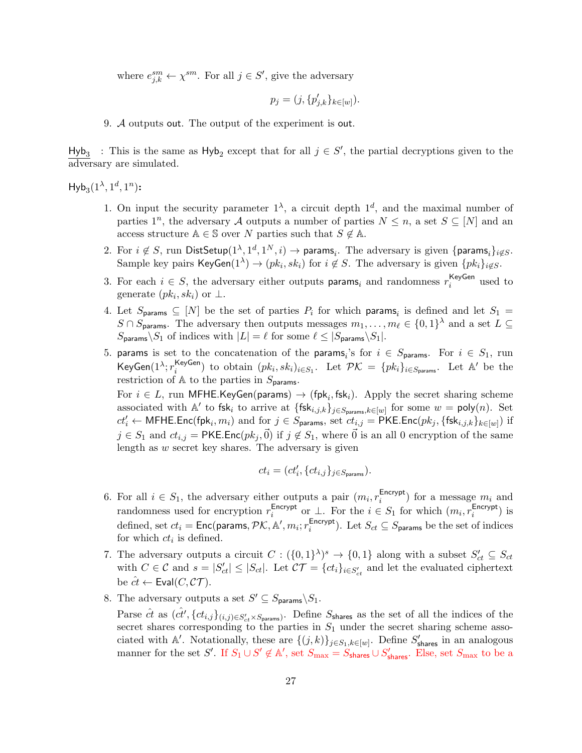where $e^{sm}_{j,k} \leftarrow \chi^{sm}$. For all $j \in S'$, give the adversary

$$p_j = (j, \{p'_{j,k}\}_{k \in [w]}).$$

9. $\mathcal{A}$ outputs $\mathsf{out}$. The output of the experiment is $\mathsf{out}$.

<u>$\mathsf{Hyb}_3$</u> : This is the same as $\mathsf{Hyb}_2$ except that for all $j \in S'$, the partial decryptions given to the adversary are simulated.

$\mathsf{Hyb}_3(1^\lambda, 1^d, 1^n)$**:**

1. On input the security parameter $1^\lambda$, a circuit depth $1^d$, and the maximal number of parties $1^n$, the adversary $\mathcal{A}$ outputs a number of parties $N \leq n$, a set $S \subseteq [N]$ and an access structure $\mathbb{A} \in \mathbb{S}$ over $N$ parties such that $S \notin \mathbb{A}$.
2. For $i \notin S$, run $\mathsf{DistSetup}(1^\lambda, 1^d, 1^N, i) \rightarrow \mathsf{params}_i$. The adversary is given $\{\mathsf{params}_i\}_{i \notin S}$. Sample key pairs $\mathsf{KeyGen}(1^\lambda) \rightarrow (pk_i, sk_i)$ for $i \notin S$. The adversary is given $\{pk_i\}_{i \notin S}$.
3. For each $i \in S$, the adversary either outputs $\mathsf{params}_i$ and randomness $r_i^{\mathsf{KeyGen}}$ used to generate $(pk_i, sk_i)$ or $\perp$.
4. Let $S_{\mathsf{params}} \subseteq [N]$ be the set of parties $P_i$ for which $\mathsf{params}_i$ is defined and let $S_1 = S \cap S_{\mathsf{params}}$. The adversary then outputs messages $m_1, \ldots, m_\ell \in \{0,1\}^\lambda$ and a set $L \subseteq S_{\mathsf{params}} \backslash S_1$ of indices with $|L| = \ell$ for some $\ell \leq |S_{\mathsf{params}} \backslash S_1|$.
5. $\mathsf{params}$ is set to the concatenation of the $\mathsf{params}_i$'s for $i \in S_{\mathsf{params}}$. For $i \in S_1$, run $\mathsf{KeyGen}(1^\lambda; r_i^{\mathsf{KeyGen}})$ to obtain $(pk_i, sk_i)_{i \in S_1}$. Let $\mathcal{PK} = \{pk_i\}_{i \in S_{\mathsf{params}}}$. Let $\mathbb{A}'$ be the restriction of $\mathbb{A}$ to the parties in $S_{\mathsf{params}}$.
   For $i \in L$, run $\mathsf{MFHE.KeyGen}(\mathsf{params}) \rightarrow (\mathsf{fpk}_i, \mathsf{fsk}_i)$. Apply the secret sharing scheme associated with $\mathbb{A}'$ to $\mathsf{fsk}_i$ to arrive at $\{\mathsf{fsk}_{i,j,k}\}_{j \in S_{\mathsf{params}}, k \in [w]}$ for some $w = \mathsf{poly}(n)$. Set $ct'_i \leftarrow \mathsf{MFHE.Enc}(\mathsf{fpk}_i, m_i)$ and for $j \in S_{\mathsf{params}}$, set $ct_{i,j} = \mathsf{PKE.Enc}(pk_j, \{\mathsf{fsk}_{i,j,k}\}_{k \in [w]})$ if $j \in S_1$ and $ct_{i,j} = \mathsf{PKE.Enc}(pk_j, \vec{0})$ if $j \notin S_1$, where $\vec{0}$ is an all 0 encryption of the same length as $w$ secret key shares. The adversary is given

$$ct_i = (ct'_i, \{ct_{i,j}\}_{j \in S_{\mathsf{params}}}).$$

6. For all $i \in S_1$, the adversary either outputs a pair $(m_i, r_i^{\mathsf{Encrypt}})$ for a message $m_i$ and randomness used for encryption $r_i^{\mathsf{Encrypt}}$ or $\perp$. For the $i \in S_1$ for which $(m_i, r_i^{\mathsf{Encrypt}})$ is defined, set $ct_i = \mathsf{Enc}(\mathsf{params}, \mathcal{PK}, \mathbb{A}', m_i; r_i^{\mathsf{Encrypt}})$. Let $S_{ct} \subseteq S_{\mathsf{params}}$ be the set of indices for which $ct_i$ is defined.
7. The adversary outputs a circuit $C : (\{0,1\}^\lambda)^s \rightarrow \{0,1\}$ along with a subset $S'_{ct} \subseteq S_{ct}$ with $C \in \mathcal{C}$ and $s = |S'_{ct}| \leq |S_{ct}|$. Let $\mathcal{CT} = \{ct_i\}_{i \in S'_{ct}}$ and let the evaluated ciphertext be $\hat{ct} \leftarrow \mathsf{Eval}(C, \mathcal{CT})$.
8. The adversary outputs a set $S' \subseteq S_{\mathsf{params}} \backslash S_1$.
   Parse $\hat{ct}$ as $(\hat{ct}', \{ct_{i,j}\}_{(i,j) \in S'_{ct} \times S_{\mathsf{params}}})$. Define $S_{\mathsf{shares}}$ as the set of all the indices of the secret shares corresponding to the parties in $S_1$ under the secret sharing scheme associated with $\mathbb{A}'$. Notationally, these are $\{(j,k)\}_{j \in S_1, k \in [w]}$. Define $S'_{\mathsf{shares}}$ in an analogous manner for the set $S'$. If $S_1 \cup S' \notin \mathbb{A}'$, set $S_{\max} = S_{\mathsf{shares}} \cup S'_{\mathsf{shares}}$. Else, set $S_{\max}$ to be a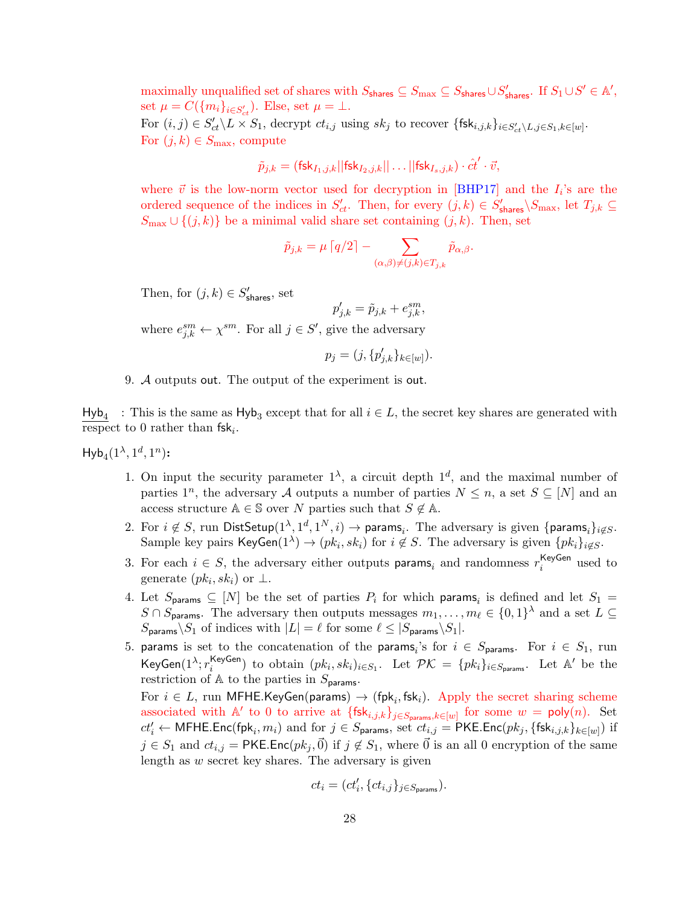maximally unqualified set of shares with $S_{\mathsf{shares}} \subseteq S_{\max} \subseteq S_{\mathsf{shares}} \cup S'_{\mathsf{shares}}$. If $S_1 \cup S' \in \mathbb{A}'$, set $\mu = C(\{m_i\}_{i \in S'_{ct}})$. Else, set $\mu = \bot$.

For $(i,j) \in S'_{ct} \backslash L \times S_1$, decrypt $ct_{i,j}$ using $sk_j$ to recover $\{\mathsf{fsk}_{i,j,k}\}_{i \in S'_{ct} \backslash L, j \in S_1, k \in [w]}$.

For $(j,k) \in S_{\max}$, compute

$$\tilde{p}_{j,k} = (\mathsf{fsk}_{I_1,j,k} || \mathsf{fsk}_{I_2,j,k} || \ldots || \mathsf{fsk}_{I_s,j,k}) \cdot \hat{ct}' \cdot \vec{v},$$

where $\vec{v}$ is the low-norm vector used for decryption in [BHP17] and the $I_i$'s are the ordered sequence of the indices in $S'_{ct}$. Then, for every $(j,k) \in S'_{\mathsf{shares}} \backslash S_{\max}$, let $T_{j,k} \subseteq S_{\max} \cup \{(j,k)\}$ be a minimal valid share set containing $(j,k)$. Then, set

$$\tilde{p}_{j,k} = \mu \lceil q/2 \rceil - \sum_{(\alpha,\beta) \neq (j,k) \in T_{j,k}} \tilde{p}_{\alpha,\beta}.$$

Then, for $(j,k) \in S'_{\mathsf{shares}}$, set

$$p'_{j,k} = \tilde{p}_{j,k} + e^{sm}_{j,k},$$

where $e^{sm}_{j,k} \leftarrow \chi^{sm}$. For all $j \in S'$, give the adversary

$$p_j = (j, \{p'_{j,k}\}_{k \in [w]}).$$

9. $\mathcal{A}$ outputs $\mathsf{out}$. The output of the experiment is $\mathsf{out}$.

$\underline{\mathsf{Hyb}_4}$ : This is the same as $\mathsf{Hyb}_3$ except that for all $i \in L$, the secret key shares are generated with respect to 0 rather than $\mathsf{fsk}_i$.

$\mathsf{Hyb}_4(1^\lambda, 1^d, 1^n)$**:**

1. On input the security parameter $1^\lambda$, a circuit depth $1^d$, and the maximal number of parties $1^n$, the adversary $\mathcal{A}$ outputs a number of parties $N \leq n$, a set $S \subseteq [N]$ and an access structure $\mathbb{A} \in \mathbb{S}$ over $N$ parties such that $S \notin \mathbb{A}$.
2. For $i \notin S$, run $\mathsf{DistSetup}(1^\lambda, 1^d, 1^N, i) \to \mathsf{params}_i$. The adversary is given $\{\mathsf{params}_i\}_{i \notin S}$. Sample key pairs $\mathsf{KeyGen}(1^\lambda) \to (pk_i, sk_i)$ for $i \notin S$. The adversary is given $\{pk_i\}_{i \notin S}$.
3. For each $i \in S$, the adversary either outputs $\mathsf{params}_i$ and randomness $r_i^{\mathsf{KeyGen}}$ used to generate $(pk_i, sk_i)$ or $\bot$.
4. Let $S_{\mathsf{params}} \subseteq [N]$ be the set of parties $P_i$ for which $\mathsf{params}_i$ is defined and let $S_1 = S \cap S_{\mathsf{params}}$. The adversary then outputs messages $m_1, \ldots, m_\ell \in \{0,1\}^\lambda$ and a set $L \subseteq S_{\mathsf{params}} \backslash S_1$ of indices with $|L| = \ell$ for some $\ell \leq |S_{\mathsf{params}} \backslash S_1|$.
5. $\mathsf{params}$ is set to the concatenation of the $\mathsf{params}_i$'s for $i \in S_{\mathsf{params}}$. For $i \in S_1$, run $\mathsf{KeyGen}(1^\lambda; r_i^{\mathsf{KeyGen}})$ to obtain $(pk_i, sk_i)_{i \in S_1}$. Let $\mathcal{PK} = \{pk_i\}_{i \in S_{\mathsf{params}}}$. Let $\mathbb{A}'$ be the restriction of $\mathbb{A}$ to the parties in $S_{\mathsf{params}}$.

   For $i \in L$, run $\mathsf{MFHE.KeyGen}(\mathsf{params}) \to (\mathsf{fpk}_i, \mathsf{fsk}_i)$. Apply the secret sharing scheme associated with $\mathbb{A}'$ to 0 to arrive at $\{\mathsf{fsk}_{i,j,k}\}_{j \in S_{\mathsf{params}}, k \in [w]}$ for some $w = \mathsf{poly}(n)$. Set $ct'_i \leftarrow \mathsf{MFHE.Enc}(\mathsf{fpk}_i, m_i)$ and for $j \in S_{\mathsf{params}}$, set $ct_{i,j} = \mathsf{PKE.Enc}(pk_j, \{\mathsf{fsk}_{i,j,k}\}_{k \in [w]})$ if $j \in S_1$ and $ct_{i,j} = \mathsf{PKE.Enc}(pk_j, \vec{0})$ if $j \notin S_1$, where $\vec{0}$ is an all 0 encryption of the same length as $w$ secret key shares. The adversary is given

$$ct_i = (ct'_i, \{ct_{i,j}\}_{j \in S_{\mathsf{params}}}).$$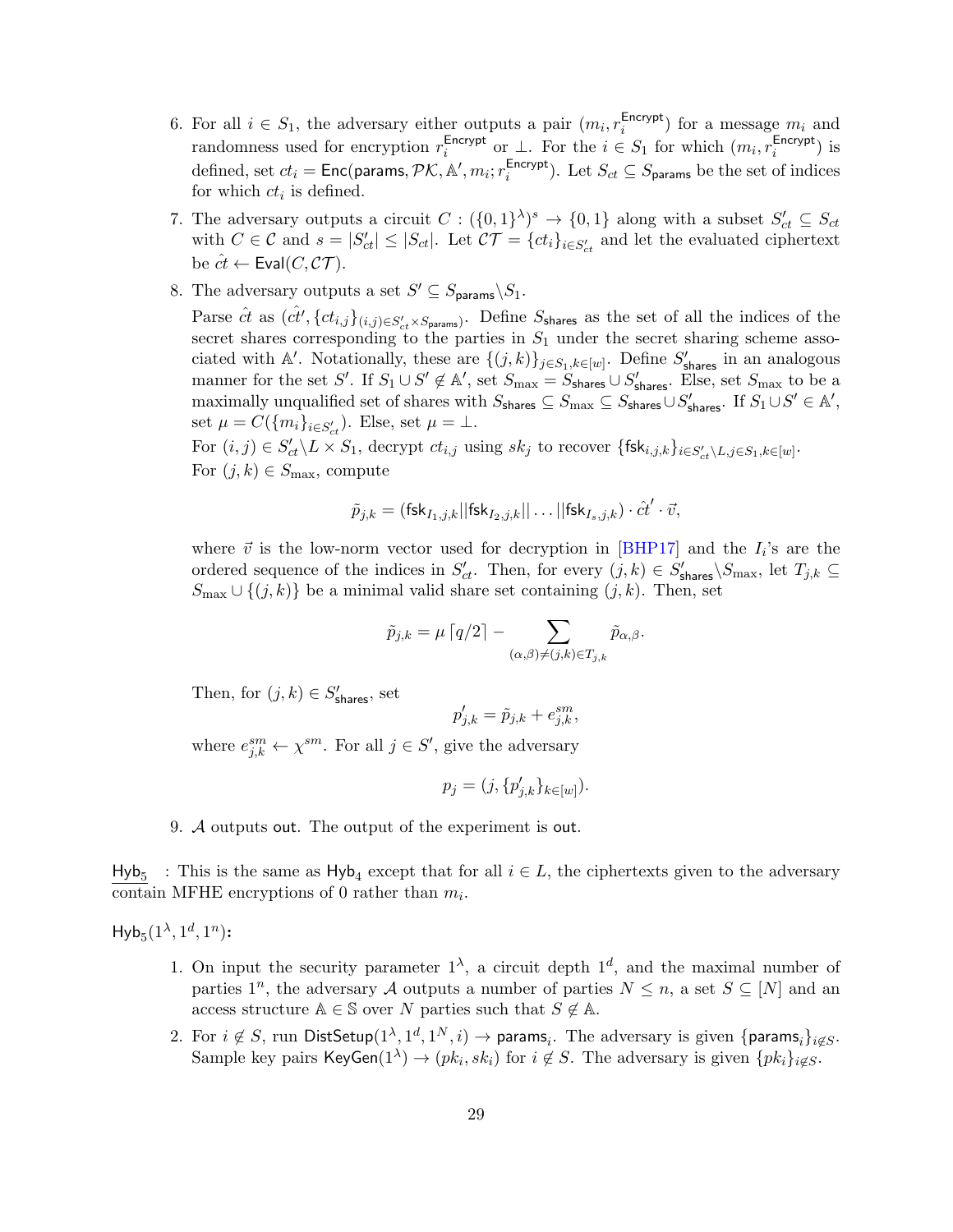6. For all $i \in S_1$, the adversary either outputs a pair $(m_i, r_i^{\mathsf{Encrypt}})$ for a message $m_i$ and randomness used for encryption $r_i^{\mathsf{Encrypt}}$ or $\perp$. For the $i \in S_1$ for which $(m_i, r_i^{\mathsf{Encrypt}})$ is defined, set $ct_i = \mathsf{Enc}(\mathsf{params}, \mathcal{PK}, \mathbb{A}', m_i; r_i^{\mathsf{Encrypt}})$. Let $S_{ct} \subseteq S_{\mathsf{params}}$ be the set of indices for which $ct_i$ is defined.

7. The adversary outputs a circuit $C : (\{0,1\}^\lambda)^s \to \{0,1\}$ along with a subset $S'_{ct} \subseteq S_{ct}$ with $C \in \mathcal{C}$ and $s = |S'_{ct}| \leq |S_{ct}|$. Let $\mathcal{CT} = \{ct_i\}_{i \in S'_{ct}}$ and let the evaluated ciphertext be $\hat{ct} \leftarrow \mathsf{Eval}(C, \mathcal{CT})$.

8. The adversary outputs a set $S' \subseteq S_{\mathsf{params}} \backslash S_1$.

   Parse $\hat{ct}$ as $(\hat{ct}', \{ct_{i,j}\}_{(i,j) \in S'_{ct} \times S_{\mathsf{params}}})$. Define $S_{\mathsf{shares}}$ as the set of all the indices of the secret shares corresponding to the parties in $S_1$ under the secret sharing scheme associated with $\mathbb{A}'$. Notationally, these are $\{(j,k)\}_{j \in S_1, k \in [w]}$. Define $S'_{\mathsf{shares}}$ in an analogous manner for the set $S'$. If $S_1 \cup S' \notin \mathbb{A}'$, set $S_{\max} = S_{\mathsf{shares}} \cup S'_{\mathsf{shares}}$. Else, set $S_{\max}$ to be a maximally unqualified set of shares with $S_{\mathsf{shares}} \subseteq S_{\max} \subseteq S_{\mathsf{shares}} \cup S'_{\mathsf{shares}}$. If $S_1 \cup S' \in \mathbb{A}'$, set $\mu = C(\{m_i\}_{i \in S'_{ct}})$. Else, set $\mu = \perp$.

   For $(i,j) \in S'_{ct} \backslash L \times S_1$, decrypt $ct_{i,j}$ using $sk_j$ to recover $\{\mathsf{fsk}_{i,j,k}\}_{i \in S'_{ct} \backslash L, j \in S_1, k \in [w]}$.

   For $(j,k) \in S_{\max}$, compute

   $$\tilde{p}_{j,k} = (\mathsf{fsk}_{I_1,j,k} || \mathsf{fsk}_{I_2,j,k} || \ldots || \mathsf{fsk}_{I_s,j,k}) \cdot \hat{ct}' \cdot \vec{v},$$

   where $\vec{v}$ is the low-norm vector used for decryption in [BHP17] and the $I_i$'s are the ordered sequence of the indices in $S'_{ct}$. Then, for every $(j,k) \in S'_{\mathsf{shares}} \backslash S_{\max}$, let $T_{j,k} \subseteq S_{\max} \cup \{(j,k)\}$ be a minimal valid share set containing $(j,k)$. Then, set

   $$\tilde{p}_{j,k} = \mu \lceil q/2 \rceil - \sum_{(\alpha,\beta) \neq (j,k) \in T_{j,k}} \tilde{p}_{\alpha,\beta}.$$

   Then, for $(j,k) \in S'_{\mathsf{shares}}$, set

   $$p'_{j,k} = \tilde{p}_{j,k} + e^{sm}_{j,k},$$

   where $e^{sm}_{j,k} \leftarrow \chi^{sm}$. For all $j \in S'$, give the adversary

   $$p_j = (j, \{p'_{j,k}\}_{k \in [w]}).$$

9. $\mathcal{A}$ outputs $\mathsf{out}$. The output of the experiment is $\mathsf{out}$.

$\underline{\mathsf{Hyb}_5}$ : This is the same as $\mathsf{Hyb}_4$ except that for all $i \in L$, the ciphertexts given to the adversary contain MFHE encryptions of 0 rather than $m_i$.

$\mathsf{Hyb}_5(1^\lambda, 1^d, 1^n)$**:**

1. On input the security parameter $1^\lambda$, a circuit depth $1^d$, and the maximal number of parties $1^n$, the adversary $\mathcal{A}$ outputs a number of parties $N \leq n$, a set $S \subseteq [N]$ and an access structure $\mathbb{A} \in \mathbb{S}$ over $N$ parties such that $S \notin \mathbb{A}$.

2. For $i \notin S$, run $\mathsf{DistSetup}(1^\lambda, 1^d, 1^N, i) \to \mathsf{params}_i$. The adversary is given $\{\mathsf{params}_i\}_{i \notin S}$. Sample key pairs $\mathsf{KeyGen}(1^\lambda) \to (pk_i, sk_i)$ for $i \notin S$. The adversary is given $\{pk_i\}_{i \notin S}$.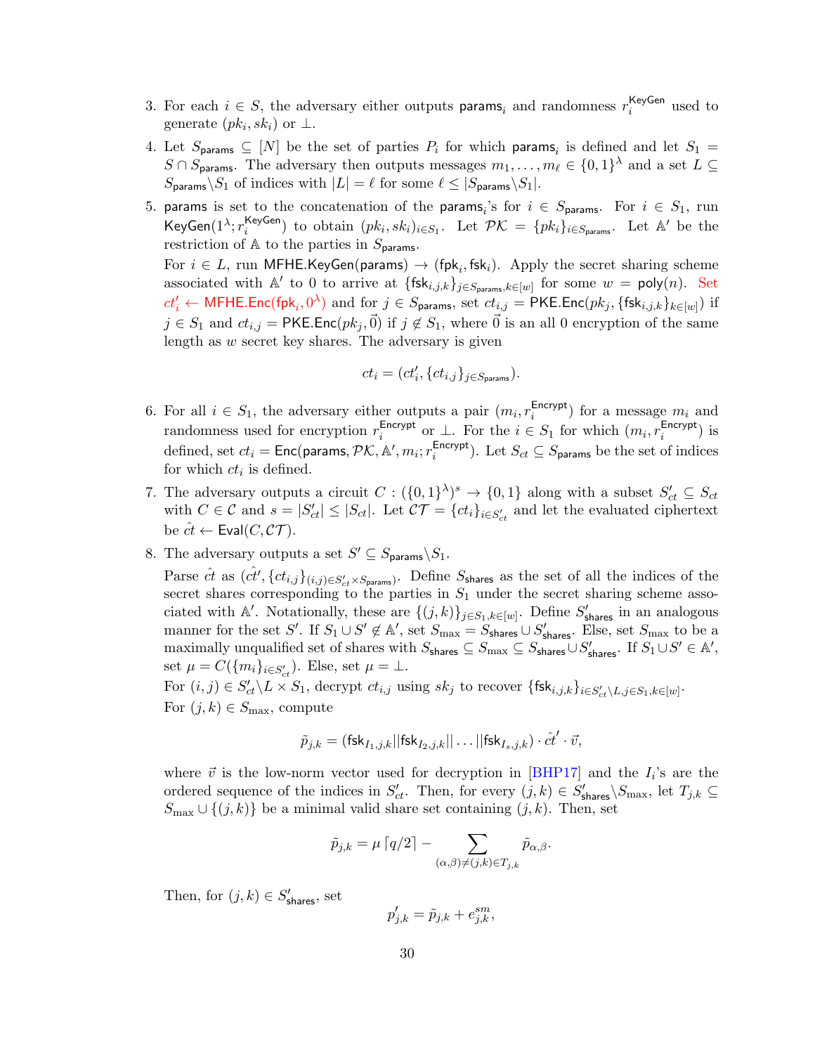3. For each $i \in S$, the adversary either outputs $\mathsf{params}_i$ and randomness $r_i^{\mathsf{KeyGen}}$ used to generate $(pk_i, sk_i)$ or $\perp$.

4. Let $S_{\mathsf{params}} \subseteq [N]$ be the set of parties $P_i$ for which $\mathsf{params}_i$ is defined and let $S_1 = S \cap S_{\mathsf{params}}$. The adversary then outputs messages $m_1, \ldots, m_\ell \in \{0,1\}^\lambda$ and a set $L \subseteq S_{\mathsf{params}} \backslash S_1$ of indices with $|L| = \ell$ for some $\ell \leq |S_{\mathsf{params}} \backslash S_1|$.

5. $\mathsf{params}$ is set to the concatenation of the $\mathsf{params}_i$'s for $i \in S_{\mathsf{params}}$. For $i \in S_1$, run $\mathsf{KeyGen}(1^\lambda; r_i^{\mathsf{KeyGen}})$ to obtain $(pk_i, sk_i)_{i \in S_1}$. Let $\mathcal{PK} = \{pk_i\}_{i \in S_{\mathsf{params}}}$. Let $\mathbb{A}'$ be the restriction of $\mathbb{A}$ to the parties in $S_{\mathsf{params}}$.
   For $i \in L$, run $\mathsf{MFHE.KeyGen}(\mathsf{params}) \to (\mathsf{fpk}_i, \mathsf{fsk}_i)$. Apply the secret sharing scheme associated with $\mathbb{A}'$ to 0 to arrive at $\{\mathsf{fsk}_{i,j,k}\}_{j \in S_{\mathsf{params}}, k \in [w]}$ for some $w = \mathsf{poly}(n)$. Set $ct_i' \leftarrow \mathsf{MFHE.Enc}(\mathsf{fpk}_i, 0^\lambda)$ and for $j \in S_{\mathsf{params}}$, set $ct_{i,j} = \mathsf{PKE.Enc}(pk_j, \{\mathsf{fsk}_{i,j,k}\}_{k \in [w]})$ if $j \in S_1$ and $ct_{i,j} = \mathsf{PKE.Enc}(pk_j, \vec{0})$ if $j \notin S_1$, where $\vec{0}$ is an all 0 encryption of the same length as $w$ secret key shares. The adversary is given
$$ct_i = (ct_i', \{ct_{i,j}\}_{j \in S_{\mathsf{params}}}).$$

6. For all $i \in S_1$, the adversary either outputs a pair $(m_i, r_i^{\mathsf{Encrypt}})$ for a message $m_i$ and randomness used for encryption $r_i^{\mathsf{Encrypt}}$ or $\perp$. For the $i \in S_1$ for which $(m_i, r_i^{\mathsf{Encrypt}})$ is defined, set $ct_i = \mathsf{Enc}(\mathsf{params}, \mathcal{PK}, \mathbb{A}', m_i; r_i^{\mathsf{Encrypt}})$. Let $S_{ct} \subseteq S_{\mathsf{params}}$ be the set of indices for which $ct_i$ is defined.

7. The adversary outputs a circuit $C : (\{0,1\}^\lambda)^s \to \{0,1\}$ along with a subset $S_{ct}' \subseteq S_{ct}$ with $C \in \mathcal{C}$ and $s = |S_{ct}'| \leq |S_{ct}|$. Let $\mathcal{CT} = \{ct_i\}_{i \in S_{ct}'}$ and let the evaluated ciphertext be $\hat{ct} \leftarrow \mathsf{Eval}(C, \mathcal{CT})$.

8. The adversary outputs a set $S' \subseteq S_{\mathsf{params}} \backslash S_1$.
   Parse $\hat{ct}$ as $(\hat{ct}', \{ct_{i,j}\}_{(i,j) \in S_{ct}' \times S_{\mathsf{params}}})$. Define $S_{\mathsf{shares}}$ as the set of all the indices of the secret shares corresponding to the parties in $S_1$ under the secret sharing scheme associated with $\mathbb{A}'$. Notationally, these are $\{(j,k)\}_{j \in S_1, k \in [w]}$. Define $S_{\mathsf{shares}}'$ in an analogous manner for the set $S'$. If $S_1 \cup S' \notin \mathbb{A}'$, set $S_{\max} = S_{\mathsf{shares}} \cup S_{\mathsf{shares}}'$. Else, set $S_{\max}$ to be a maximally unqualified set of shares with $S_{\mathsf{shares}} \subseteq S_{\max} \subseteq S_{\mathsf{shares}} \cup S_{\mathsf{shares}}'$. If $S_1 \cup S' \in \mathbb{A}'$, set $\mu = C(\{m_i\}_{i \in S_{ct}'})$. Else, set $\mu = \perp$.
   For $(i,j) \in S_{ct}' \backslash L \times S_1$, decrypt $ct_{i,j}$ using $sk_j$ to recover $\{\mathsf{fsk}_{i,j,k}\}_{i \in S_{ct}' \backslash L, j \in S_1, k \in [w]}$.
   For $(j,k) \in S_{\max}$, compute
$$\tilde{p}_{j,k} = (\mathsf{fsk}_{I_1,j,k} || \mathsf{fsk}_{I_2,j,k} || \ldots || \mathsf{fsk}_{I_s,j,k}) \cdot \hat{ct}' \cdot \vec{v},$$
   where $\vec{v}$ is the low-norm vector used for decryption in [BHP17] and the $I_i$'s are the ordered sequence of the indices in $S_{ct}'$. Then, for every $(j,k) \in S_{\mathsf{shares}}' \backslash S_{\max}$, let $T_{j,k} \subseteq S_{\max} \cup \{(j,k)\}$ be a minimal valid share set containing $(j,k)$. Then, set
$$\tilde{p}_{j,k} = \mu \lceil q/2 \rceil - \sum_{(\alpha,\beta) \neq (j,k) \in T_{j,k}} \tilde{p}_{\alpha,\beta}.$$
   Then, for $(j,k) \in S_{\mathsf{shares}}'$, set
$$p_{j,k}' = \tilde{p}_{j,k} + e_{j,k}^{sm},$$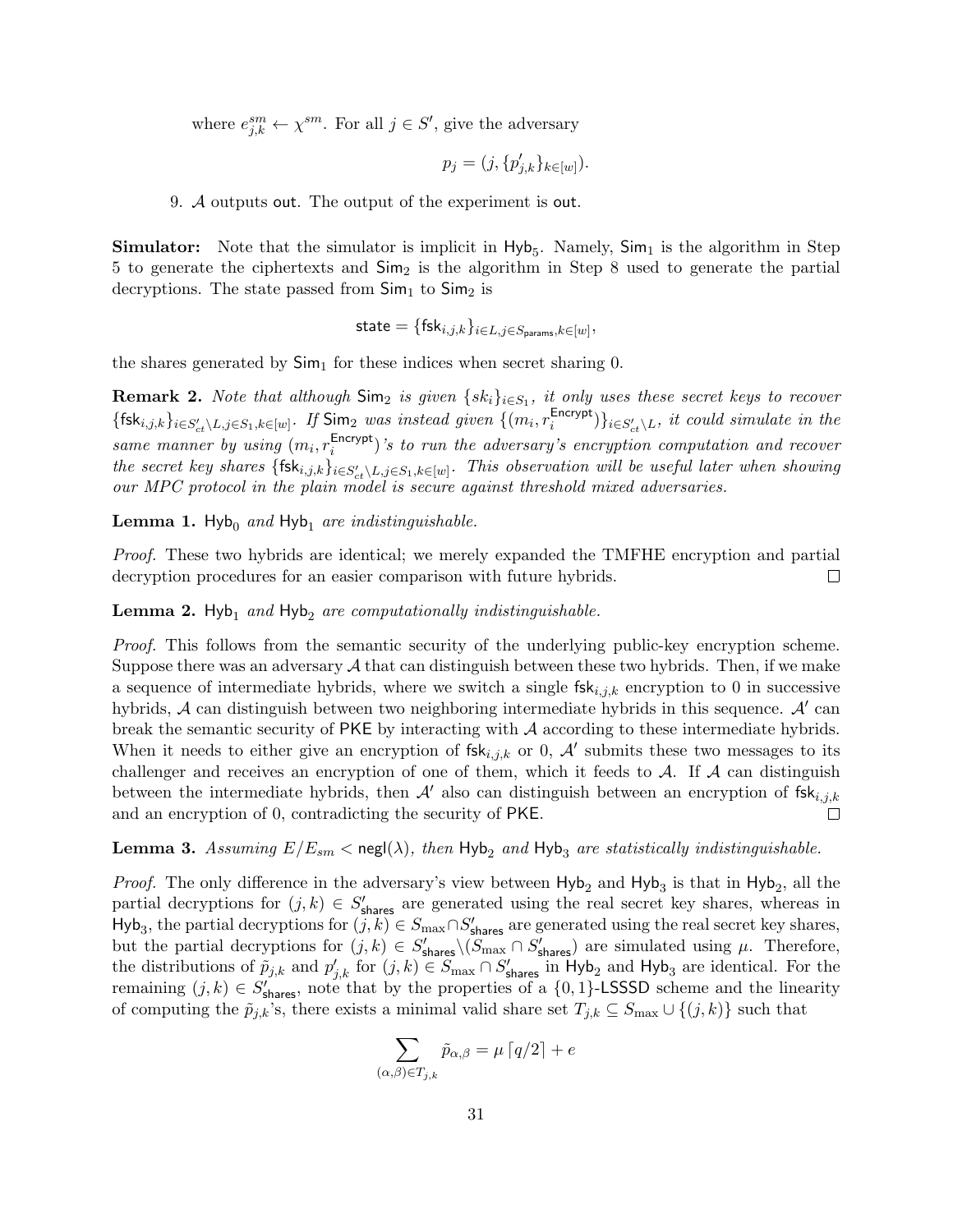where $e^{sm}_{j,k} \leftarrow \chi^{sm}$. For all $j \in S'$, give the adversary

$$p_j = (j, \{p'_{j,k}\}_{k\in[w]}).$$

9. $\mathcal{A}$ outputs $\mathsf{out}$. The output of the experiment is $\mathsf{out}$.

**Simulator:** Note that the simulator is implicit in $\mathsf{Hyb}_5$. Namely, $\mathsf{Sim}_1$ is the algorithm in Step 5 to generate the ciphertexts and $\mathsf{Sim}_2$ is the algorithm in Step 8 used to generate the partial decryptions. The state passed from $\mathsf{Sim}_1$ to $\mathsf{Sim}_2$ is

$$\mathsf{state} = \{\mathsf{fsk}_{i,j,k}\}_{i\in L, j\in S_{\mathsf{params}}, k\in[w]},$$

the shares generated by $\mathsf{Sim}_1$ for these indices when secret sharing 0.

**Remark 2.** *Note that although $\mathsf{Sim}_2$ is given $\{sk_i\}_{i\in S_1}$, it only uses these secret keys to recover $\{\mathsf{fsk}_{i,j,k}\}_{i\in S'_{ct}\setminus L, j\in S_1, k\in[w]}$. If $\mathsf{Sim}_2$ was instead given $\{(m_i, r_i^{\mathsf{Encrypt}})\}_{i\in S'_{ct}\setminus L}$, it could simulate in the same manner by using $(m_i, r_i^{\mathsf{Encrypt}})$'s to run the adversary's encryption computation and recover the secret key shares $\{\mathsf{fsk}_{i,j,k}\}_{i\in S'_{ct}\setminus L, j\in S_1, k\in[w]}$. This observation will be useful later when showing our MPC protocol in the plain model is secure against threshold mixed adversaries.*

**Lemma 1.** *$\mathsf{Hyb}_0$ and $\mathsf{Hyb}_1$ are indistinguishable.*

*Proof.* These two hybrids are identical; we merely expanded the TMFHE encryption and partial decryption procedures for an easier comparison with future hybrids. □

**Lemma 2.** *$\mathsf{Hyb}_1$ and $\mathsf{Hyb}_2$ are computationally indistinguishable.*

*Proof.* This follows from the semantic security of the underlying public-key encryption scheme. Suppose there was an adversary $\mathcal{A}$ that can distinguish between these two hybrids. Then, if we make a sequence of intermediate hybrids, where we switch a single $\mathsf{fsk}_{i,j,k}$ encryption to 0 in successive hybrids, $\mathcal{A}$ can distinguish between two neighboring intermediate hybrids in this sequence. $\mathcal{A}'$ can break the semantic security of $\mathsf{PKE}$ by interacting with $\mathcal{A}$ according to these intermediate hybrids. When it needs to either give an encryption of $\mathsf{fsk}_{i,j,k}$ or 0, $\mathcal{A}'$ submits these two messages to its challenger and receives an encryption of one of them, which it feeds to $\mathcal{A}$. If $\mathcal{A}$ can distinguish between the intermediate hybrids, then $\mathcal{A}'$ also can distinguish between an encryption of $\mathsf{fsk}_{i,j,k}$ and an encryption of 0, contradicting the security of $\mathsf{PKE}$. □

**Lemma 3.** *Assuming $E/E_{sm} < \mathsf{negl}(\lambda)$, then $\mathsf{Hyb}_2$ and $\mathsf{Hyb}_3$ are statistically indistinguishable.*

*Proof.* The only difference in the adversary's view between $\mathsf{Hyb}_2$ and $\mathsf{Hyb}_3$ is that in $\mathsf{Hyb}_2$, all the partial decryptions for $(j,k) \in S'_{\mathsf{shares}}$ are generated using the real secret key shares, whereas in $\mathsf{Hyb}_3$, the partial decryptions for $(j,k) \in S_{\max} \cap S'_{\mathsf{shares}}$ are generated using the real secret key shares, but the partial decryptions for $(j,k) \in S'_{\mathsf{shares}} \setminus (S_{\max} \cap S'_{\mathsf{shares}})$ are simulated using $\mu$. Therefore, the distributions of $\tilde{p}_{j,k}$ and $p'_{j,k}$ for $(j,k) \in S_{\max} \cap S'_{\mathsf{shares}}$ in $\mathsf{Hyb}_2$ and $\mathsf{Hyb}_3$ are identical. For the remaining $(j,k) \in S'_{\mathsf{shares}}$, note that by the properties of a $\{0,1\}$-$\mathsf{LSSSD}$ scheme and the linearity of computing the $\tilde{p}_{j,k}$'s, there exists a minimal valid share set $T_{j,k} \subseteq S_{\max} \cup \{(j,k)\}$ such that

$$\sum_{(\alpha,\beta)\in T_{j,k}} \tilde{p}_{\alpha,\beta} = \mu \lceil q/2 \rceil + e$$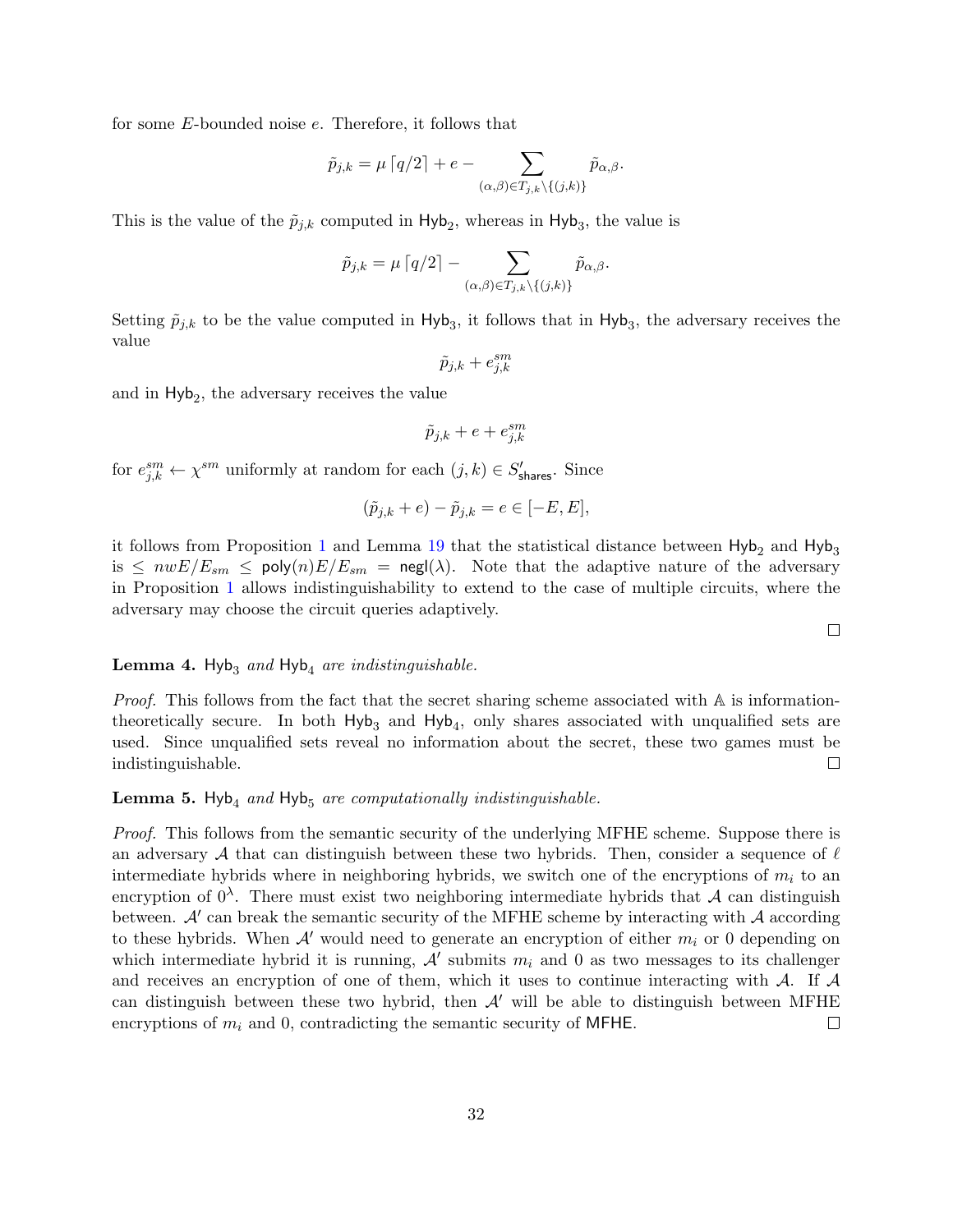for some $E$-bounded noise $e$. Therefore, it follows that

$$\tilde{p}_{j,k} = \mu \lceil q/2 \rceil + e - \sum_{(\alpha,\beta) \in T_{j,k} \setminus \{(j,k)\}} \tilde{p}_{\alpha,\beta}.$$

This is the value of the $\tilde{p}_{j,k}$ computed in $\mathsf{Hyb}_2$, whereas in $\mathsf{Hyb}_3$, the value is

$$\tilde{p}_{j,k} = \mu \lceil q/2 \rceil - \sum_{(\alpha,\beta) \in T_{j,k} \setminus \{(j,k)\}} \tilde{p}_{\alpha,\beta}.$$

Setting $\tilde{p}_{j,k}$ to be the value computed in $\mathsf{Hyb}_3$, it follows that in $\mathsf{Hyb}_3$, the adversary receives the value

$$\tilde{p}_{j,k} + e^{sm}_{j,k}$$

and in $\mathsf{Hyb}_2$, the adversary receives the value

$$\tilde{p}_{j,k} + e + e^{sm}_{j,k}$$

for $e^{sm}_{j,k} \leftarrow \chi^{sm}$ uniformly at random for each $(j,k) \in S'_{\mathsf{shares}}$. Since

$$(\tilde{p}_{j,k} + e) - \tilde{p}_{j,k} = e \in [-E, E],$$

it follows from Proposition 1 and Lemma 19 that the statistical distance between $\mathsf{Hyb}_2$ and $\mathsf{Hyb}_3$ is $\leq nwE/E_{sm} \leq \mathsf{poly}(n)E/E_{sm} = \mathsf{negl}(\lambda)$. Note that the adaptive nature of the adversary in Proposition 1 allows indistinguishability to extend to the case of multiple circuits, where the adversary may choose the circuit queries adaptively.

□

**Lemma 4.** *$\mathsf{Hyb}_3$ and $\mathsf{Hyb}_4$ are indistinguishable.*

*Proof.* This follows from the fact that the secret sharing scheme associated with $\mathbb{A}$ is information-theoretically secure. In both $\mathsf{Hyb}_3$ and $\mathsf{Hyb}_4$, only shares associated with unqualified sets are used. Since unqualified sets reveal no information about the secret, these two games must be indistinguishable. □

**Lemma 5.** *$\mathsf{Hyb}_4$ and $\mathsf{Hyb}_5$ are computationally indistinguishable.*

*Proof.* This follows from the semantic security of the underlying MFHE scheme. Suppose there is an adversary $\mathcal{A}$ that can distinguish between these two hybrids. Then, consider a sequence of $\ell$ intermediate hybrids where in neighboring hybrids, we switch one of the encryptions of $m_i$ to an encryption of $0^\lambda$. There must exist two neighboring intermediate hybrids that $\mathcal{A}$ can distinguish between. $\mathcal{A}'$ can break the semantic security of the MFHE scheme by interacting with $\mathcal{A}$ according to these hybrids. When $\mathcal{A}'$ would need to generate an encryption of either $m_i$ or 0 depending on which intermediate hybrid it is running, $\mathcal{A}'$ submits $m_i$ and 0 as two messages to its challenger and receives an encryption of one of them, which it uses to continue interacting with $\mathcal{A}$. If $\mathcal{A}$ can distinguish between these two hybrid, then $\mathcal{A}'$ will be able to distinguish between MFHE encryptions of $m_i$ and 0, contradicting the semantic security of $\mathsf{MFHE}$. □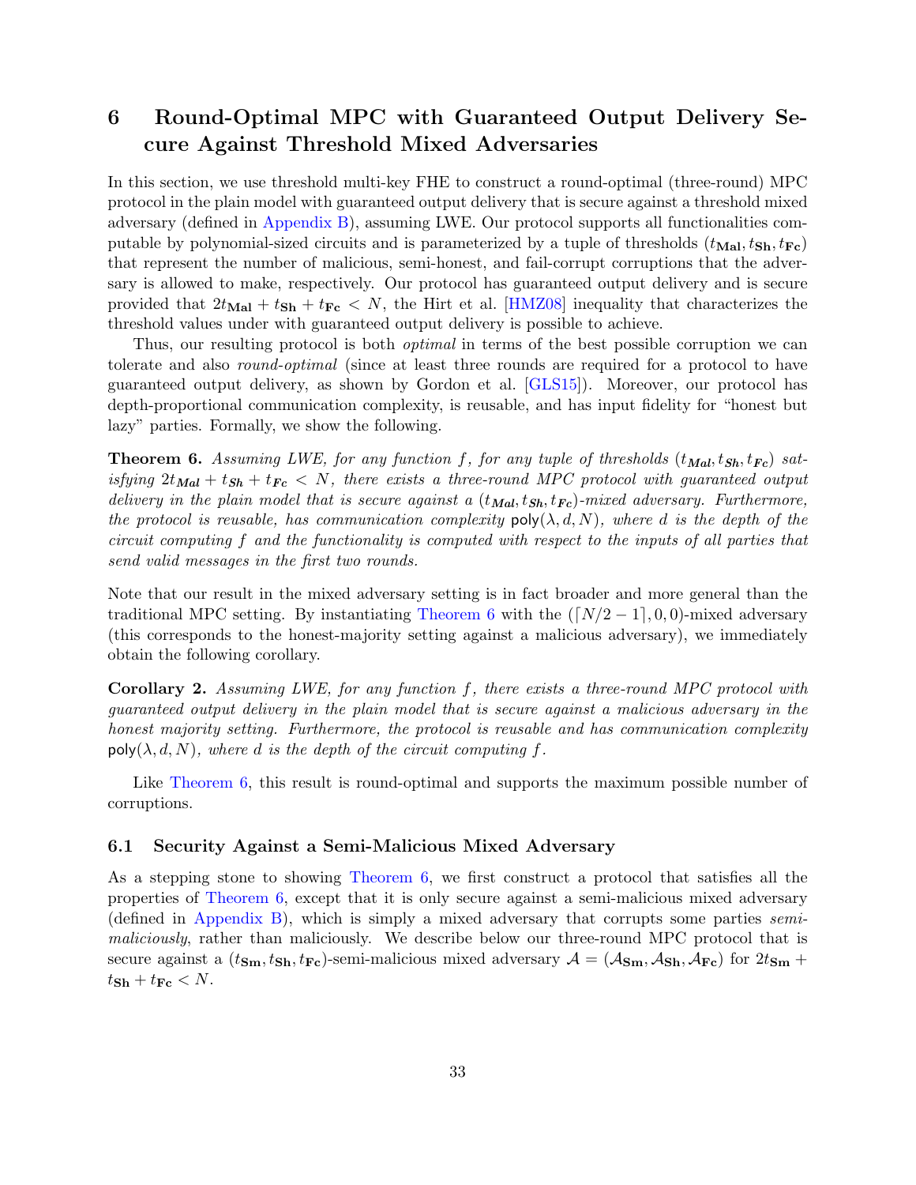# 6 Round-Optimal MPC with Guaranteed Output Delivery Secure Against Threshold Mixed Adversaries

In this section, we use threshold multi-key FHE to construct a round-optimal (three-round) MPC protocol in the plain model with guaranteed output delivery that is secure against a threshold mixed adversary (defined in Appendix B), assuming LWE. Our protocol supports all functionalities computable by polynomial-sized circuits and is parameterized by a tuple of thresholds $(t_{\mathbf{Mal}}, t_{\mathbf{Sh}}, t_{\mathbf{Fc}})$ that represent the number of malicious, semi-honest, and fail-corrupt corruptions that the adversary is allowed to make, respectively. Our protocol has guaranteed output delivery and is secure provided that $2t_{\mathbf{Mal}} + t_{\mathbf{Sh}} + t_{\mathbf{Fc}} < N$, the Hirt et al. [HMZ08] inequality that characterizes the threshold values under with guaranteed output delivery is possible to achieve.

Thus, our resulting protocol is both *optimal* in terms of the best possible corruption we can tolerate and also *round-optimal* (since at least three rounds are required for a protocol to have guaranteed output delivery, as shown by Gordon et al. [GLS15]). Moreover, our protocol has depth-proportional communication complexity, is reusable, and has input fidelity for "honest but lazy" parties. Formally, we show the following.

**Theorem 6.** *Assuming LWE, for any function $f$, for any tuple of thresholds $(t_{\mathbf{Mal}}, t_{\mathbf{Sh}}, t_{\mathbf{Fc}})$ satisfying $2t_{\mathbf{Mal}} + t_{\mathbf{Sh}} + t_{\mathbf{Fc}} < N$, there exists a three-round MPC protocol with guaranteed output delivery in the plain model that is secure against a $(t_{\mathbf{Mal}}, t_{\mathbf{Sh}}, t_{\mathbf{Fc}})$-mixed adversary. Furthermore, the protocol is reusable, has communication complexity $\mathsf{poly}(\lambda, d, N)$, where $d$ is the depth of the circuit computing $f$ and the functionality is computed with respect to the inputs of all parties that send valid messages in the first two rounds.*

Note that our result in the mixed adversary setting is in fact broader and more general than the traditional MPC setting. By instantiating Theorem 6 with the $(\lceil N/2 - 1\rceil, 0, 0)$-mixed adversary (this corresponds to the honest-majority setting against a malicious adversary), we immediately obtain the following corollary.

**Corollary 2.** *Assuming LWE, for any function $f$, there exists a three-round MPC protocol with guaranteed output delivery in the plain model that is secure against a malicious adversary in the honest majority setting. Furthermore, the protocol is reusable and has communication complexity $\mathsf{poly}(\lambda, d, N)$, where $d$ is the depth of the circuit computing $f$.*

Like Theorem 6, this result is round-optimal and supports the maximum possible number of corruptions.

## 6.1 Security Against a Semi-Malicious Mixed Adversary

As a stepping stone to showing Theorem 6, we first construct a protocol that satisfies all the properties of Theorem 6, except that it is only secure against a semi-malicious mixed adversary (defined in Appendix B), which is simply a mixed adversary that corrupts some parties *semi-maliciously*, rather than maliciously. We describe below our three-round MPC protocol that is secure against a $(t_{\mathbf{Sm}}, t_{\mathbf{Sh}}, t_{\mathbf{Fc}})$-semi-malicious mixed adversary $\mathcal{A} = (\mathcal{A}_{\mathbf{Sm}}, \mathcal{A}_{\mathbf{Sh}}, \mathcal{A}_{\mathbf{Fc}})$ for $2t_{\mathbf{Sm}} + t_{\mathbf{Sh}} + t_{\mathbf{Fc}} < N$.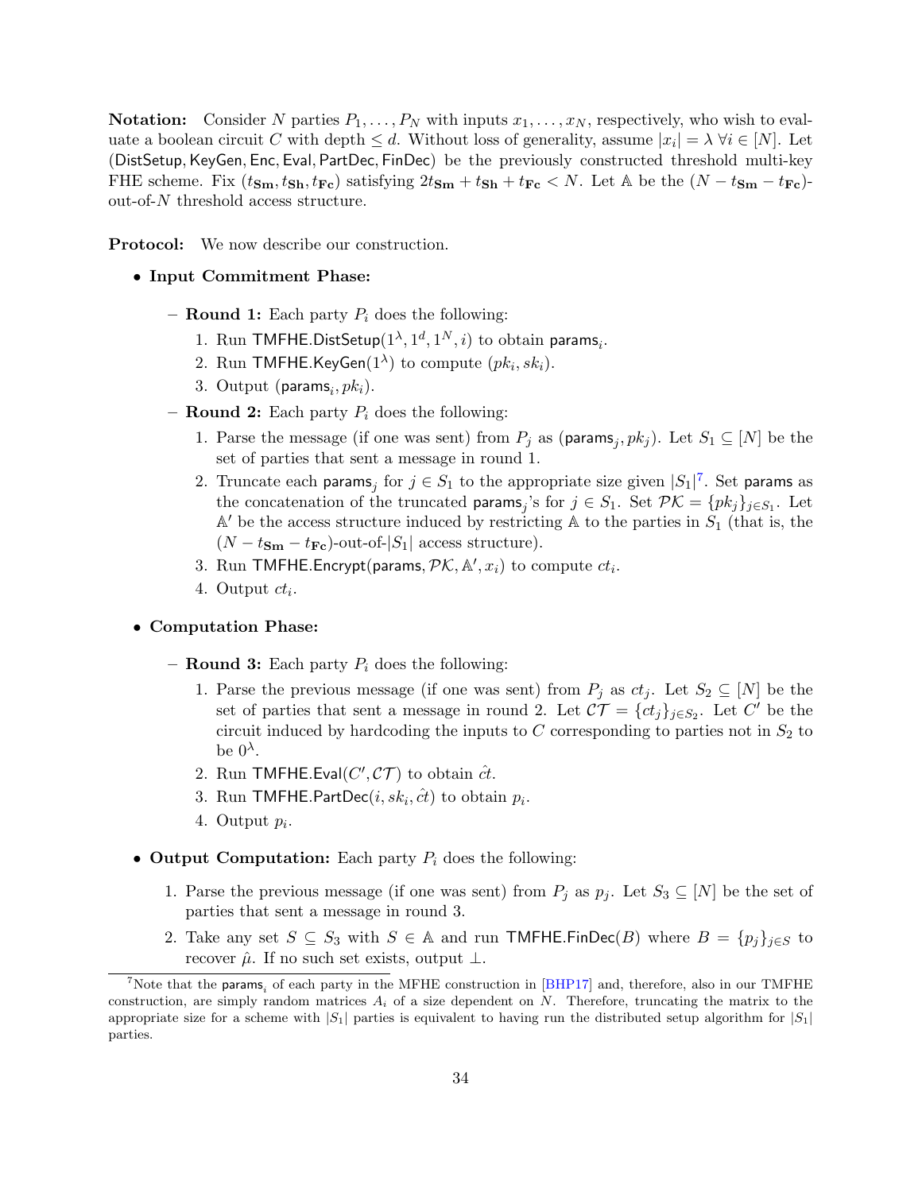**Notation:** Consider $N$ parties $P_1, \ldots, P_N$ with inputs $x_1, \ldots, x_N$, respectively, who wish to evaluate a boolean circuit $C$ with depth $\leq d$. Without loss of generality, assume $|x_i| = \lambda \; \forall i \in [N]$. Let $(\mathsf{DistSetup}, \mathsf{KeyGen}, \mathsf{Enc}, \mathsf{Eval}, \mathsf{PartDec}, \mathsf{FinDec})$ be the previously constructed threshold multi-key FHE scheme. Fix $(t_{\mathbf{Sm}}, t_{\mathbf{Sh}}, t_{\mathbf{Fc}})$ satisfying $2t_{\mathbf{Sm}} + t_{\mathbf{Sh}} + t_{\mathbf{Fc}} < N$. Let $\mathbb{A}$ be the $(N - t_{\mathbf{Sm}} - t_{\mathbf{Fc}})$-out-of-$N$ threshold access structure.

**Protocol:** We now describe our construction.

- **Input Commitment Phase:**
  - **Round 1:** Each party $P_i$ does the following:
    1. Run $\mathsf{TMFHE.DistSetup}(1^\lambda, 1^d, 1^N, i)$ to obtain $\mathsf{params}_i$.
    2. Run $\mathsf{TMFHE.KeyGen}(1^\lambda)$ to compute $(pk_i, sk_i)$.
    3. Output $(\mathsf{params}_i, pk_i)$.
  - **Round 2:** Each party $P_i$ does the following:
    1. Parse the message (if one was sent) from $P_j$ as $(\mathsf{params}_j, pk_j)$. Let $S_1 \subseteq [N]$ be the set of parties that sent a message in round 1.
    2. Truncate each $\mathsf{params}_j$ for $j \in S_1$ to the appropriate size given $|S_1|$[7]. Set $\mathsf{params}$ as the concatenation of the truncated $\mathsf{params}_j$'s for $j \in S_1$. Set $\mathcal{PK} = \{pk_j\}_{j \in S_1}$. Let $\mathbb{A}'$ be the access structure induced by restricting $\mathbb{A}$ to the parties in $S_1$ (that is, the $(N - t_{\mathbf{Sm}} - t_{\mathbf{Fc}})$-out-of-$|S_1|$ access structure).
    3. Run $\mathsf{TMFHE.Encrypt}(\mathsf{params}, \mathcal{PK}, \mathbb{A}', x_i)$ to compute $ct_i$.
    4. Output $ct_i$.
- **Computation Phase:**
  - **Round 3:** Each party $P_i$ does the following:
    1. Parse the previous message (if one was sent) from $P_j$ as $ct_j$. Let $S_2 \subseteq [N]$ be the set of parties that sent a message in round 2. Let $\mathcal{CT} = \{ct_j\}_{j \in S_2}$. Let $C'$ be the circuit induced by hardcoding the inputs to $C$ corresponding to parties not in $S_2$ to be $0^\lambda$.
    2. Run $\mathsf{TMFHE.Eval}(C', \mathcal{CT})$ to obtain $\hat{ct}$.
    3. Run $\mathsf{TMFHE.PartDec}(i, sk_i, \hat{ct})$ to obtain $p_i$.
    4. Output $p_i$.
- **Output Computation:** Each party $P_i$ does the following:
  1. Parse the previous message (if one was sent) from $P_j$ as $p_j$. Let $S_3 \subseteq [N]$ be the set of parties that sent a message in round 3.
  2. Take any set $S \subseteq S_3$ with $S \in \mathbb{A}$ and run $\mathsf{TMFHE.FinDec}(B)$ where $B = \{p_j\}_{j \in S}$ to recover $\hat{\mu}$. If no such set exists, output $\perp$.

[7] Note that the $\mathsf{params}_i$ of each party in the MFHE construction in [BHP17] and, therefore, also in our TMFHE construction, are simply random matrices $A_i$ of a size dependent on $N$. Therefore, truncating the matrix to the appropriate size for a scheme with $|S_1|$ parties is equivalent to having run the distributed setup algorithm for $|S_1|$ parties.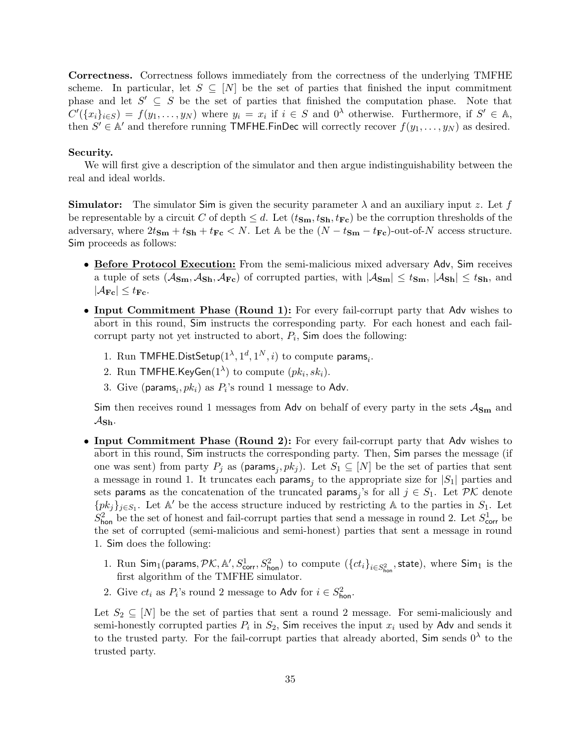**Correctness.** Correctness follows immediately from the correctness of the underlying TMFHE scheme. In particular, let $S \subseteq [N]$ be the set of parties that finished the input commitment phase and let $S' \subseteq S$ be the set of parties that finished the computation phase. Note that $C'(\{x_i\}_{i \in S}) = f(y_1, \ldots, y_N)$ where $y_i = x_i$ if $i \in S$ and $0^\lambda$ otherwise. Furthermore, if $S' \in \mathbb{A}$, then $S' \in \mathbb{A}'$ and therefore running $\mathsf{TMFHE.FinDec}$ will correctly recover $f(y_1, \ldots, y_N)$ as desired.

**Security.**

We will first give a description of the simulator and then argue indistinguishability between the real and ideal worlds.

**Simulator:** The simulator $\mathsf{Sim}$ is given the security parameter $\lambda$ and an auxiliary input $z$. Let $f$ be representable by a circuit $C$ of depth $\leq d$. Let $(t_{\mathbf{Sm}}, t_{\mathbf{Sh}}, t_{\mathbf{Fc}})$ be the corruption thresholds of the adversary, where $2t_{\mathbf{Sm}} + t_{\mathbf{Sh}} + t_{\mathbf{Fc}} < N$. Let $\mathbb{A}$ be the $(N - t_{\mathbf{Sm}} - t_{\mathbf{Fc}})$-out-of-$N$ access structure. $\mathsf{Sim}$ proceeds as follows:

- **Before Protocol Execution:** From the semi-malicious mixed adversary $\mathsf{Adv}$, $\mathsf{Sim}$ receives a tuple of sets $(\mathcal{A}_{\mathbf{Sm}}, \mathcal{A}_{\mathbf{Sh}}, \mathcal{A}_{\mathbf{Fc}})$ of corrupted parties, with $|\mathcal{A}_{\mathbf{Sm}}| \leq t_{\mathbf{Sm}}$, $|\mathcal{A}_{\mathbf{Sh}}| \leq t_{\mathbf{Sh}}$, and $|\mathcal{A}_{\mathbf{Fc}}| \leq t_{\mathbf{Fc}}$.

- **Input Commitment Phase (Round 1):** For every fail-corrupt party that $\mathsf{Adv}$ wishes to abort in this round, $\mathsf{Sim}$ instructs the corresponding party. For each honest and each fail-corrupt party not yet instructed to abort, $P_i$, $\mathsf{Sim}$ does the following:

  1. Run $\mathsf{TMFHE.DistSetup}(1^\lambda, 1^d, 1^N, i)$ to compute $\mathsf{params}_i$.
  2. Run $\mathsf{TMFHE.KeyGen}(1^\lambda)$ to compute $(pk_i, sk_i)$.
  3. Give $(\mathsf{params}_i, pk_i)$ as $P_i$'s round 1 message to $\mathsf{Adv}$.

  $\mathsf{Sim}$ then receives round 1 messages from $\mathsf{Adv}$ on behalf of every party in the sets $\mathcal{A}_{\mathbf{Sm}}$ and $\mathcal{A}_{\mathbf{Sh}}$.

- **Input Commitment Phase (Round 2):** For every fail-corrupt party that $\mathsf{Adv}$ wishes to abort in this round, $\mathsf{Sim}$ instructs the corresponding party. Then, $\mathsf{Sim}$ parses the message (if one was sent) from party $P_j$ as $(\mathsf{params}_j, pk_j)$. Let $S_1 \subseteq [N]$ be the set of parties that sent a message in round 1. It truncates each $\mathsf{params}_j$ to the appropriate size for $|S_1|$ parties and sets $\mathsf{params}$ as the concatenation of the truncated $\mathsf{params}_j$'s for all $j \in S_1$. Let $\mathcal{PK}$ denote $\{pk_j\}_{j \in S_1}$. Let $\mathbb{A}'$ be the access structure induced by restricting $\mathbb{A}$ to the parties in $S_1$. Let $S^2_{\mathsf{hon}}$ be the set of honest and fail-corrupt parties that send a message in round 2. Let $S^1_{\mathsf{corr}}$ be the set of corrupted (semi-malicious and semi-honest) parties that sent a message in round 1. $\mathsf{Sim}$ does the following:

  1. Run $\mathsf{Sim}_1(\mathsf{params}, \mathcal{PK}, \mathbb{A}', S^1_{\mathsf{corr}}, S^2_{\mathsf{hon}})$ to compute $(\{ct_i\}_{i \in S^2_{\mathsf{hon}}}, \mathsf{state})$, where $\mathsf{Sim}_1$ is the first algorithm of the TMFHE simulator.
  2. Give $ct_i$ as $P_i$'s round 2 message to $\mathsf{Adv}$ for $i \in S^2_{\mathsf{hon}}$.

  Let $S_2 \subseteq [N]$ be the set of parties that sent a round 2 message. For semi-maliciously and semi-honestly corrupted parties $P_i$ in $S_2$, $\mathsf{Sim}$ receives the input $x_i$ used by $\mathsf{Adv}$ and sends it to the trusted party. For the fail-corrupt parties that already aborted, $\mathsf{Sim}$ sends $0^\lambda$ to the trusted party.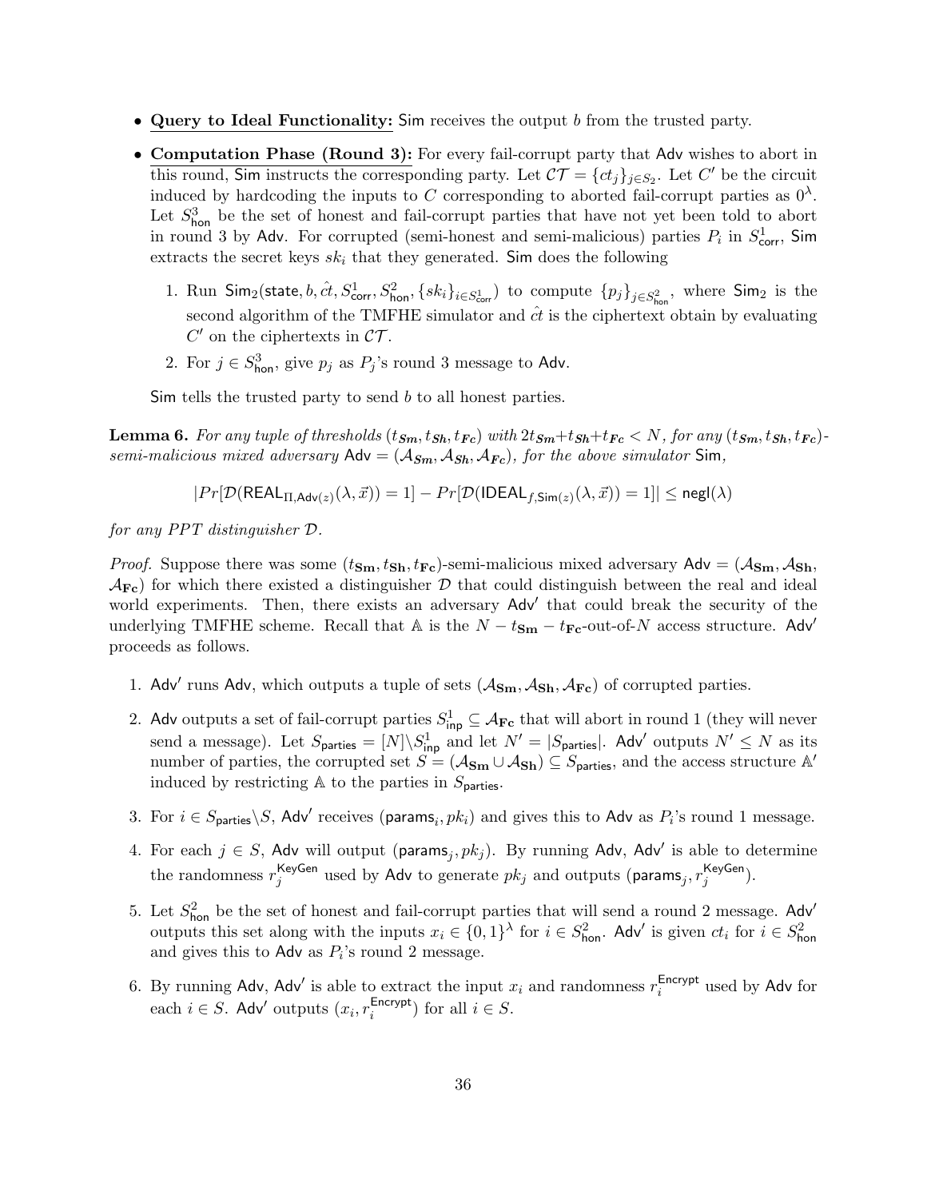- **Query to Ideal Functionality:** Sim receives the output $b$ from the trusted party.
- **Computation Phase (Round 3):** For every fail-corrupt party that Adv wishes to abort in this round, Sim instructs the corresponding party. Let $\mathcal{CT} = \{ct_j\}_{j \in S_2}$. Let $C'$ be the circuit induced by hardcoding the inputs to $C$ corresponding to aborted fail-corrupt parties as $0^\lambda$. Let $S^3_{\mathsf{hon}}$ be the set of honest and fail-corrupt parties that have not yet been told to abort in round 3 by Adv. For corrupted (semi-honest and semi-malicious) parties $P_i$ in $S^1_{\mathsf{corr}}$, Sim extracts the secret keys $sk_i$ that they generated. Sim does the following

  1. Run $\mathsf{Sim}_2(\mathsf{state}, b, \hat{ct}, S^1_{\mathsf{corr}}, S^2_{\mathsf{hon}}, \{sk_i\}_{i \in S^1_{\mathsf{corr}}})$ to compute $\{p_j\}_{j \in S^2_{\mathsf{hon}}}$, where $\mathsf{Sim}_2$ is the second algorithm of the TMFHE simulator and $\hat{ct}$ is the ciphertext obtain by evaluating $C'$ on the ciphertexts in $\mathcal{CT}$.
  2. For $j \in S^3_{\mathsf{hon}}$, give $p_j$ as $P_j$'s round 3 message to Adv.

  Sim tells the trusted party to send $b$ to all honest parties.

**Lemma 6.** *For any tuple of thresholds $(t_{\boldsymbol{Sm}}, t_{\boldsymbol{Sh}}, t_{\boldsymbol{Fc}})$ with $2t_{\boldsymbol{Sm}} + t_{\boldsymbol{Sh}} + t_{\boldsymbol{Fc}} < N$, for any $(t_{\boldsymbol{Sm}}, t_{\boldsymbol{Sh}}, t_{\boldsymbol{Fc}})$-semi-malicious mixed adversary $\mathsf{Adv} = (\mathcal{A}_{\boldsymbol{Sm}}, \mathcal{A}_{\boldsymbol{Sh}}, \mathcal{A}_{\boldsymbol{Fc}})$, for the above simulator* Sim,

$$|Pr[\mathcal{D}(\mathsf{REAL}_{\Pi, \mathsf{Adv}(z)}(\lambda, \vec{x})) = 1] - Pr[\mathcal{D}(\mathsf{IDEAL}_{f, \mathsf{Sim}(z)}(\lambda, \vec{x})) = 1]| \leq \mathsf{negl}(\lambda)$$

*for any PPT distinguisher $\mathcal{D}$.*

*Proof.* Suppose there was some $(t_{\mathbf{Sm}}, t_{\mathbf{Sh}}, t_{\mathbf{Fc}})$-semi-malicious mixed adversary $\mathsf{Adv} = (\mathcal{A}_{\mathbf{Sm}}, \mathcal{A}_{\mathbf{Sh}}, \mathcal{A}_{\mathbf{Fc}})$ for which there existed a distinguisher $\mathcal{D}$ that could distinguish between the real and ideal world experiments. Then, there exists an adversary $\mathsf{Adv}'$ that could break the security of the underlying TMFHE scheme. Recall that $\mathbb{A}$ is the $N - t_{\mathbf{Sm}} - t_{\mathbf{Fc}}$-out-of-$N$ access structure. $\mathsf{Adv}'$ proceeds as follows.

1. $\mathsf{Adv}'$ runs Adv, which outputs a tuple of sets $(\mathcal{A}_{\mathbf{Sm}}, \mathcal{A}_{\mathbf{Sh}}, \mathcal{A}_{\mathbf{Fc}})$ of corrupted parties.
2. Adv outputs a set of fail-corrupt parties $S^1_{\mathsf{inp}} \subseteq \mathcal{A}_{\mathbf{Fc}}$ that will abort in round 1 (they will never send a message). Let $S_{\mathsf{parties}} = [N] \backslash S^1_{\mathsf{inp}}$ and let $N' = |S_{\mathsf{parties}}|$. $\mathsf{Adv}'$ outputs $N' \leq N$ as its number of parties, the corrupted set $S = (\mathcal{A}_{\mathbf{Sm}} \cup \mathcal{A}_{\mathbf{Sh}}) \subseteq S_{\mathsf{parties}}$, and the access structure $\mathbb{A}'$ induced by restricting $\mathbb{A}$ to the parties in $S_{\mathsf{parties}}$.
3. For $i \in S_{\mathsf{parties}} \backslash S$, $\mathsf{Adv}'$ receives $(\mathsf{params}_i, pk_i)$ and gives this to Adv as $P_i$'s round 1 message.
4. For each $j \in S$, Adv will output $(\mathsf{params}_j, pk_j)$. By running Adv, $\mathsf{Adv}'$ is able to determine the randomness $r^{\mathsf{KeyGen}}_j$ used by Adv to generate $pk_j$ and outputs $(\mathsf{params}_j, r^{\mathsf{KeyGen}}_j)$.
5. Let $S^2_{\mathsf{hon}}$ be the set of honest and fail-corrupt parties that will send a round 2 message. $\mathsf{Adv}'$ outputs this set along with the inputs $x_i \in \{0,1\}^\lambda$ for $i \in S^2_{\mathsf{hon}}$. $\mathsf{Adv}'$ is given $ct_i$ for $i \in S^2_{\mathsf{hon}}$ and gives this to Adv as $P_i$'s round 2 message.
6. By running Adv, $\mathsf{Adv}'$ is able to extract the input $x_i$ and randomness $r^{\mathsf{Encrypt}}_i$ used by Adv for each $i \in S$. $\mathsf{Adv}'$ outputs $(x_i, r^{\mathsf{Encrypt}}_i)$ for all $i \in S$.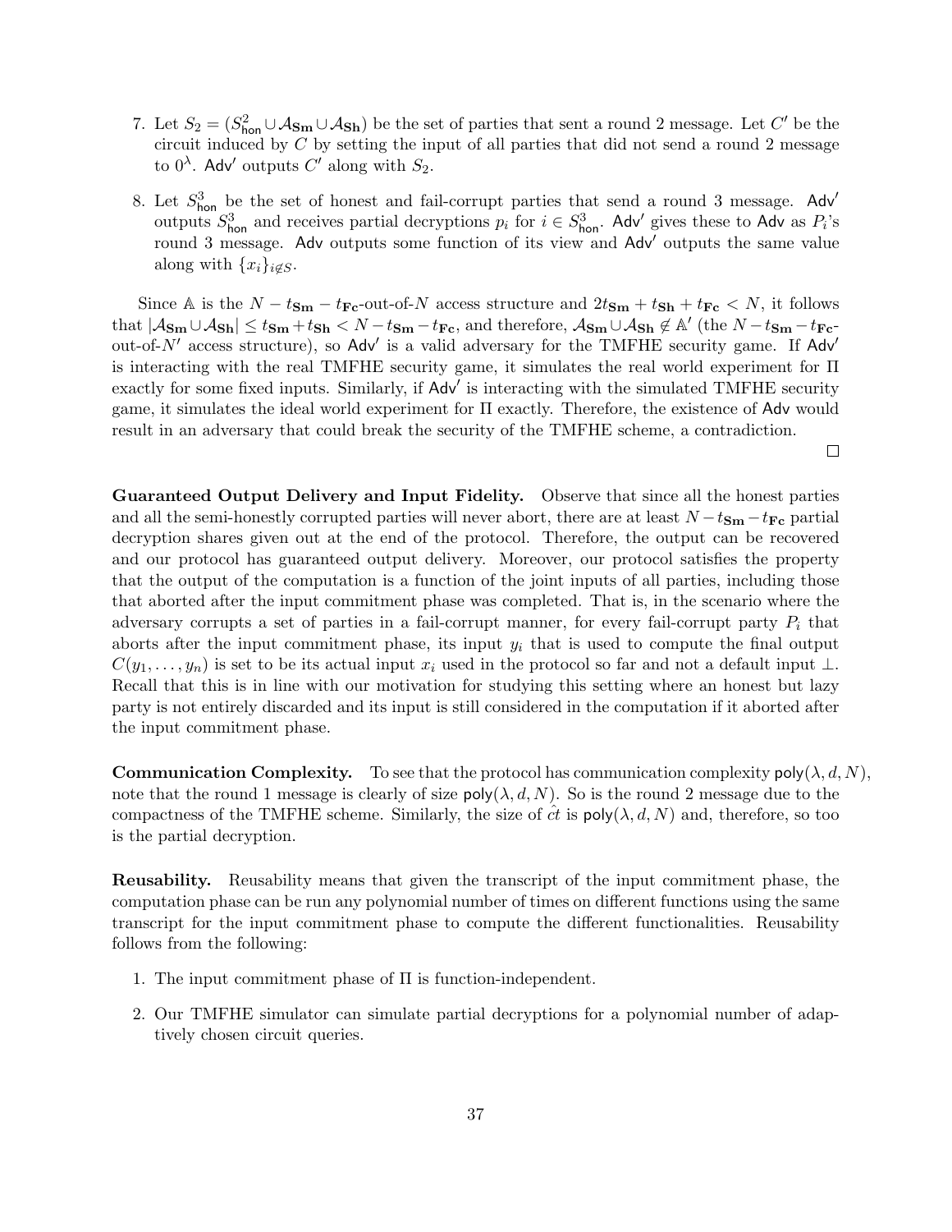7. Let $S_2 = (S^2_{\mathsf{hon}} \cup \mathcal{A}_{\mathbf{Sm}} \cup \mathcal{A}_{\mathbf{Sh}})$ be the set of parties that sent a round 2 message. Let $C'$ be the circuit induced by $C$ by setting the input of all parties that did not send a round 2 message to $0^\lambda$. $\mathsf{Adv}'$ outputs $C'$ along with $S_2$.

8. Let $S^3_{\mathsf{hon}}$ be the set of honest and fail-corrupt parties that send a round 3 message. $\mathsf{Adv}'$ outputs $S^3_{\mathsf{hon}}$ and receives partial decryptions $p_i$ for $i \in S^3_{\mathsf{hon}}$. $\mathsf{Adv}'$ gives these to $\mathsf{Adv}$ as $P_i$'s round 3 message. $\mathsf{Adv}$ outputs some function of its view and $\mathsf{Adv}'$ outputs the same value along with $\{x_i\}_{i \notin S}$.

Since $\mathbb{A}$ is the $N - t_{\mathbf{Sm}} - t_{\mathbf{Fc}}$-out-of-$N$ access structure and $2t_{\mathbf{Sm}} + t_{\mathbf{Sh}} + t_{\mathbf{Fc}} < N$, it follows that $|\mathcal{A}_{\mathbf{Sm}} \cup \mathcal{A}_{\mathbf{Sh}}| \leq t_{\mathbf{Sm}} + t_{\mathbf{Sh}} < N - t_{\mathbf{Sm}} - t_{\mathbf{Fc}}$, and therefore, $\mathcal{A}_{\mathbf{Sm}} \cup \mathcal{A}_{\mathbf{Sh}} \notin \mathbb{A}'$ (the $N - t_{\mathbf{Sm}} - t_{\mathbf{Fc}}$-out-of-$N'$ access structure), so $\mathsf{Adv}'$ is a valid adversary for the TMFHE security game. If $\mathsf{Adv}'$ is interacting with the real TMFHE security game, it simulates the real world experiment for $\Pi$ exactly for some fixed inputs. Similarly, if $\mathsf{Adv}'$ is interacting with the simulated TMFHE security game, it simulates the ideal world experiment for $\Pi$ exactly. Therefore, the existence of $\mathsf{Adv}$ would result in an adversary that could break the security of the TMFHE scheme, a contradiction.

$\square$

**Guaranteed Output Delivery and Input Fidelity.** Observe that since all the honest parties and all the semi-honestly corrupted parties will never abort, there are at least $N - t_{\mathbf{Sm}} - t_{\mathbf{Fc}}$ partial decryption shares given out at the end of the protocol. Therefore, the output can be recovered and our protocol has guaranteed output delivery. Moreover, our protocol satisfies the property that the output of the computation is a function of the joint inputs of all parties, including those that aborted after the input commitment phase was completed. That is, in the scenario where the adversary corrupts a set of parties in a fail-corrupt manner, for every fail-corrupt party $P_i$ that aborts after the input commitment phase, its input $y_i$ that is used to compute the final output $C(y_1, \ldots, y_n)$ is set to be its actual input $x_i$ used in the protocol so far and not a default input $\perp$. Recall that this is in line with our motivation for studying this setting where an honest but lazy party is not entirely discarded and its input is still considered in the computation if it aborted after the input commitment phase.

**Communication Complexity.** To see that the protocol has communication complexity $\mathsf{poly}(\lambda, d, N)$, note that the round 1 message is clearly of size $\mathsf{poly}(\lambda, d, N)$. So is the round 2 message due to the compactness of the TMFHE scheme. Similarly, the size of $\hat{ct}$ is $\mathsf{poly}(\lambda, d, N)$ and, therefore, so too is the partial decryption.

**Reusability.** Reusability means that given the transcript of the input commitment phase, the computation phase can be run any polynomial number of times on different functions using the same transcript for the input commitment phase to compute the different functionalities. Reusability follows from the following:

1. The input commitment phase of $\Pi$ is function-independent.

2. Our TMFHE simulator can simulate partial decryptions for a polynomial number of adaptively chosen circuit queries.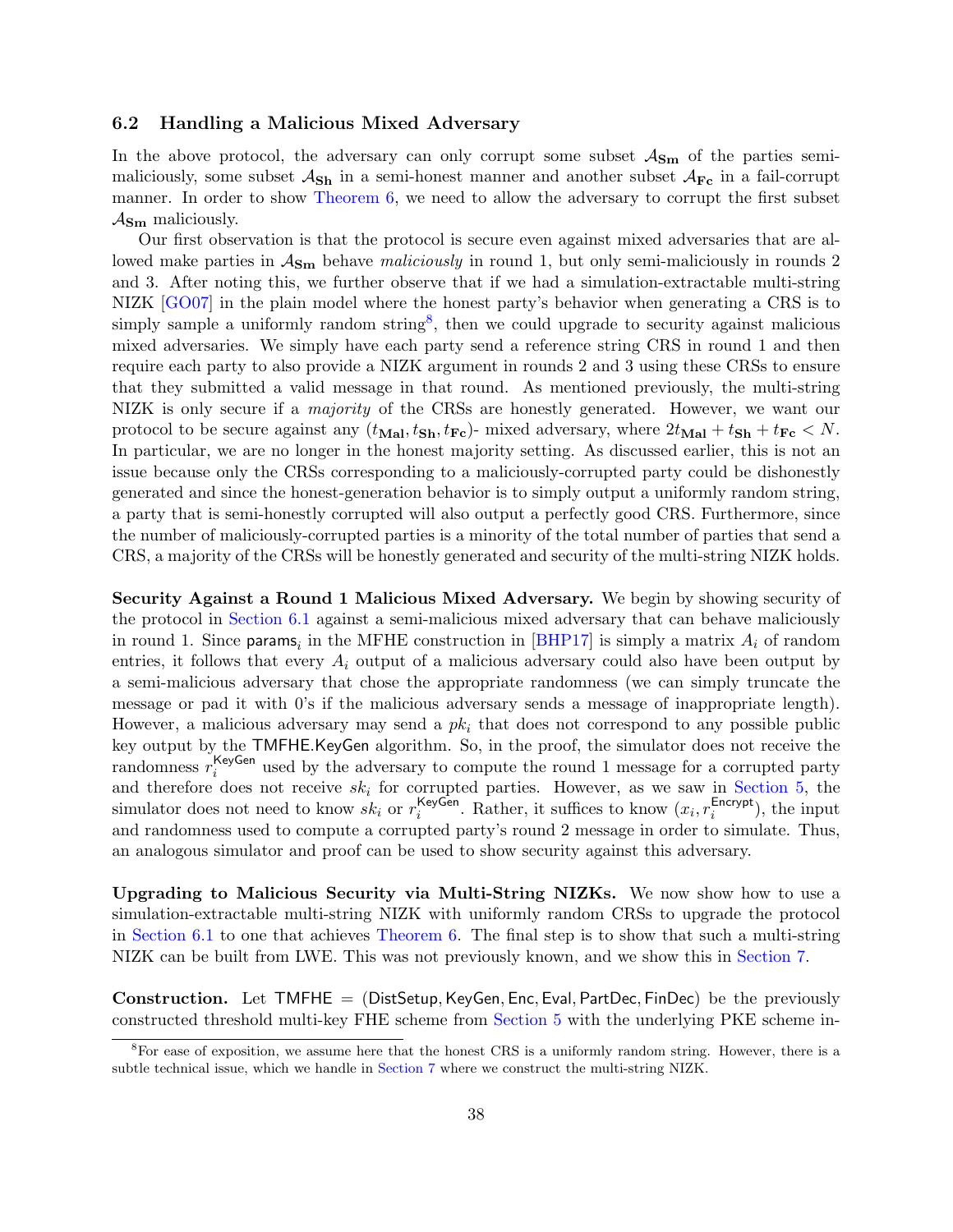### 6.2 Handling a Malicious Mixed Adversary

In the above protocol, the adversary can only corrupt some subset $\mathcal{A}_{\mathbf{Sm}}$ of the parties semi-maliciously, some subset $\mathcal{A}_{\mathbf{Sh}}$ in a semi-honest manner and another subset $\mathcal{A}_{\mathbf{Fc}}$ in a fail-corrupt manner. In order to show Theorem 6, we need to allow the adversary to corrupt the first subset $\mathcal{A}_{\mathbf{Sm}}$ maliciously.

Our first observation is that the protocol is secure even against mixed adversaries that are allowed make parties in $\mathcal{A}_{\mathbf{Sm}}$ behave *maliciously* in round 1, but only semi-maliciously in rounds 2 and 3. After noting this, we further observe that if we had a simulation-extractable multi-string NIZK [GO07] in the plain model where the honest party's behavior when generating a CRS is to simply sample a uniformly random string[8], then we could upgrade to security against malicious mixed adversaries. We simply have each party send a reference string CRS in round 1 and then require each party to also provide a NIZK argument in rounds 2 and 3 using these CRSs to ensure that they submitted a valid message in that round. As mentioned previously, the multi-string NIZK is only secure if a *majority* of the CRSs are honestly generated. However, we want our protocol to be secure against any $(t_{\mathbf{Mal}}, t_{\mathbf{Sh}}, t_{\mathbf{Fc}})$- mixed adversary, where $2t_{\mathbf{Mal}} + t_{\mathbf{Sh}} + t_{\mathbf{Fc}} < N$. In particular, we are no longer in the honest majority setting. As discussed earlier, this is not an issue because only the CRSs corresponding to a maliciously-corrupted party could be dishonestly generated and since the honest-generation behavior is to simply output a uniformly random string, a party that is semi-honestly corrupted will also output a perfectly good CRS. Furthermore, since the number of maliciously-corrupted parties is a minority of the total number of parties that send a CRS, a majority of the CRSs will be honestly generated and security of the multi-string NIZK holds.

**Security Against a Round 1 Malicious Mixed Adversary.** We begin by showing security of the protocol in Section 6.1 against a semi-malicious mixed adversary that can behave maliciously in round 1. Since $\mathsf{params}_i$ in the MFHE construction in [BHP17] is simply a matrix $A_i$ of random entries, it follows that every $A_i$ output of a malicious adversary could also have been output by a semi-malicious adversary that chose the appropriate randomness (we can simply truncate the message or pad it with 0's if the malicious adversary sends a message of inappropriate length). However, a malicious adversary may send a $pk_i$ that does not correspond to any possible public key output by the $\mathsf{TMFHE.KeyGen}$ algorithm. So, in the proof, the simulator does not receive the randomness $r_i^{\mathsf{KeyGen}}$ used by the adversary to compute the round 1 message for a corrupted party and therefore does not receive $sk_i$ for corrupted parties. However, as we saw in Section 5, the simulator does not need to know $sk_i$ or $r_i^{\mathsf{KeyGen}}$. Rather, it suffices to know $(x_i, r_i^{\mathsf{Encrypt}})$, the input and randomness used to compute a corrupted party's round 2 message in order to simulate. Thus, an analogous simulator and proof can be used to show security against this adversary.

**Upgrading to Malicious Security via Multi-String NIZKs.** We now show how to use a simulation-extractable multi-string NIZK with uniformly random CRSs to upgrade the protocol in Section 6.1 to one that achieves Theorem 6. The final step is to show that such a multi-string NIZK can be built from LWE. This was not previously known, and we show this in Section 7.

**Construction.** Let $\mathsf{TMFHE} = (\mathsf{DistSetup}, \mathsf{KeyGen}, \mathsf{Enc}, \mathsf{Eval}, \mathsf{PartDec}, \mathsf{FinDec})$ be the previously constructed threshold multi-key FHE scheme from Section 5 with the underlying PKE scheme in-

[8] For ease of exposition, we assume here that the honest CRS is a uniformly random string. However, there is a subtle technical issue, which we handle in Section 7 where we construct the multi-string NIZK.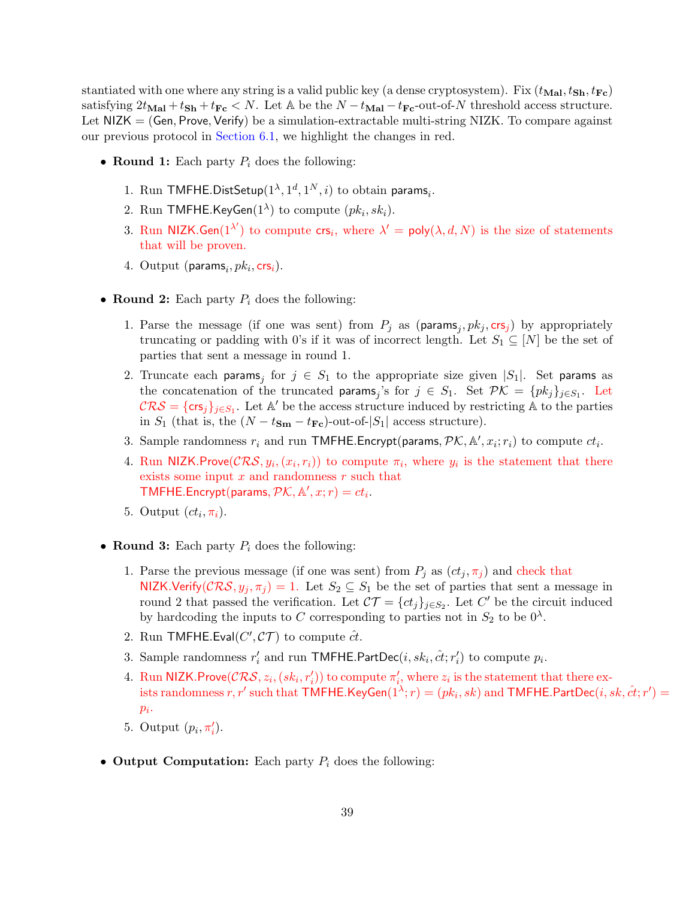stantiated with one where any string is a valid public key (a dense cryptosystem). Fix $(t_{\mathbf{Mal}}, t_{\mathbf{Sh}}, t_{\mathbf{Fc}})$ satisfying $2t_{\mathbf{Mal}} + t_{\mathbf{Sh}} + t_{\mathbf{Fc}} < N$. Let $\mathbb{A}$ be the $N - t_{\mathbf{Mal}} - t_{\mathbf{Fc}}$-out-of-$N$ threshold access structure. Let $\mathsf{NIZK} = (\mathsf{Gen}, \mathsf{Prove}, \mathsf{Verify})$ be a simulation-extractable multi-string NIZK. To compare against our previous protocol in Section 6.1, we highlight the changes in red.

- **Round 1:** Each party $P_i$ does the following:
  1. Run $\mathsf{TMFHE.DistSetup}(1^\lambda, 1^d, 1^N, i)$ to obtain $\mathsf{params}_i$.
  2. Run $\mathsf{TMFHE.KeyGen}(1^\lambda)$ to compute $(pk_i, sk_i)$.
  3. Run $\mathsf{NIZK.Gen}(1^{\lambda'})$ to compute $\mathsf{crs}_i$, where $\lambda' = \mathsf{poly}(\lambda, d, N)$ is the size of statements that will be proven.
  4. Output $(\mathsf{params}_i, pk_i, \mathsf{crs}_i)$.

- **Round 2:** Each party $P_i$ does the following:
  1. Parse the message (if one was sent) from $P_j$ as $(\mathsf{params}_j, pk_j, \mathsf{crs}_j)$ by appropriately truncating or padding with 0's if it was of incorrect length. Let $S_1 \subseteq [N]$ be the set of parties that sent a message in round 1.
  2. Truncate each $\mathsf{params}_j$ for $j \in S_1$ to the appropriate size given $|S_1|$. Set $\mathsf{params}$ as the concatenation of the truncated $\mathsf{params}_j$'s for $j \in S_1$. Set $\mathcal{PK} = \{pk_j\}_{j \in S_1}$. Let $\mathcal{CRS} = \{\mathsf{crs}_j\}_{j \in S_1}$. Let $\mathbb{A}'$ be the access structure induced by restricting $\mathbb{A}$ to the parties in $S_1$ (that is, the $(N - t_{\mathbf{Sm}} - t_{\mathbf{Fc}})$-out-of-$|S_1|$ access structure).
  3. Sample randomness $r_i$ and run $\mathsf{TMFHE.Encrypt}(\mathsf{params}, \mathcal{PK}, \mathbb{A}', x_i; r_i)$ to compute $ct_i$.
  4. Run $\mathsf{NIZK.Prove}(\mathcal{CRS}, y_i, (x_i, r_i))$ to compute $\pi_i$, where $y_i$ is the statement that there exists some input $x$ and randomness $r$ such that $\mathsf{TMFHE.Encrypt}(\mathsf{params}, \mathcal{PK}, \mathbb{A}', x; r) = ct_i$.
  5. Output $(ct_i, \pi_i)$.

- **Round 3:** Each party $P_i$ does the following:
  1. Parse the previous message (if one was sent) from $P_j$ as $(ct_j, \pi_j)$ and check that $\mathsf{NIZK.Verify}(\mathcal{CRS}, y_j, \pi_j) = 1$. Let $S_2 \subseteq S_1$ be the set of parties that sent a message in round 2 that passed the verification. Let $\mathcal{CT} = \{ct_j\}_{j \in S_2}$. Let $C'$ be the circuit induced by hardcoding the inputs to $C$ corresponding to parties not in $S_2$ to be $0^\lambda$.
  2. Run $\mathsf{TMFHE.Eval}(C', \mathcal{CT})$ to compute $\hat{ct}$.
  3. Sample randomness $r_i'$ and run $\mathsf{TMFHE.PartDec}(i, sk_i, \hat{ct}; r_i')$ to compute $p_i$.
  4. Run $\mathsf{NIZK.Prove}(\mathcal{CRS}, z_i, (sk_i, r_i'))$ to compute $\pi_i'$, where $z_i$ is the statement that there exists randomness $r, r'$ such that $\mathsf{TMFHE.KeyGen}(1^\lambda; r) = (pk_i, sk)$ and $\mathsf{TMFHE.PartDec}(i, sk, \hat{ct}; r') = p_i$.
  5. Output $(p_i, \pi_i')$.

- **Output Computation:** Each party $P_i$ does the following: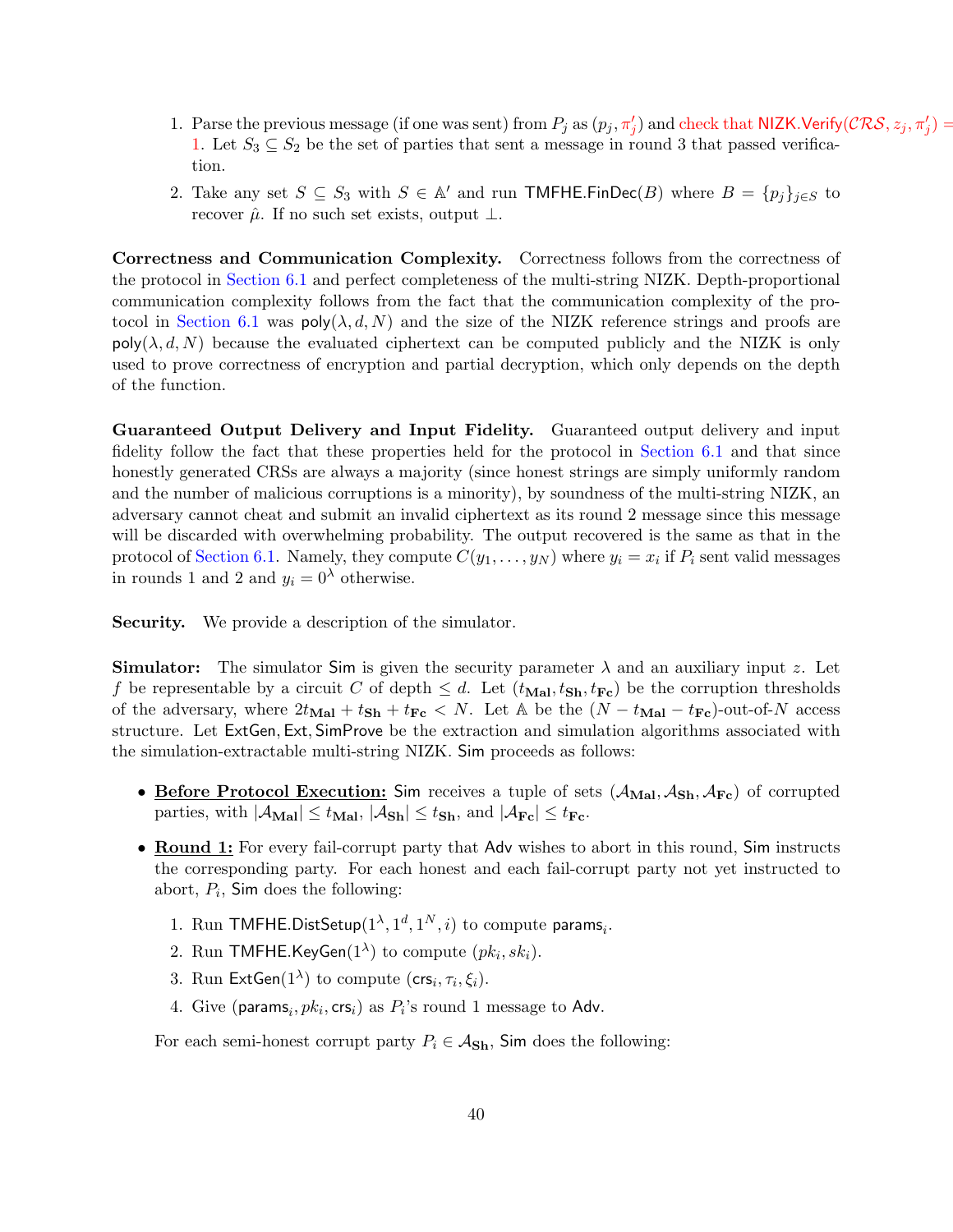1. Parse the previous message (if one was sent) from $P_j$ as $(p_j, \pi'_j)$ and check that $\mathsf{NIZK.Verify}(\mathcal{CRS}, z_j, \pi'_j) = 1$. Let $S_3 \subseteq S_2$ be the set of parties that sent a message in round 3 that passed verification.
2. Take any set $S \subseteq S_3$ with $S \in \mathbb{A}'$ and run $\mathsf{TMFHE.FinDec}(B)$ where $B = \{p_j\}_{j \in S}$ to recover $\hat{\mu}$. If no such set exists, output $\perp$.

**Correctness and Communication Complexity.** Correctness follows from the correctness of the protocol in Section 6.1 and perfect completeness of the multi-string NIZK. Depth-proportional communication complexity follows from the fact that the communication complexity of the protocol in Section 6.1 was $\mathsf{poly}(\lambda, d, N)$ and the size of the NIZK reference strings and proofs are $\mathsf{poly}(\lambda, d, N)$ because the evaluated ciphertext can be computed publicly and the NIZK is only used to prove correctness of encryption and partial decryption, which only depends on the depth of the function.

**Guaranteed Output Delivery and Input Fidelity.** Guaranteed output delivery and input fidelity follow the fact that these properties held for the protocol in Section 6.1 and that since honestly generated CRSs are always a majority (since honest strings are simply uniformly random and the number of malicious corruptions is a minority), by soundness of the multi-string NIZK, an adversary cannot cheat and submit an invalid ciphertext as its round 2 message since this message will be discarded with overwhelming probability. The output recovered is the same as that in the protocol of Section 6.1. Namely, they compute $C(y_1, \ldots, y_N)$ where $y_i = x_i$ if $P_i$ sent valid messages in rounds 1 and 2 and $y_i = 0^\lambda$ otherwise.

**Security.** We provide a description of the simulator.

**Simulator:** The simulator $\mathsf{Sim}$ is given the security parameter $\lambda$ and an auxiliary input $z$. Let $f$ be representable by a circuit $C$ of depth $\leq d$. Let $(t_{\mathbf{Mal}}, t_{\mathbf{Sh}}, t_{\mathbf{Fc}})$ be the corruption thresholds of the adversary, where $2t_{\mathbf{Mal}} + t_{\mathbf{Sh}} + t_{\mathbf{Fc}} < N$. Let $\mathbb{A}$ be the $(N - t_{\mathbf{Mal}} - t_{\mathbf{Fc}})$-out-of-$N$ access structure. Let $\mathsf{ExtGen}, \mathsf{Ext}, \mathsf{SimProve}$ be the extraction and simulation algorithms associated with the simulation-extractable multi-string NIZK. $\mathsf{Sim}$ proceeds as follows:

- **<u>Before Protocol Execution:</u>** $\mathsf{Sim}$ receives a tuple of sets $(\mathcal{A}_{\mathbf{Mal}}, \mathcal{A}_{\mathbf{Sh}}, \mathcal{A}_{\mathbf{Fc}})$ of corrupted parties, with $|\mathcal{A}_{\mathbf{Mal}}| \leq t_{\mathbf{Mal}}$, $|\mathcal{A}_{\mathbf{Sh}}| \leq t_{\mathbf{Sh}}$, and $|\mathcal{A}_{\mathbf{Fc}}| \leq t_{\mathbf{Fc}}$.
- **<u>Round 1:</u>** For every fail-corrupt party that $\mathsf{Adv}$ wishes to abort in this round, $\mathsf{Sim}$ instructs the corresponding party. For each honest and each fail-corrupt party not yet instructed to abort, $P_i$, $\mathsf{Sim}$ does the following:
  1. Run $\mathsf{TMFHE.DistSetup}(1^\lambda, 1^d, 1^N, i)$ to compute $\mathsf{params}_i$.
  2. Run $\mathsf{TMFHE.KeyGen}(1^\lambda)$ to compute $(pk_i, sk_i)$.
  3. Run $\mathsf{ExtGen}(1^\lambda)$ to compute $(\mathsf{crs}_i, \tau_i, \xi_i)$.
  4. Give $(\mathsf{params}_i, pk_i, \mathsf{crs}_i)$ as $P_i$'s round 1 message to $\mathsf{Adv}$.

  For each semi-honest corrupt party $P_i \in \mathcal{A}_{\mathbf{Sh}}$, $\mathsf{Sim}$ does the following: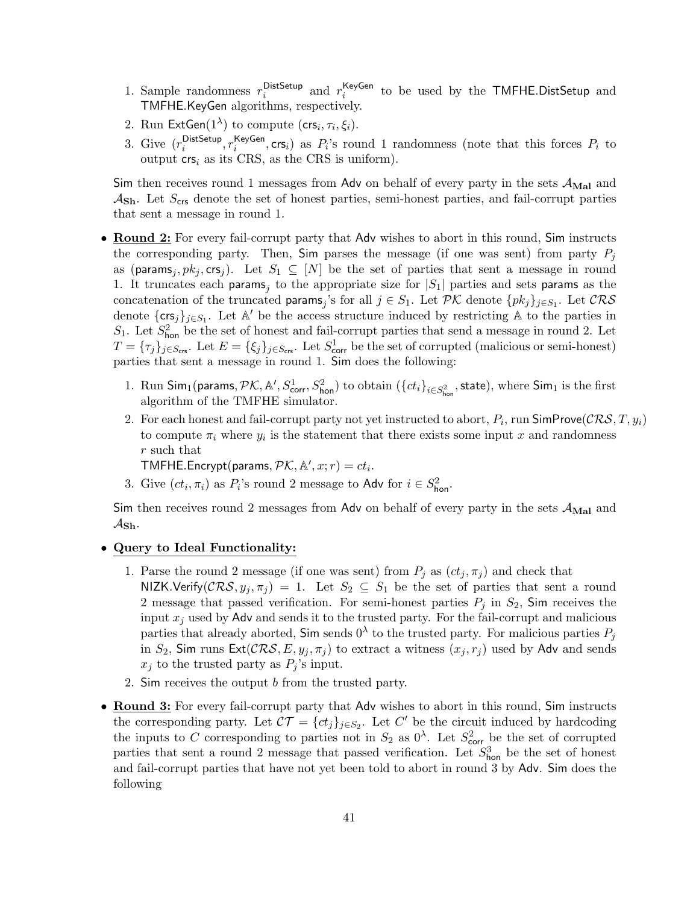1. Sample randomness $r_i^{\mathsf{DistSetup}}$ and $r_i^{\mathsf{KeyGen}}$ to be used by the $\mathsf{TMFHE.DistSetup}$ and $\mathsf{TMFHE.KeyGen}$ algorithms, respectively.
2. Run $\mathsf{ExtGen}(1^\lambda)$ to compute $(\mathsf{crs}_i, \tau_i, \xi_i)$.
3. Give $(r_i^{\mathsf{DistSetup}}, r_i^{\mathsf{KeyGen}}, \mathsf{crs}_i)$ as $P_i$'s round 1 randomness (note that this forces $P_i$ to output $\mathsf{crs}_i$ as its CRS, as the CRS is uniform).

$\mathsf{Sim}$ then receives round 1 messages from $\mathsf{Adv}$ on behalf of every party in the sets $\mathcal{A}_{\mathbf{Mal}}$ and $\mathcal{A}_{\mathbf{Sh}}$. Let $S_{\mathsf{crs}}$ denote the set of honest parties, semi-honest parties, and fail-corrupt parties that sent a message in round 1.

- **Round 2:** For every fail-corrupt party that $\mathsf{Adv}$ wishes to abort in this round, $\mathsf{Sim}$ instructs the corresponding party. Then, $\mathsf{Sim}$ parses the message (if one was sent) from party $P_j$ as $(\mathsf{params}_j, pk_j, \mathsf{crs}_j)$. Let $S_1 \subseteq [N]$ be the set of parties that sent a message in round 1. It truncates each $\mathsf{params}_j$ to the appropriate size for $|S_1|$ parties and sets $\mathsf{params}$ as the concatenation of the truncated $\mathsf{params}_j$'s for all $j \in S_1$. Let $\mathcal{PK}$ denote $\{pk_j\}_{j \in S_1}$. Let $\mathcal{CRS}$ denote $\{\mathsf{crs}_j\}_{j\in S_1}$. Let $\mathbb{A}'$ be the access structure induced by restricting $\mathbb{A}$ to the parties in $S_1$. Let $S^2_{\mathsf{hon}}$ be the set of honest and fail-corrupt parties that send a message in round 2. Let $T = \{\tau_j\}_{j \in S_{\mathsf{crs}}}$. Let $E = \{\xi_j\}_{j\in S_{\mathsf{crs}}}$. Let $S^1_{\mathsf{corr}}$ be the set of corrupted (malicious or semi-honest) parties that sent a message in round 1. $\mathsf{Sim}$ does the following:
  1. Run $\mathsf{Sim}_1(\mathsf{params}, \mathcal{PK}, \mathbb{A}', S^1_{\mathsf{corr}}, S^2_{\mathsf{hon}})$ to obtain $(\{ct_i\}_{i\in S^2_{\mathsf{hon}}}, \mathsf{state})$, where $\mathsf{Sim}_1$ is the first algorithm of the TMFHE simulator.
  2. For each honest and fail-corrupt party not yet instructed to abort, $P_i$, run $\mathsf{SimProve}(\mathcal{CRS}, T, y_i)$ to compute $\pi_i$ where $y_i$ is the statement that there exists some input $x$ and randomness $r$ such that
     $\mathsf{TMFHE.Encrypt}(\mathsf{params}, \mathcal{PK}, \mathbb{A}', x; r) = ct_i$.
  3. Give $(ct_i, \pi_i)$ as $P_i$'s round 2 message to $\mathsf{Adv}$ for $i \in S^2_{\mathsf{hon}}$.

  $\mathsf{Sim}$ then receives round 2 messages from $\mathsf{Adv}$ on behalf of every party in the sets $\mathcal{A}_{\mathbf{Mal}}$ and $\mathcal{A}_{\mathbf{Sh}}$.

- **Query to Ideal Functionality:**
  1. Parse the round 2 message (if one was sent) from $P_j$ as $(ct_j, \pi_j)$ and check that $\mathsf{NIZK.Verify}(\mathcal{CRS}, y_j, \pi_j) = 1$. Let $S_2 \subseteq S_1$ be the set of parties that sent a round 2 message that passed verification. For semi-honest parties $P_j$ in $S_2$, $\mathsf{Sim}$ receives the input $x_j$ used by $\mathsf{Adv}$ and sends it to the trusted party. For the fail-corrupt and malicious parties that already aborted, $\mathsf{Sim}$ sends $0^\lambda$ to the trusted party. For malicious parties $P_j$ in $S_2$, $\mathsf{Sim}$ runs $\mathsf{Ext}(\mathcal{CRS}, E, y_j, \pi_j)$ to extract a witness $(x_j, r_j)$ used by $\mathsf{Adv}$ and sends $x_j$ to the trusted party as $P_j$'s input.
  2. $\mathsf{Sim}$ receives the output $b$ from the trusted party.

- **Round 3:** For every fail-corrupt party that $\mathsf{Adv}$ wishes to abort in this round, $\mathsf{Sim}$ instructs the corresponding party. Let $\mathcal{CT} = \{ct_j\}_{j\in S_2}$. Let $C'$ be the circuit induced by hardcoding the inputs to $C$ corresponding to parties not in $S_2$ as $0^\lambda$. Let $S^2_{\mathsf{corr}}$ be the set of corrupted parties that sent a round 2 message that passed verification. Let $S^3_{\mathsf{hon}}$ be the set of honest and fail-corrupt parties that have not yet been told to abort in round 3 by $\mathsf{Adv}$. $\mathsf{Sim}$ does the following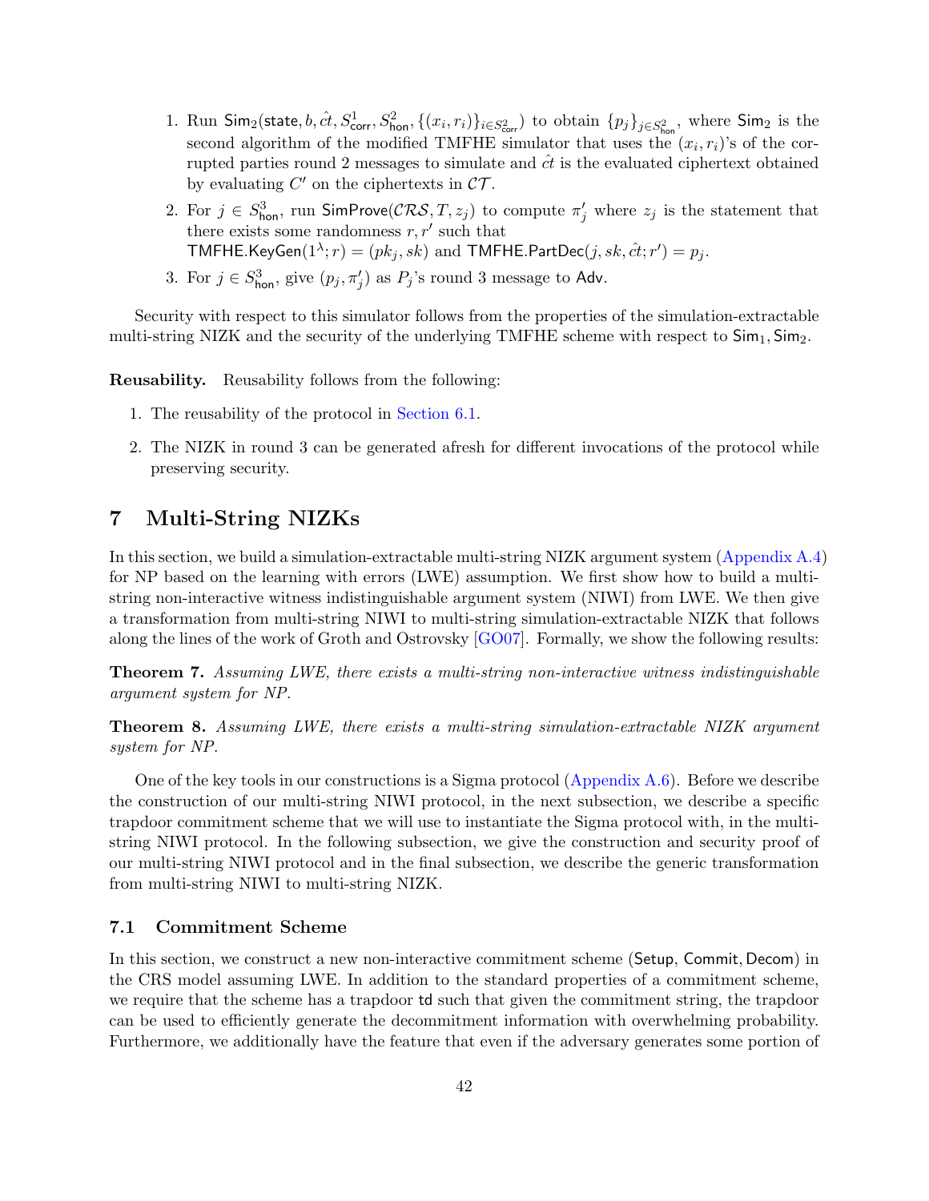1. Run $\mathsf{Sim}_2(\mathsf{state}, b, \hat{ct}, S^1_{\mathsf{corr}}, S^2_{\mathsf{hon}}, \{(x_i, r_i)\}_{i \in S^2_{\mathsf{corr}}})$ to obtain $\{p_j\}_{j \in S^2_{\mathsf{hon}}}$, where $\mathsf{Sim}_2$ is the second algorithm of the modified TMFHE simulator that uses the $(x_i, r_i)$'s of the corrupted parties round 2 messages to simulate and $\hat{ct}$ is the evaluated ciphertext obtained by evaluating $C'$ on the ciphertexts in $\mathcal{CT}$.
2. For $j \in S^3_{\mathsf{hon}}$, run $\mathsf{SimProve}(\mathcal{CRS}, T, z_j)$ to compute $\pi'_j$ where $z_j$ is the statement that there exists some randomness $r, r'$ such that $\mathsf{TMFHE.KeyGen}(1^\lambda; r) = (pk_j, sk)$ and $\mathsf{TMFHE.PartDec}(j, sk, \hat{ct}; r') = p_j$.
3. For $j \in S^3_{\mathsf{hon}}$, give $(p_j, \pi'_j)$ as $P_j$'s round 3 message to $\mathsf{Adv}$.

Security with respect to this simulator follows from the properties of the simulation-extractable multi-string NIZK and the security of the underlying TMFHE scheme with respect to $\mathsf{Sim}_1, \mathsf{Sim}_2$.

**Reusability.** Reusability follows from the following:

1. The reusability of the protocol in Section 6.1.
2. The NIZK in round 3 can be generated afresh for different invocations of the protocol while preserving security.

# 7 Multi-String NIZKs

In this section, we build a simulation-extractable multi-string NIZK argument system (Appendix A.4) for NP based on the learning with errors (LWE) assumption. We first show how to build a multi-string non-interactive witness indistinguishable argument system (NIWI) from LWE. We then give a transformation from multi-string NIWI to multi-string simulation-extractable NIZK that follows along the lines of the work of Groth and Ostrovsky [GO07]. Formally, we show the following results:

**Theorem 7.** *Assuming LWE, there exists a multi-string non-interactive witness indistinguishable argument system for NP.*

**Theorem 8.** *Assuming LWE, there exists a multi-string simulation-extractable NIZK argument system for NP.*

One of the key tools in our constructions is a Sigma protocol (Appendix A.6). Before we describe the construction of our multi-string NIWI protocol, in the next subsection, we describe a specific trapdoor commitment scheme that we will use to instantiate the Sigma protocol with, in the multi-string NIWI protocol. In the following subsection, we give the construction and security proof of our multi-string NIWI protocol and in the final subsection, we describe the generic transformation from multi-string NIWI to multi-string NIZK.

## 7.1 Commitment Scheme

In this section, we construct a new non-interactive commitment scheme ($\mathsf{Setup}$, $\mathsf{Commit}$, $\mathsf{Decom}$) in the CRS model assuming LWE. In addition to the standard properties of a commitment scheme, we require that the scheme has a trapdoor $\mathsf{td}$ such that given the commitment string, the trapdoor can be used to efficiently generate the decommitment information with overwhelming probability. Furthermore, we additionally have the feature that even if the adversary generates some portion of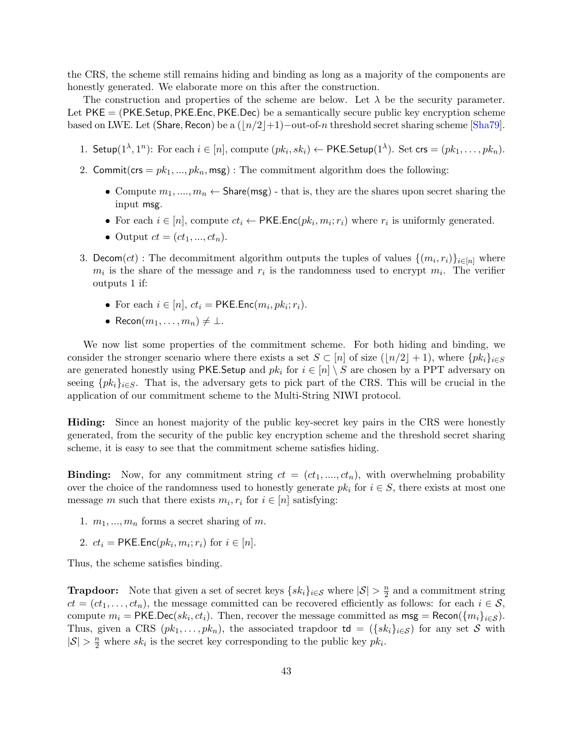the CRS, the scheme still remains hiding and binding as long as a majority of the components are honestly generated. We elaborate more on this after the construction.

The construction and properties of the scheme are below. Let $\lambda$ be the security parameter. Let $\mathsf{PKE} = (\mathsf{PKE.Setup}, \mathsf{PKE.Enc}, \mathsf{PKE.Dec})$ be a semantically secure public key encryption scheme based on LWE. Let $(\mathsf{Share}, \mathsf{Recon})$ be a $(\lfloor n/2 \rfloor + 1)-$out-of-$n$ threshold secret sharing scheme [Sha79].

1. $\mathsf{Setup}(1^\lambda, 1^n)$: For each $i \in [n]$, compute $(pk_i, sk_i) \leftarrow \mathsf{PKE.Setup}(1^\lambda)$. Set $\mathsf{crs} = (pk_1, \ldots, pk_n)$.
2. $\mathsf{Commit}(\mathsf{crs} = pk_1, ..., pk_n, \mathsf{msg})$ : The commitment algorithm does the following:
   - Compute $m_1, ...., m_n \leftarrow \mathsf{Share}(\mathsf{msg})$ - that is, they are the shares upon secret sharing the input $\mathsf{msg}$.
   - For each $i \in [n]$, compute $ct_i \leftarrow \mathsf{PKE.Enc}(pk_i, m_i; r_i)$ where $r_i$ is uniformly generated.
   - Output $ct = (ct_1, ..., ct_n)$.
3. $\mathsf{Decom}(ct)$ : The decommitment algorithm outputs the tuples of values $\{(m_i, r_i)\}_{i \in [n]}$ where $m_i$ is the share of the message and $r_i$ is the randomness used to encrypt $m_i$. The verifier outputs 1 if:
   - For each $i \in [n]$, $ct_i = \mathsf{PKE.Enc}(m_i, pk_i; r_i)$.
   - $\mathsf{Recon}(m_1, \ldots, m_n) \neq \perp$.

We now list some properties of the commitment scheme. For both hiding and binding, we consider the stronger scenario where there exists a set $S \subset [n]$ of size $(\lfloor n/2 \rfloor + 1)$, where $\{pk_i\}_{i \in S}$ are generated honestly using $\mathsf{PKE.Setup}$ and $pk_i$ for $i \in [n] \setminus S$ are chosen by a PPT adversary on seeing $\{pk_i\}_{i \in S}$. That is, the adversary gets to pick part of the CRS. This will be crucial in the application of our commitment scheme to the Multi-String NIWI protocol.

**Hiding:** Since an honest majority of the public key-secret key pairs in the CRS were honestly generated, from the security of the public key encryption scheme and the threshold secret sharing scheme, it is easy to see that the commitment scheme satisfies hiding.

**Binding:** Now, for any commitment string $ct = (ct_1, ...., ct_n)$, with overwhelming probability over the choice of the randomness used to honestly generate $pk_i$ for $i \in S$, there exists at most one message $m$ such that there exists $m_i, r_i$ for $i \in [n]$ satisfying:

1. $m_1, ..., m_n$ forms a secret sharing of $m$.
2. $ct_i = \mathsf{PKE.Enc}(pk_i, m_i; r_i)$ for $i \in [n]$.

Thus, the scheme satisfies binding.

**Trapdoor:** Note that given a set of secret keys $\{sk_i\}_{i \in \mathcal{S}}$ where $|\mathcal{S}| > \frac{n}{2}$ and a commitment string $ct = (ct_1, \ldots, ct_n)$, the message committed can be recovered efficiently as follows: for each $i \in \mathcal{S}$, compute $m_i = \mathsf{PKE.Dec}(sk_i, ct_i)$. Then, recover the message committed as $\mathsf{msg} = \mathsf{Recon}(\{m_i\}_{i \in \mathcal{S}})$. Thus, given a CRS $(pk_1, \ldots, pk_n)$, the associated trapdoor $\mathsf{td} = (\{sk_i\}_{i \in \mathcal{S}})$ for any set $\mathcal{S}$ with $|\mathcal{S}| > \frac{n}{2}$ where $sk_i$ is the secret key corresponding to the public key $pk_i$.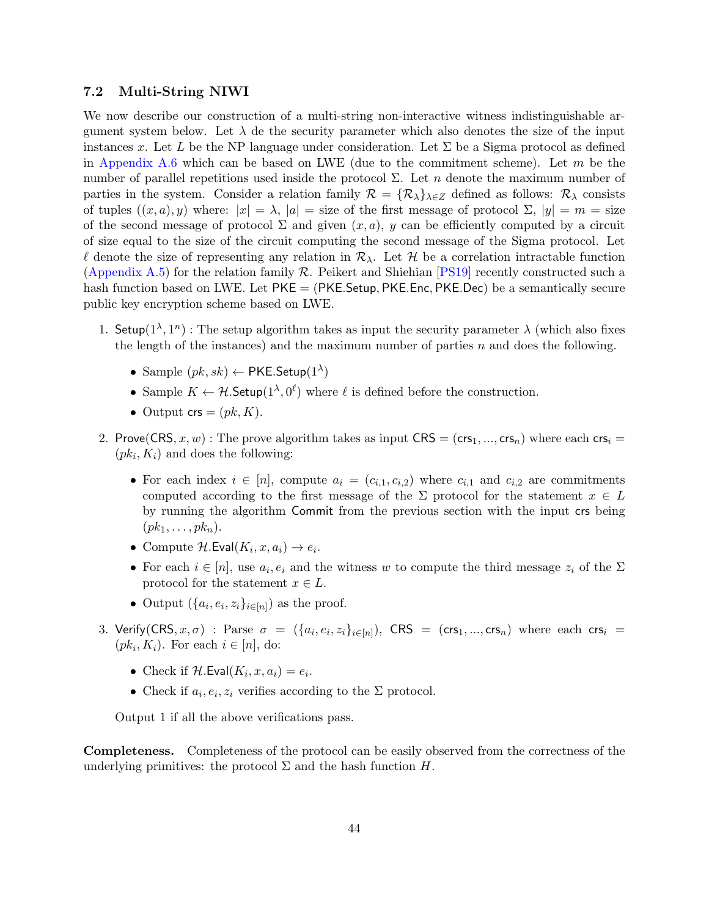### 7.2 Multi-String NIWI

We now describe our construction of a multi-string non-interactive witness indistinguishable argument system below. Let $\lambda$ de the security parameter which also denotes the size of the input instances $x$. Let $L$ be the NP language under consideration. Let $\Sigma$ be a Sigma protocol as defined in Appendix A.6 which can be based on LWE (due to the commitment scheme). Let $m$ be the number of parallel repetitions used inside the protocol $\Sigma$. Let $n$ denote the maximum number of parties in the system. Consider a relation family $\mathcal{R} = \{\mathcal{R}_\lambda\}_{\lambda \in Z}$ defined as follows: $\mathcal{R}_\lambda$ consists of tuples $((x, a), y)$ where: $|x| = \lambda$, $|a|$ = size of the first message of protocol $\Sigma$, $|y| = m$ = size of the second message of protocol $\Sigma$ and given $(x, a)$, $y$ can be efficiently computed by a circuit of size equal to the size of the circuit computing the second message of the Sigma protocol. Let $\ell$ denote the size of representing any relation in $\mathcal{R}_\lambda$. Let $\mathcal{H}$ be a correlation intractable function (Appendix A.5) for the relation family $\mathcal{R}$. Peikert and Shiehian [PS19] recently constructed such a hash function based on LWE. Let $\mathsf{PKE} = (\mathsf{PKE.Setup}, \mathsf{PKE.Enc}, \mathsf{PKE.Dec})$ be a semantically secure public key encryption scheme based on LWE.

1. $\mathsf{Setup}(1^\lambda, 1^n)$ : The setup algorithm takes as input the security parameter $\lambda$ (which also fixes the length of the instances) and the maximum number of parties $n$ and does the following.
   - Sample $(pk, sk) \leftarrow \mathsf{PKE.Setup}(1^\lambda)$
   - Sample $K \leftarrow \mathcal{H}.\mathsf{Setup}(1^\lambda, 0^\ell)$ where $\ell$ is defined before the construction.
   - Output $\mathsf{crs} = (pk, K)$.
2. $\mathsf{Prove}(\mathsf{CRS}, x, w)$ : The prove algorithm takes as input $\mathsf{CRS} = (\mathsf{crs}_1, ..., \mathsf{crs}_n)$ where each $\mathsf{crs}_i = (pk_i, K_i)$ and does the following:
   - For each index $i \in [n]$, compute $a_i = (c_{i,1}, c_{i,2})$ where $c_{i,1}$ and $c_{i,2}$ are commitments computed according to the first message of the $\Sigma$ protocol for the statement $x \in L$ by running the algorithm $\mathsf{Commit}$ from the previous section with the input $\mathsf{crs}$ being $(pk_1, \dots, pk_n)$.
   - Compute $\mathcal{H}.\mathsf{Eval}(K_i, x, a_i) \rightarrow e_i$.
   - For each $i \in [n]$, use $a_i, e_i$ and the witness $w$ to compute the third message $z_i$ of the $\Sigma$ protocol for the statement $x \in L$.
   - Output $(\{a_i, e_i, z_i\}_{i \in [n]})$ as the proof.
3. $\mathsf{Verify}(\mathsf{CRS}, x, \sigma)$ : Parse $\sigma = (\{a_i, e_i, z_i\}_{i \in [n]})$, $\mathsf{CRS} = (\mathsf{crs}_1, ..., \mathsf{crs}_n)$ where each $\mathsf{crs}_i = (pk_i, K_i)$. For each $i \in [n]$, do:
   - Check if $\mathcal{H}.\mathsf{Eval}(K_i, x, a_i) = e_i$.
   - Check if $a_i, e_i, z_i$ verifies according to the $\Sigma$ protocol.

   Output 1 if all the above verifications pass.

**Completeness.** Completeness of the protocol can be easily observed from the correctness of the underlying primitives: the protocol $\Sigma$ and the hash function $H$.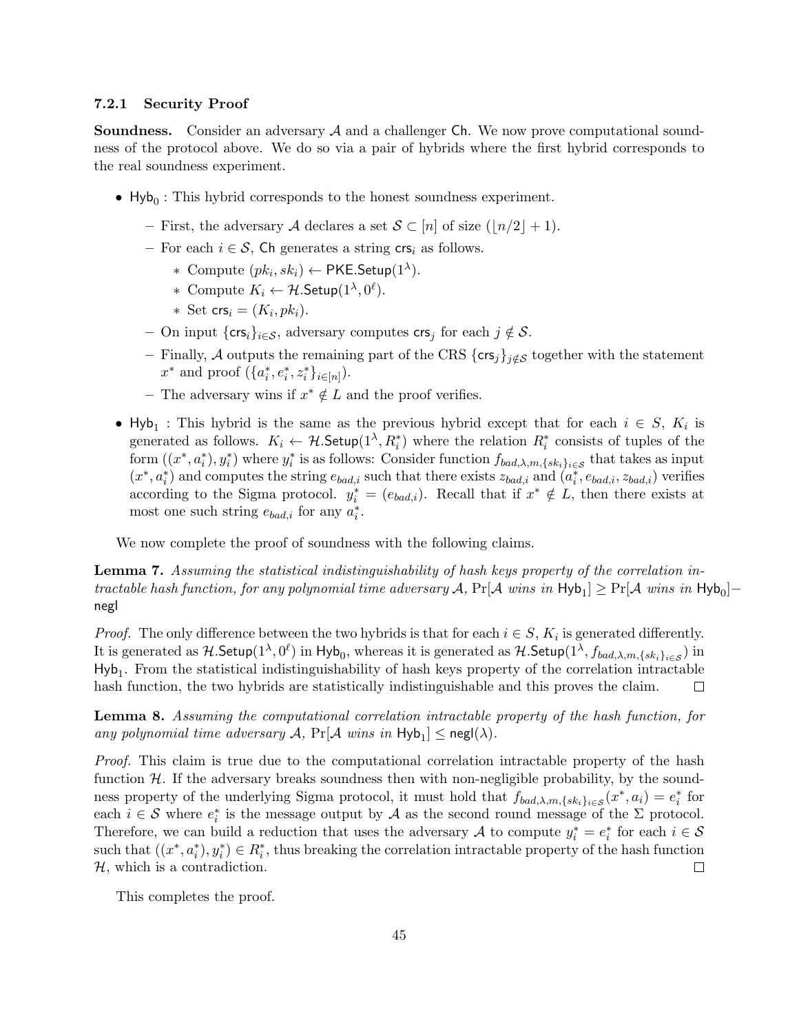#### 7.2.1 Security Proof

**Soundness.** Consider an adversary $\mathcal{A}$ and a challenger $\mathsf{Ch}$. We now prove computational soundness of the protocol above. We do so via a pair of hybrids where the first hybrid corresponds to the real soundness experiment.

- $\mathsf{Hyb}_0$ : This hybrid corresponds to the honest soundness experiment.
  - First, the adversary $\mathcal{A}$ declares a set $\mathcal{S} \subset [n]$ of size $(\lfloor n/2 \rfloor + 1)$.
  - For each $i \in \mathcal{S}$, $\mathsf{Ch}$ generates a string $\mathsf{crs}_i$ as follows.
    - Compute $(pk_i, sk_i) \leftarrow \mathsf{PKE.Setup}(1^\lambda)$.
    - Compute $K_i \leftarrow \mathcal{H}.\mathsf{Setup}(1^\lambda, 0^\ell)$.
    - Set $\mathsf{crs}_i = (K_i, pk_i)$.
  - On input $\{\mathsf{crs}_i\}_{i \in \mathcal{S}}$, adversary computes $\mathsf{crs}_j$ for each $j \notin \mathcal{S}$.
  - Finally, $\mathcal{A}$ outputs the remaining part of the CRS $\{\mathsf{crs}_j\}_{j \notin \mathcal{S}}$ together with the statement $x^*$ and proof $(\{a_i^*, e_i^*, z_i^*\}_{i \in [n]})$.
  - The adversary wins if $x^* \notin L$ and the proof verifies.
- $\mathsf{Hyb}_1$ : This hybrid is the same as the previous hybrid except that for each $i \in S$, $K_i$ is generated as follows. $K_i \leftarrow \mathcal{H}.\mathsf{Setup}(1^\lambda, R_i^*)$ where the relation $R_i^*$ consists of tuples of the form $((x^*, a_i^*), y_i^*)$ where $y_i^*$ is as follows: Consider function $f_{bad,\lambda,m,\{sk_i\}_{i \in \mathcal{S}}}$ that takes as input $(x^*, a_i^*)$ and computes the string $e_{bad,i}$ such that there exists $z_{bad,i}$ and $(a_i^*, e_{bad,i}, z_{bad,i})$ verifies according to the Sigma protocol. $y_i^* = (e_{bad,i})$. Recall that if $x^* \notin L$, then there exists at most one such string $e_{bad,i}$ for any $a_i^*$.

We now complete the proof of soundness with the following claims.

**Lemma 7.** *Assuming the statistical indistinguishability of hash keys property of the correlation intractable hash function, for any polynomial time adversary $\mathcal{A}$, $\Pr[\mathcal{A}$ wins in $\mathsf{Hyb}_1] \geq \Pr[\mathcal{A}$ wins in $\mathsf{Hyb}_0] -$ $\mathsf{negl}$*

*Proof.* The only difference between the two hybrids is that for each $i \in S$, $K_i$ is generated differently. It is generated as $\mathcal{H}.\mathsf{Setup}(1^\lambda, 0^\ell)$ in $\mathsf{Hyb}_0$, whereas it is generated as $\mathcal{H}.\mathsf{Setup}(1^\lambda, f_{bad,\lambda,m,\{sk_i\}_{i \in \mathcal{S}}})$ in $\mathsf{Hyb}_1$. From the statistical indistinguishability of hash keys property of the correlation intractable hash function, the two hybrids are statistically indistinguishable and this proves the claim. $\square$

**Lemma 8.** *Assuming the computational correlation intractable property of the hash function, for any polynomial time adversary $\mathcal{A}$, $\Pr[\mathcal{A}$ wins in $\mathsf{Hyb}_1] \leq \mathsf{negl}(\lambda)$.*

*Proof.* This claim is true due to the computational correlation intractable property of the hash function $\mathcal{H}$. If the adversary breaks soundness then with non-negligible probability, by the soundness property of the underlying Sigma protocol, it must hold that $f_{bad,\lambda,m,\{sk_i\}_{i \in \mathcal{S}}}(x^*, a_i) = e_i^*$ for each $i \in \mathcal{S}$ where $e_i^*$ is the message output by $\mathcal{A}$ as the second round message of the $\Sigma$ protocol. Therefore, we can build a reduction that uses the adversary $\mathcal{A}$ to compute $y_i^* = e_i^*$ for each $i \in \mathcal{S}$ such that $((x^*, a_i^*), y_i^*) \in R_i^*$, thus breaking the correlation intractable property of the hash function $\mathcal{H}$, which is a contradiction. $\square$

This completes the proof.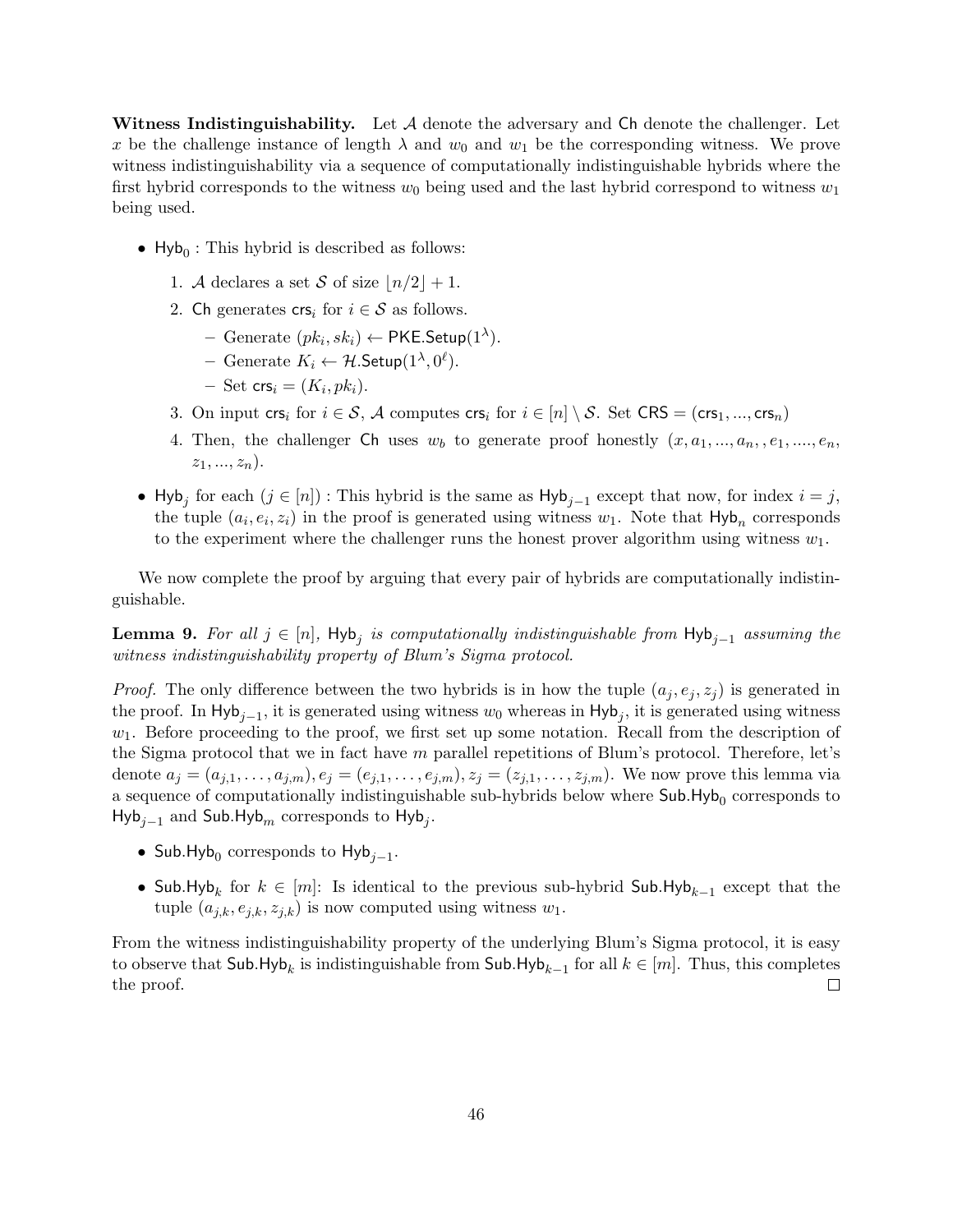**Witness Indistinguishability.** Let $\mathcal{A}$ denote the adversary and $\mathsf{Ch}$ denote the challenger. Let $x$ be the challenge instance of length $\lambda$ and $w_0$ and $w_1$ be the corresponding witness. We prove witness indistinguishability via a sequence of computationally indistinguishable hybrids where the first hybrid corresponds to the witness $w_0$ being used and the last hybrid correspond to witness $w_1$ being used.

- $\mathsf{Hyb}_0$ : This hybrid is described as follows:
  1. $\mathcal{A}$ declares a set $\mathcal{S}$ of size $\lfloor n/2 \rfloor + 1$.
  2. $\mathsf{Ch}$ generates $\mathsf{crs}_i$ for $i \in \mathcal{S}$ as follows.
     - Generate $(pk_i, sk_i) \leftarrow \mathsf{PKE.Setup}(1^\lambda)$.
     - Generate $K_i \leftarrow \mathcal{H}.\mathsf{Setup}(1^\lambda, 0^\ell)$.
     - Set $\mathsf{crs}_i = (K_i, pk_i)$.
  3. On input $\mathsf{crs}_i$ for $i \in \mathcal{S}$, $\mathcal{A}$ computes $\mathsf{crs}_i$ for $i \in [n] \setminus \mathcal{S}$. Set $\mathsf{CRS} = (\mathsf{crs}_1, ..., \mathsf{crs}_n)$
  4. Then, the challenger $\mathsf{Ch}$ uses $w_b$ to generate proof honestly $(x, a_1, ..., a_n, , e_1, ...., e_n, z_1, ..., z_n)$.

- $\mathsf{Hyb}_j$ for each $(j \in [n])$ : This hybrid is the same as $\mathsf{Hyb}_{j-1}$ except that now, for index $i = j$, the tuple $(a_i, e_i, z_i)$ in the proof is generated using witness $w_1$. Note that $\mathsf{Hyb}_n$ corresponds to the experiment where the challenger runs the honest prover algorithm using witness $w_1$.

We now complete the proof by arguing that every pair of hybrids are computationally indistinguishable.

**Lemma 9.** *For all $j \in [n]$, $\mathsf{Hyb}_j$ is computationally indistinguishable from $\mathsf{Hyb}_{j-1}$ assuming the witness indistinguishability property of Blum's Sigma protocol.*

*Proof.* The only difference between the two hybrids is in how the tuple $(a_j, e_j, z_j)$ is generated in the proof. In $\mathsf{Hyb}_{j-1}$, it is generated using witness $w_0$ whereas in $\mathsf{Hyb}_j$, it is generated using witness $w_1$. Before proceeding to the proof, we first set up some notation. Recall from the description of the Sigma protocol that we in fact have $m$ parallel repetitions of Blum's protocol. Therefore, let's denote $a_j = (a_{j,1}, \ldots, a_{j,m}), e_j = (e_{j,1}, \ldots, e_{j,m}), z_j = (z_{j,1}, \ldots, z_{j,m})$. We now prove this lemma via a sequence of computationally indistinguishable sub-hybrids below where $\mathsf{Sub.Hyb}_0$ corresponds to $\mathsf{Hyb}_{j-1}$ and $\mathsf{Sub.Hyb}_m$ corresponds to $\mathsf{Hyb}_j$.

- $\mathsf{Sub.Hyb}_0$ corresponds to $\mathsf{Hyb}_{j-1}$.
- $\mathsf{Sub.Hyb}_k$ for $k \in [m]$: Is identical to the previous sub-hybrid $\mathsf{Sub.Hyb}_{k-1}$ except that the tuple $(a_{j,k}, e_{j,k}, z_{j,k})$ is now computed using witness $w_1$.

From the witness indistinguishability property of the underlying Blum's Sigma protocol, it is easy to observe that $\mathsf{Sub.Hyb}_k$ is indistinguishable from $\mathsf{Sub.Hyb}_{k-1}$ for all $k \in [m]$. Thus, this completes the proof. □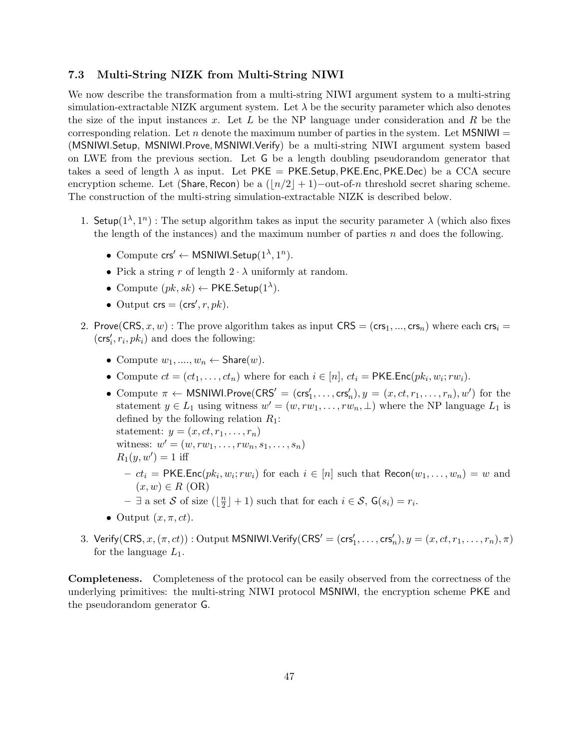### 7.3 Multi-String NIZK from Multi-String NIWI

We now describe the transformation from a multi-string NIWI argument system to a multi-string simulation-extractable NIZK argument system. Let $\lambda$ be the security parameter which also denotes the size of the input instances $x$. Let $L$ be the NP language under consideration and $R$ be the corresponding relation. Let $n$ denote the maximum number of parties in the system. Let $\mathsf{MSNIWI} = (\mathsf{MSNIWI.Setup}, \mathsf{MSNIWI.Prove}, \mathsf{MSNIWI.Verify})$ be a multi-string NIWI argument system based on LWE from the previous section. Let $\mathsf{G}$ be a length doubling pseudorandom generator that takes a seed of length $\lambda$ as input. Let $\mathsf{PKE} = \mathsf{PKE.Setup}, \mathsf{PKE.Enc}, \mathsf{PKE.Dec})$ be a CCA secure encryption scheme. Let $(\mathsf{Share}, \mathsf{Recon})$ be a $(\lfloor n/2 \rfloor + 1)-$out-of-$n$ threshold secret sharing scheme. The construction of the multi-string simulation-extractable NIZK is described below.

1. $\mathsf{Setup}(1^\lambda, 1^n)$ : The setup algorithm takes as input the security parameter $\lambda$ (which also fixes the length of the instances) and the maximum number of parties $n$ and does the following.
   - Compute $\mathsf{crs}' \leftarrow \mathsf{MSNIWI.Setup}(1^\lambda, 1^n)$.
   - Pick a string $r$ of length $2 \cdot \lambda$ uniformly at random.
   - Compute $(pk, sk) \leftarrow \mathsf{PKE.Setup}(1^\lambda)$.
   - Output $\mathsf{crs} = (\mathsf{crs}', r, pk)$.

2. $\mathsf{Prove}(\mathsf{CRS}, x, w)$ : The prove algorithm takes as input $\mathsf{CRS} = (\mathsf{crs}_1, ..., \mathsf{crs}_n)$ where each $\mathsf{crs}_i = (\mathsf{crs}'_i, r_i, pk_i)$ and does the following:
   - Compute $w_1, ...., w_n \leftarrow \mathsf{Share}(w)$.
   - Compute $ct = (ct_1, \ldots, ct_n)$ where for each $i \in [n]$, $ct_i = \mathsf{PKE.Enc}(pk_i, w_i; rw_i)$.
   - Compute $\pi \leftarrow \mathsf{MSNIWI.Prove}(\mathsf{CRS}' = (\mathsf{crs}'_1, \ldots, \mathsf{crs}'_n), y = (x, ct, r_1, \ldots, r_n), w')$ for the statement $y \in L_1$ using witness $w' = (w, rw_1, \ldots, rw_n, \perp)$ where the NP language $L_1$ is defined by the following relation $R_1$:
     statement: $y = (x, ct, r_1, \ldots, r_n)$
     witness: $w' = (w, rw_1, \ldots, rw_n, s_1, \ldots, s_n)$
     $R_1(y, w') = 1$ iff
     - $ct_i = \mathsf{PKE.Enc}(pk_i, w_i; rw_i)$ for each $i \in [n]$ such that $\mathsf{Recon}(w_1, \ldots, w_n) = w$ and $(x, w) \in R$ (OR)
     - $\exists$ a set $\mathcal{S}$ of size $(\lfloor \frac{n}{2} \rfloor + 1)$ such that for each $i \in \mathcal{S}$, $\mathsf{G}(s_i) = r_i$.
   - Output $(x, \pi, ct)$.

3. $\mathsf{Verify}(\mathsf{CRS}, x, (\pi, ct))$ : Output $\mathsf{MSNIWI.Verify}(\mathsf{CRS}' = (\mathsf{crs}'_1, \ldots, \mathsf{crs}'_n), y = (x, ct, r_1, \ldots, r_n), \pi)$ for the language $L_1$.

**Completeness.** Completeness of the protocol can be easily observed from the correctness of the underlying primitives: the multi-string NIWI protocol $\mathsf{MSNIWI}$, the encryption scheme $\mathsf{PKE}$ and the pseudorandom generator $\mathsf{G}$.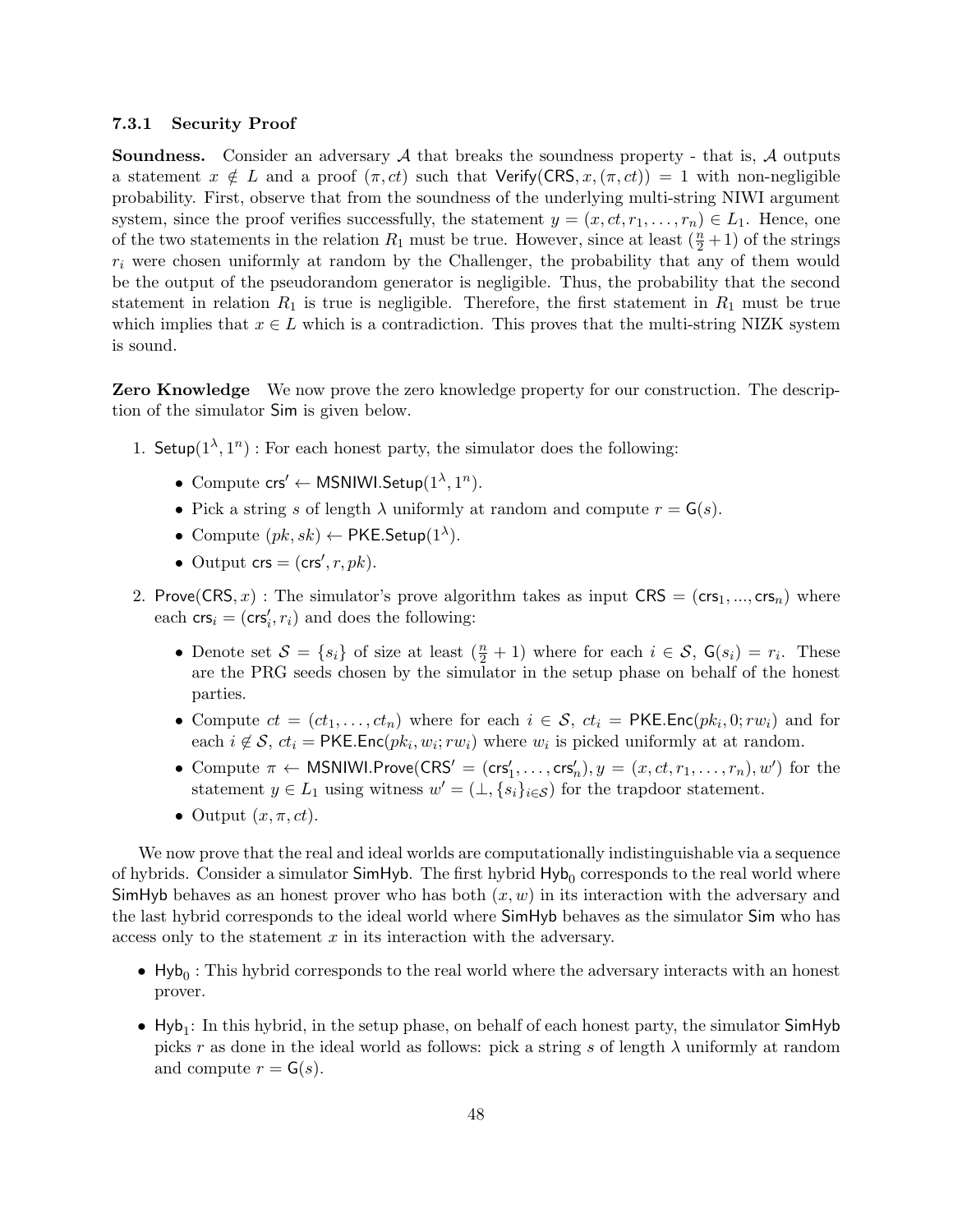### 7.3.1 Security Proof

**Soundness.** Consider an adversary $\mathcal{A}$ that breaks the soundness property - that is, $\mathcal{A}$ outputs a statement $x \notin L$ and a proof $(\pi, ct)$ such that $\mathsf{Verify}(\mathsf{CRS}, x, (\pi, ct)) = 1$ with non-negligible probability. First, observe that from the soundness of the underlying multi-string NIWI argument system, since the proof verifies successfully, the statement $y = (x, ct, r_1, \ldots, r_n) \in L_1$. Hence, one of the two statements in the relation $R_1$ must be true. However, since at least $(\frac{n}{2} + 1)$ of the strings $r_i$ were chosen uniformly at random by the Challenger, the probability that any of them would be the output of the pseudorandom generator is negligible. Thus, the probability that the second statement in relation $R_1$ is true is negligible. Therefore, the first statement in $R_1$ must be true which implies that $x \in L$ which is a contradiction. This proves that the multi-string NIZK system is sound.

**Zero Knowledge** We now prove the zero knowledge property for our construction. The description of the simulator $\mathsf{Sim}$ is given below.

1. $\mathsf{Setup}(1^\lambda, 1^n)$ : For each honest party, the simulator does the following:
   - Compute $\mathsf{crs}' \leftarrow \mathsf{MSNIWI.Setup}(1^\lambda, 1^n)$.
   - Pick a string $s$ of length $\lambda$ uniformly at random and compute $r = \mathsf{G}(s)$.
   - Compute $(pk, sk) \leftarrow \mathsf{PKE.Setup}(1^\lambda)$.
   - Output $\mathsf{crs} = (\mathsf{crs}', r, pk)$.
2. $\mathsf{Prove}(\mathsf{CRS}, x)$ : The simulator's prove algorithm takes as input $\mathsf{CRS} = (\mathsf{crs}_1, ..., \mathsf{crs}_n)$ where each $\mathsf{crs}_i = (\mathsf{crs}'_i, r_i)$ and does the following:
   - Denote set $\mathcal{S} = \{s_i\}$ of size at least $(\frac{n}{2} + 1)$ where for each $i \in \mathcal{S}$, $\mathsf{G}(s_i) = r_i$. These are the PRG seeds chosen by the simulator in the setup phase on behalf of the honest parties.
   - Compute $ct = (ct_1, \ldots, ct_n)$ where for each $i \in \mathcal{S}$, $ct_i = \mathsf{PKE.Enc}(pk_i, 0; rw_i)$ and for each $i \notin \mathcal{S}$, $ct_i = \mathsf{PKE.Enc}(pk_i, w_i; rw_i)$ where $w_i$ is picked uniformly at at random.
   - Compute $\pi \leftarrow \mathsf{MSNIWI.Prove}(\mathsf{CRS}' = (\mathsf{crs}'_1, \ldots, \mathsf{crs}'_n), y = (x, ct, r_1, \ldots, r_n), w')$ for the statement $y \in L_1$ using witness $w' = (\perp, \{s_i\}_{i \in \mathcal{S}})$ for the trapdoor statement.
   - Output $(x, \pi, ct)$.

We now prove that the real and ideal worlds are computationally indistinguishable via a sequence of hybrids. Consider a simulator $\mathsf{SimHyb}$. The first hybrid $\mathsf{Hyb}_0$ corresponds to the real world where $\mathsf{SimHyb}$ behaves as an honest prover who has both $(x, w)$ in its interaction with the adversary and the last hybrid corresponds to the ideal world where $\mathsf{SimHyb}$ behaves as the simulator $\mathsf{Sim}$ who has access only to the statement $x$ in its interaction with the adversary.

- $\mathsf{Hyb}_0$ : This hybrid corresponds to the real world where the adversary interacts with an honest prover.
- $\mathsf{Hyb}_1$: In this hybrid, in the setup phase, on behalf of each honest party, the simulator $\mathsf{SimHyb}$ picks $r$ as done in the ideal world as follows: pick a string $s$ of length $\lambda$ uniformly at random and compute $r = \mathsf{G}(s)$.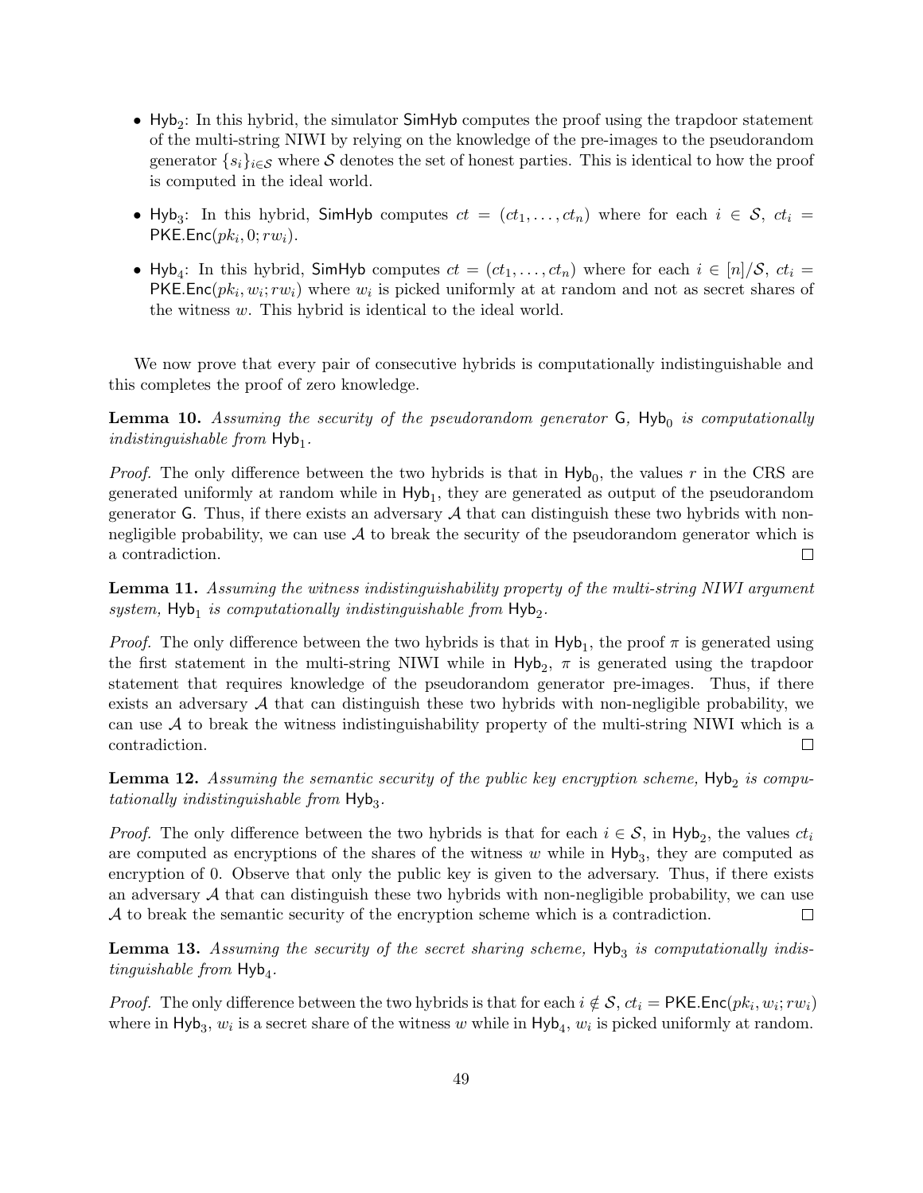- $\mathsf{Hyb}_2$: In this hybrid, the simulator $\mathsf{SimHyb}$ computes the proof using the trapdoor statement of the multi-string NIWI by relying on the knowledge of the pre-images to the pseudorandom generator $\{s_i\}_{i \in \mathcal{S}}$ where $\mathcal{S}$ denotes the set of honest parties. This is identical to how the proof is computed in the ideal world.

- $\mathsf{Hyb}_3$: In this hybrid, $\mathsf{SimHyb}$ computes $ct = (ct_1, \ldots, ct_n)$ where for each $i \in \mathcal{S}$, $ct_i = \mathsf{PKE.Enc}(pk_i, 0; rw_i)$.

- $\mathsf{Hyb}_4$: In this hybrid, $\mathsf{SimHyb}$ computes $ct = (ct_1, \ldots, ct_n)$ where for each $i \in [n]/\mathcal{S}$, $ct_i = \mathsf{PKE.Enc}(pk_i, w_i; rw_i)$ where $w_i$ is picked uniformly at at random and not as secret shares of the witness $w$. This hybrid is identical to the ideal world.

We now prove that every pair of consecutive hybrids is computationally indistinguishable and this completes the proof of zero knowledge.

**Lemma 10.** *Assuming the security of the pseudorandom generator* $\mathsf{G}$*,* $\mathsf{Hyb}_0$ *is computationally indistinguishable from* $\mathsf{Hyb}_1$*.*

*Proof.* The only difference between the two hybrids is that in $\mathsf{Hyb}_0$, the values $r$ in the CRS are generated uniformly at random while in $\mathsf{Hyb}_1$, they are generated as output of the pseudorandom generator $\mathsf{G}$. Thus, if there exists an adversary $\mathcal{A}$ that can distinguish these two hybrids with non-negligible probability, we can use $\mathcal{A}$ to break the security of the pseudorandom generator which is a contradiction. □

**Lemma 11.** *Assuming the witness indistinguishability property of the multi-string NIWI argument system,* $\mathsf{Hyb}_1$ *is computationally indistinguishable from* $\mathsf{Hyb}_2$*.*

*Proof.* The only difference between the two hybrids is that in $\mathsf{Hyb}_1$, the proof $\pi$ is generated using the first statement in the multi-string NIWI while in $\mathsf{Hyb}_2$, $\pi$ is generated using the trapdoor statement that requires knowledge of the pseudorandom generator pre-images. Thus, if there exists an adversary $\mathcal{A}$ that can distinguish these two hybrids with non-negligible probability, we can use $\mathcal{A}$ to break the witness indistinguishability property of the multi-string NIWI which is a contradiction. □

**Lemma 12.** *Assuming the semantic security of the public key encryption scheme,* $\mathsf{Hyb}_2$ *is computationally indistinguishable from* $\mathsf{Hyb}_3$*.*

*Proof.* The only difference between the two hybrids is that for each $i \in \mathcal{S}$, in $\mathsf{Hyb}_2$, the values $ct_i$ are computed as encryptions of the shares of the witness $w$ while in $\mathsf{Hyb}_3$, they are computed as encryption of 0. Observe that only the public key is given to the adversary. Thus, if there exists an adversary $\mathcal{A}$ that can distinguish these two hybrids with non-negligible probability, we can use $\mathcal{A}$ to break the semantic security of the encryption scheme which is a contradiction. □

**Lemma 13.** *Assuming the security of the secret sharing scheme,* $\mathsf{Hyb}_3$ *is computationally indistinguishable from* $\mathsf{Hyb}_4$*.*

*Proof.* The only difference between the two hybrids is that for each $i \notin \mathcal{S}$, $ct_i = \mathsf{PKE.Enc}(pk_i, w_i; rw_i)$ where in $\mathsf{Hyb}_3$, $w_i$ is a secret share of the witness $w$ while in $\mathsf{Hyb}_4$, $w_i$ is picked uniformly at random.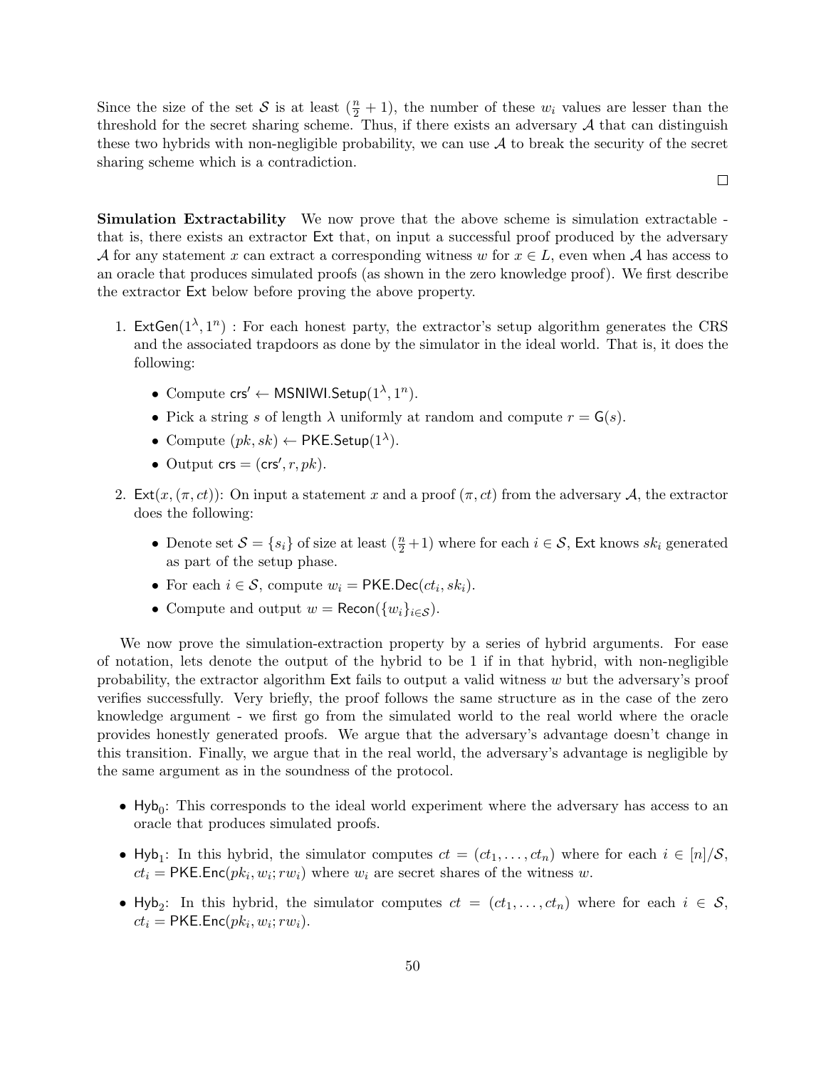Since the size of the set $\mathcal{S}$ is at least $(\frac{n}{2}+1)$, the number of these $w_i$ values are lesser than the threshold for the secret sharing scheme. Thus, if there exists an adversary $\mathcal{A}$ that can distinguish these two hybrids with non-negligible probability, we can use $\mathcal{A}$ to break the security of the secret sharing scheme which is a contradiction.

□

**Simulation Extractability** We now prove that the above scheme is simulation extractable - that is, there exists an extractor $\mathsf{Ext}$ that, on input a successful proof produced by the adversary $\mathcal{A}$ for any statement $x$ can extract a corresponding witness $w$ for $x \in L$, even when $\mathcal{A}$ has access to an oracle that produces simulated proofs (as shown in the zero knowledge proof). We first describe the extractor $\mathsf{Ext}$ below before proving the above property.

1. $\mathsf{ExtGen}(1^\lambda, 1^n)$ : For each honest party, the extractor's setup algorithm generates the CRS and the associated trapdoors as done by the simulator in the ideal world. That is, it does the following:
   - Compute $\mathsf{crs}' \leftarrow \mathsf{MSNIWI.Setup}(1^\lambda, 1^n)$.
   - Pick a string $s$ of length $\lambda$ uniformly at random and compute $r = \mathsf{G}(s)$.
   - Compute $(pk, sk) \leftarrow \mathsf{PKE.Setup}(1^\lambda)$.
   - Output $\mathsf{crs} = (\mathsf{crs}', r, pk)$.
2. $\mathsf{Ext}(x, (\pi, ct))$: On input a statement $x$ and a proof $(\pi, ct)$ from the adversary $\mathcal{A}$, the extractor does the following:
   - Denote set $\mathcal{S} = \{s_i\}$ of size at least $(\frac{n}{2}+1)$ where for each $i \in \mathcal{S}$, $\mathsf{Ext}$ knows $sk_i$ generated as part of the setup phase.
   - For each $i \in \mathcal{S}$, compute $w_i = \mathsf{PKE.Dec}(ct_i, sk_i)$.
   - Compute and output $w = \mathsf{Recon}(\{w_i\}_{i \in \mathcal{S}})$.

We now prove the simulation-extraction property by a series of hybrid arguments. For ease of notation, lets denote the output of the hybrid to be 1 if in that hybrid, with non-negligible probability, the extractor algorithm $\mathsf{Ext}$ fails to output a valid witness $w$ but the adversary's proof verifies successfully. Very briefly, the proof follows the same structure as in the case of the zero knowledge argument - we first go from the simulated world to the real world where the oracle provides honestly generated proofs. We argue that the adversary's advantage doesn't change in this transition. Finally, we argue that in the real world, the adversary's advantage is negligible by the same argument as in the soundness of the protocol.

- $\mathsf{Hyb}_0$: This corresponds to the ideal world experiment where the adversary has access to an oracle that produces simulated proofs.
- $\mathsf{Hyb}_1$: In this hybrid, the simulator computes $ct = (ct_1, \ldots, ct_n)$ where for each $i \in [n]/\mathcal{S}$, $ct_i = \mathsf{PKE.Enc}(pk_i, w_i; rw_i)$ where $w_i$ are secret shares of the witness $w$.
- $\mathsf{Hyb}_2$: In this hybrid, the simulator computes $ct = (ct_1, \ldots, ct_n)$ where for each $i \in \mathcal{S}$, $ct_i = \mathsf{PKE.Enc}(pk_i, w_i; rw_i)$.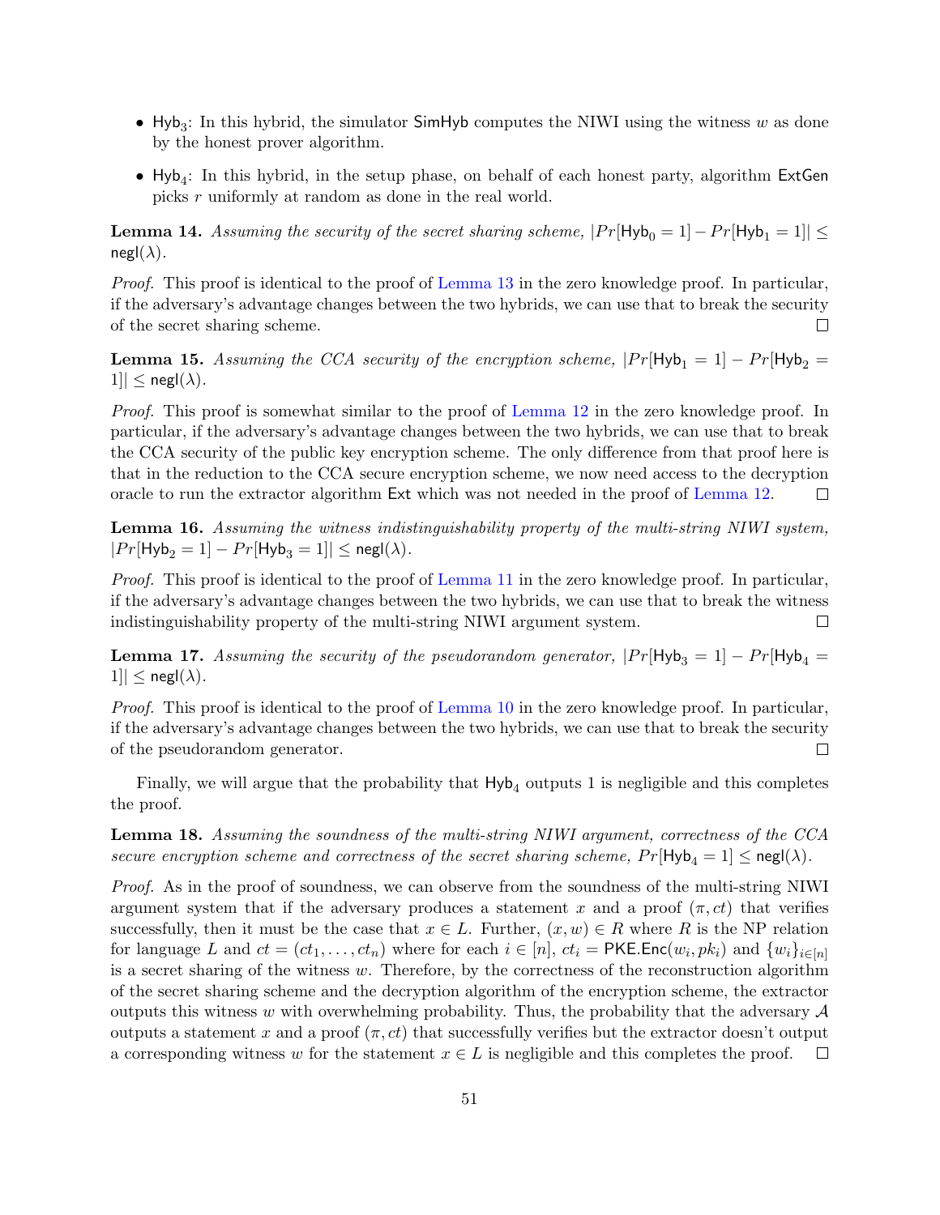- $\mathsf{Hyb}_3$: In this hybrid, the simulator $\mathsf{SimHyb}$ computes the NIWI using the witness $w$ as done by the honest prover algorithm.

- $\mathsf{Hyb}_4$: In this hybrid, in the setup phase, on behalf of each honest party, algorithm $\mathsf{ExtGen}$ picks $r$ uniformly at random as done in the real world.

**Lemma 14.** *Assuming the security of the secret sharing scheme, $|Pr[\mathsf{Hyb}_0 = 1] - Pr[\mathsf{Hyb}_1 = 1]| \leq \mathsf{negl}(\lambda)$.*

*Proof.* This proof is identical to the proof of Lemma 13 in the zero knowledge proof. In particular, if the adversary's advantage changes between the two hybrids, we can use that to break the security of the secret sharing scheme. □

**Lemma 15.** *Assuming the CCA security of the encryption scheme, $|Pr[\mathsf{Hyb}_1 = 1] - Pr[\mathsf{Hyb}_2 = 1]| \leq \mathsf{negl}(\lambda)$.*

*Proof.* This proof is somewhat similar to the proof of Lemma 12 in the zero knowledge proof. In particular, if the adversary's advantage changes between the two hybrids, we can use that to break the CCA security of the public key encryption scheme. The only difference from that proof here is that in the reduction to the CCA secure encryption scheme, we now need access to the decryption oracle to run the extractor algorithm $\mathsf{Ext}$ which was not needed in the proof of Lemma 12. □

**Lemma 16.** *Assuming the witness indistinguishability property of the multi-string NIWI system, $|Pr[\mathsf{Hyb}_2 = 1] - Pr[\mathsf{Hyb}_3 = 1]| \leq \mathsf{negl}(\lambda)$.*

*Proof.* This proof is identical to the proof of Lemma 11 in the zero knowledge proof. In particular, if the adversary's advantage changes between the two hybrids, we can use that to break the witness indistinguishability property of the multi-string NIWI argument system. □

**Lemma 17.** *Assuming the security of the pseudorandom generator, $|Pr[\mathsf{Hyb}_3 = 1] - Pr[\mathsf{Hyb}_4 = 1]| \leq \mathsf{negl}(\lambda)$.*

*Proof.* This proof is identical to the proof of Lemma 10 in the zero knowledge proof. In particular, if the adversary's advantage changes between the two hybrids, we can use that to break the security of the pseudorandom generator. □

Finally, we will argue that the probability that $\mathsf{Hyb}_4$ outputs 1 is negligible and this completes the proof.

**Lemma 18.** *Assuming the soundness of the multi-string NIWI argument, correctness of the CCA secure encryption scheme and correctness of the secret sharing scheme, $Pr[\mathsf{Hyb}_4 = 1] \leq \mathsf{negl}(\lambda)$.*

*Proof.* As in the proof of soundness, we can observe from the soundness of the multi-string NIWI argument system that if the adversary produces a statement $x$ and a proof $(\pi, ct)$ that verifies successfully, then it must be the case that $x \in L$. Further, $(x, w) \in R$ where $R$ is the NP relation for language $L$ and $ct = (ct_1, \ldots, ct_n)$ where for each $i \in [n]$, $ct_i = \mathsf{PKE.Enc}(w_i, pk_i)$ and $\{w_i\}_{i \in [n]}$ is a secret sharing of the witness $w$. Therefore, by the correctness of the reconstruction algorithm of the secret sharing scheme and the decryption algorithm of the encryption scheme, the extractor outputs this witness $w$ with overwhelming probability. Thus, the probability that the adversary $\mathcal{A}$ outputs a statement $x$ and a proof $(\pi, ct)$ that successfully verifies but the extractor doesn't output a corresponding witness $w$ for the statement $x \in L$ is negligible and this completes the proof. □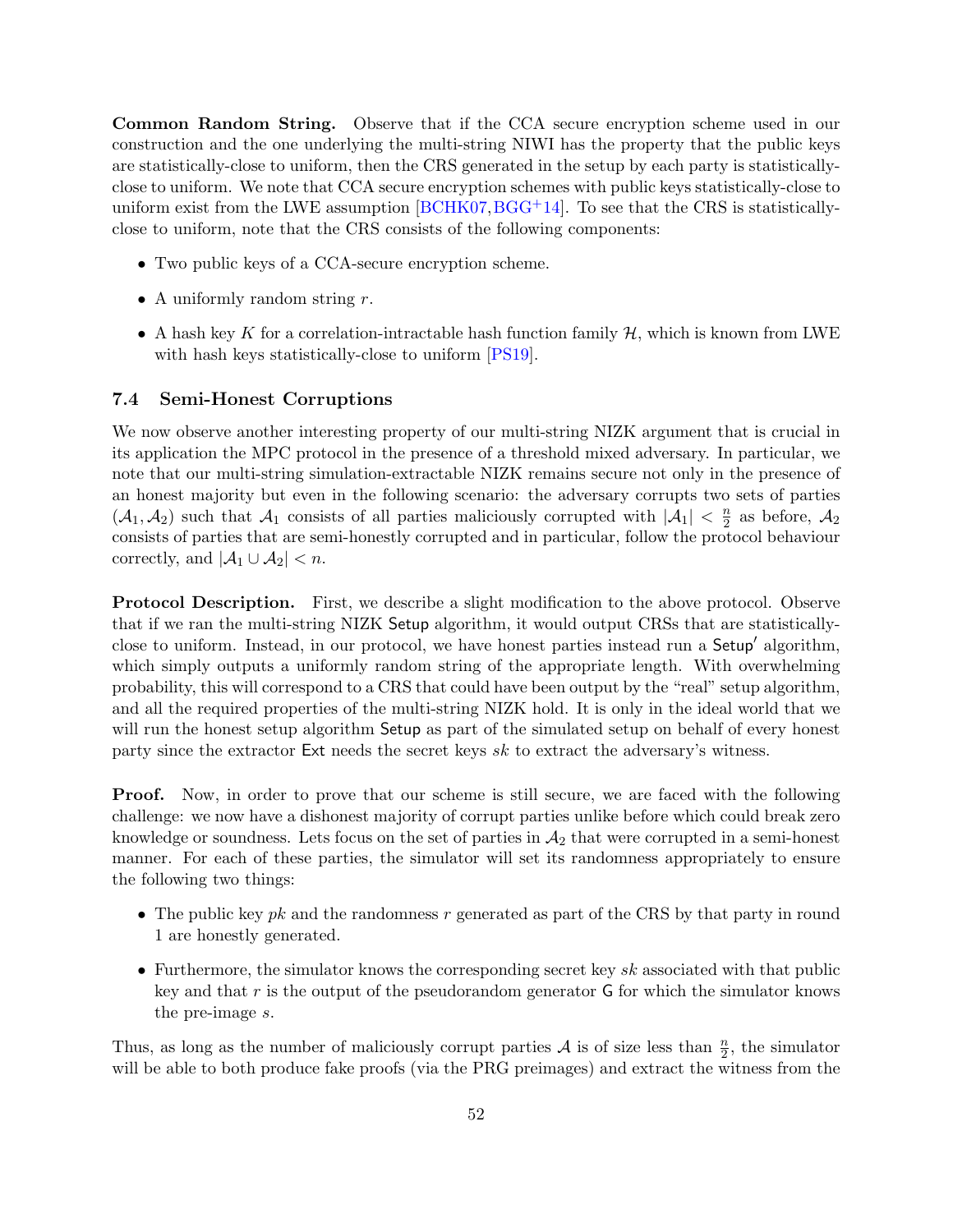**Common Random String.** Observe that if the CCA secure encryption scheme used in our construction and the one underlying the multi-string NIWI has the property that the public keys are statistically-close to uniform, then the CRS generated in the setup by each party is statistically-close to uniform. We note that CCA secure encryption schemes with public keys statistically-close to uniform exist from the LWE assumption [BCHK07, BGG+14]. To see that the CRS is statistically-close to uniform, note that the CRS consists of the following components:

- Two public keys of a CCA-secure encryption scheme.
- A uniformly random string $r$.
- A hash key $K$ for a correlation-intractable hash function family $\mathcal{H}$, which is known from LWE with hash keys statistically-close to uniform [PS19].

### 7.4 Semi-Honest Corruptions

We now observe another interesting property of our multi-string NIZK argument that is crucial in its application the MPC protocol in the presence of a threshold mixed adversary. In particular, we note that our multi-string simulation-extractable NIZK remains secure not only in the presence of an honest majority but even in the following scenario: the adversary corrupts two sets of parties $(\mathcal{A}_1, \mathcal{A}_2)$ such that $\mathcal{A}_1$ consists of all parties maliciously corrupted with $|\mathcal{A}_1| < \frac{n}{2}$ as before, $\mathcal{A}_2$ consists of parties that are semi-honestly corrupted and in particular, follow the protocol behaviour correctly, and $|\mathcal{A}_1 \cup \mathcal{A}_2| < n$.

**Protocol Description.** First, we describe a slight modification to the above protocol. Observe that if we ran the multi-string NIZK $\mathsf{Setup}$ algorithm, it would output CRSs that are statistically-close to uniform. Instead, in our protocol, we have honest parties instead run a $\mathsf{Setup}'$ algorithm, which simply outputs a uniformly random string of the appropriate length. With overwhelming probability, this will correspond to a CRS that could have been output by the "real" setup algorithm, and all the required properties of the multi-string NIZK hold. It is only in the ideal world that we will run the honest setup algorithm $\mathsf{Setup}$ as part of the simulated setup on behalf of every honest party since the extractor $\mathsf{Ext}$ needs the secret keys $sk$ to extract the adversary's witness.

**Proof.** Now, in order to prove that our scheme is still secure, we are faced with the following challenge: we now have a dishonest majority of corrupt parties unlike before which could break zero knowledge or soundness. Lets focus on the set of parties in $\mathcal{A}_2$ that were corrupted in a semi-honest manner. For each of these parties, the simulator will set its randomness appropriately to ensure the following two things:

- The public key $pk$ and the randomness $r$ generated as part of the CRS by that party in round 1 are honestly generated.
- Furthermore, the simulator knows the corresponding secret key $sk$ associated with that public key and that $r$ is the output of the pseudorandom generator $\mathsf{G}$ for which the simulator knows the pre-image $s$.

Thus, as long as the number of maliciously corrupt parties $\mathcal{A}$ is of size less than $\frac{n}{2}$, the simulator will be able to both produce fake proofs (via the PRG preimages) and extract the witness from the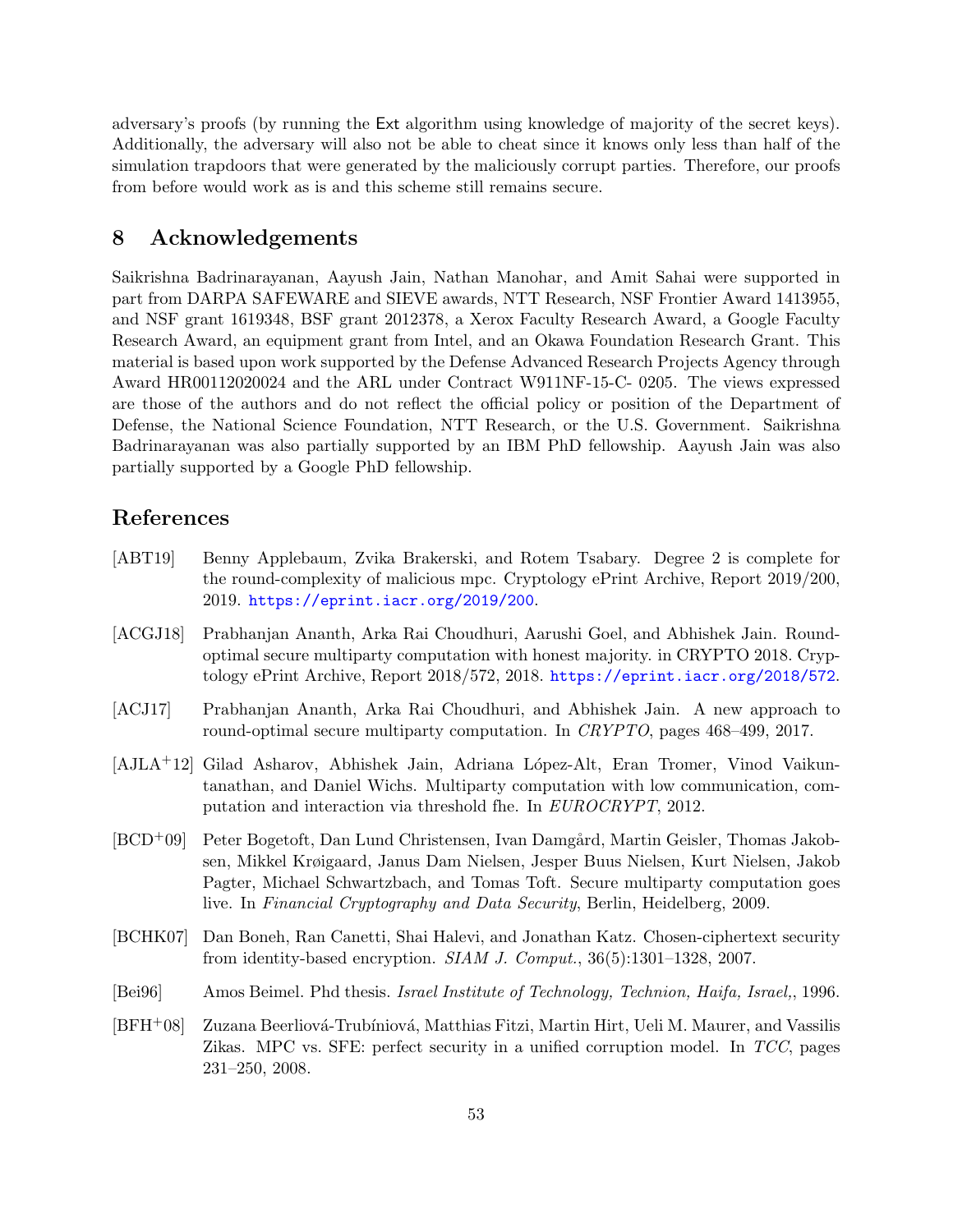adversary's proofs (by running the Ext algorithm using knowledge of majority of the secret keys). Additionally, the adversary will also not be able to cheat since it knows only less than half of the simulation trapdoors that were generated by the maliciously corrupt parties. Therefore, our proofs from before would work as is and this scheme still remains secure.

## 8 Acknowledgements

Saikrishna Badrinarayanan, Aayush Jain, Nathan Manohar, and Amit Sahai were supported in part from DARPA SAFEWARE and SIEVE awards, NTT Research, NSF Frontier Award 1413955, and NSF grant 1619348, BSF grant 2012378, a Xerox Faculty Research Award, a Google Faculty Research Award, an equipment grant from Intel, and an Okawa Foundation Research Grant. This material is based upon work supported by the Defense Advanced Research Projects Agency through Award HR00112020024 and the ARL under Contract W911NF-15-C- 0205. The views expressed are those of the authors and do not reflect the official policy or position of the Department of Defense, the National Science Foundation, NTT Research, or the U.S. Government. Saikrishna Badrinarayanan was also partially supported by an IBM PhD fellowship. Aayush Jain was also partially supported by a Google PhD fellowship.

## References

[ABT19] Benny Applebaum, Zvika Brakerski, and Rotem Tsabary. Degree 2 is complete for the round-complexity of malicious mpc. Cryptology ePrint Archive, Report 2019/200, 2019. https://eprint.iacr.org/2019/200.

[ACGJ18] Prabhanjan Ananth, Arka Rai Choudhuri, Aarushi Goel, and Abhishek Jain. Round-optimal secure multiparty computation with honest majority. in CRYPTO 2018. Cryptology ePrint Archive, Report 2018/572, 2018. https://eprint.iacr.org/2018/572.

[ACJ17] Prabhanjan Ananth, Arka Rai Choudhuri, and Abhishek Jain. A new approach to round-optimal secure multiparty computation. In *CRYPTO*, pages 468–499, 2017.

[AJLA+12] Gilad Asharov, Abhishek Jain, Adriana López-Alt, Eran Tromer, Vinod Vaikuntanathan, and Daniel Wichs. Multiparty computation with low communication, computation and interaction via threshold fhe. In *EUROCRYPT*, 2012.

[BCD+09] Peter Bogetoft, Dan Lund Christensen, Ivan Damgård, Martin Geisler, Thomas Jakobsen, Mikkel Krøigaard, Janus Dam Nielsen, Jesper Buus Nielsen, Kurt Nielsen, Jakob Pagter, Michael Schwartzbach, and Tomas Toft. Secure multiparty computation goes live. In *Financial Cryptography and Data Security*, Berlin, Heidelberg, 2009.

[BCHK07] Dan Boneh, Ran Canetti, Shai Halevi, and Jonathan Katz. Chosen-ciphertext security from identity-based encryption. *SIAM J. Comput.*, 36(5):1301–1328, 2007.

[Bei96] Amos Beimel. Phd thesis. *Israel Institute of Technology, Technion, Haifa, Israel,*, 1996.

[BFH+08] Zuzana Beerliová-Trubíniová, Matthias Fitzi, Martin Hirt, Ueli M. Maurer, and Vassilis Zikas. MPC vs. SFE: perfect security in a unified corruption model. In *TCC*, pages 231–250, 2008.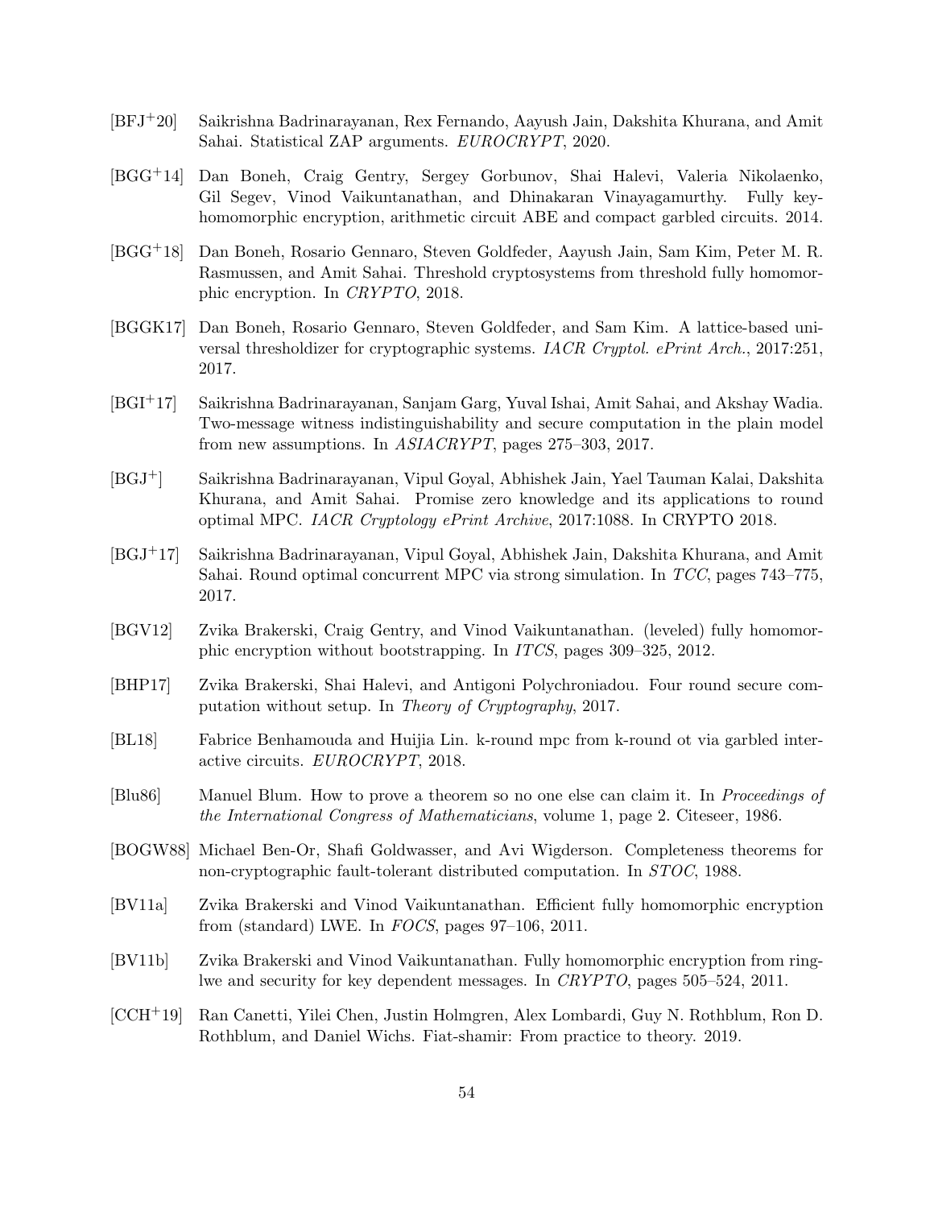[BFJ+20] Saikrishna Badrinarayanan, Rex Fernando, Aayush Jain, Dakshita Khurana, and Amit Sahai. Statistical ZAP arguments. *EUROCRYPT*, 2020.

[BGG+14] Dan Boneh, Craig Gentry, Sergey Gorbunov, Shai Halevi, Valeria Nikolaenko, Gil Segev, Vinod Vaikuntanathan, and Dhinakaran Vinayagamurthy. Fully key-homomorphic encryption, arithmetic circuit ABE and compact garbled circuits. 2014.

[BGG+18] Dan Boneh, Rosario Gennaro, Steven Goldfeder, Aayush Jain, Sam Kim, Peter M. R. Rasmussen, and Amit Sahai. Threshold cryptosystems from threshold fully homomorphic encryption. In *CRYPTO*, 2018.

[BGGK17] Dan Boneh, Rosario Gennaro, Steven Goldfeder, and Sam Kim. A lattice-based universal thresholdizer for cryptographic systems. *IACR Cryptol. ePrint Arch.*, 2017:251, 2017.

[BGI+17] Saikrishna Badrinarayanan, Sanjam Garg, Yuval Ishai, Amit Sahai, and Akshay Wadia. Two-message witness indistinguishability and secure computation in the plain model from new assumptions. In *ASIACRYPT*, pages 275–303, 2017.

[BGJ+] Saikrishna Badrinarayanan, Vipul Goyal, Abhishek Jain, Yael Tauman Kalai, Dakshita Khurana, and Amit Sahai. Promise zero knowledge and its applications to round optimal MPC. *IACR Cryptology ePrint Archive*, 2017:1088. In CRYPTO 2018.

[BGJ+17] Saikrishna Badrinarayanan, Vipul Goyal, Abhishek Jain, Dakshita Khurana, and Amit Sahai. Round optimal concurrent MPC via strong simulation. In *TCC*, pages 743–775, 2017.

[BGV12] Zvika Brakerski, Craig Gentry, and Vinod Vaikuntanathan. (leveled) fully homomorphic encryption without bootstrapping. In *ITCS*, pages 309–325, 2012.

[BHP17] Zvika Brakerski, Shai Halevi, and Antigoni Polychroniadou. Four round secure computation without setup. In *Theory of Cryptography*, 2017.

[BL18] Fabrice Benhamouda and Huijia Lin. k-round mpc from k-round ot via garbled interactive circuits. *EUROCRYPT*, 2018.

[Blu86] Manuel Blum. How to prove a theorem so no one else can claim it. In *Proceedings of the International Congress of Mathematicians*, volume 1, page 2. Citeseer, 1986.

[BOGW88] Michael Ben-Or, Shafi Goldwasser, and Avi Wigderson. Completeness theorems for non-cryptographic fault-tolerant distributed computation. In *STOC*, 1988.

[BV11a] Zvika Brakerski and Vinod Vaikuntanathan. Efficient fully homomorphic encryption from (standard) LWE. In *FOCS*, pages 97–106, 2011.

[BV11b] Zvika Brakerski and Vinod Vaikuntanathan. Fully homomorphic encryption from ring-lwe and security for key dependent messages. In *CRYPTO*, pages 505–524, 2011.

[CCH+19] Ran Canetti, Yilei Chen, Justin Holmgren, Alex Lombardi, Guy N. Rothblum, Ron D. Rothblum, and Daniel Wichs. Fiat-shamir: From practice to theory. 2019.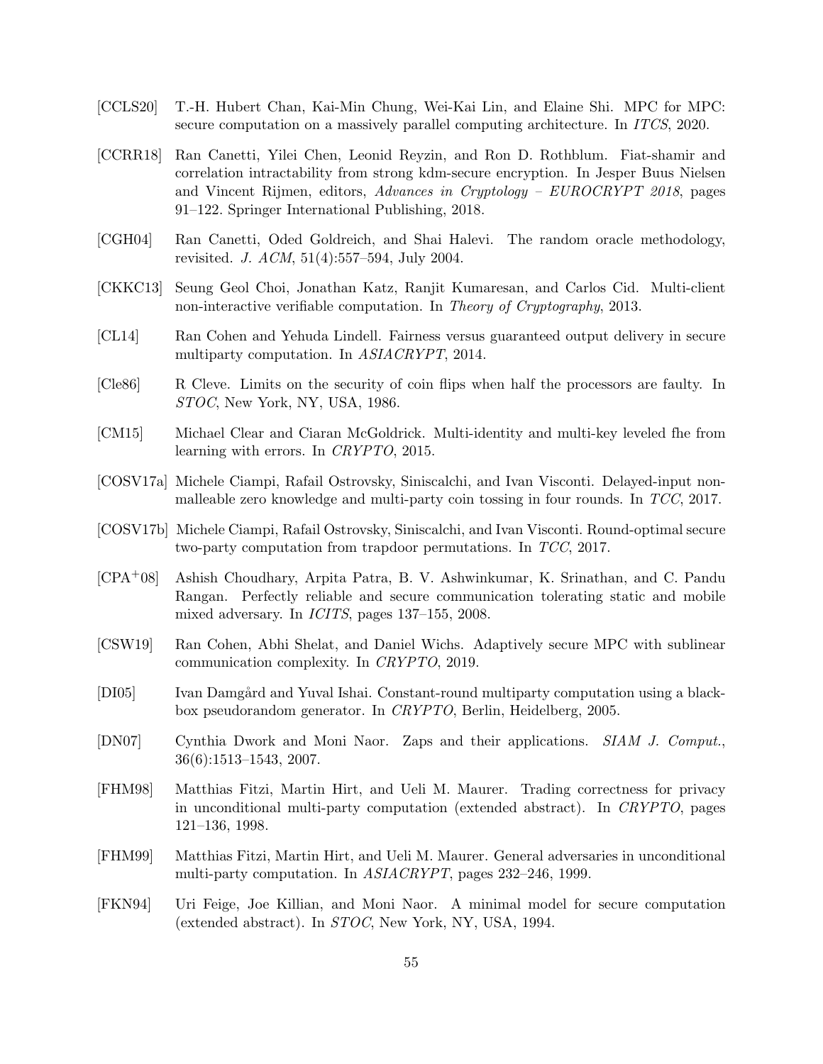[CCLS20] T.-H. Hubert Chan, Kai-Min Chung, Wei-Kai Lin, and Elaine Shi. MPC for MPC: secure computation on a massively parallel computing architecture. In *ITCS*, 2020.

[CCRR18] Ran Canetti, Yilei Chen, Leonid Reyzin, and Ron D. Rothblum. Fiat-shamir and correlation intractability from strong kdm-secure encryption. In Jesper Buus Nielsen and Vincent Rijmen, editors, *Advances in Cryptology – EUROCRYPT 2018*, pages 91–122. Springer International Publishing, 2018.

[CGH04] Ran Canetti, Oded Goldreich, and Shai Halevi. The random oracle methodology, revisited. *J. ACM*, 51(4):557–594, July 2004.

[CKKC13] Seung Geol Choi, Jonathan Katz, Ranjit Kumaresan, and Carlos Cid. Multi-client non-interactive verifiable computation. In *Theory of Cryptography*, 2013.

[CL14] Ran Cohen and Yehuda Lindell. Fairness versus guaranteed output delivery in secure multiparty computation. In *ASIACRYPT*, 2014.

[Cle86] R Cleve. Limits on the security of coin flips when half the processors are faulty. In *STOC*, New York, NY, USA, 1986.

[CM15] Michael Clear and Ciaran McGoldrick. Multi-identity and multi-key leveled fhe from learning with errors. In *CRYPTO*, 2015.

[COSV17a] Michele Ciampi, Rafail Ostrovsky, Siniscalchi, and Ivan Visconti. Delayed-input non-malleable zero knowledge and multi-party coin tossing in four rounds. In *TCC*, 2017.

[COSV17b] Michele Ciampi, Rafail Ostrovsky, Siniscalchi, and Ivan Visconti. Round-optimal secure two-party computation from trapdoor permutations. In *TCC*, 2017.

[CPA+08] Ashish Choudhary, Arpita Patra, B. V. Ashwinkumar, K. Srinathan, and C. Pandu Rangan. Perfectly reliable and secure communication tolerating static and mobile mixed adversary. In *ICITS*, pages 137–155, 2008.

[CSW19] Ran Cohen, Abhi Shelat, and Daniel Wichs. Adaptively secure MPC with sublinear communication complexity. In *CRYPTO*, 2019.

[DI05] Ivan Damgård and Yuval Ishai. Constant-round multiparty computation using a black-box pseudorandom generator. In *CRYPTO*, Berlin, Heidelberg, 2005.

[DN07] Cynthia Dwork and Moni Naor. Zaps and their applications. *SIAM J. Comput.*, 36(6):1513–1543, 2007.

[FHM98] Matthias Fitzi, Martin Hirt, and Ueli M. Maurer. Trading correctness for privacy in unconditional multi-party computation (extended abstract). In *CRYPTO*, pages 121–136, 1998.

[FHM99] Matthias Fitzi, Martin Hirt, and Ueli M. Maurer. General adversaries in unconditional multi-party computation. In *ASIACRYPT*, pages 232–246, 1999.

[FKN94] Uri Feige, Joe Killian, and Moni Naor. A minimal model for secure computation (extended abstract). In *STOC*, New York, NY, USA, 1994.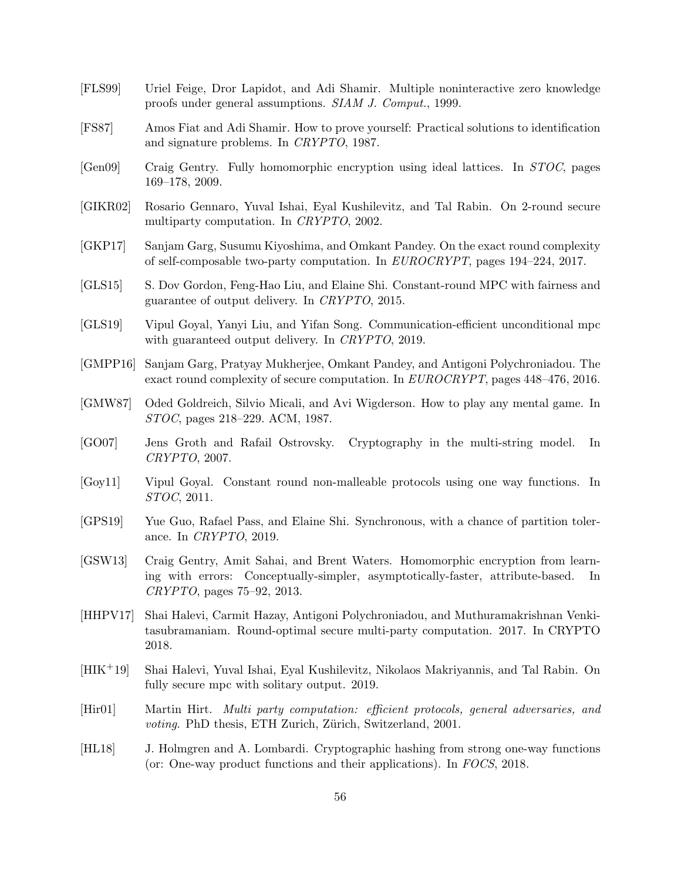[FLS99] Uriel Feige, Dror Lapidot, and Adi Shamir. Multiple noninteractive zero knowledge proofs under general assumptions. *SIAM J. Comput.*, 1999.

[FS87] Amos Fiat and Adi Shamir. How to prove yourself: Practical solutions to identification and signature problems. In *CRYPTO*, 1987.

[Gen09] Craig Gentry. Fully homomorphic encryption using ideal lattices. In *STOC*, pages 169–178, 2009.

[GIKR02] Rosario Gennaro, Yuval Ishai, Eyal Kushilevitz, and Tal Rabin. On 2-round secure multiparty computation. In *CRYPTO*, 2002.

[GKP17] Sanjam Garg, Susumu Kiyoshima, and Omkant Pandey. On the exact round complexity of self-composable two-party computation. In *EUROCRYPT*, pages 194–224, 2017.

[GLS15] S. Dov Gordon, Feng-Hao Liu, and Elaine Shi. Constant-round MPC with fairness and guarantee of output delivery. In *CRYPTO*, 2015.

[GLS19] Vipul Goyal, Yanyi Liu, and Yifan Song. Communication-efficient unconditional mpc with guaranteed output delivery. In *CRYPTO*, 2019.

[GMPP16] Sanjam Garg, Pratyay Mukherjee, Omkant Pandey, and Antigoni Polychroniadou. The exact round complexity of secure computation. In *EUROCRYPT*, pages 448–476, 2016.

[GMW87] Oded Goldreich, Silvio Micali, and Avi Wigderson. How to play any mental game. In *STOC*, pages 218–229. ACM, 1987.

[GO07] Jens Groth and Rafail Ostrovsky. Cryptography in the multi-string model. In *CRYPTO*, 2007.

[Goy11] Vipul Goyal. Constant round non-malleable protocols using one way functions. In *STOC*, 2011.

[GPS19] Yue Guo, Rafael Pass, and Elaine Shi. Synchronous, with a chance of partition tolerance. In *CRYPTO*, 2019.

[GSW13] Craig Gentry, Amit Sahai, and Brent Waters. Homomorphic encryption from learning with errors: Conceptually-simpler, asymptotically-faster, attribute-based. In *CRYPTO*, pages 75–92, 2013.

[HHPV17] Shai Halevi, Carmit Hazay, Antigoni Polychroniadou, and Muthuramakrishnan Venkitasubramaniam. Round-optimal secure multi-party computation. 2017. In CRYPTO 2018.

[HIK+19] Shai Halevi, Yuval Ishai, Eyal Kushilevitz, Nikolaos Makriyannis, and Tal Rabin. On fully secure mpc with solitary output. 2019.

[Hir01] Martin Hirt. *Multi party computation: efficient protocols, general adversaries, and voting*. PhD thesis, ETH Zurich, Zürich, Switzerland, 2001.

[HL18] J. Holmgren and A. Lombardi. Cryptographic hashing from strong one-way functions (or: One-way product functions and their applications). In *FOCS*, 2018.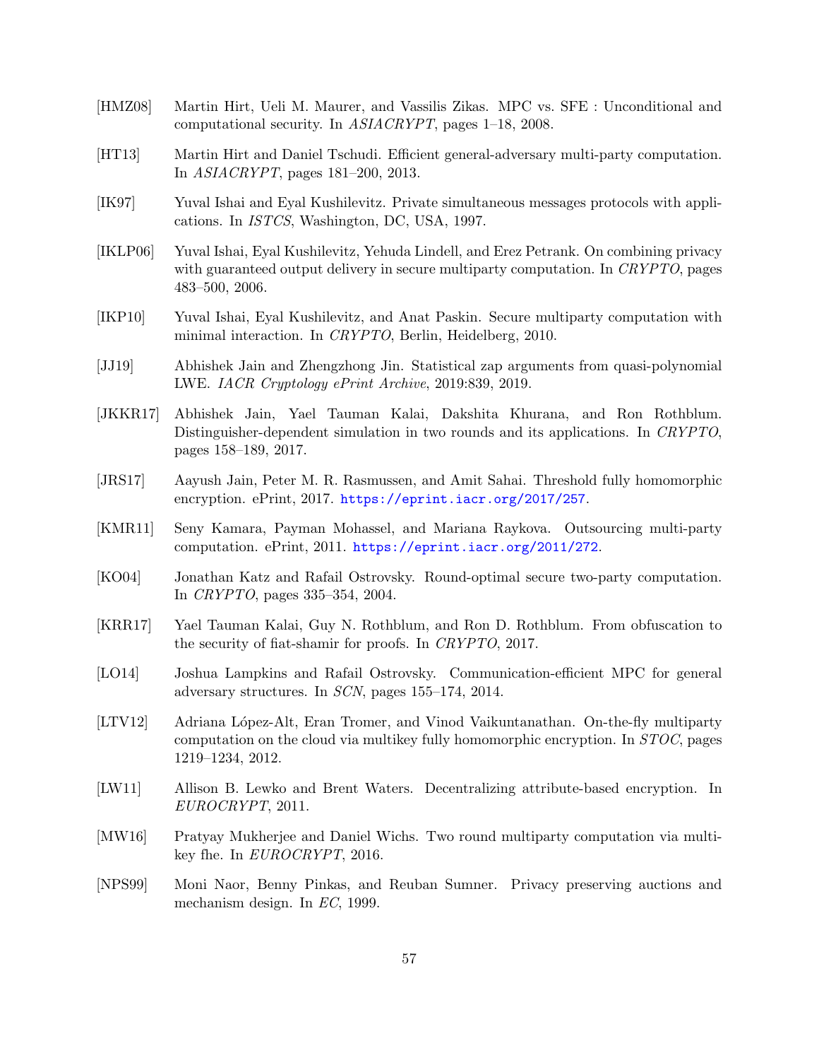[HMZ08] Martin Hirt, Ueli M. Maurer, and Vassilis Zikas. MPC vs. SFE : Unconditional and computational security. In *ASIACRYPT*, pages 1–18, 2008.

[HT13] Martin Hirt and Daniel Tschudi. Efficient general-adversary multi-party computation. In *ASIACRYPT*, pages 181–200, 2013.

[IK97] Yuval Ishai and Eyal Kushilevitz. Private simultaneous messages protocols with applications. In *ISTCS*, Washington, DC, USA, 1997.

[IKLP06] Yuval Ishai, Eyal Kushilevitz, Yehuda Lindell, and Erez Petrank. On combining privacy with guaranteed output delivery in secure multiparty computation. In *CRYPTO*, pages 483–500, 2006.

[IKP10] Yuval Ishai, Eyal Kushilevitz, and Anat Paskin. Secure multiparty computation with minimal interaction. In *CRYPTO*, Berlin, Heidelberg, 2010.

[JJ19] Abhishek Jain and Zhengzhong Jin. Statistical zap arguments from quasi-polynomial LWE. *IACR Cryptology ePrint Archive*, 2019:839, 2019.

[JKKR17] Abhishek Jain, Yael Tauman Kalai, Dakshita Khurana, and Ron Rothblum. Distinguisher-dependent simulation in two rounds and its applications. In *CRYPTO*, pages 158–189, 2017.

[JRS17] Aayush Jain, Peter M. R. Rasmussen, and Amit Sahai. Threshold fully homomorphic encryption. ePrint, 2017. https://eprint.iacr.org/2017/257.

[KMR11] Seny Kamara, Payman Mohassel, and Mariana Raykova. Outsourcing multi-party computation. ePrint, 2011. https://eprint.iacr.org/2011/272.

[KO04] Jonathan Katz and Rafail Ostrovsky. Round-optimal secure two-party computation. In *CRYPTO*, pages 335–354, 2004.

[KRR17] Yael Tauman Kalai, Guy N. Rothblum, and Ron D. Rothblum. From obfuscation to the security of fiat-shamir for proofs. In *CRYPTO*, 2017.

[LO14] Joshua Lampkins and Rafail Ostrovsky. Communication-efficient MPC for general adversary structures. In *SCN*, pages 155–174, 2014.

[LTV12] Adriana López-Alt, Eran Tromer, and Vinod Vaikuntanathan. On-the-fly multiparty computation on the cloud via multikey fully homomorphic encryption. In *STOC*, pages 1219–1234, 2012.

[LW11] Allison B. Lewko and Brent Waters. Decentralizing attribute-based encryption. In *EUROCRYPT*, 2011.

[MW16] Pratyay Mukherjee and Daniel Wichs. Two round multiparty computation via multi-key fhe. In *EUROCRYPT*, 2016.

[NPS99] Moni Naor, Benny Pinkas, and Reuban Sumner. Privacy preserving auctions and mechanism design. In *EC*, 1999.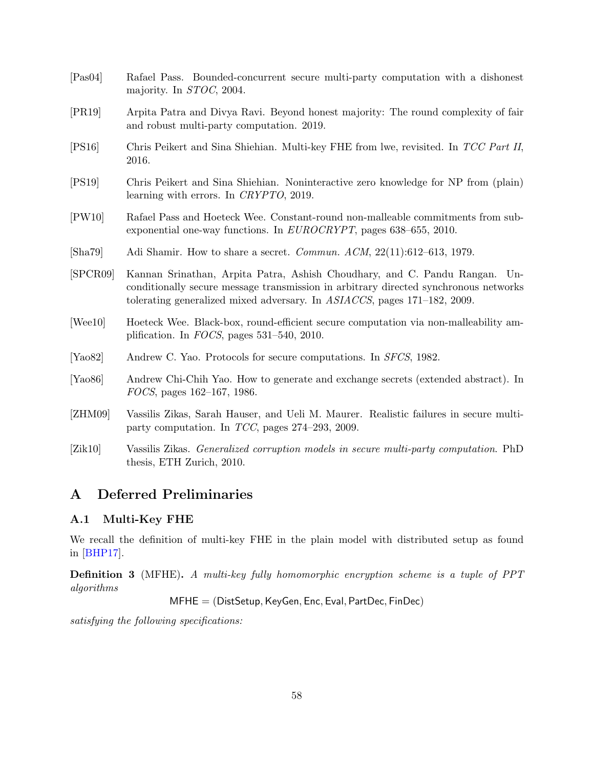[Pas04] Rafael Pass. Bounded-concurrent secure multi-party computation with a dishonest majority. In *STOC*, 2004.

[PR19] Arpita Patra and Divya Ravi. Beyond honest majority: The round complexity of fair and robust multi-party computation. 2019.

[PS16] Chris Peikert and Sina Shiehian. Multi-key FHE from lwe, revisited. In *TCC Part II*, 2016.

[PS19] Chris Peikert and Sina Shiehian. Noninteractive zero knowledge for NP from (plain) learning with errors. In *CRYPTO*, 2019.

[PW10] Rafael Pass and Hoeteck Wee. Constant-round non-malleable commitments from sub-exponential one-way functions. In *EUROCRYPT*, pages 638–655, 2010.

[Sha79] Adi Shamir. How to share a secret. *Commun. ACM*, 22(11):612–613, 1979.

[SPCR09] Kannan Srinathan, Arpita Patra, Ashish Choudhary, and C. Pandu Rangan. Unconditionally secure message transmission in arbitrary directed synchronous networks tolerating generalized mixed adversary. In *ASIACCS*, pages 171–182, 2009.

[Wee10] Hoeteck Wee. Black-box, round-efficient secure computation via non-malleability amplification. In *FOCS*, pages 531–540, 2010.

[Yao82] Andrew C. Yao. Protocols for secure computations. In *SFCS*, 1982.

[Yao86] Andrew Chi-Chih Yao. How to generate and exchange secrets (extended abstract). In *FOCS*, pages 162–167, 1986.

[ZHM09] Vassilis Zikas, Sarah Hauser, and Ueli M. Maurer. Realistic failures in secure multi-party computation. In *TCC*, pages 274–293, 2009.

[Zik10] Vassilis Zikas. *Generalized corruption models in secure multi-party computation*. PhD thesis, ETH Zurich, 2010.

# A Deferred Preliminaries

## A.1 Multi-Key FHE

We recall the definition of multi-key FHE in the plain model with distributed setup as found in [BHP17].

**Definition 3** (MFHE). *A multi-key fully homomorphic encryption scheme is a tuple of PPT algorithms*

$$\mathsf{MFHE} = (\mathsf{DistSetup}, \mathsf{KeyGen}, \mathsf{Enc}, \mathsf{Eval}, \mathsf{PartDec}, \mathsf{FinDec})$$

*satisfying the following specifications:*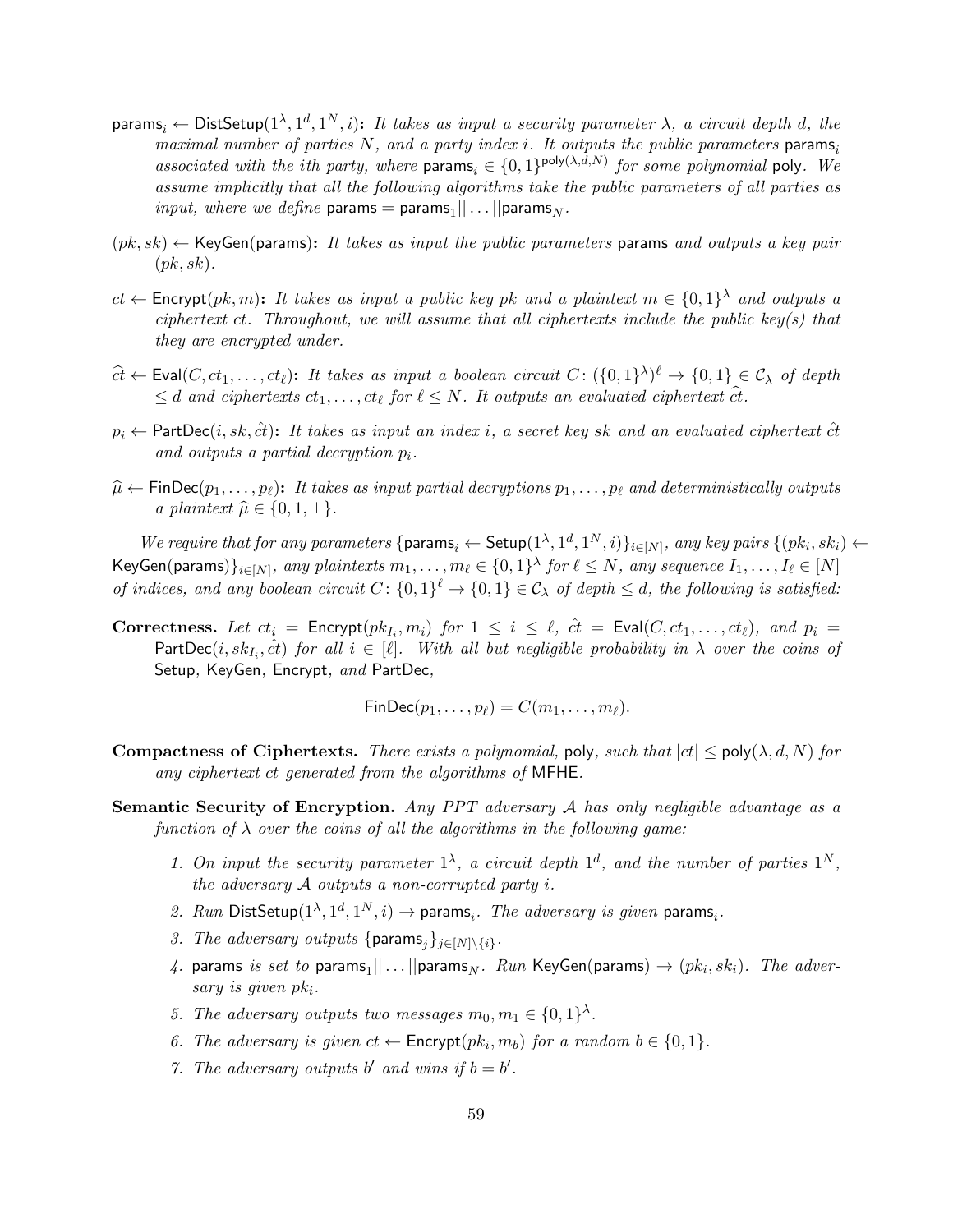- $\mathsf{params}_i \leftarrow \mathsf{DistSetup}(1^\lambda, 1^d, 1^N, i)$**:** *It takes as input a security parameter $\lambda$, a circuit depth $d$, the maximal number of parties $N$, and a party index $i$. It outputs the public parameters $\mathsf{params}_i$ associated with the ith party, where $\mathsf{params}_i \in \{0,1\}^{\mathsf{poly}(\lambda,d,N)}$ for some polynomial $\mathsf{poly}$. We assume implicitly that all the following algorithms take the public parameters of all parties as input, where we define $\mathsf{params} = \mathsf{params}_1 || \ldots || \mathsf{params}_N$.*

- $(pk, sk) \leftarrow \mathsf{KeyGen}(\mathsf{params})$**:** *It takes as input the public parameters $\mathsf{params}$ and outputs a key pair $(pk, sk)$.*

- $ct \leftarrow \mathsf{Encrypt}(pk, m)$**:** *It takes as input a public key $pk$ and a plaintext $m \in \{0,1\}^\lambda$ and outputs a ciphertext $ct$. Throughout, we will assume that all ciphertexts include the public key(s) that they are encrypted under.*

- $\widehat{ct} \leftarrow \mathsf{Eval}(C, ct_1, \ldots, ct_\ell)$**:** *It takes as input a boolean circuit $C \colon (\{0,1\}^\lambda)^\ell \to \{0,1\} \in \mathcal{C}_\lambda$ of depth $\leq d$ and ciphertexts $ct_1, \ldots, ct_\ell$ for $\ell \leq N$. It outputs an evaluated ciphertext $\widehat{ct}$.*

- $p_i \leftarrow \mathsf{PartDec}(i, sk, \hat{ct})$**:** *It takes as input an index $i$, a secret key $sk$ and an evaluated ciphertext $\hat{ct}$ and outputs a partial decryption $p_i$.*

- $\widehat{\mu} \leftarrow \mathsf{FinDec}(p_1, \ldots, p_\ell)$**:** *It takes as input partial decryptions $p_1, \ldots, p_\ell$ and deterministically outputs a plaintext $\widehat{\mu} \in \{0, 1, \perp\}$.*

*We require that for any parameters $\{\mathsf{params}_i \leftarrow \mathsf{Setup}(1^\lambda, 1^d, 1^N, i)\}_{i\in[N]}$, any key pairs $\{(pk_i, sk_i) \leftarrow \mathsf{KeyGen}(\mathsf{params})\}_{i\in[N]}$, any plaintexts $m_1, \ldots, m_\ell \in \{0,1\}^\lambda$ for $\ell \leq N$, any sequence $I_1, \ldots, I_\ell \in [N]$ of indices, and any boolean circuit $C \colon \{0,1\}^\ell \to \{0,1\} \in \mathcal{C}_\lambda$ of depth $\leq d$, the following is satisfied:*

**Correctness.** *Let $ct_i = \mathsf{Encrypt}(pk_{I_i}, m_i)$ for $1 \leq i \leq \ell$, $\hat{ct} = \mathsf{Eval}(C, ct_1, \ldots, ct_\ell)$, and $p_i = \mathsf{PartDec}(i, sk_{I_i}, \hat{ct})$ for all $i \in [\ell]$. With all but negligible probability in $\lambda$ over the coins of* Setup*,* KeyGen*,* Encrypt*, and* PartDec*,*

$$\mathsf{FinDec}(p_1, \ldots, p_\ell) = C(m_1, \ldots, m_\ell).$$

**Compactness of Ciphertexts.** *There exists a polynomial,* poly*, such that $|ct| \leq \mathsf{poly}(\lambda, d, N)$ for any ciphertext $ct$ generated from the algorithms of* MFHE*.*

**Semantic Security of Encryption.** *Any PPT adversary $\mathcal{A}$ has only negligible advantage as a function of $\lambda$ over the coins of all the algorithms in the following game:*

1. *On input the security parameter $1^\lambda$, a circuit depth $1^d$, and the number of parties $1^N$, the adversary $\mathcal{A}$ outputs a non-corrupted party $i$.*
2. *Run $\mathsf{DistSetup}(1^\lambda, 1^d, 1^N, i) \to \mathsf{params}_i$. The adversary is given $\mathsf{params}_i$.*
3. *The adversary outputs $\{\mathsf{params}_j\}_{j\in[N]\setminus\{i\}}$.*
4. *$\mathsf{params}$ is set to $\mathsf{params}_1 || \ldots || \mathsf{params}_N$. Run $\mathsf{KeyGen}(\mathsf{params}) \to (pk_i, sk_i)$. The adversary is given $pk_i$.*
5. *The adversary outputs two messages $m_0, m_1 \in \{0,1\}^\lambda$.*
6. *The adversary is given $ct \leftarrow \mathsf{Encrypt}(pk_i, m_b)$ for a random $b \in \{0,1\}$.*
7. *The adversary outputs $b'$ and wins if $b = b'$.*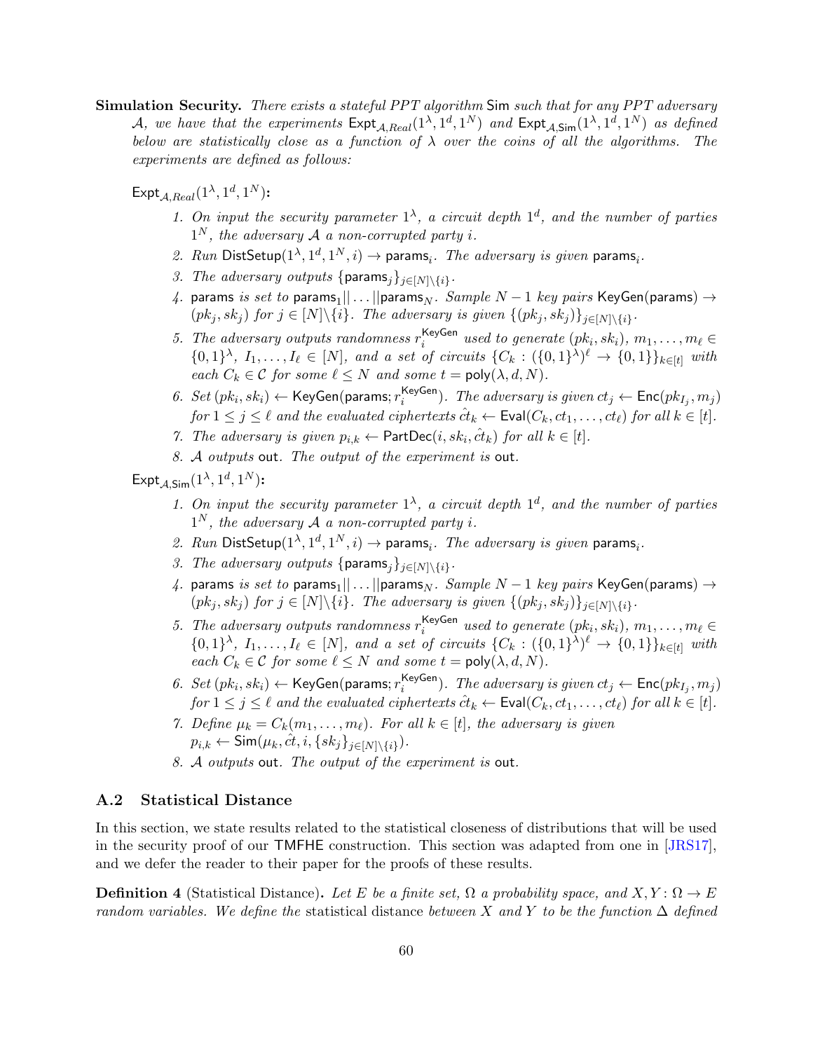**Simulation Security.** *There exists a stateful PPT algorithm* Sim *such that for any PPT adversary* $\mathcal{A}$*, we have that the experiments* $\mathsf{Expt}_{\mathcal{A},Real}(1^\lambda, 1^d, 1^N)$ *and* $\mathsf{Expt}_{\mathcal{A},\mathsf{Sim}}(1^\lambda, 1^d, 1^N)$ *as defined below are statistically close as a function of* $\lambda$ *over the coins of all the algorithms. The experiments are defined as follows:*

$\mathsf{Expt}_{\mathcal{A},Real}(1^\lambda, 1^d, 1^N)$**:**

1. *On input the security parameter* $1^\lambda$*, a circuit depth* $1^d$*, and the number of parties* $1^N$*, the adversary* $\mathcal{A}$ *a non-corrupted party* $i$*.*
2. *Run* $\mathsf{DistSetup}(1^\lambda, 1^d, 1^N, i) \to \mathsf{params}_i$*. The adversary is given* $\mathsf{params}_i$*.*
3. *The adversary outputs* $\{\mathsf{params}_j\}_{j\in[N]\setminus\{i\}}$*.*
4. $\mathsf{params}$ *is set to* $\mathsf{params}_1 || \ldots || \mathsf{params}_N$*. Sample* $N-1$ *key pairs* $\mathsf{KeyGen}(\mathsf{params}) \to (pk_j, sk_j)$ *for* $j \in [N]\setminus\{i\}$*. The adversary is given* $\{(pk_j, sk_j)\}_{j\in[N]\setminus\{i\}}$*.*
5. *The adversary outputs randomness* $r_i^{\mathsf{KeyGen}}$ *used to generate* $(pk_i, sk_i)$*,* $m_1, \ldots, m_\ell \in \{0,1\}^\lambda$*,* $I_1, \ldots, I_\ell \in [N]$*, and a set of circuits* $\{C_k : (\{0,1\}^\lambda)^\ell \to \{0,1\}\}_{k\in[t]}$ *with each* $C_k \in \mathcal{C}$ *for some* $\ell \le N$ *and some* $t = \mathsf{poly}(\lambda, d, N)$*.*
6. *Set* $(pk_i, sk_i) \leftarrow \mathsf{KeyGen}(\mathsf{params}; r_i^{\mathsf{KeyGen}})$*. The adversary is given* $ct_j \leftarrow \mathsf{Enc}(pk_{I_j}, m_j)$ *for* $1 \le j \le \ell$ *and the evaluated ciphertexts* $\hat{ct}_k \leftarrow \mathsf{Eval}(C_k, ct_1, \ldots, ct_\ell)$ *for all* $k \in [t]$*.*
7. *The adversary is given* $p_{i,k} \leftarrow \mathsf{PartDec}(i, sk_i, \hat{ct}_k)$ *for all* $k \in [t]$*.*
8. $\mathcal{A}$ *outputs* $\mathsf{out}$*. The output of the experiment is* $\mathsf{out}$*.*

$\mathsf{Expt}_{\mathcal{A},\mathsf{Sim}}(1^\lambda, 1^d, 1^N)$**:**

1. *On input the security parameter* $1^\lambda$*, a circuit depth* $1^d$*, and the number of parties* $1^N$*, the adversary* $\mathcal{A}$ *a non-corrupted party* $i$*.*
2. *Run* $\mathsf{DistSetup}(1^\lambda, 1^d, 1^N, i) \to \mathsf{params}_i$*. The adversary is given* $\mathsf{params}_i$*.*
3. *The adversary outputs* $\{\mathsf{params}_j\}_{j\in[N]\setminus\{i\}}$*.*
4. $\mathsf{params}$ *is set to* $\mathsf{params}_1 || \ldots || \mathsf{params}_N$*. Sample* $N-1$ *key pairs* $\mathsf{KeyGen}(\mathsf{params}) \to (pk_j, sk_j)$ *for* $j \in [N]\setminus\{i\}$*. The adversary is given* $\{(pk_j, sk_j)\}_{j\in[N]\setminus\{i\}}$*.*
5. *The adversary outputs randomness* $r_i^{\mathsf{KeyGen}}$ *used to generate* $(pk_i, sk_i)$*,* $m_1, \ldots, m_\ell \in \{0,1\}^\lambda$*,* $I_1, \ldots, I_\ell \in [N]$*, and a set of circuits* $\{C_k : (\{0,1\}^\lambda)^\ell \to \{0,1\}\}_{k\in[t]}$ *with each* $C_k \in \mathcal{C}$ *for some* $\ell \le N$ *and some* $t = \mathsf{poly}(\lambda, d, N)$*.*
6. *Set* $(pk_i, sk_i) \leftarrow \mathsf{KeyGen}(\mathsf{params}; r_i^{\mathsf{KeyGen}})$*. The adversary is given* $ct_j \leftarrow \mathsf{Enc}(pk_{I_j}, m_j)$ *for* $1 \le j \le \ell$ *and the evaluated ciphertexts* $\hat{ct}_k \leftarrow \mathsf{Eval}(C_k, ct_1, \ldots, ct_\ell)$ *for all* $k \in [t]$*.*
7. *Define* $\mu_k = C_k(m_1, \ldots, m_\ell)$*. For all* $k \in [t]$*, the adversary is given* $p_{i,k} \leftarrow \mathsf{Sim}(\mu_k, \hat{ct}, i, \{sk_j\}_{j\in[N]\setminus\{i\}})$*.*
8. $\mathcal{A}$ *outputs* $\mathsf{out}$*. The output of the experiment is* $\mathsf{out}$*.*

### A.2 Statistical Distance

In this section, we state results related to the statistical closeness of distributions that will be used in the security proof of our TMFHE construction. This section was adapted from one in [JRS17], and we defer the reader to their paper for the proofs of these results.

**Definition 4** (Statistical Distance)**.** *Let* $E$ *be a finite set,* $\Omega$ *a probability space, and* $X, Y : \Omega \to E$ *random variables. We define the* statistical distance *between* $X$ *and* $Y$ *to be the function* $\Delta$ *defined*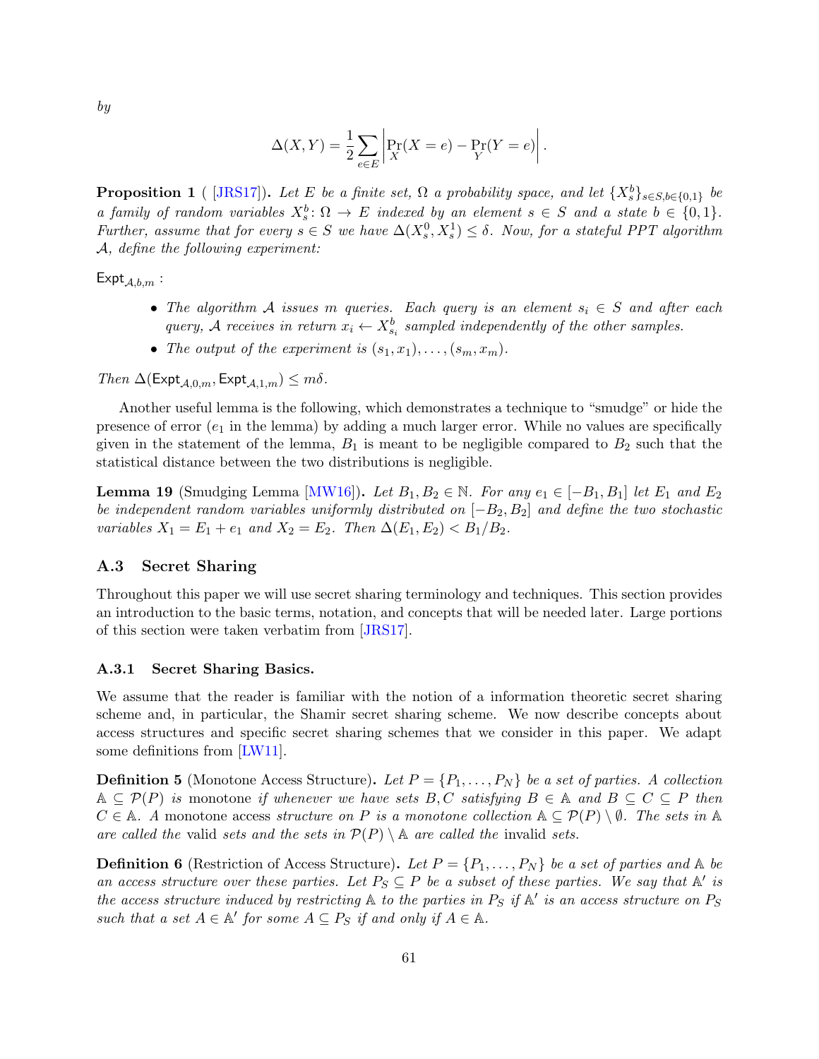by

$$\Delta(X, Y) = \frac{1}{2} \sum_{e \in E} \left| \Pr_X(X = e) - \Pr_Y(Y = e) \right|.$$

**Proposition 1** ( [JRS17]). *Let $E$ be a finite set, $\Omega$ a probability space, and let $\{X_s^b\}_{s \in S, b \in \{0,1\}}$ be a family of random variables $X_s^b \colon \Omega \to E$ indexed by an element $s \in S$ and a state $b \in \{0,1\}$. Further, assume that for every $s \in S$ we have $\Delta(X_s^0, X_s^1) \leq \delta$. Now, for a stateful PPT algorithm $\mathcal{A}$, define the following experiment:*

$\mathsf{Expt}_{\mathcal{A},b,m}$ :

- *The algorithm $\mathcal{A}$ issues $m$ queries. Each query is an element $s_i \in S$ and after each query, $\mathcal{A}$ receives in return $x_i \leftarrow X_{s_i}^b$ sampled independently of the other samples.*
- *The output of the experiment is $(s_1, x_1), \ldots, (s_m, x_m)$.*

*Then $\Delta(\mathsf{Expt}_{\mathcal{A},0,m}, \mathsf{Expt}_{\mathcal{A},1,m}) \leq m\delta$.*

Another useful lemma is the following, which demonstrates a technique to "smudge" or hide the presence of error ($e_1$ in the lemma) by adding a much larger error. While no values are specifically given in the statement of the lemma, $B_1$ is meant to be negligible compared to $B_2$ such that the statistical distance between the two distributions is negligible.

**Lemma 19** (Smudging Lemma [MW16]). *Let $B_1, B_2 \in \mathbb{N}$. For any $e_1 \in [-B_1, B_1]$ let $E_1$ and $E_2$ be independent random variables uniformly distributed on $[-B_2, B_2]$ and define the two stochastic variables $X_1 = E_1 + e_1$ and $X_2 = E_2$. Then $\Delta(E_1, E_2) < B_1/B_2$.*

### A.3 Secret Sharing

Throughout this paper we will use secret sharing terminology and techniques. This section provides an introduction to the basic terms, notation, and concepts that will be needed later. Large portions of this section were taken verbatim from [JRS17].

#### A.3.1 Secret Sharing Basics.

We assume that the reader is familiar with the notion of a information theoretic secret sharing scheme and, in particular, the Shamir secret sharing scheme. We now describe concepts about access structures and specific secret sharing schemes that we consider in this paper. We adapt some definitions from [LW11].

**Definition 5** (Monotone Access Structure). *Let $P = \{P_1, \ldots, P_N\}$ be a set of parties. A collection $\mathbb{A} \subseteq \mathcal{P}(P)$ is* monotone *if whenever we have sets $B, C$ satisfying $B \in \mathbb{A}$ and $B \subseteq C \subseteq P$ then $C \in \mathbb{A}$. A* monotone access *structure on $P$ is a monotone collection $\mathbb{A} \subseteq \mathcal{P}(P) \setminus \emptyset$. The sets in $\mathbb{A}$ are called the* valid *sets and the sets in $\mathcal{P}(P) \setminus \mathbb{A}$ are called the* invalid *sets.*

**Definition 6** (Restriction of Access Structure). *Let $P = \{P_1, \ldots, P_N\}$ be a set of parties and $\mathbb{A}$ be an access structure over these parties. Let $P_S \subseteq P$ be a subset of these parties. We say that $\mathbb{A}'$ is the access structure induced by restricting $\mathbb{A}$ to the parties in $P_S$ if $\mathbb{A}'$ is an access structure on $P_S$ such that a set $A \in \mathbb{A}'$ for some $A \subseteq P_S$ if and only if $A \in \mathbb{A}$.*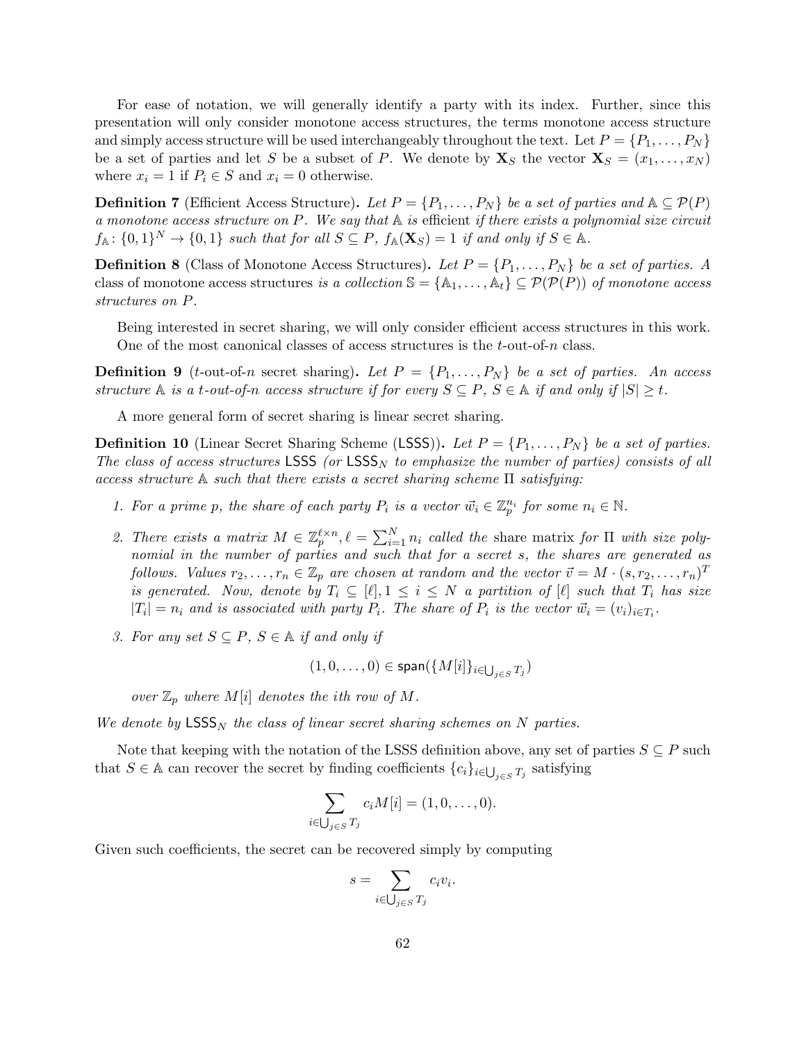For ease of notation, we will generally identify a party with its index. Further, since this presentation will only consider monotone access structures, the terms monotone access structure and simply access structure will be used interchangeably throughout the text. Let $P = \{P_1, \ldots, P_N\}$ be a set of parties and let $S$ be a subset of $P$. We denote by $\mathbf{X}_S$ the vector $\mathbf{X}_S = (x_1, \ldots, x_N)$ where $x_i = 1$ if $P_i \in S$ and $x_i = 0$ otherwise.

**Definition 7** (Efficient Access Structure)**.** *Let $P = \{P_1, \ldots, P_N\}$ be a set of parties and $\mathbb{A} \subseteq \mathcal{P}(P)$ a monotone access structure on $P$. We say that $\mathbb{A}$ is* efficient *if there exists a polynomial size circuit $f_{\mathbb{A}} \colon \{0,1\}^N \to \{0,1\}$ such that for all $S \subseteq P$, $f_{\mathbb{A}}(\mathbf{X}_S) = 1$ if and only if $S \in \mathbb{A}$.*

**Definition 8** (Class of Monotone Access Structures)**.** *Let $P = \{P_1, \ldots, P_N\}$ be a set of parties. A* class of monotone access structures *is a collection $\mathbb{S} = \{\mathbb{A}_1, \ldots, \mathbb{A}_t\} \subseteq \mathcal{P}(\mathcal{P}(P))$ of monotone access structures on $P$.*

Being interested in secret sharing, we will only consider efficient access structures in this work. One of the most canonical classes of access structures is the $t$-out-of-$n$ class.

**Definition 9** ($t$-out-of-$n$ secret sharing)**.** *Let $P = \{P_1, \ldots, P_N\}$ be a set of parties. An access structure $\mathbb{A}$ is a $t$-out-of-$n$ access structure if for every $S \subseteq P$, $S \in \mathbb{A}$ if and only if $|S| \geq t$.*

A more general form of secret sharing is linear secret sharing.

**Definition 10** (Linear Secret Sharing Scheme ($\mathsf{LSSS}$))**.** *Let $P = \{P_1, \ldots, P_N\}$ be a set of parties. The class of access structures $\mathsf{LSSS}$ (or $\mathsf{LSSS}_N$ to emphasize the number of parties) consists of all access structure $\mathbb{A}$ such that there exists a secret sharing scheme $\Pi$ satisfying:*

1. *For a prime $p$, the share of each party $P_i$ is a vector $\vec{w}_i \in \mathbb{Z}_p^{n_i}$ for some $n_i \in \mathbb{N}$.*
2. *There exists a matrix $M \in \mathbb{Z}_p^{\ell \times n}, \ell = \sum_{i=1}^{N} n_i$ called the* share matrix *for $\Pi$ with size polynomial in the number of parties and such that for a secret $s$, the shares are generated as follows. Values $r_2, \ldots, r_n \in \mathbb{Z}_p$ are chosen at random and the vector $\vec{v} = M \cdot (s, r_2, \ldots, r_n)^T$ is generated. Now, denote by $T_i \subseteq [\ell], 1 \leq i \leq N$ a partition of $[\ell]$ such that $T_i$ has size $|T_i| = n_i$ and is associated with party $P_i$. The share of $P_i$ is the vector $\vec{w}_i = (v_i)_{i \in T_i}$.*
3. *For any set $S \subseteq P$, $S \in \mathbb{A}$ if and only if*
$$(1, 0, \ldots, 0) \in \mathsf{span}(\{M[i]\}_{i \in \bigcup_{j \in S} T_j})$$
*over $\mathbb{Z}_p$ where $M[i]$ denotes the ith row of $M$.*

*We denote by $\mathsf{LSSS}_N$ the class of linear secret sharing schemes on $N$ parties.*

Note that keeping with the notation of the LSSS definition above, any set of parties $S \subseteq P$ such that $S \in \mathbb{A}$ can recover the secret by finding coefficients $\{c_i\}_{i \in \bigcup_{j \in S} T_j}$ satisfying

$$\sum_{i \in \bigcup_{j \in S} T_j} c_i M[i] = (1, 0, \ldots, 0).$$

Given such coefficients, the secret can be recovered simply by computing

$$s = \sum_{i \in \bigcup_{j \in S} T_j} c_i v_i.$$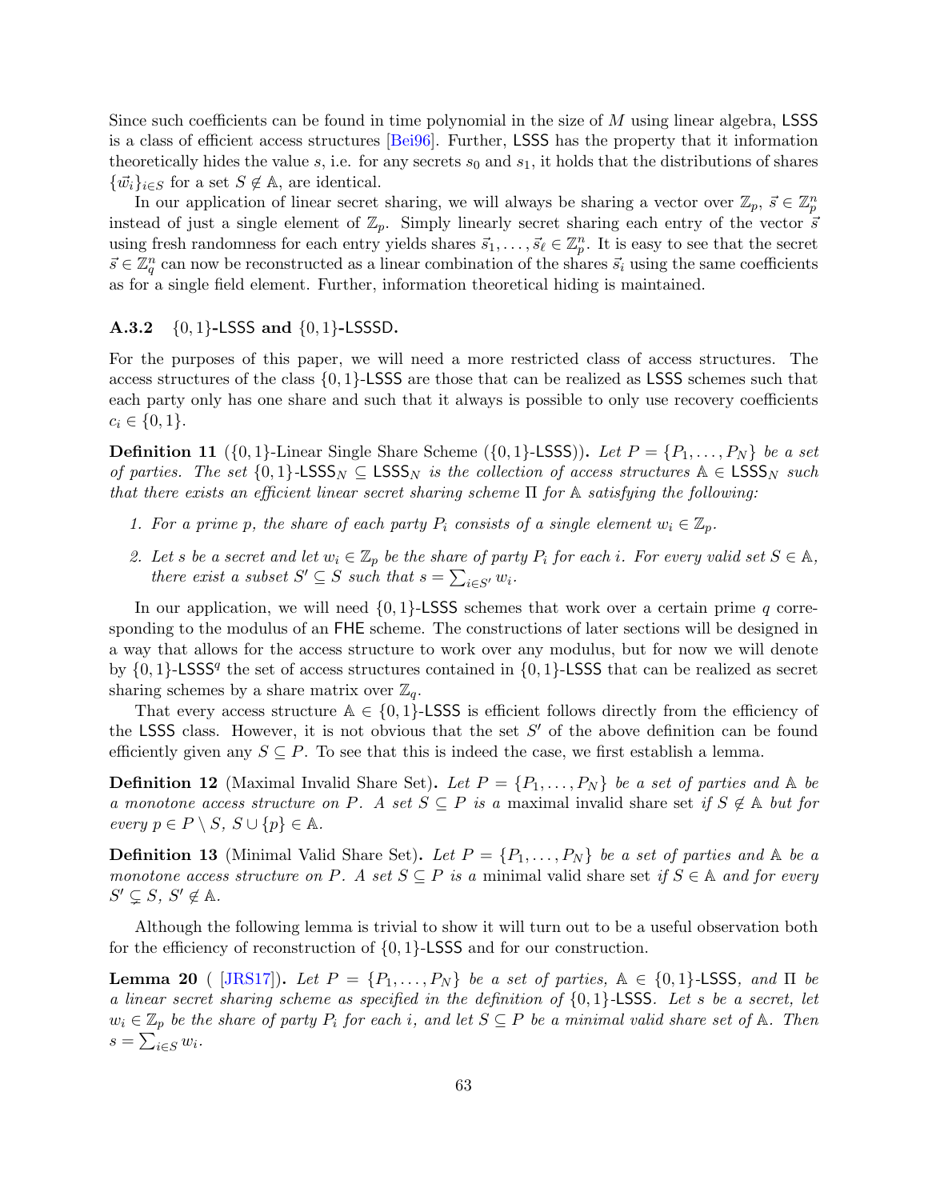Since such coefficients can be found in time polynomial in the size of $M$ using linear algebra, LSSS is a class of efficient access structures [Bei96]. Further, LSSS has the property that it information theoretically hides the value $s$, i.e. for any secrets $s_0$ and $s_1$, it holds that the distributions of shares $\{\vec{w}_i\}_{i \in S}$ for a set $S \notin \mathbb{A}$, are identical.

In our application of linear secret sharing, we will always be sharing a vector over $\mathbb{Z}_p$, $\vec{s} \in \mathbb{Z}_p^n$ instead of just a single element of $\mathbb{Z}_p$. Simply linearly secret sharing each entry of the vector $\vec{s}$ using fresh randomness for each entry yields shares $\vec{s}_1, \ldots, \vec{s}_\ell \in \mathbb{Z}_p^n$. It is easy to see that the secret $\vec{s} \in \mathbb{Z}_q^n$ can now be reconstructed as a linear combination of the shares $\vec{s}_i$ using the same coefficients as for a single field element. Further, information theoretical hiding is maintained.

### A.3.2 $\{0,1\}$-LSSS and $\{0,1\}$-LSSSD.

For the purposes of this paper, we will need a more restricted class of access structures. The access structures of the class $\{0,1\}$-LSSS are those that can be realized as LSSS schemes such that each party only has one share and such that it always is possible to only use recovery coefficients $c_i \in \{0,1\}$.

**Definition 11** ($\{0,1\}$-Linear Single Share Scheme ($\{0,1\}$-LSSS)). *Let $P = \{P_1, \ldots, P_N\}$ be a set of parties. The set $\{0,1\}$-$\mathsf{LSSS}_N \subseteq \mathsf{LSSS}_N$ is the collection of access structures $\mathbb{A} \in \mathsf{LSSS}_N$ such that there exists an efficient linear secret sharing scheme $\Pi$ for $\mathbb{A}$ satisfying the following:*

1. *For a prime $p$, the share of each party $P_i$ consists of a single element $w_i \in \mathbb{Z}_p$.*
2. *Let $s$ be a secret and let $w_i \in \mathbb{Z}_p$ be the share of party $P_i$ for each $i$. For every valid set $S \in \mathbb{A}$, there exist a subset $S' \subseteq S$ such that $s = \sum_{i \in S'} w_i$.*

In our application, we will need $\{0,1\}$-LSSS schemes that work over a certain prime $q$ corresponding to the modulus of an FHE scheme. The constructions of later sections will be designed in a way that allows for the access structure to work over any modulus, but for now we will denote by $\{0,1\}$-$\mathsf{LSSS}^q$ the set of access structures contained in $\{0,1\}$-LSSS that can be realized as secret sharing schemes by a share matrix over $\mathbb{Z}_q$.

That every access structure $\mathbb{A} \in \{0,1\}$-LSSS is efficient follows directly from the efficiency of the LSSS class. However, it is not obvious that the set $S'$ of the above definition can be found efficiently given any $S \subseteq P$. To see that this is indeed the case, we first establish a lemma.

**Definition 12** (Maximal Invalid Share Set). *Let $P = \{P_1, \ldots, P_N\}$ be a set of parties and $\mathbb{A}$ be a monotone access structure on $P$. A set $S \subseteq P$ is a* maximal invalid share set *if $S \notin \mathbb{A}$ but for every $p \in P \setminus S$, $S \cup \{p\} \in \mathbb{A}$.*

**Definition 13** (Minimal Valid Share Set). *Let $P = \{P_1, \ldots, P_N\}$ be a set of parties and $\mathbb{A}$ be a monotone access structure on $P$. A set $S \subseteq P$ is a* minimal valid share set *if $S \in \mathbb{A}$ and for every $S' \subsetneq S$, $S' \notin \mathbb{A}$.*

Although the following lemma is trivial to show it will turn out to be a useful observation both for the efficiency of reconstruction of $\{0,1\}$-LSSS and for our construction.

**Lemma 20** ( [JRS17]). *Let $P = \{P_1, \ldots, P_N\}$ be a set of parties, $\mathbb{A} \in \{0,1\}$-LSSS, and $\Pi$ be a linear secret sharing scheme as specified in the definition of $\{0,1\}$-LSSS. Let $s$ be a secret, let $w_i \in \mathbb{Z}_p$ be the share of party $P_i$ for each $i$, and let $S \subseteq P$ be a minimal valid share set of $\mathbb{A}$. Then $s = \sum_{i \in S} w_i$.*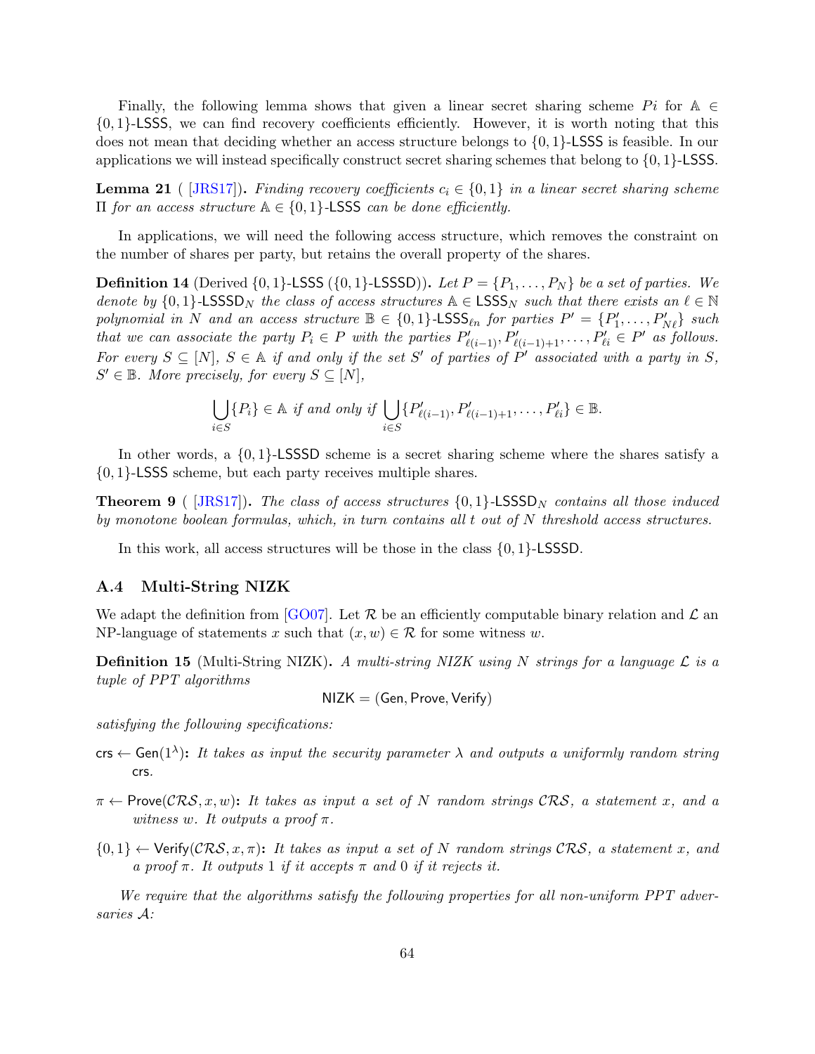Finally, the following lemma shows that given a linear secret sharing scheme $Pi$ for $\mathbb{A} \in \{0,1\}$-LSSS, we can find recovery coefficients efficiently. However, it is worth noting that this does not mean that deciding whether an access structure belongs to $\{0,1\}$-LSSS is feasible. In our applications we will instead specifically construct secret sharing schemes that belong to $\{0,1\}$-LSSS.

**Lemma 21** ( [JRS17]). *Finding recovery coefficients $c_i \in \{0,1\}$ in a linear secret sharing scheme $\Pi$ for an access structure $\mathbb{A} \in \{0,1\}$-LSSS can be done efficiently.*

In applications, we will need the following access structure, which removes the constraint on the number of shares per party, but retains the overall property of the shares.

**Definition 14** (Derived $\{0,1\}$-LSSS ($\{0,1\}$-LSSSD)). *Let $P = \{P_1, \ldots, P_N\}$ be a set of parties. We denote by $\{0,1\}$-LSSSD$_N$ the class of access structures $\mathbb{A} \in$ LSSS$_N$ such that there exists an $\ell \in \mathbb{N}$ polynomial in $N$ and an access structure $\mathbb{B} \in \{0,1\}$-LSSS$_{\ell n}$ for parties $P' = \{P'_1, \ldots, P'_{N\ell}\}$ such that we can associate the party $P_i \in P$ with the parties $P'_{\ell(i-1)}, P'_{\ell(i-1)+1}, \ldots, P'_{\ell i} \in P'$ as follows. For every $S \subseteq [N]$, $S \in \mathbb{A}$ if and only if the set $S'$ of parties of $P'$ associated with a party in $S$, $S' \in \mathbb{B}$. More precisely, for every $S \subseteq [N]$,*

$$\bigcup_{i \in S} \{P_i\} \in \mathbb{A} \text{ if and only if } \bigcup_{i \in S} \{P'_{\ell(i-1)}, P'_{\ell(i-1)+1}, \ldots, P'_{\ell i}\} \in \mathbb{B}.$$

In other words, a $\{0,1\}$-LSSSD scheme is a secret sharing scheme where the shares satisfy a $\{0,1\}$-LSSS scheme, but each party receives multiple shares.

**Theorem 9** ( [JRS17]). *The class of access structures $\{0,1\}$-LSSSD$_N$ contains all those induced by monotone boolean formulas, which, in turn contains all $t$ out of $N$ threshold access structures.*

In this work, all access structures will be those in the class $\{0,1\}$-LSSSD.

### A.4 Multi-String NIZK

We adapt the definition from [GO07]. Let $\mathcal{R}$ be an efficiently computable binary relation and $\mathcal{L}$ an NP-language of statements $x$ such that $(x, w) \in \mathcal{R}$ for some witness $w$.

**Definition 15** (Multi-String NIZK). *A multi-string NIZK using $N$ strings for a language $\mathcal{L}$ is a tuple of PPT algorithms*

$$\mathsf{NIZK} = (\mathsf{Gen}, \mathsf{Prove}, \mathsf{Verify})$$

*satisfying the following specifications:*

$\mathsf{crs} \leftarrow \mathsf{Gen}(1^\lambda)$**:** *It takes as input the security parameter $\lambda$ and outputs a uniformly random string* $\mathsf{crs}$.

$\pi \leftarrow \mathsf{Prove}(\mathcal{CRS}, x, w)$**:** *It takes as input a set of $N$ random strings $\mathcal{CRS}$, a statement $x$, and a witness $w$. It outputs a proof $\pi$.*

$\{0,1\} \leftarrow \mathsf{Verify}(\mathcal{CRS}, x, \pi)$**:** *It takes as input a set of $N$ random strings $\mathcal{CRS}$, a statement $x$, and a proof $\pi$. It outputs 1 if it accepts $\pi$ and 0 if it rejects it.*

*We require that the algorithms satisfy the following properties for all non-uniform PPT adversaries $\mathcal{A}$:*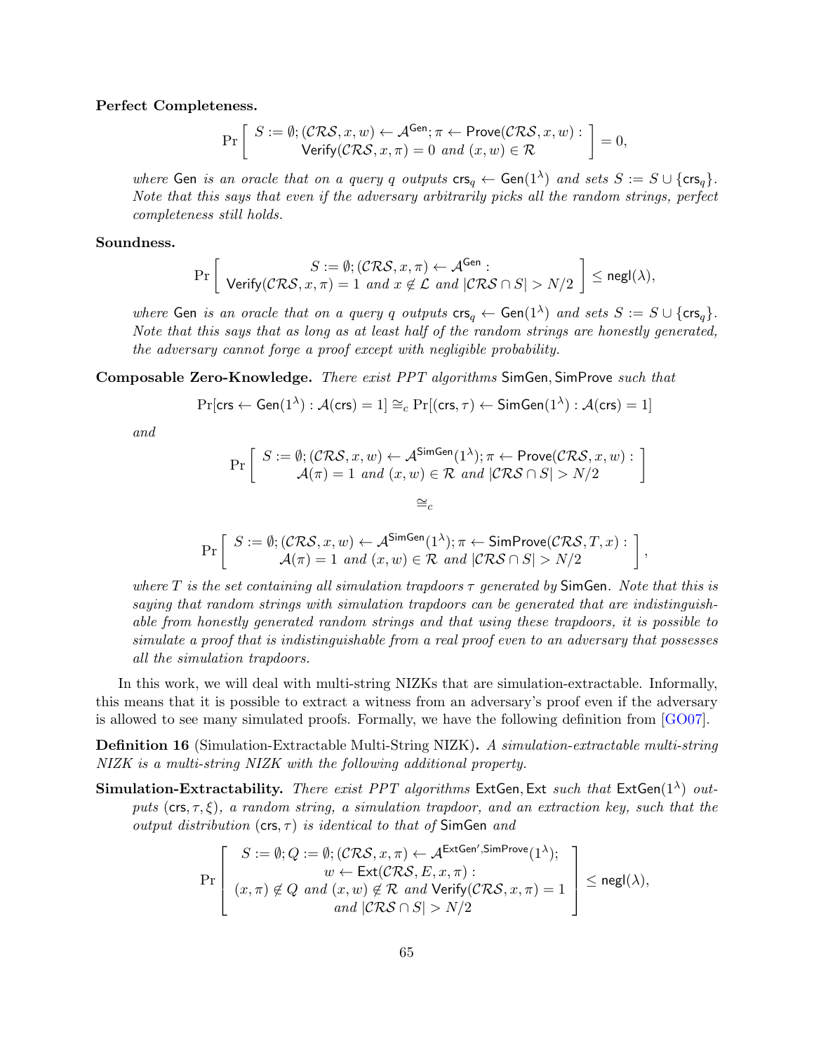**Perfect Completeness.**

$$\Pr\left[\begin{array}{c} S := \emptyset; (\mathcal{CRS}, x, w) \leftarrow \mathcal{A}^{\mathsf{Gen}}; \pi \leftarrow \mathsf{Prove}(\mathcal{CRS}, x, w) : \\ \mathsf{Verify}(\mathcal{CRS}, x, \pi) = 0 \textit{ and } (x, w) \in \mathcal{R} \end{array}\right] = 0,$$

*where* $\mathsf{Gen}$ *is an oracle that on a query* $q$ *outputs* $\mathsf{crs}_q \leftarrow \mathsf{Gen}(1^\lambda)$ *and sets* $S := S \cup \{\mathsf{crs}_q\}$*. Note that this says that even if the adversary arbitrarily picks all the random strings, perfect completeness still holds.*

**Soundness.**

$$\Pr\left[\begin{array}{c} S := \emptyset; (\mathcal{CRS}, x, \pi) \leftarrow \mathcal{A}^{\mathsf{Gen}} : \\ \mathsf{Verify}(\mathcal{CRS}, x, \pi) = 1 \textit{ and } x \notin \mathcal{L} \textit{ and } |\mathcal{CRS} \cap S| > N/2 \end{array}\right] \leq \mathsf{negl}(\lambda),$$

*where* $\mathsf{Gen}$ *is an oracle that on a query* $q$ *outputs* $\mathsf{crs}_q \leftarrow \mathsf{Gen}(1^\lambda)$ *and sets* $S := S \cup \{\mathsf{crs}_q\}$*. Note that this says that as long as at least half of the random strings are honestly generated, the adversary cannot forge a proof except with negligible probability.*

**Composable Zero-Knowledge.** *There exist PPT algorithms* $\mathsf{SimGen}, \mathsf{SimProve}$ *such that*

$$\Pr[\mathsf{crs} \leftarrow \mathsf{Gen}(1^\lambda) : \mathcal{A}(\mathsf{crs}) = 1] \cong_c \Pr[(\mathsf{crs}, \tau) \leftarrow \mathsf{SimGen}(1^\lambda) : \mathcal{A}(\mathsf{crs}) = 1]$$

*and*

$$\Pr\left[\begin{array}{c} S := \emptyset; (\mathcal{CRS}, x, w) \leftarrow \mathcal{A}^{\mathsf{SimGen}}(1^\lambda); \pi \leftarrow \mathsf{Prove}(\mathcal{CRS}, x, w) : \\ \mathcal{A}(\pi) = 1 \textit{ and } (x, w) \in \mathcal{R} \textit{ and } |\mathcal{CRS} \cap S| > N/2 \end{array}\right]$$

$$\cong_c$$

$$\Pr\left[\begin{array}{c} S := \emptyset; (\mathcal{CRS}, x, w) \leftarrow \mathcal{A}^{\mathsf{SimGen}}(1^\lambda); \pi \leftarrow \mathsf{SimProve}(\mathcal{CRS}, T, x) : \\ \mathcal{A}(\pi) = 1 \textit{ and } (x, w) \in \mathcal{R} \textit{ and } |\mathcal{CRS} \cap S| > N/2 \end{array}\right],$$

*where* $T$ *is the set containing all simulation trapdoors* $\tau$ *generated by* $\mathsf{SimGen}$*. Note that this is saying that random strings with simulation trapdoors can be generated that are indistinguishable from honestly generated random strings and that using these trapdoors, it is possible to simulate a proof that is indistinguishable from a real proof even to an adversary that possesses all the simulation trapdoors.*

In this work, we will deal with multi-string NIZKs that are simulation-extractable. Informally, this means that it is possible to extract a witness from an adversary's proof even if the adversary is allowed to see many simulated proofs. Formally, we have the following definition from [GO07].

**Definition 16** (Simulation-Extractable Multi-String NIZK)**.** *A simulation-extractable multi-string NIZK is a multi-string NIZK with the following additional property.*

**Simulation-Extractability.** *There exist PPT algorithms* $\mathsf{ExtGen}, \mathsf{Ext}$ *such that* $\mathsf{ExtGen}(1^\lambda)$ *outputs* $(\mathsf{crs}, \tau, \xi)$*, a random string, a simulation trapdoor, and an extraction key, such that the output distribution* $(\mathsf{crs}, \tau)$ *is identical to that of* $\mathsf{SimGen}$ *and*

$$\Pr\left[\begin{array}{c} S := \emptyset; Q := \emptyset; (\mathcal{CRS}, x, \pi) \leftarrow \mathcal{A}^{\mathsf{ExtGen}', \mathsf{SimProve}}(1^\lambda); \\ w \leftarrow \mathsf{Ext}(\mathcal{CRS}, E, x, \pi) : \\ (x, \pi) \notin Q \textit{ and } (x, w) \notin \mathcal{R} \textit{ and } \mathsf{Verify}(\mathcal{CRS}, x, \pi) = 1 \\ \textit{and } |\mathcal{CRS} \cap S| > N/2 \end{array}\right] \leq \mathsf{negl}(\lambda),$$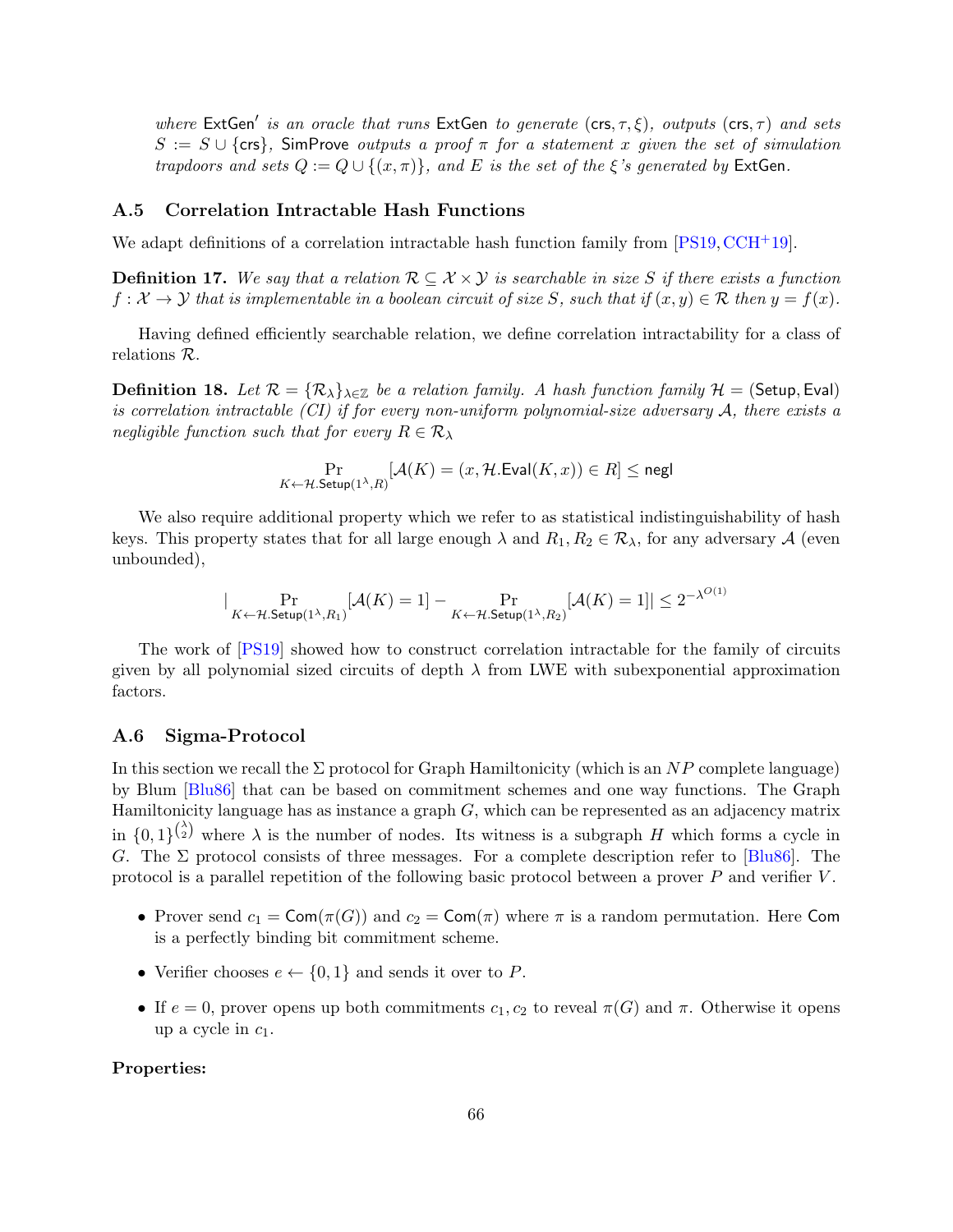*where* $\mathsf{ExtGen}'$ *is an oracle that runs* $\mathsf{ExtGen}$ *to generate* $(\mathsf{crs}, \tau, \xi)$*, outputs* $(\mathsf{crs}, \tau)$ *and sets* $S := S \cup \{\mathsf{crs}\}$*,* $\mathsf{SimProve}$ *outputs a proof* $\pi$ *for a statement* $x$ *given the set of simulation trapdoors and sets* $Q := Q \cup \{(x, \pi)\}$*, and* $E$ *is the set of the* $\xi$*'s generated by* $\mathsf{ExtGen}$*.*

### A.5 Correlation Intractable Hash Functions

We adapt definitions of a correlation intractable hash function family from [PS19, CCH+19].

**Definition 17.** *We say that a relation* $\mathcal{R} \subseteq \mathcal{X} \times \mathcal{Y}$ *is searchable in size* $S$ *if there exists a function* $f : \mathcal{X} \to \mathcal{Y}$ *that is implementable in a boolean circuit of size* $S$*, such that if* $(x, y) \in \mathcal{R}$ *then* $y = f(x)$*.*

Having defined efficiently searchable relation, we define correlation intractability for a class of relations $\mathcal{R}$.

**Definition 18.** *Let* $\mathcal{R} = \{\mathcal{R}_\lambda\}_{\lambda \in \mathbb{Z}}$ *be a relation family. A hash function family* $\mathcal{H} = (\mathsf{Setup}, \mathsf{Eval})$ *is correlation intractable (CI) if for every non-uniform polynomial-size adversary* $\mathcal{A}$*, there exists a negligible function such that for every* $R \in \mathcal{R}_\lambda$

$$\Pr_{K \leftarrow \mathcal{H}.\mathsf{Setup}(1^\lambda, R)}[\mathcal{A}(K) = (x, \mathcal{H}.\mathsf{Eval}(K, x)) \in R] \leq \mathsf{negl}$$

We also require additional property which we refer to as statistical indistinguishability of hash keys. This property states that for all large enough $\lambda$ and $R_1, R_2 \in \mathcal{R}_\lambda$, for any adversary $\mathcal{A}$ (even unbounded),

$$|\Pr_{K \leftarrow \mathcal{H}.\mathsf{Setup}(1^\lambda, R_1)}[\mathcal{A}(K) = 1] - \Pr_{K \leftarrow \mathcal{H}.\mathsf{Setup}(1^\lambda, R_2)}[\mathcal{A}(K) = 1]| \leq 2^{-\lambda^{O(1)}}$$

The work of [PS19] showed how to construct correlation intractable for the family of circuits given by all polynomial sized circuits of depth $\lambda$ from LWE with subexponential approximation factors.

### A.6 Sigma-Protocol

In this section we recall the $\Sigma$ protocol for Graph Hamiltonicity (which is an $NP$ complete language) by Blum [Blu86] that can be based on commitment schemes and one way functions. The Graph Hamiltonicity language has as instance a graph $G$, which can be represented as an adjacency matrix in $\{0,1\}^{\binom{\lambda}{2}}$ where $\lambda$ is the number of nodes. Its witness is a subgraph $H$ which forms a cycle in $G$. The $\Sigma$ protocol consists of three messages. For a complete description refer to [Blu86]. The protocol is a parallel repetition of the following basic protocol between a prover $P$ and verifier $V$.

- Prover send $c_1 = \mathsf{Com}(\pi(G))$ and $c_2 = \mathsf{Com}(\pi)$ where $\pi$ is a random permutation. Here $\mathsf{Com}$ is a perfectly binding bit commitment scheme.
- Verifier chooses $e \leftarrow \{0, 1\}$ and sends it over to $P$.
- If $e = 0$, prover opens up both commitments $c_1, c_2$ to reveal $\pi(G)$ and $\pi$. Otherwise it opens up a cycle in $c_1$.

**Properties:**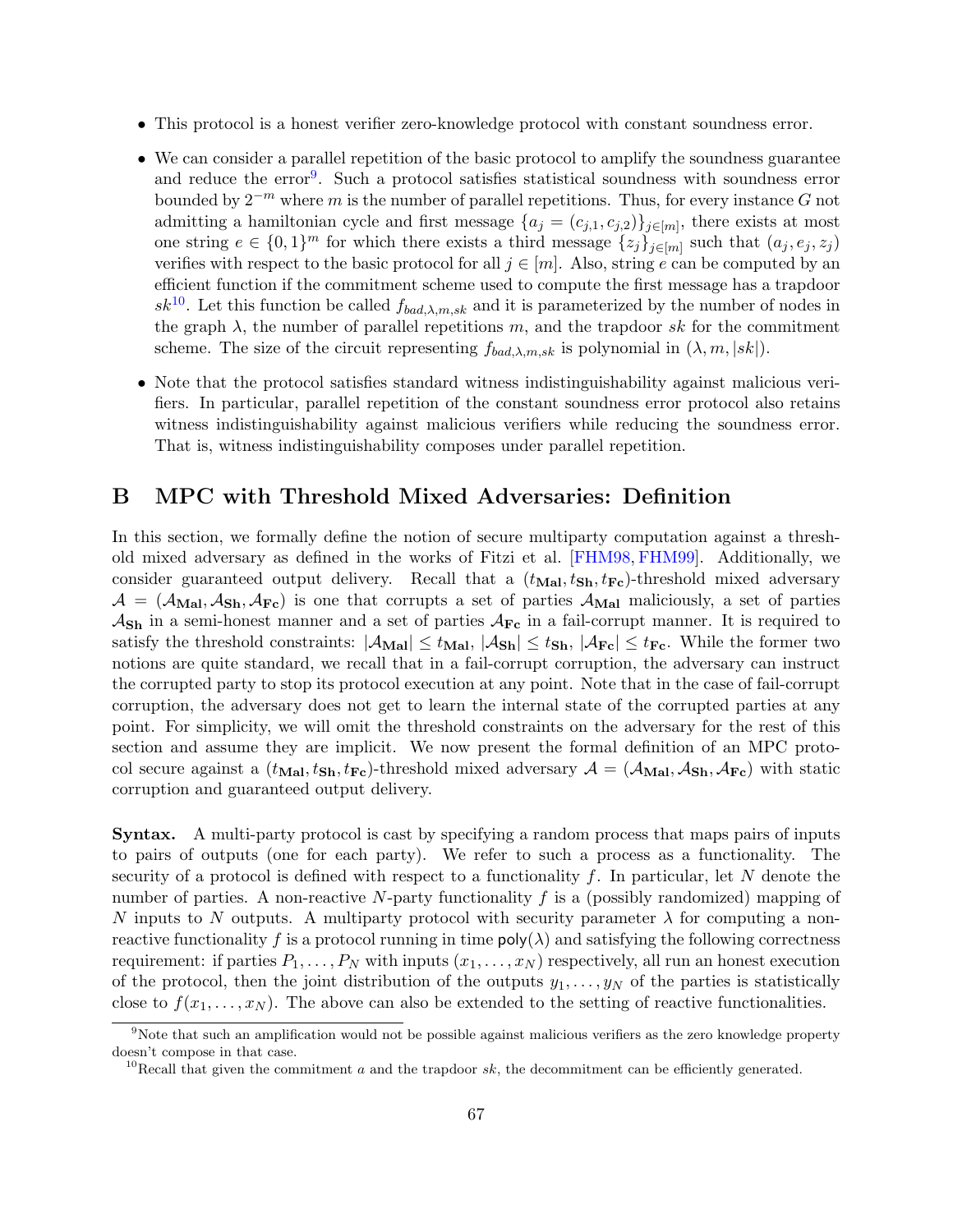- This protocol is a honest verifier zero-knowledge protocol with constant soundness error.
- We can consider a parallel repetition of the basic protocol to amplify the soundness guarantee and reduce the error[9]. Such a protocol satisfies statistical soundness with soundness error bounded by $2^{-m}$ where $m$ is the number of parallel repetitions. Thus, for every instance $G$ not admitting a hamiltonian cycle and first message $\{a_j = (c_{j,1}, c_{j,2})\}_{j \in [m]}$, there exists at most one string $e \in \{0,1\}^m$ for which there exists a third message $\{z_j\}_{j \in [m]}$ such that $(a_j, e_j, z_j)$ verifies with respect to the basic protocol for all $j \in [m]$. Also, string $e$ can be computed by an efficient function if the commitment scheme used to compute the first message has a trapdoor $sk$[10]. Let this function be called $f_{bad,\lambda,m,sk}$ and it is parameterized by the number of nodes in the graph $\lambda$, the number of parallel repetitions $m$, and the trapdoor $sk$ for the commitment scheme. The size of the circuit representing $f_{bad,\lambda,m,sk}$ is polynomial in $(\lambda, m, |sk|)$.
- Note that the protocol satisfies standard witness indistinguishability against malicious verifiers. In particular, parallel repetition of the constant soundness error protocol also retains witness indistinguishability against malicious verifiers while reducing the soundness error. That is, witness indistinguishability composes under parallel repetition.

# B MPC with Threshold Mixed Adversaries: Definition

In this section, we formally define the notion of secure multiparty computation against a threshold mixed adversary as defined in the works of Fitzi et al. [FHM98, FHM99]. Additionally, we consider guaranteed output delivery. Recall that a $(t_{\mathbf{Mal}}, t_{\mathbf{Sh}}, t_{\mathbf{Fc}})$-threshold mixed adversary $\mathcal{A} = (\mathcal{A}_{\mathbf{Mal}}, \mathcal{A}_{\mathbf{Sh}}, \mathcal{A}_{\mathbf{Fc}})$ is one that corrupts a set of parties $\mathcal{A}_{\mathbf{Mal}}$ maliciously, a set of parties $\mathcal{A}_{\mathbf{Sh}}$ in a semi-honest manner and a set of parties $\mathcal{A}_{\mathbf{Fc}}$ in a fail-corrupt manner. It is required to satisfy the threshold constraints: $|\mathcal{A}_{\mathbf{Mal}}| \leq t_{\mathbf{Mal}}$, $|\mathcal{A}_{\mathbf{Sh}}| \leq t_{\mathbf{Sh}}$, $|\mathcal{A}_{\mathbf{Fc}}| \leq t_{\mathbf{Fc}}$. While the former two notions are quite standard, we recall that in a fail-corrupt corruption, the adversary can instruct the corrupted party to stop its protocol execution at any point. Note that in the case of fail-corrupt corruption, the adversary does not get to learn the internal state of the corrupted parties at any point. For simplicity, we will omit the threshold constraints on the adversary for the rest of this section and assume they are implicit. We now present the formal definition of an MPC protocol secure against a $(t_{\mathbf{Mal}}, t_{\mathbf{Sh}}, t_{\mathbf{Fc}})$-threshold mixed adversary $\mathcal{A} = (\mathcal{A}_{\mathbf{Mal}}, \mathcal{A}_{\mathbf{Sh}}, \mathcal{A}_{\mathbf{Fc}})$ with static corruption and guaranteed output delivery.

**Syntax.** A multi-party protocol is cast by specifying a random process that maps pairs of inputs to pairs of outputs (one for each party). We refer to such a process as a functionality. The security of a protocol is defined with respect to a functionality $f$. In particular, let $N$ denote the number of parties. A non-reactive $N$-party functionality $f$ is a (possibly randomized) mapping of $N$ inputs to $N$ outputs. A multiparty protocol with security parameter $\lambda$ for computing a non-reactive functionality $f$ is a protocol running in time $\mathsf{poly}(\lambda)$ and satisfying the following correctness requirement: if parties $P_1, \ldots, P_N$ with inputs $(x_1, \ldots, x_N)$ respectively, all run an honest execution of the protocol, then the joint distribution of the outputs $y_1, \ldots, y_N$ of the parties is statistically close to $f(x_1, \ldots, x_N)$. The above can also be extended to the setting of reactive functionalities.

[9] Note that such an amplification would not be possible against malicious verifiers as the zero knowledge property doesn't compose in that case.

[10] Recall that given the commitment $a$ and the trapdoor $sk$, the decommitment can be efficiently generated.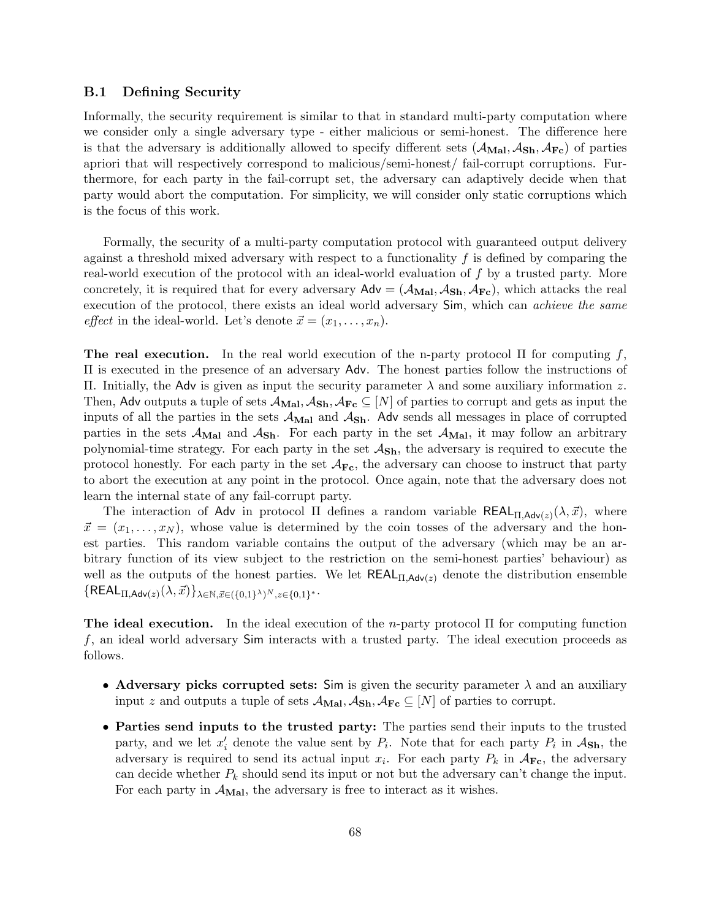### B.1 Defining Security

Informally, the security requirement is similar to that in standard multi-party computation where we consider only a single adversary type - either malicious or semi-honest. The difference here is that the adversary is additionally allowed to specify different sets ($\mathcal{A}_{\mathbf{Mal}}, \mathcal{A}_{\mathbf{Sh}}, \mathcal{A}_{\mathbf{Fc}}$) of parties apriori that will respectively correspond to malicious/semi-honest/ fail-corrupt corruptions. Furthermore, for each party in the fail-corrupt set, the adversary can adaptively decide when that party would abort the computation. For simplicity, we will consider only static corruptions which is the focus of this work.

Formally, the security of a multi-party computation protocol with guaranteed output delivery against a threshold mixed adversary with respect to a functionality $f$ is defined by comparing the real-world execution of the protocol with an ideal-world evaluation of $f$ by a trusted party. More concretely, it is required that for every adversary $\mathsf{Adv} = (\mathcal{A}_{\mathbf{Mal}}, \mathcal{A}_{\mathbf{Sh}}, \mathcal{A}_{\mathbf{Fc}})$, which attacks the real execution of the protocol, there exists an ideal world adversary $\mathsf{Sim}$, which can *achieve the same effect* in the ideal-world. Let's denote $\vec{x} = (x_1, \ldots, x_n)$.

**The real execution.** In the real world execution of the n-party protocol $\Pi$ for computing $f$, $\Pi$ is executed in the presence of an adversary $\mathsf{Adv}$. The honest parties follow the instructions of $\Pi$. Initially, the $\mathsf{Adv}$ is given as input the security parameter $\lambda$ and some auxiliary information $z$. Then, $\mathsf{Adv}$ outputs a tuple of sets $\mathcal{A}_{\mathbf{Mal}}, \mathcal{A}_{\mathbf{Sh}}, \mathcal{A}_{\mathbf{Fc}} \subseteq [N]$ of parties to corrupt and gets as input the inputs of all the parties in the sets $\mathcal{A}_{\mathbf{Mal}}$ and $\mathcal{A}_{\mathbf{Sh}}$. $\mathsf{Adv}$ sends all messages in place of corrupted parties in the sets $\mathcal{A}_{\mathbf{Mal}}$ and $\mathcal{A}_{\mathbf{Sh}}$. For each party in the set $\mathcal{A}_{\mathbf{Mal}}$, it may follow an arbitrary polynomial-time strategy. For each party in the set $\mathcal{A}_{\mathbf{Sh}}$, the adversary is required to execute the protocol honestly. For each party in the set $\mathcal{A}_{\mathbf{Fc}}$, the adversary can choose to instruct that party to abort the execution at any point in the protocol. Once again, note that the adversary does not learn the internal state of any fail-corrupt party.

The interaction of $\mathsf{Adv}$ in protocol $\Pi$ defines a random variable $\mathsf{REAL}_{\Pi,\mathsf{Adv}(z)}(\lambda, \vec{x})$, where $\vec{x} = (x_1, \ldots, x_N)$, whose value is determined by the coin tosses of the adversary and the honest parties. This random variable contains the output of the adversary (which may be an arbitrary function of its view subject to the restriction on the semi-honest parties' behaviour) as well as the outputs of the honest parties. We let $\mathsf{REAL}_{\Pi,\mathsf{Adv}(z)}$ denote the distribution ensemble $\{\mathsf{REAL}_{\Pi,\mathsf{Adv}(z)}(\lambda, \vec{x})\}_{\lambda \in \mathbb{N}, \vec{x} \in (\{0,1\}^{\lambda})^N, z \in \{0,1\}^*}$.

**The ideal execution.** In the ideal execution of the $n$-party protocol $\Pi$ for computing function $f$, an ideal world adversary $\mathsf{Sim}$ interacts with a trusted party. The ideal execution proceeds as follows.

- **Adversary picks corrupted sets:** $\mathsf{Sim}$ is given the security parameter $\lambda$ and an auxiliary input $z$ and outputs a tuple of sets $\mathcal{A}_{\mathbf{Mal}}, \mathcal{A}_{\mathbf{Sh}}, \mathcal{A}_{\mathbf{Fc}} \subseteq [N]$ of parties to corrupt.
- **Parties send inputs to the trusted party:** The parties send their inputs to the trusted party, and we let $x'_i$ denote the value sent by $P_i$. Note that for each party $P_i$ in $\mathcal{A}_{\mathbf{Sh}}$, the adversary is required to send its actual input $x_i$. For each party $P_k$ in $\mathcal{A}_{\mathbf{Fc}}$, the adversary can decide whether $P_k$ should send its input or not but the adversary can't change the input. For each party in $\mathcal{A}_{\mathbf{Mal}}$, the adversary is free to interact as it wishes.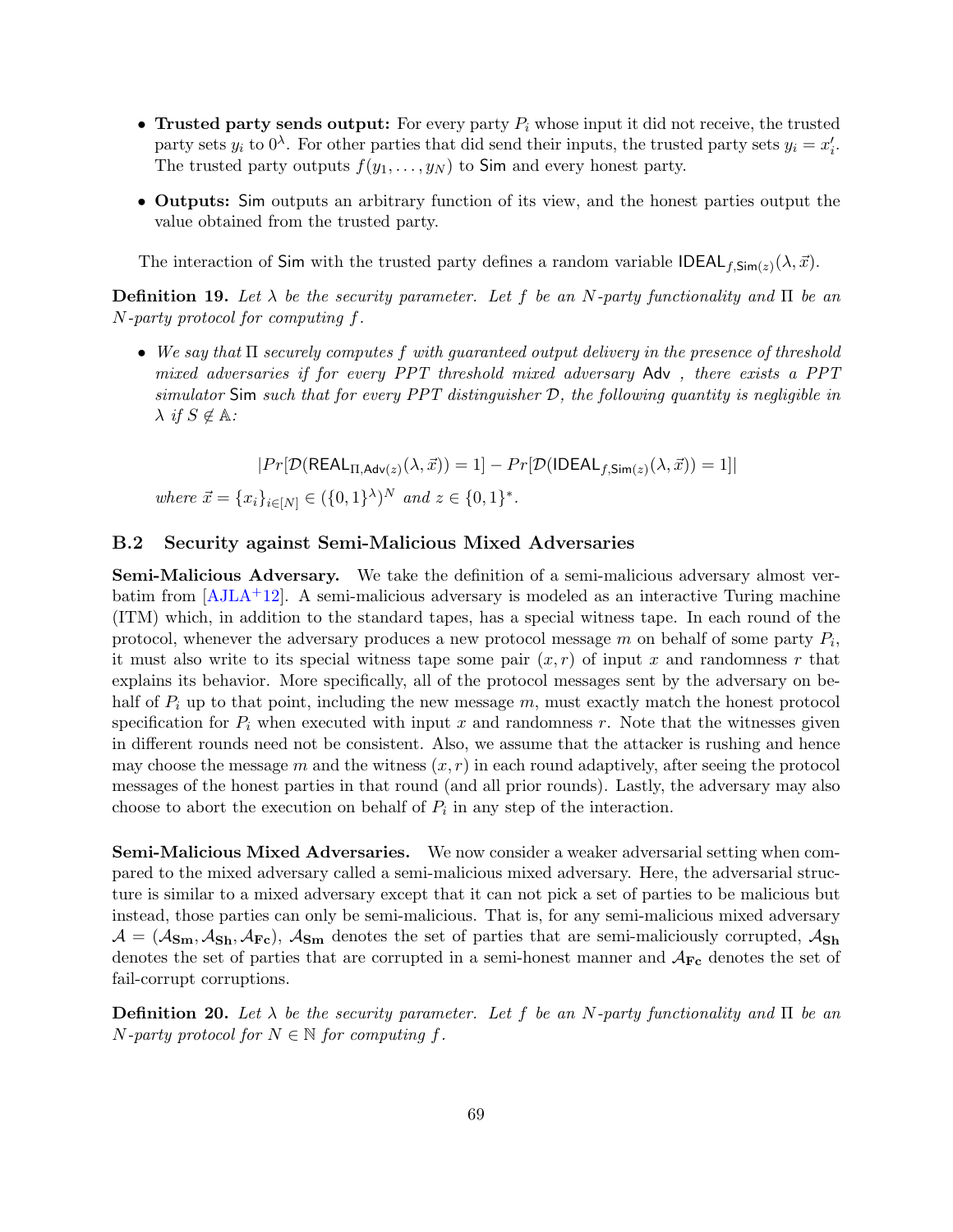- **Trusted party sends output:** For every party $P_i$ whose input it did not receive, the trusted party sets $y_i$ to $0^\lambda$. For other parties that did send their inputs, the trusted party sets $y_i = x'_i$. The trusted party outputs $f(y_1, \ldots, y_N)$ to $\mathsf{Sim}$ and every honest party.

- **Outputs:** $\mathsf{Sim}$ outputs an arbitrary function of its view, and the honest parties output the value obtained from the trusted party.

The interaction of $\mathsf{Sim}$ with the trusted party defines a random variable $\mathsf{IDEAL}_{f,\mathsf{Sim}(z)}(\lambda, \vec{x})$.

**Definition 19.** *Let $\lambda$ be the security parameter. Let $f$ be an $N$-party functionality and $\Pi$ be an $N$-party protocol for computing $f$.*

- *We say that $\Pi$ securely computes $f$ with guaranteed output delivery in the presence of threshold mixed adversaries if for every PPT threshold mixed adversary $\mathsf{Adv}$ , there exists a PPT simulator $\mathsf{Sim}$ such that for every PPT distinguisher $\mathcal{D}$, the following quantity is negligible in $\lambda$ if $S \notin \mathbb{A}$:*

$$|Pr[\mathcal{D}(\mathsf{REAL}_{\Pi,\mathsf{Adv}(z)}(\lambda, \vec{x})) = 1] - Pr[\mathcal{D}(\mathsf{IDEAL}_{f,\mathsf{Sim}(z)}(\lambda, \vec{x})) = 1]|$$

*where $\vec{x} = \{x_i\}_{i\in[N]} \in (\{0,1\}^\lambda)^N$ and $z \in \{0,1\}^*$.*

### B.2 Security against Semi-Malicious Mixed Adversaries

**Semi-Malicious Adversary.** We take the definition of a semi-malicious adversary almost verbatim from [AJLA+12]. A semi-malicious adversary is modeled as an interactive Turing machine (ITM) which, in addition to the standard tapes, has a special witness tape. In each round of the protocol, whenever the adversary produces a new protocol message $m$ on behalf of some party $P_i$, it must also write to its special witness tape some pair $(x, r)$ of input $x$ and randomness $r$ that explains its behavior. More specifically, all of the protocol messages sent by the adversary on behalf of $P_i$ up to that point, including the new message $m$, must exactly match the honest protocol specification for $P_i$ when executed with input $x$ and randomness $r$. Note that the witnesses given in different rounds need not be consistent. Also, we assume that the attacker is rushing and hence may choose the message $m$ and the witness $(x, r)$ in each round adaptively, after seeing the protocol messages of the honest parties in that round (and all prior rounds). Lastly, the adversary may also choose to abort the execution on behalf of $P_i$ in any step of the interaction.

**Semi-Malicious Mixed Adversaries.** We now consider a weaker adversarial setting when compared to the mixed adversary called a semi-malicious mixed adversary. Here, the adversarial structure is similar to a mixed adversary except that it can not pick a set of parties to be malicious but instead, those parties can only be semi-malicious. That is, for any semi-malicious mixed adversary $\mathcal{A} = (\mathcal{A}_{\mathbf{Sm}}, \mathcal{A}_{\mathbf{Sh}}, \mathcal{A}_{\mathbf{Fc}})$, $\mathcal{A}_{\mathbf{Sm}}$ denotes the set of parties that are semi-maliciously corrupted, $\mathcal{A}_{\mathbf{Sh}}$ denotes the set of parties that are corrupted in a semi-honest manner and $\mathcal{A}_{\mathbf{Fc}}$ denotes the set of fail-corrupt corruptions.

**Definition 20.** *Let $\lambda$ be the security parameter. Let $f$ be an $N$-party functionality and $\Pi$ be an $N$-party protocol for $N \in \mathbb{N}$ for computing $f$.*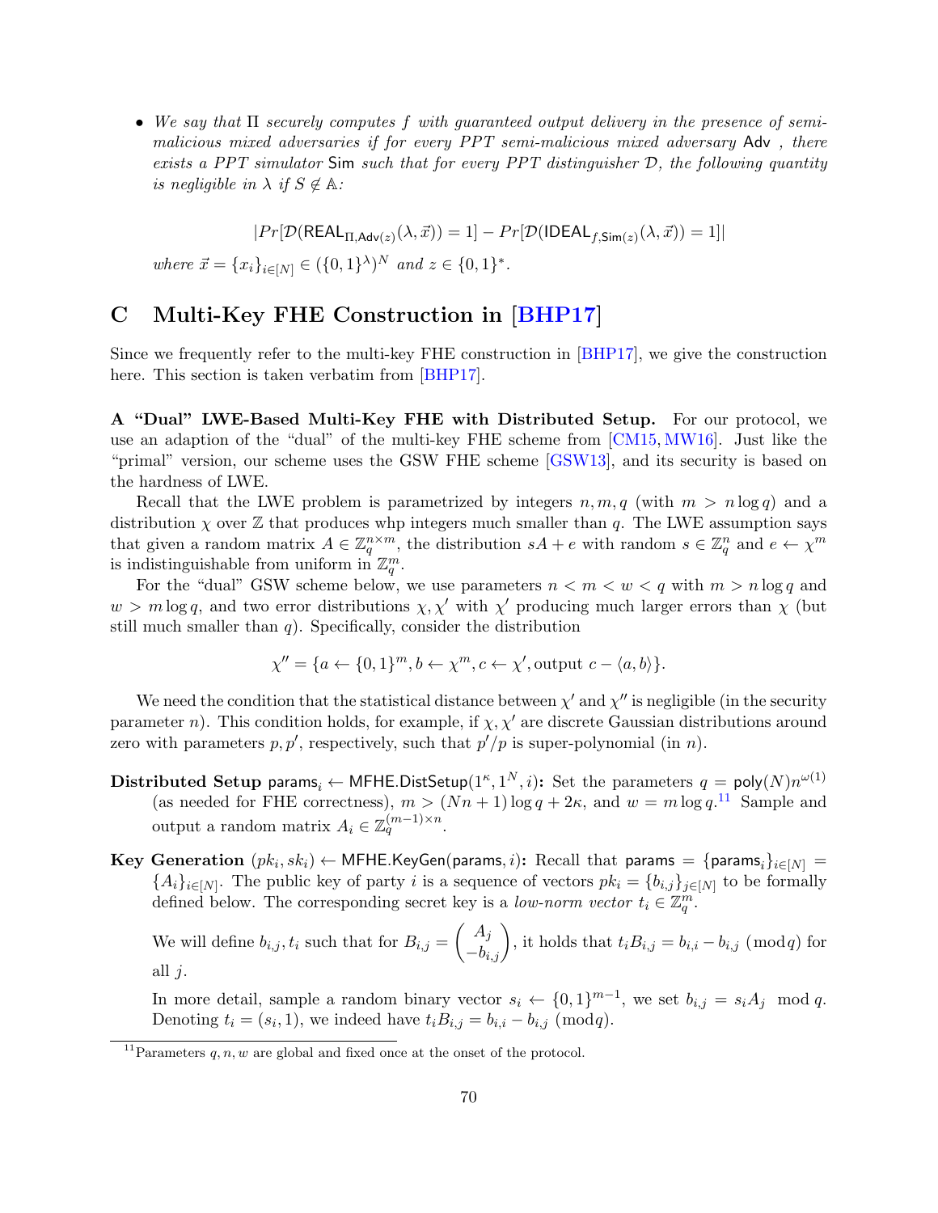- *We say that* $\Pi$ *securely computes* $f$ *with guaranteed output delivery in the presence of semi-malicious mixed adversaries if for every PPT semi-malicious mixed adversary* $\mathsf{Adv}$ *, there exists a PPT simulator* $\mathsf{Sim}$ *such that for every PPT distinguisher* $\mathcal{D}$*, the following quantity is negligible in* $\lambda$ *if* $S \notin \mathbb{A}$*:*

$$|Pr[\mathcal{D}(\mathsf{REAL}_{\Pi,\mathsf{Adv}(z)}(\lambda, \vec{x})) = 1] - Pr[\mathcal{D}(\mathsf{IDEAL}_{f,\mathsf{Sim}(z)}(\lambda, \vec{x})) = 1]|$$

*where* $\vec{x} = \{x_i\}_{i \in [N]} \in (\{0,1\}^\lambda)^N$ *and* $z \in \{0,1\}^*$.

# C Multi-Key FHE Construction in [BHP17]

Since we frequently refer to the multi-key FHE construction in [BHP17], we give the construction here. This section is taken verbatim from [BHP17].

**A "Dual" LWE-Based Multi-Key FHE with Distributed Setup.** For our protocol, we use an adaption of the "dual" of the multi-key FHE scheme from [CM15, MW16]. Just like the "primal" version, our scheme uses the GSW FHE scheme [GSW13], and its security is based on the hardness of LWE.

Recall that the LWE problem is parametrized by integers $n, m, q$ (with $m > n \log q$) and a distribution $\chi$ over $\mathbb{Z}$ that produces whp integers much smaller than $q$. The LWE assumption says that given a random matrix $A \in \mathbb{Z}_q^{n \times m}$, the distribution $sA + e$ with random $s \in \mathbb{Z}_q^n$ and $e \leftarrow \chi^m$ is indistinguishable from uniform in $\mathbb{Z}_q^m$.

For the "dual" GSW scheme below, we use parameters $n < m < w < q$ with $m > n \log q$ and $w > m \log q$, and two error distributions $\chi, \chi'$ with $\chi'$ producing much larger errors than $\chi$ (but still much smaller than $q$). Specifically, consider the distribution

$$\chi'' = \{a \leftarrow \{0,1\}^m, b \leftarrow \chi^m, c \leftarrow \chi', \text{output } c - \langle a, b \rangle\}.$$

We need the condition that the statistical distance between $\chi'$ and $\chi''$ is negligible (in the security parameter $n$). This condition holds, for example, if $\chi, \chi'$ are discrete Gaussian distributions around zero with parameters $p, p'$, respectively, such that $p'/p$ is super-polynomial (in $n$).

**Distributed Setup** $\mathsf{params}_i \leftarrow \mathsf{MFHE.DistSetup}(1^\kappa, 1^N, i)$**:** Set the parameters $q = \mathsf{poly}(N) n^{\omega(1)}$ (as needed for FHE correctness), $m > (Nn+1)\log q + 2\kappa$, and $w = m \log q$.[11] Sample and output a random matrix $A_i \in \mathbb{Z}_q^{(m-1)\times n}$.

**Key Generation** $(pk_i, sk_i) \leftarrow \mathsf{MFHE.KeyGen}(\mathsf{params}, i)$**:** Recall that $\mathsf{params} = \{\mathsf{params}_i\}_{i \in [N]} = \{A_i\}_{i \in [N]}$. The public key of party $i$ is a sequence of vectors $pk_i = \{b_{i,j}\}_{j \in [N]}$ to be formally defined below. The corresponding secret key is a *low-norm vector* $t_i \in \mathbb{Z}_q^m$.

We will define $b_{i,j}, t_i$ such that for $B_{i,j} = \begin{pmatrix} A_j \\ -b_{i,j} \end{pmatrix}$, it holds that $t_i B_{i,j} = b_{i,i} - b_{i,j} \pmod q$ for all $j$.

In more detail, sample a random binary vector $s_i \leftarrow \{0,1\}^{m-1}$, we set $b_{i,j} = s_i A_j \mod q$. Denoting $t_i = (s_i, 1)$, we indeed have $t_i B_{i,j} = b_{i,i} - b_{i,j} \pmod q$.

[11] Parameters $q, n, w$ are global and fixed once at the onset of the protocol.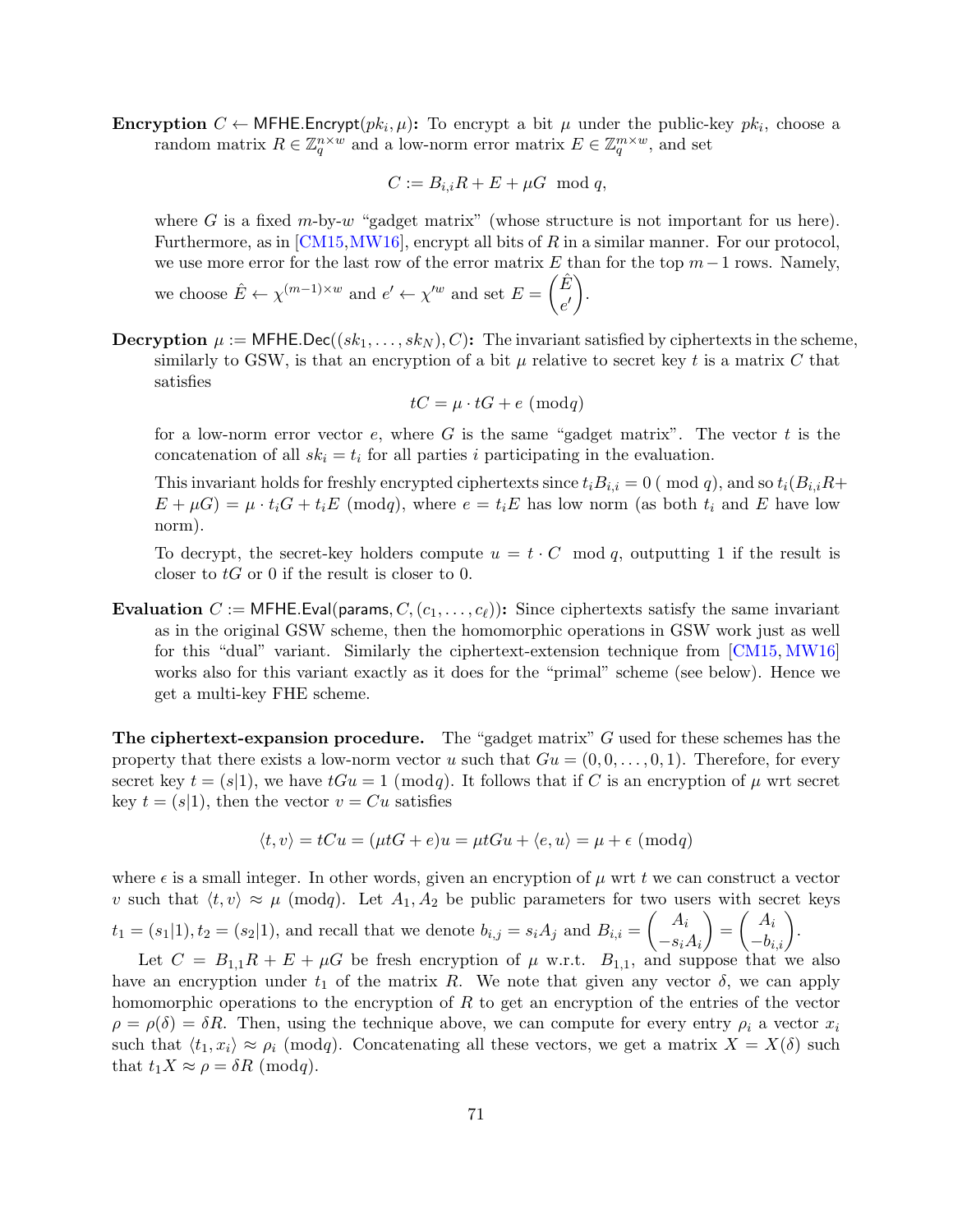**Encryption** $C \leftarrow \mathsf{MFHE.Encrypt}(pk_i, \mu)$**:** To encrypt a bit $\mu$ under the public-key $pk_i$, choose a random matrix $R \in \mathbb{Z}_q^{n \times w}$ and a low-norm error matrix $E \in \mathbb{Z}_q^{m \times w}$, and set

$$C := B_{i,i}R + E + \mu G \mod q,$$

where $G$ is a fixed $m$-by-$w$ "gadget matrix" (whose structure is not important for us here). Furthermore, as in [CM15,MW16], encrypt all bits of $R$ in a similar manner. For our protocol, we use more error for the last row of the error matrix $E$ than for the top $m-1$ rows. Namely, we choose $\hat{E} \leftarrow \chi^{(m-1)\times w}$ and $e' \leftarrow \chi'^{w}$ and set $E = \begin{pmatrix} \hat{E} \\ e' \end{pmatrix}$.

**Decryption** $\mu := \mathsf{MFHE.Dec}((sk_1, \ldots, sk_N), C)$**:** The invariant satisfied by ciphertexts in the scheme, similarly to GSW, is that an encryption of a bit $\mu$ relative to secret key $t$ is a matrix $C$ that satisfies

$$tC = \mu \cdot tG + e \ (\mathrm{mod} q)$$

for a low-norm error vector $e$, where $G$ is the same "gadget matrix". The vector $t$ is the concatenation of all $sk_i = t_i$ for all parties $i$ participating in the evaluation.

This invariant holds for freshly encrypted ciphertexts since $t_i B_{i,i} = 0$ ( mod $q$), and so $t_i(B_{i,i}R + E + \mu G) = \mu \cdot t_i G + t_i E$ $(\mathrm{mod} q)$, where $e = t_i E$ has low norm (as both $t_i$ and $E$ have low norm).

To decrypt, the secret-key holders compute $u = t \cdot C \mod q$, outputting 1 if the result is closer to $tG$ or 0 if the result is closer to 0.

**Evaluation** $C := \mathsf{MFHE.Eval}(\mathsf{params}, C, (c_1, \ldots, c_\ell))$**:** Since ciphertexts satisfy the same invariant as in the original GSW scheme, then the homomorphic operations in GSW work just as well for this "dual" variant. Similarly the ciphertext-extension technique from [CM15, MW16] works also for this variant exactly as it does for the "primal" scheme (see below). Hence we get a multi-key FHE scheme.

**The ciphertext-expansion procedure.** The "gadget matrix" $G$ used for these schemes has the property that there exists a low-norm vector $u$ such that $Gu = (0, 0, \ldots, 0, 1)$. Therefore, for every secret key $t = (s|1)$, we have $tGu = 1$ $(\mathrm{mod} q)$. It follows that if $C$ is an encryption of $\mu$ wrt secret key $t = (s|1)$, then the vector $v = Cu$ satisfies

$$\langle t, v \rangle = tCu = (\mu tG + e)u = \mu tGu + \langle e, u \rangle = \mu + \epsilon \ (\mathrm{mod} q)$$

where $\epsilon$ is a small integer. In other words, given an encryption of $\mu$ wrt $t$ we can construct a vector $v$ such that $\langle t, v \rangle \approx \mu$ $(\mathrm{mod} q)$. Let $A_1, A_2$ be public parameters for two users with secret keys $t_1 = (s_1|1), t_2 = (s_2|1)$, and recall that we denote $b_{i,j} = s_i A_j$ and $B_{i,i} = \begin{pmatrix} A_i \\ -s_i A_i \end{pmatrix} = \begin{pmatrix} A_i \\ -b_{i,i} \end{pmatrix}$.

Let $C = B_{1,1}R + E + \mu G$ be fresh encryption of $\mu$ w.r.t. $B_{1,1}$, and suppose that we also have an encryption under $t_1$ of the matrix $R$. We note that given any vector $\delta$, we can apply homomorphic operations to the encryption of $R$ to get an encryption of the entries of the vector $\rho = \rho(\delta) = \delta R$. Then, using the technique above, we can compute for every entry $\rho_i$ a vector $x_i$ such that $\langle t_1, x_i \rangle \approx \rho_i$ $(\mathrm{mod} q)$. Concatenating all these vectors, we get a matrix $X = X(\delta)$ such that $t_1 X \approx \rho = \delta R$ $(\mathrm{mod} q)$.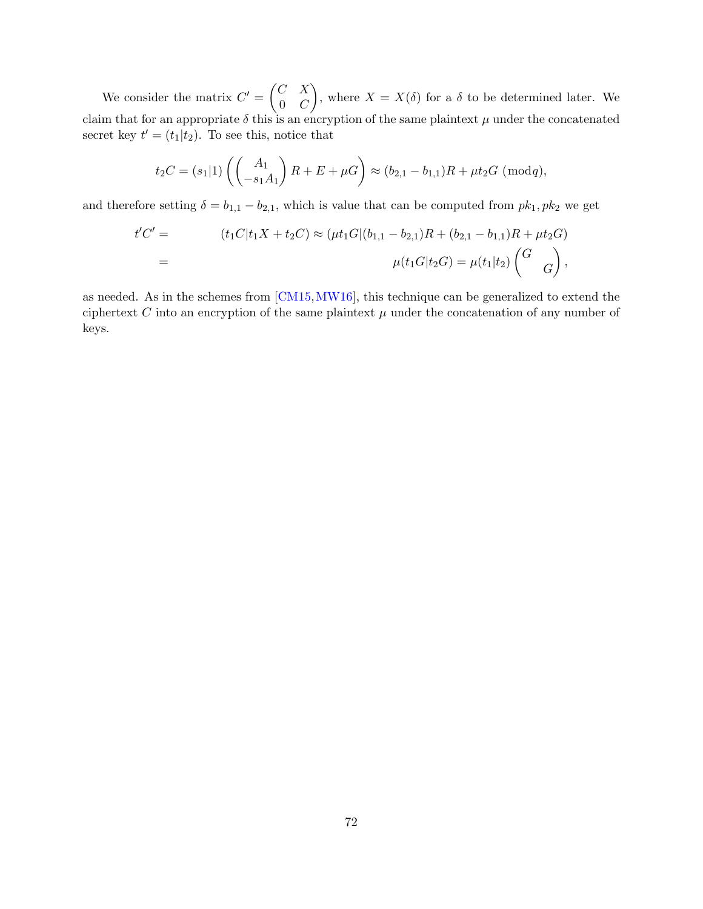We consider the matrix $C' = \begin{pmatrix} C & X \\ 0 & C \end{pmatrix}$, where $X = X(\delta)$ for a $\delta$ to be determined later. We claim that for an appropriate $\delta$ this is an encryption of the same plaintext $\mu$ under the concatenated secret key $t' = (t_1|t_2)$. To see this, notice that

$$t_2 C = (s_1|1) \left( \begin{pmatrix} A_1 \\ -s_1 A_1 \end{pmatrix} R + E + \mu G \right) \approx (b_{2,1} - b_{1,1})R + \mu t_2 G \ (\mathrm{mod} q),$$

and therefore setting $\delta = b_{1,1} - b_{2,1}$, which is value that can be computed from $pk_1, pk_2$ we get

$$\begin{aligned} t'C' = & \quad (t_1 C | t_1 X + t_2 C) \approx (\mu t_1 G | (b_{1,1} - b_{2,1})R + (b_{2,1} - b_{1,1})R + \mu t_2 G) \\ = & \quad \mu (t_1 G | t_2 G) = \mu (t_1 | t_2) \begin{pmatrix} G & \\ & G \end{pmatrix}, \end{aligned}$$

as needed. As in the schemes from [CM15,MW16], this technique can be generalized to extend the ciphertext $C$ into an encryption of the same plaintext $\mu$ under the concatenation of any number of keys.